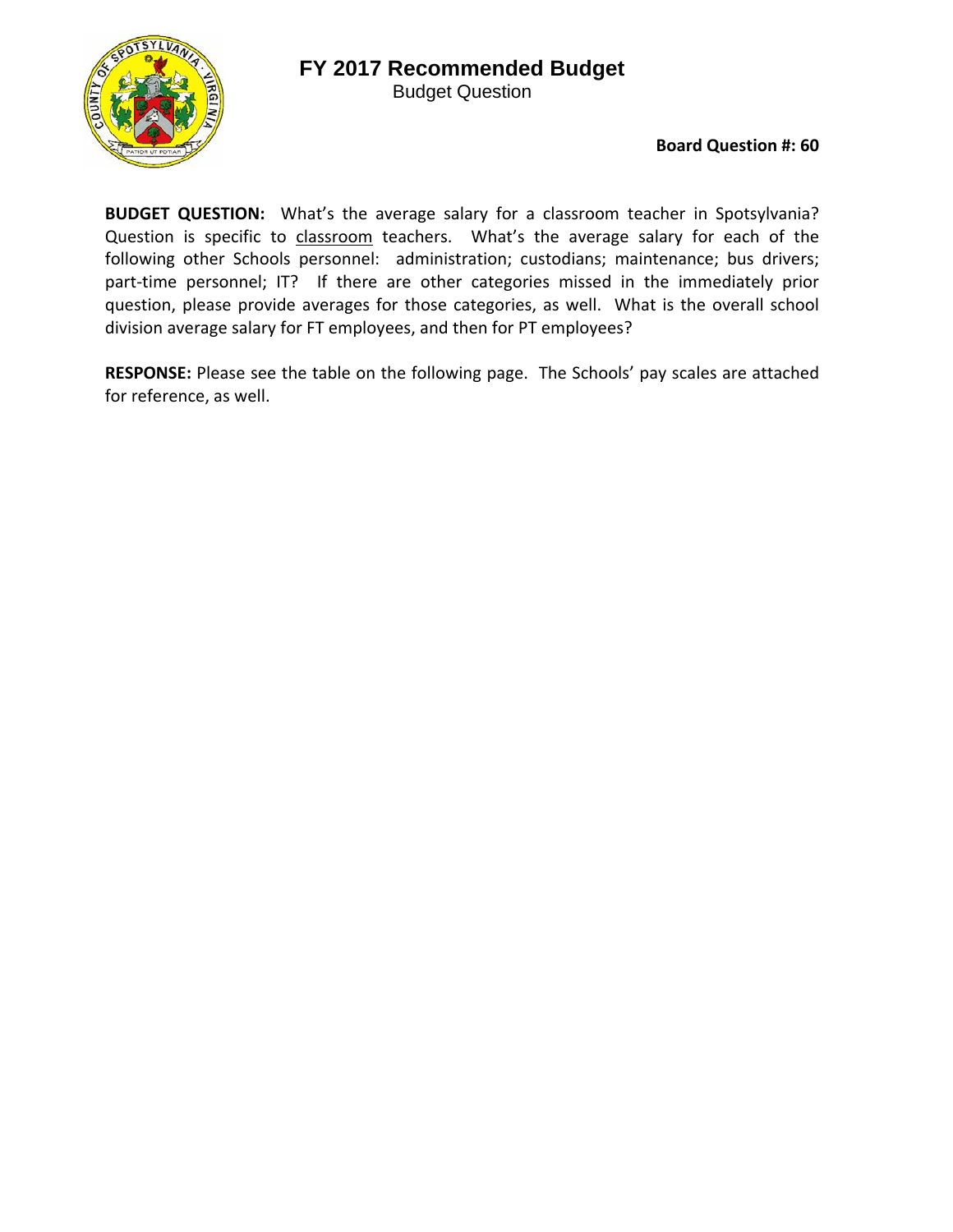# FY 2017 Recommended Budget

Budget Question

**Board Question #: 60**

**BUDGET QUESTION:** What's the average salary for a classroom teacher in Spotsylvania? Question is specific to classroom teachers. What's the average salary for each of the following other Schools personnel: administration; custodians; maintenance; bus drivers; part-time personnel; IT? If there are other categories missed in the immediately prior question, please provide averages for those categories, as well. What is the overall school division average salary for FT employees, and then for PT employees?

**RESPONSE:** Please see the table on the following page. The Schools' pay scales are attached for reference, as well.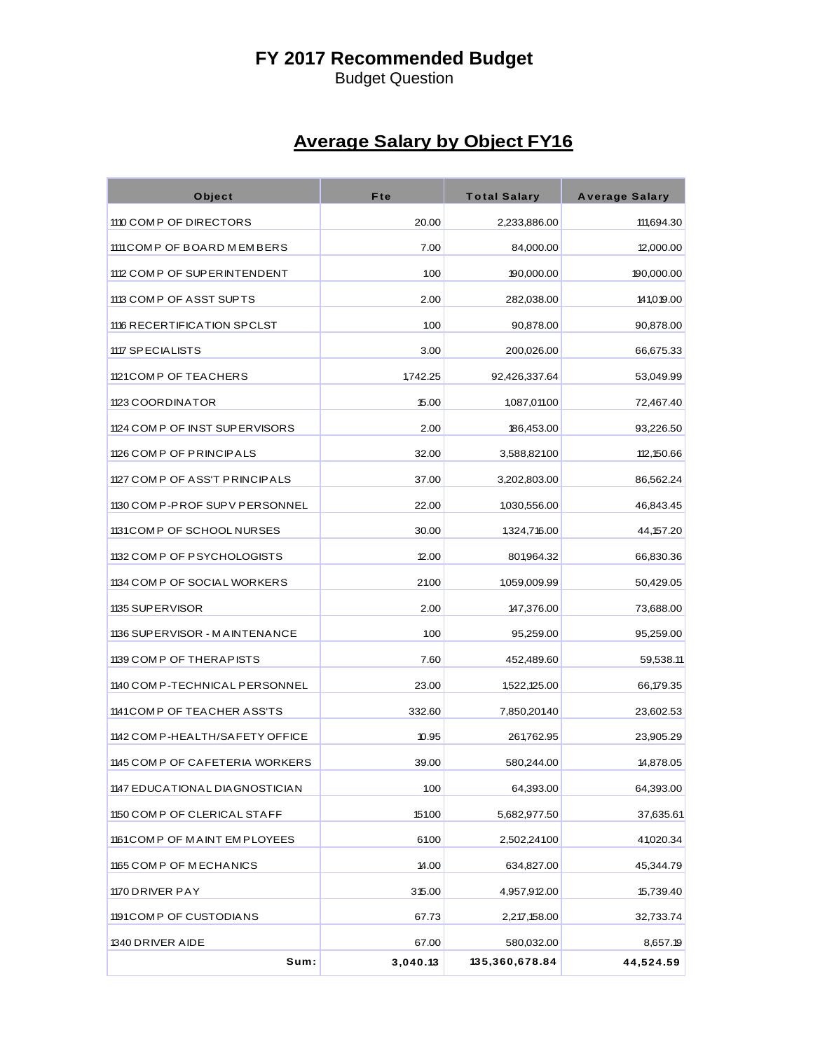# FY 2017 Recommended Budget

Budget Question

## Average Salary by Object FY16

| Object | Fte | Total Salary | Average Salary |
|---|---|---|---|
| 1110 COMP OF DIRECTORS | 20.00 | 2,233,886.00 | 111,694.30 |
| 1111 COMP OF BOARD MEMBERS | 7.00 | 84,000.00 | 12,000.00 |
| 1112 COMP OF SUPERINTENDENT | 1.00 | 190,000.00 | 190,000.00 |
| 1113 COMP OF ASST SUPTS | 2.00 | 282,038.00 | 141,019.00 |
| 1116 RECERTIFICATION SPCLST | 1.00 | 90,878.00 | 90,878.00 |
| 1117 SPECIALISTS | 3.00 | 200,026.00 | 66,675.33 |
| 1121 COMP OF TEACHERS | 1,742.25 | 92,426,337.64 | 53,049.99 |
| 1123 COORDINATOR | 15.00 | 1,087,011.00 | 72,467.40 |
| 1124 COMP OF INST SUPERVISORS | 2.00 | 186,453.00 | 93,226.50 |
| 1126 COMP OF PRINCIPALS | 32.00 | 3,588,821.00 | 112,150.66 |
| 1127 COMP OF ASS'T PRINCIPALS | 37.00 | 3,202,803.00 | 86,562.24 |
| 1130 COMP-PROF SUPV PERSONNEL | 22.00 | 1,030,556.00 | 46,843.45 |
| 1131 COMP OF SCHOOL NURSES | 30.00 | 1,324,716.00 | 44,157.20 |
| 1132 COMP OF PSYCHOLOGISTS | 12.00 | 801,964.32 | 66,830.36 |
| 1134 COMP OF SOCIAL WORKERS | 21.00 | 1,059,009.99 | 50,429.05 |
| 1135 SUPERVISOR | 2.00 | 147,376.00 | 73,688.00 |
| 1136 SUPERVISOR - MAINTENANCE | 1.00 | 95,259.00 | 95,259.00 |
| 1139 COMP OF THERAPISTS | 7.60 | 452,489.60 | 59,538.11 |
| 1140 COMP-TECHNICAL PERSONNEL | 23.00 | 1,522,125.00 | 66,179.35 |
| 1141 COMP OF TEACHER ASS'TS | 332.60 | 7,850,201.40 | 23,602.53 |
| 1142 COMP-HEALTH/SAFETY OFFICE | 10.95 | 261,762.95 | 23,905.29 |
| 1145 COMP OF CAFETERIA WORKERS | 39.00 | 580,244.00 | 14,878.05 |
| 1147 EDUCATIONAL DIAGNOSTICIAN | 1.00 | 64,393.00 | 64,393.00 |
| 1150 COMP OF CLERICAL STAFF | 151.00 | 5,682,977.50 | 37,635.61 |
| 1161 COMP OF MAINT EMPLOYEES | 61.00 | 2,502,241.00 | 41,020.34 |
| 1165 COMP OF MECHANICS | 14.00 | 634,827.00 | 45,344.79 |
| 1170 DRIVER PAY | 315.00 | 4,957,912.00 | 15,739.40 |
| 1191 COMP OF CUSTODIANS | 67.73 | 2,217,158.00 | 32,733.74 |
| 1340 DRIVER AIDE | 67.00 | 580,032.00 | 8,657.19 |
| **Sum:** | **3,040.13** | **135,360,678.84** | **44,524.59** |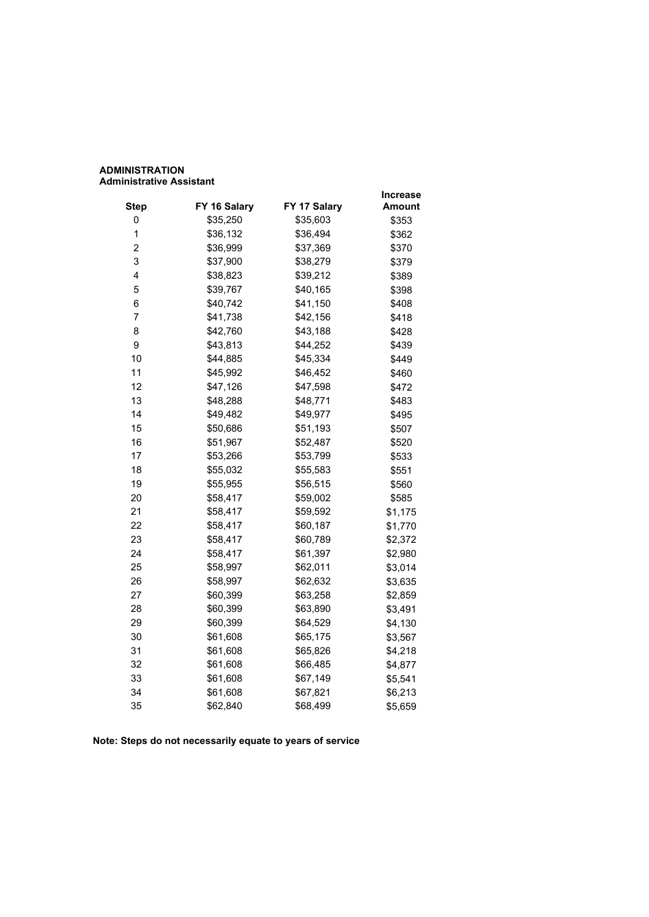**ADMINISTRATION**
**Administrative Assistant**

| Step | FY 16 Salary | FY 17 Salary | Increase Amount |
|---|---|---|---|
| 0 | $35,250 | $35,603 | $353 |
| 1 | $36,132 | $36,494 | $362 |
| 2 | $36,999 | $37,369 | $370 |
| 3 | $37,900 | $38,279 | $379 |
| 4 | $38,823 | $39,212 | $389 |
| 5 | $39,767 | $40,165 | $398 |
| 6 | $40,742 | $41,150 | $408 |
| 7 | $41,738 | $42,156 | $418 |
| 8 | $42,760 | $43,188 | $428 |
| 9 | $43,813 | $44,252 | $439 |
| 10 | $44,885 | $45,334 | $449 |
| 11 | $45,992 | $46,452 | $460 |
| 12 | $47,126 | $47,598 | $472 |
| 13 | $48,288 | $48,771 | $483 |
| 14 | $49,482 | $49,977 | $495 |
| 15 | $50,686 | $51,193 | $507 |
| 16 | $51,967 | $52,487 | $520 |
| 17 | $53,266 | $53,799 | $533 |
| 18 | $55,032 | $55,583 | $551 |
| 19 | $55,955 | $56,515 | $560 |
| 20 | $58,417 | $59,002 | $585 |
| 21 | $58,417 | $59,592 | $1,175 |
| 22 | $58,417 | $60,187 | $1,770 |
| 23 | $58,417 | $60,789 | $2,372 |
| 24 | $58,417 | $61,397 | $2,980 |
| 25 | $58,997 | $62,011 | $3,014 |
| 26 | $58,997 | $62,632 | $3,635 |
| 27 | $60,399 | $63,258 | $2,859 |
| 28 | $60,399 | $63,890 | $3,491 |
| 29 | $60,399 | $64,529 | $4,130 |
| 30 | $61,608 | $65,175 | $3,567 |
| 31 | $61,608 | $65,826 | $4,218 |
| 32 | $61,608 | $66,485 | $4,877 |
| 33 | $61,608 | $67,149 | $5,541 |
| 34 | $61,608 | $67,821 | $6,213 |
| 35 | $62,840 | $68,499 | $5,659 |

**Note: Steps do not necessarily equate to years of service**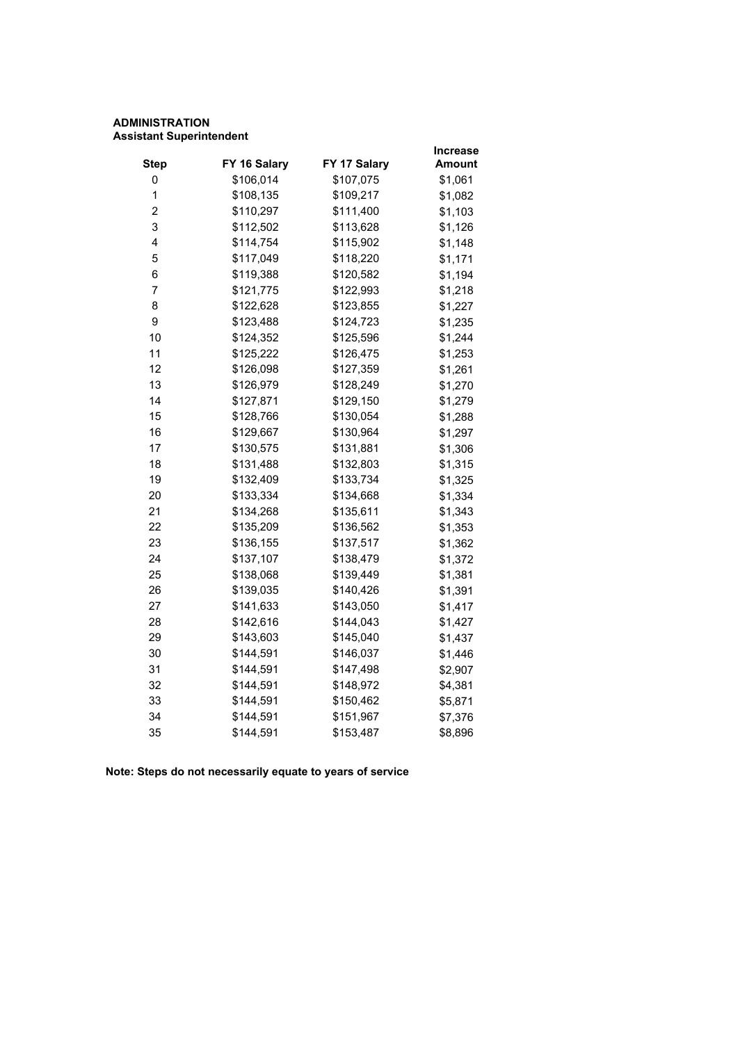**ADMINISTRATION**
**Assistant Superintendent**

| Step | FY 16 Salary | FY 17 Salary | Increase Amount |
|---|---|---|---|
| 0 | $106,014 | $107,075 | $1,061 |
| 1 | $108,135 | $109,217 | $1,082 |
| 2 | $110,297 | $111,400 | $1,103 |
| 3 | $112,502 | $113,628 | $1,126 |
| 4 | $114,754 | $115,902 | $1,148 |
| 5 | $117,049 | $118,220 | $1,171 |
| 6 | $119,388 | $120,582 | $1,194 |
| 7 | $121,775 | $122,993 | $1,218 |
| 8 | $122,628 | $123,855 | $1,227 |
| 9 | $123,488 | $124,723 | $1,235 |
| 10 | $124,352 | $125,596 | $1,244 |
| 11 | $125,222 | $126,475 | $1,253 |
| 12 | $126,098 | $127,359 | $1,261 |
| 13 | $126,979 | $128,249 | $1,270 |
| 14 | $127,871 | $129,150 | $1,279 |
| 15 | $128,766 | $130,054 | $1,288 |
| 16 | $129,667 | $130,964 | $1,297 |
| 17 | $130,575 | $131,881 | $1,306 |
| 18 | $131,488 | $132,803 | $1,315 |
| 19 | $132,409 | $133,734 | $1,325 |
| 20 | $133,334 | $134,668 | $1,334 |
| 21 | $134,268 | $135,611 | $1,343 |
| 22 | $135,209 | $136,562 | $1,353 |
| 23 | $136,155 | $137,517 | $1,362 |
| 24 | $137,107 | $138,479 | $1,372 |
| 25 | $138,068 | $139,449 | $1,381 |
| 26 | $139,035 | $140,426 | $1,391 |
| 27 | $141,633 | $143,050 | $1,417 |
| 28 | $142,616 | $144,043 | $1,427 |
| 29 | $143,603 | $145,040 | $1,437 |
| 30 | $144,591 | $146,037 | $1,446 |
| 31 | $144,591 | $147,498 | $2,907 |
| 32 | $144,591 | $148,972 | $4,381 |
| 33 | $144,591 | $150,462 | $5,871 |
| 34 | $144,591 | $151,967 | $7,376 |
| 35 | $144,591 | $153,487 | $8,896 |

**Note: Steps do not necessarily equate to years of service**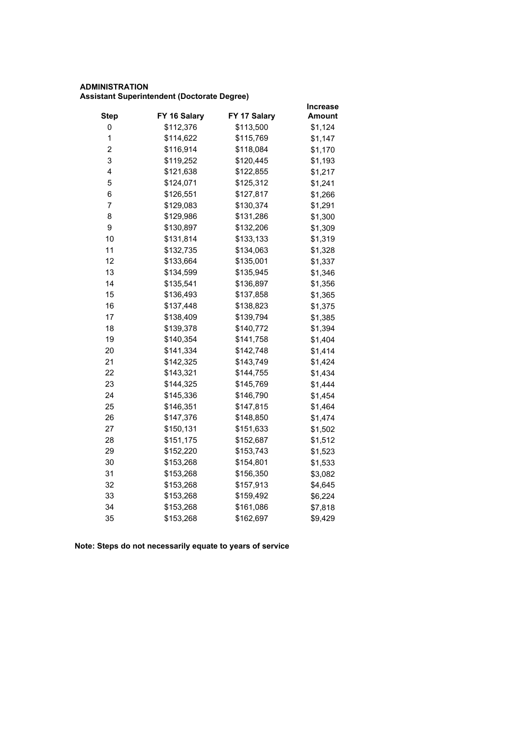**ADMINISTRATION**
**Assistant Superintendent (Doctorate Degree)**

| Step | FY 16 Salary | FY 17 Salary | Increase Amount |
|---|---|---|---|
| 0 | $112,376 | $113,500 | $1,124 |
| 1 | $114,622 | $115,769 | $1,147 |
| 2 | $116,914 | $118,084 | $1,170 |
| 3 | $119,252 | $120,445 | $1,193 |
| 4 | $121,638 | $122,855 | $1,217 |
| 5 | $124,071 | $125,312 | $1,241 |
| 6 | $126,551 | $127,817 | $1,266 |
| 7 | $129,083 | $130,374 | $1,291 |
| 8 | $129,986 | $131,286 | $1,300 |
| 9 | $130,897 | $132,206 | $1,309 |
| 10 | $131,814 | $133,133 | $1,319 |
| 11 | $132,735 | $134,063 | $1,328 |
| 12 | $133,664 | $135,001 | $1,337 |
| 13 | $134,599 | $135,945 | $1,346 |
| 14 | $135,541 | $136,897 | $1,356 |
| 15 | $136,493 | $137,858 | $1,365 |
| 16 | $137,448 | $138,823 | $1,375 |
| 17 | $138,409 | $139,794 | $1,385 |
| 18 | $139,378 | $140,772 | $1,394 |
| 19 | $140,354 | $141,758 | $1,404 |
| 20 | $141,334 | $142,748 | $1,414 |
| 21 | $142,325 | $143,749 | $1,424 |
| 22 | $143,321 | $144,755 | $1,434 |
| 23 | $144,325 | $145,769 | $1,444 |
| 24 | $145,336 | $146,790 | $1,454 |
| 25 | $146,351 | $147,815 | $1,464 |
| 26 | $147,376 | $148,850 | $1,474 |
| 27 | $150,131 | $151,633 | $1,502 |
| 28 | $151,175 | $152,687 | $1,512 |
| 29 | $152,220 | $153,743 | $1,523 |
| 30 | $153,268 | $154,801 | $1,533 |
| 31 | $153,268 | $156,350 | $3,082 |
| 32 | $153,268 | $157,913 | $4,645 |
| 33 | $153,268 | $159,492 | $6,224 |
| 34 | $153,268 | $161,086 | $7,818 |
| 35 | $153,268 | $162,697 | $9,429 |

**Note: Steps do not necessarily equate to years of service**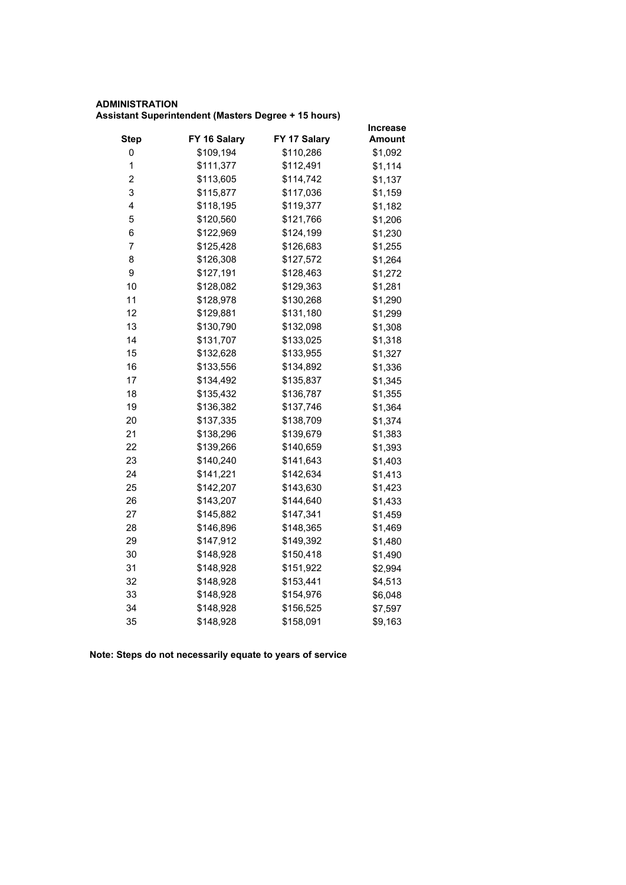**ADMINISTRATION**
**Assistant Superintendent (Masters Degree + 15 hours)**

| Step | FY 16 Salary | FY 17 Salary | Increase Amount |
|---|---|---|---|
| 0 | $109,194 | $110,286 | $1,092 |
| 1 | $111,377 | $112,491 | $1,114 |
| 2 | $113,605 | $114,742 | $1,137 |
| 3 | $115,877 | $117,036 | $1,159 |
| 4 | $118,195 | $119,377 | $1,182 |
| 5 | $120,560 | $121,766 | $1,206 |
| 6 | $122,969 | $124,199 | $1,230 |
| 7 | $125,428 | $126,683 | $1,255 |
| 8 | $126,308 | $127,572 | $1,264 |
| 9 | $127,191 | $128,463 | $1,272 |
| 10 | $128,082 | $129,363 | $1,281 |
| 11 | $128,978 | $130,268 | $1,290 |
| 12 | $129,881 | $131,180 | $1,299 |
| 13 | $130,790 | $132,098 | $1,308 |
| 14 | $131,707 | $133,025 | $1,318 |
| 15 | $132,628 | $133,955 | $1,327 |
| 16 | $133,556 | $134,892 | $1,336 |
| 17 | $134,492 | $135,837 | $1,345 |
| 18 | $135,432 | $136,787 | $1,355 |
| 19 | $136,382 | $137,746 | $1,364 |
| 20 | $137,335 | $138,709 | $1,374 |
| 21 | $138,296 | $139,679 | $1,383 |
| 22 | $139,266 | $140,659 | $1,393 |
| 23 | $140,240 | $141,643 | $1,403 |
| 24 | $141,221 | $142,634 | $1,413 |
| 25 | $142,207 | $143,630 | $1,423 |
| 26 | $143,207 | $144,640 | $1,433 |
| 27 | $145,882 | $147,341 | $1,459 |
| 28 | $146,896 | $148,365 | $1,469 |
| 29 | $147,912 | $149,392 | $1,480 |
| 30 | $148,928 | $150,418 | $1,490 |
| 31 | $148,928 | $151,922 | $2,994 |
| 32 | $148,928 | $153,441 | $4,513 |
| 33 | $148,928 | $154,976 | $6,048 |
| 34 | $148,928 | $156,525 | $7,597 |
| 35 | $148,928 | $158,091 | $9,163 |

**Note: Steps do not necessarily equate to years of service**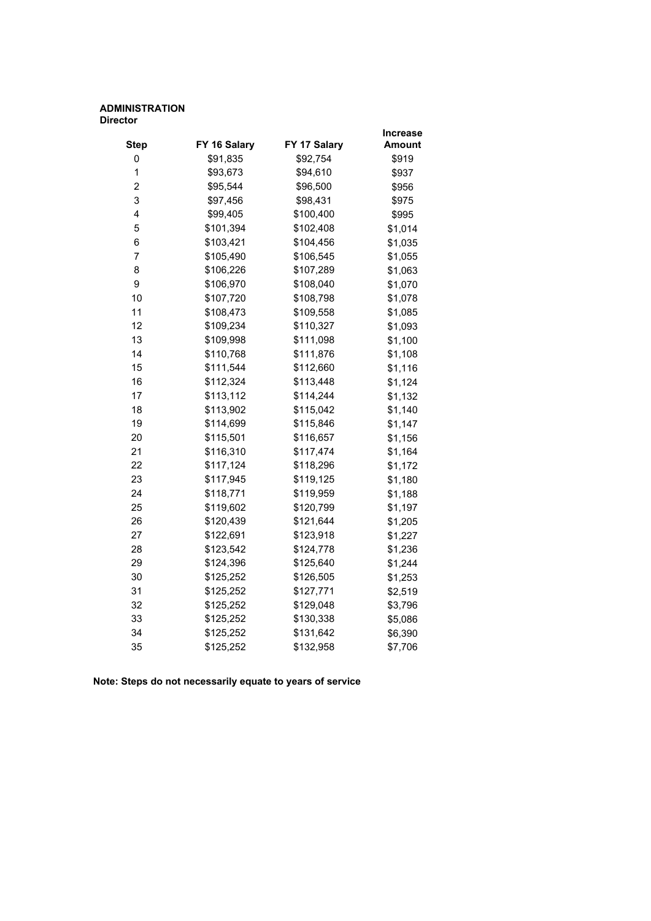**ADMINISTRATION**
**Director**

| Step | FY 16 Salary | FY 17 Salary | Increase Amount |
|---|---|---|---|
| 0 | $91,835 | $92,754 | $919 |
| 1 | $93,673 | $94,610 | $937 |
| 2 | $95,544 | $96,500 | $956 |
| 3 | $97,456 | $98,431 | $975 |
| 4 | $99,405 | $100,400 | $995 |
| 5 | $101,394 | $102,408 | $1,014 |
| 6 | $103,421 | $104,456 | $1,035 |
| 7 | $105,490 | $106,545 | $1,055 |
| 8 | $106,226 | $107,289 | $1,063 |
| 9 | $106,970 | $108,040 | $1,070 |
| 10 | $107,720 | $108,798 | $1,078 |
| 11 | $108,473 | $109,558 | $1,085 |
| 12 | $109,234 | $110,327 | $1,093 |
| 13 | $109,998 | $111,098 | $1,100 |
| 14 | $110,768 | $111,876 | $1,108 |
| 15 | $111,544 | $112,660 | $1,116 |
| 16 | $112,324 | $113,448 | $1,124 |
| 17 | $113,112 | $114,244 | $1,132 |
| 18 | $113,902 | $115,042 | $1,140 |
| 19 | $114,699 | $115,846 | $1,147 |
| 20 | $115,501 | $116,657 | $1,156 |
| 21 | $116,310 | $117,474 | $1,164 |
| 22 | $117,124 | $118,296 | $1,172 |
| 23 | $117,945 | $119,125 | $1,180 |
| 24 | $118,771 | $119,959 | $1,188 |
| 25 | $119,602 | $120,799 | $1,197 |
| 26 | $120,439 | $121,644 | $1,205 |
| 27 | $122,691 | $123,918 | $1,227 |
| 28 | $123,542 | $124,778 | $1,236 |
| 29 | $124,396 | $125,640 | $1,244 |
| 30 | $125,252 | $126,505 | $1,253 |
| 31 | $125,252 | $127,771 | $2,519 |
| 32 | $125,252 | $129,048 | $3,796 |
| 33 | $125,252 | $130,338 | $5,086 |
| 34 | $125,252 | $131,642 | $6,390 |
| 35 | $125,252 | $132,958 | $7,706 |

**Note: Steps do not necessarily equate to years of service**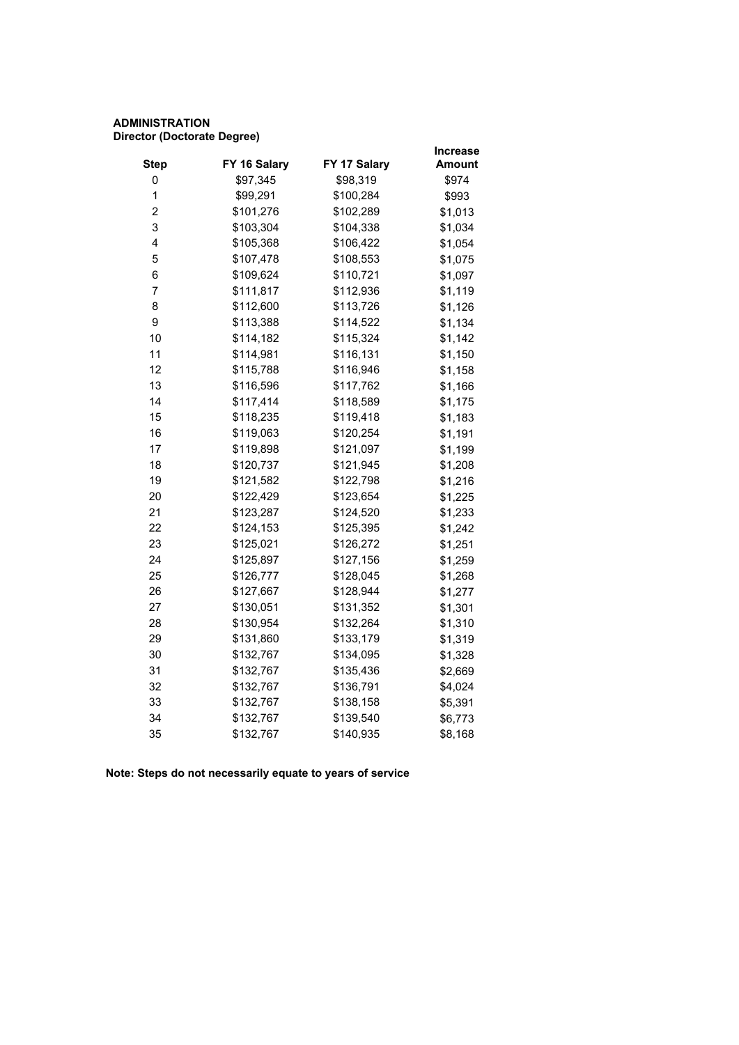**ADMINISTRATION**
**Director (Doctorate Degree)**

| Step | FY 16 Salary | FY 17 Salary | Increase Amount |
|---|---|---|---|
| 0 | $97,345 | $98,319 | $974 |
| 1 | $99,291 | $100,284 | $993 |
| 2 | $101,276 | $102,289 | $1,013 |
| 3 | $103,304 | $104,338 | $1,034 |
| 4 | $105,368 | $106,422 | $1,054 |
| 5 | $107,478 | $108,553 | $1,075 |
| 6 | $109,624 | $110,721 | $1,097 |
| 7 | $111,817 | $112,936 | $1,119 |
| 8 | $112,600 | $113,726 | $1,126 |
| 9 | $113,388 | $114,522 | $1,134 |
| 10 | $114,182 | $115,324 | $1,142 |
| 11 | $114,981 | $116,131 | $1,150 |
| 12 | $115,788 | $116,946 | $1,158 |
| 13 | $116,596 | $117,762 | $1,166 |
| 14 | $117,414 | $118,589 | $1,175 |
| 15 | $118,235 | $119,418 | $1,183 |
| 16 | $119,063 | $120,254 | $1,191 |
| 17 | $119,898 | $121,097 | $1,199 |
| 18 | $120,737 | $121,945 | $1,208 |
| 19 | $121,582 | $122,798 | $1,216 |
| 20 | $122,429 | $123,654 | $1,225 |
| 21 | $123,287 | $124,520 | $1,233 |
| 22 | $124,153 | $125,395 | $1,242 |
| 23 | $125,021 | $126,272 | $1,251 |
| 24 | $125,897 | $127,156 | $1,259 |
| 25 | $126,777 | $128,045 | $1,268 |
| 26 | $127,667 | $128,944 | $1,277 |
| 27 | $130,051 | $131,352 | $1,301 |
| 28 | $130,954 | $132,264 | $1,310 |
| 29 | $131,860 | $133,179 | $1,319 |
| 30 | $132,767 | $134,095 | $1,328 |
| 31 | $132,767 | $135,436 | $2,669 |
| 32 | $132,767 | $136,791 | $4,024 |
| 33 | $132,767 | $138,158 | $5,391 |
| 34 | $132,767 | $139,540 | $6,773 |
| 35 | $132,767 | $140,935 | $8,168 |

**Note: Steps do not necessarily equate to years of service**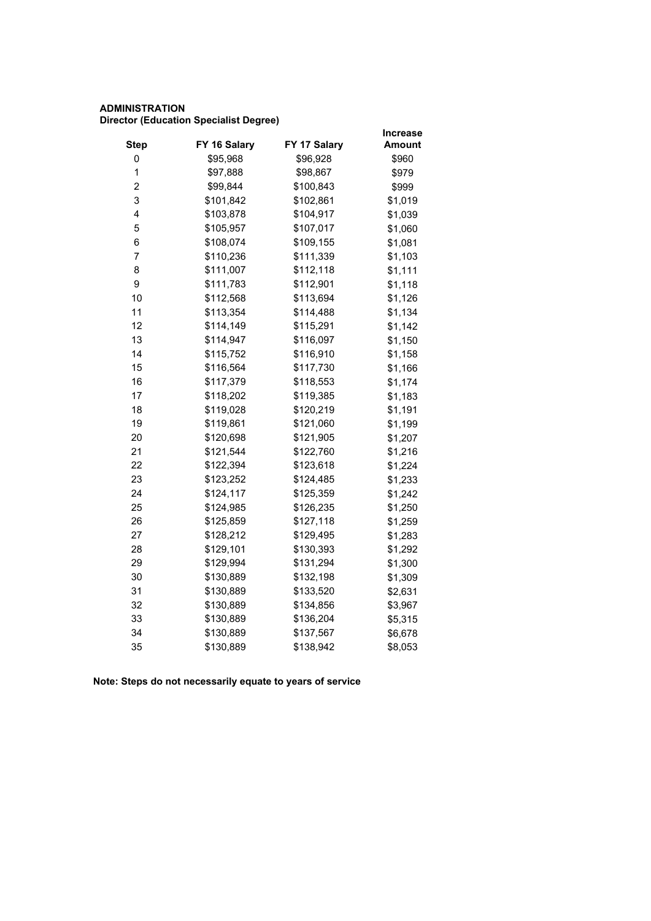**ADMINISTRATION**
**Director (Education Specialist Degree)**

| Step | FY 16 Salary | FY 17 Salary | Increase Amount |
|---|---|---|---|
| 0 | $95,968 | $96,928 | $960 |
| 1 | $97,888 | $98,867 | $979 |
| 2 | $99,844 | $100,843 | $999 |
| 3 | $101,842 | $102,861 | $1,019 |
| 4 | $103,878 | $104,917 | $1,039 |
| 5 | $105,957 | $107,017 | $1,060 |
| 6 | $108,074 | $109,155 | $1,081 |
| 7 | $110,236 | $111,339 | $1,103 |
| 8 | $111,007 | $112,118 | $1,111 |
| 9 | $111,783 | $112,901 | $1,118 |
| 10 | $112,568 | $113,694 | $1,126 |
| 11 | $113,354 | $114,488 | $1,134 |
| 12 | $114,149 | $115,291 | $1,142 |
| 13 | $114,947 | $116,097 | $1,150 |
| 14 | $115,752 | $116,910 | $1,158 |
| 15 | $116,564 | $117,730 | $1,166 |
| 16 | $117,379 | $118,553 | $1,174 |
| 17 | $118,202 | $119,385 | $1,183 |
| 18 | $119,028 | $120,219 | $1,191 |
| 19 | $119,861 | $121,060 | $1,199 |
| 20 | $120,698 | $121,905 | $1,207 |
| 21 | $121,544 | $122,760 | $1,216 |
| 22 | $122,394 | $123,618 | $1,224 |
| 23 | $123,252 | $124,485 | $1,233 |
| 24 | $124,117 | $125,359 | $1,242 |
| 25 | $124,985 | $126,235 | $1,250 |
| 26 | $125,859 | $127,118 | $1,259 |
| 27 | $128,212 | $129,495 | $1,283 |
| 28 | $129,101 | $130,393 | $1,292 |
| 29 | $129,994 | $131,294 | $1,300 |
| 30 | $130,889 | $132,198 | $1,309 |
| 31 | $130,889 | $133,520 | $2,631 |
| 32 | $130,889 | $134,856 | $3,967 |
| 33 | $130,889 | $136,204 | $5,315 |
| 34 | $130,889 | $137,567 | $6,678 |
| 35 | $130,889 | $138,942 | $8,053 |

**Note: Steps do not necessarily equate to years of service**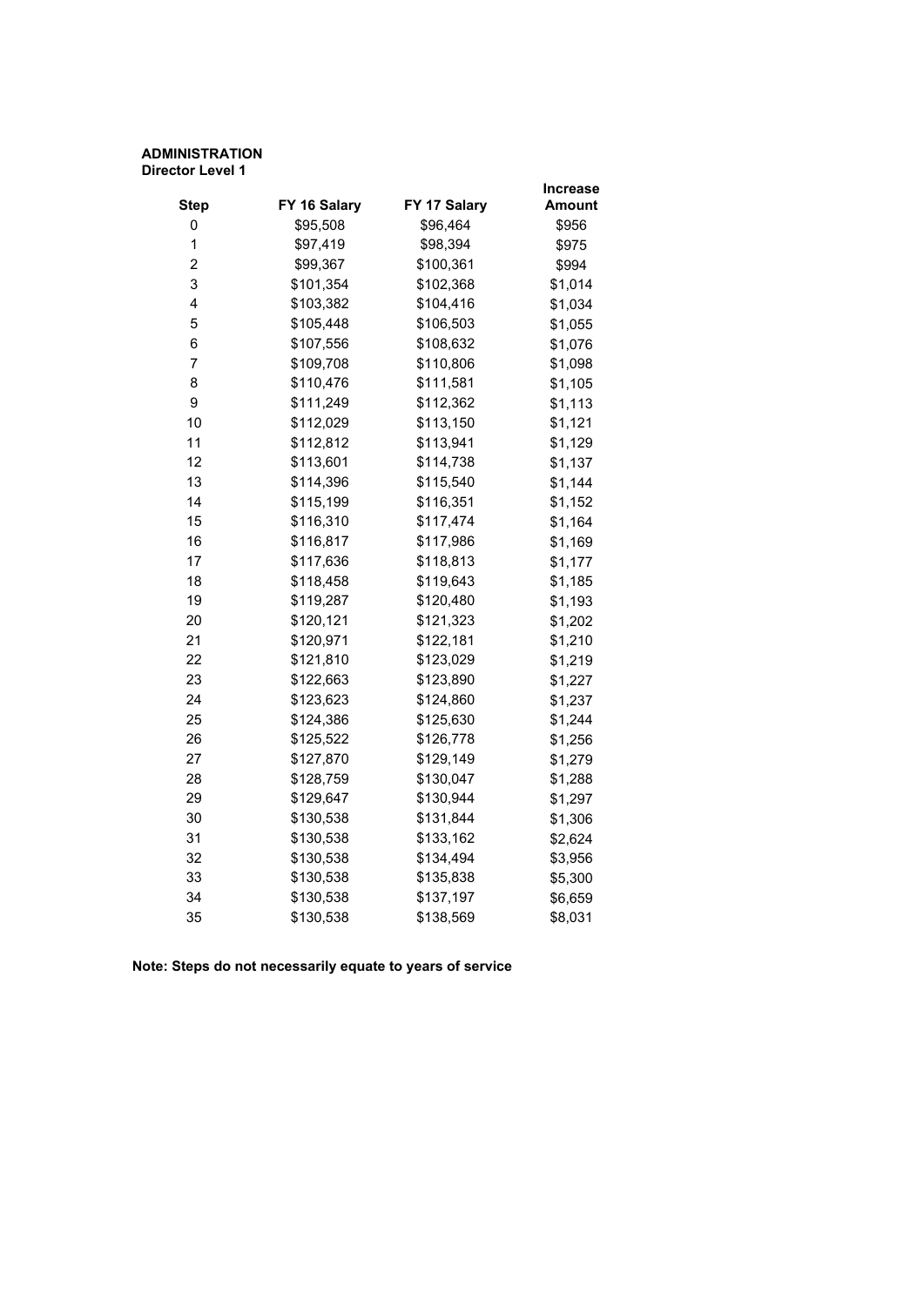**ADMINISTRATION**
**Director Level 1**

| Step | FY 16 Salary | FY 17 Salary | Increase Amount |
|---|---|---|---|
| 0 | $95,508 | $96,464 | $956 |
| 1 | $97,419 | $98,394 | $975 |
| 2 | $99,367 | $100,361 | $994 |
| 3 | $101,354 | $102,368 | $1,014 |
| 4 | $103,382 | $104,416 | $1,034 |
| 5 | $105,448 | $106,503 | $1,055 |
| 6 | $107,556 | $108,632 | $1,076 |
| 7 | $109,708 | $110,806 | $1,098 |
| 8 | $110,476 | $111,581 | $1,105 |
| 9 | $111,249 | $112,362 | $1,113 |
| 10 | $112,029 | $113,150 | $1,121 |
| 11 | $112,812 | $113,941 | $1,129 |
| 12 | $113,601 | $114,738 | $1,137 |
| 13 | $114,396 | $115,540 | $1,144 |
| 14 | $115,199 | $116,351 | $1,152 |
| 15 | $116,310 | $117,474 | $1,164 |
| 16 | $116,817 | $117,986 | $1,169 |
| 17 | $117,636 | $118,813 | $1,177 |
| 18 | $118,458 | $119,643 | $1,185 |
| 19 | $119,287 | $120,480 | $1,193 |
| 20 | $120,121 | $121,323 | $1,202 |
| 21 | $120,971 | $122,181 | $1,210 |
| 22 | $121,810 | $123,029 | $1,219 |
| 23 | $122,663 | $123,890 | $1,227 |
| 24 | $123,623 | $124,860 | $1,237 |
| 25 | $124,386 | $125,630 | $1,244 |
| 26 | $125,522 | $126,778 | $1,256 |
| 27 | $127,870 | $129,149 | $1,279 |
| 28 | $128,759 | $130,047 | $1,288 |
| 29 | $129,647 | $130,944 | $1,297 |
| 30 | $130,538 | $131,844 | $1,306 |
| 31 | $130,538 | $133,162 | $2,624 |
| 32 | $130,538 | $134,494 | $3,956 |
| 33 | $130,538 | $135,838 | $5,300 |
| 34 | $130,538 | $137,197 | $6,659 |
| 35 | $130,538 | $138,569 | $8,031 |

**Note: Steps do not necessarily equate to years of service**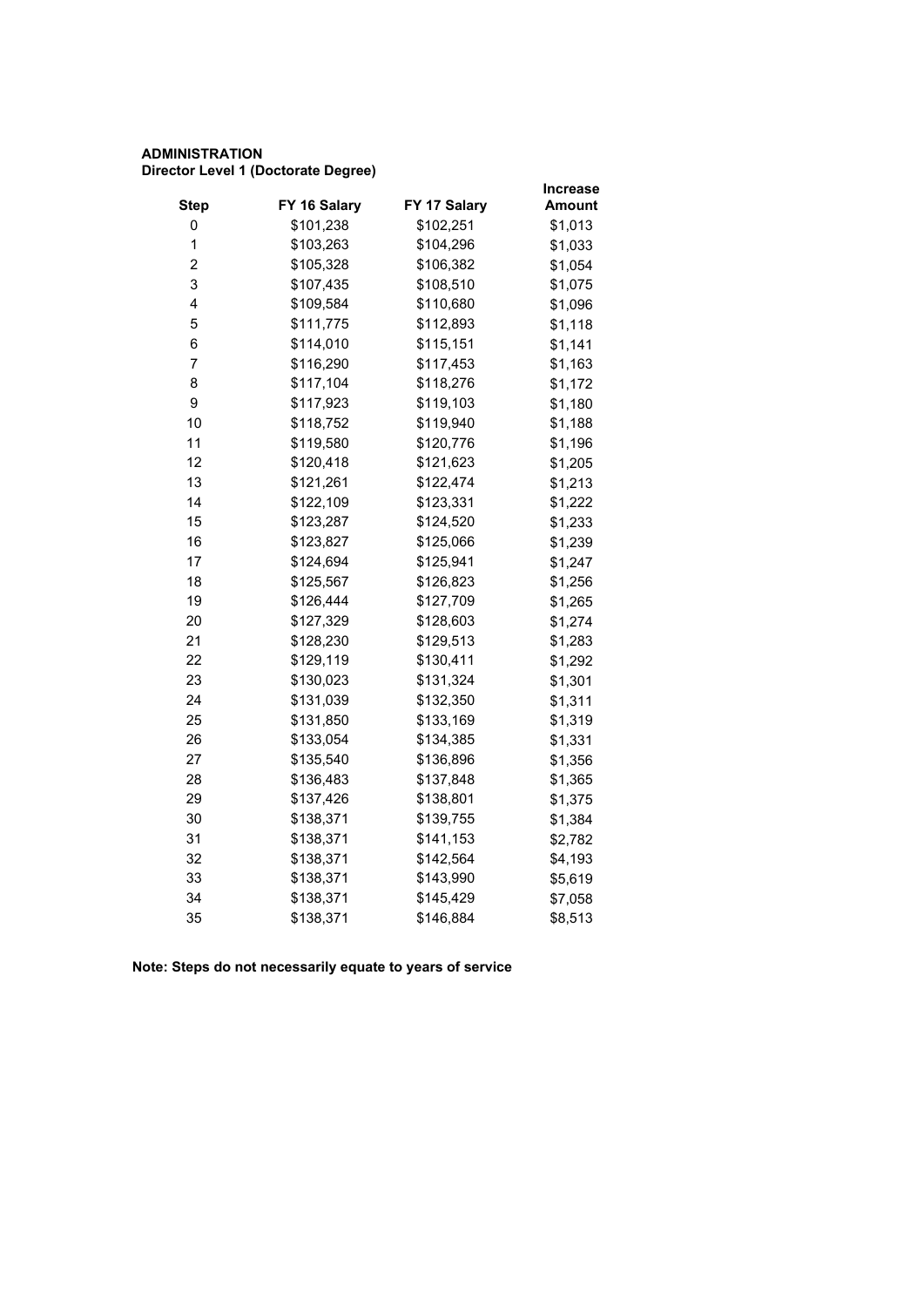**ADMINISTRATION**
**Director Level 1 (Doctorate Degree)**

| Step | FY 16 Salary | FY 17 Salary | Increase Amount |
|---|---|---|---|
| 0 | $101,238 | $102,251 | $1,013 |
| 1 | $103,263 | $104,296 | $1,033 |
| 2 | $105,328 | $106,382 | $1,054 |
| 3 | $107,435 | $108,510 | $1,075 |
| 4 | $109,584 | $110,680 | $1,096 |
| 5 | $111,775 | $112,893 | $1,118 |
| 6 | $114,010 | $115,151 | $1,141 |
| 7 | $116,290 | $117,453 | $1,163 |
| 8 | $117,104 | $118,276 | $1,172 |
| 9 | $117,923 | $119,103 | $1,180 |
| 10 | $118,752 | $119,940 | $1,188 |
| 11 | $119,580 | $120,776 | $1,196 |
| 12 | $120,418 | $121,623 | $1,205 |
| 13 | $121,261 | $122,474 | $1,213 |
| 14 | $122,109 | $123,331 | $1,222 |
| 15 | $123,287 | $124,520 | $1,233 |
| 16 | $123,827 | $125,066 | $1,239 |
| 17 | $124,694 | $125,941 | $1,247 |
| 18 | $125,567 | $126,823 | $1,256 |
| 19 | $126,444 | $127,709 | $1,265 |
| 20 | $127,329 | $128,603 | $1,274 |
| 21 | $128,230 | $129,513 | $1,283 |
| 22 | $129,119 | $130,411 | $1,292 |
| 23 | $130,023 | $131,324 | $1,301 |
| 24 | $131,039 | $132,350 | $1,311 |
| 25 | $131,850 | $133,169 | $1,319 |
| 26 | $133,054 | $134,385 | $1,331 |
| 27 | $135,540 | $136,896 | $1,356 |
| 28 | $136,483 | $137,848 | $1,365 |
| 29 | $137,426 | $138,801 | $1,375 |
| 30 | $138,371 | $139,755 | $1,384 |
| 31 | $138,371 | $141,153 | $2,782 |
| 32 | $138,371 | $142,564 | $4,193 |
| 33 | $138,371 | $143,990 | $5,619 |
| 34 | $138,371 | $145,429 | $7,058 |
| 35 | $138,371 | $146,884 | $8,513 |

**Note: Steps do not necessarily equate to years of service**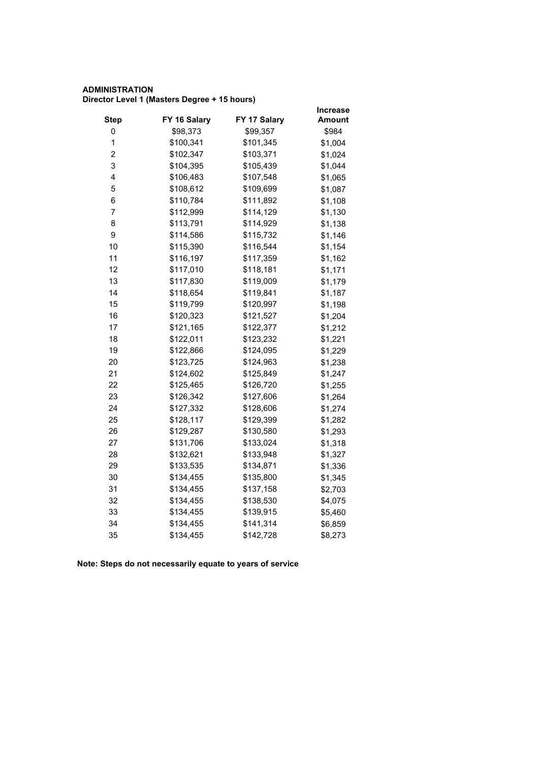**ADMINISTRATION**
**Director Level 1 (Masters Degree + 15 hours)**

| Step | FY 16 Salary | FY 17 Salary | Increase Amount |
|---|---|---|---|
| 0 | $98,373 | $99,357 | $984 |
| 1 | $100,341 | $101,345 | $1,004 |
| 2 | $102,347 | $103,371 | $1,024 |
| 3 | $104,395 | $105,439 | $1,044 |
| 4 | $106,483 | $107,548 | $1,065 |
| 5 | $108,612 | $109,699 | $1,087 |
| 6 | $110,784 | $111,892 | $1,108 |
| 7 | $112,999 | $114,129 | $1,130 |
| 8 | $113,791 | $114,929 | $1,138 |
| 9 | $114,586 | $115,732 | $1,146 |
| 10 | $115,390 | $116,544 | $1,154 |
| 11 | $116,197 | $117,359 | $1,162 |
| 12 | $117,010 | $118,181 | $1,171 |
| 13 | $117,830 | $119,009 | $1,179 |
| 14 | $118,654 | $119,841 | $1,187 |
| 15 | $119,799 | $120,997 | $1,198 |
| 16 | $120,323 | $121,527 | $1,204 |
| 17 | $121,165 | $122,377 | $1,212 |
| 18 | $122,011 | $123,232 | $1,221 |
| 19 | $122,866 | $124,095 | $1,229 |
| 20 | $123,725 | $124,963 | $1,238 |
| 21 | $124,602 | $125,849 | $1,247 |
| 22 | $125,465 | $126,720 | $1,255 |
| 23 | $126,342 | $127,606 | $1,264 |
| 24 | $127,332 | $128,606 | $1,274 |
| 25 | $128,117 | $129,399 | $1,282 |
| 26 | $129,287 | $130,580 | $1,293 |
| 27 | $131,706 | $133,024 | $1,318 |
| 28 | $132,621 | $133,948 | $1,327 |
| 29 | $133,535 | $134,871 | $1,336 |
| 30 | $134,455 | $135,800 | $1,345 |
| 31 | $134,455 | $137,158 | $2,703 |
| 32 | $134,455 | $138,530 | $4,075 |
| 33 | $134,455 | $139,915 | $5,460 |
| 34 | $134,455 | $141,314 | $6,859 |
| 35 | $134,455 | $142,728 | $8,273 |

**Note: Steps do not necessarily equate to years of service**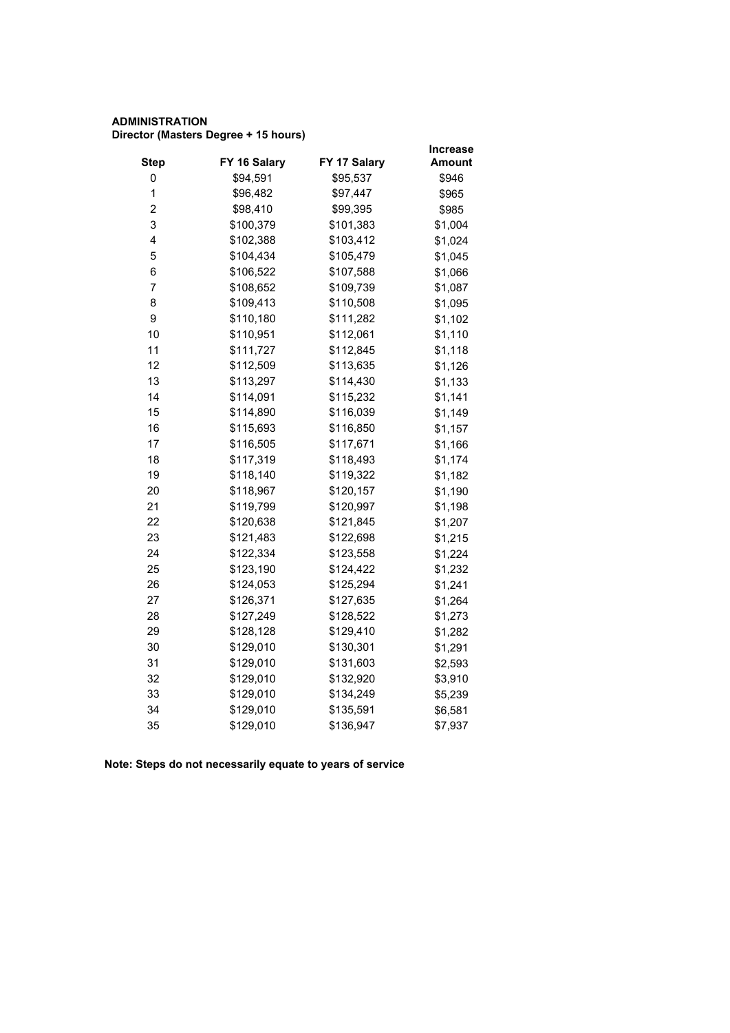**ADMINISTRATION**
**Director (Masters Degree + 15 hours)**

| Step | FY 16 Salary | FY 17 Salary | Increase Amount |
|---|---|---|---|
| 0 | $94,591 | $95,537 | $946 |
| 1 | $96,482 | $97,447 | $965 |
| 2 | $98,410 | $99,395 | $985 |
| 3 | $100,379 | $101,383 | $1,004 |
| 4 | $102,388 | $103,412 | $1,024 |
| 5 | $104,434 | $105,479 | $1,045 |
| 6 | $106,522 | $107,588 | $1,066 |
| 7 | $108,652 | $109,739 | $1,087 |
| 8 | $109,413 | $110,508 | $1,095 |
| 9 | $110,180 | $111,282 | $1,102 |
| 10 | $110,951 | $112,061 | $1,110 |
| 11 | $111,727 | $112,845 | $1,118 |
| 12 | $112,509 | $113,635 | $1,126 |
| 13 | $113,297 | $114,430 | $1,133 |
| 14 | $114,091 | $115,232 | $1,141 |
| 15 | $114,890 | $116,039 | $1,149 |
| 16 | $115,693 | $116,850 | $1,157 |
| 17 | $116,505 | $117,671 | $1,166 |
| 18 | $117,319 | $118,493 | $1,174 |
| 19 | $118,140 | $119,322 | $1,182 |
| 20 | $118,967 | $120,157 | $1,190 |
| 21 | $119,799 | $120,997 | $1,198 |
| 22 | $120,638 | $121,845 | $1,207 |
| 23 | $121,483 | $122,698 | $1,215 |
| 24 | $122,334 | $123,558 | $1,224 |
| 25 | $123,190 | $124,422 | $1,232 |
| 26 | $124,053 | $125,294 | $1,241 |
| 27 | $126,371 | $127,635 | $1,264 |
| 28 | $127,249 | $128,522 | $1,273 |
| 29 | $128,128 | $129,410 | $1,282 |
| 30 | $129,010 | $130,301 | $1,291 |
| 31 | $129,010 | $131,603 | $2,593 |
| 32 | $129,010 | $132,920 | $3,910 |
| 33 | $129,010 | $134,249 | $5,239 |
| 34 | $129,010 | $135,591 | $6,581 |
| 35 | $129,010 | $136,947 | $7,937 |

**Note: Steps do not necessarily equate to years of service**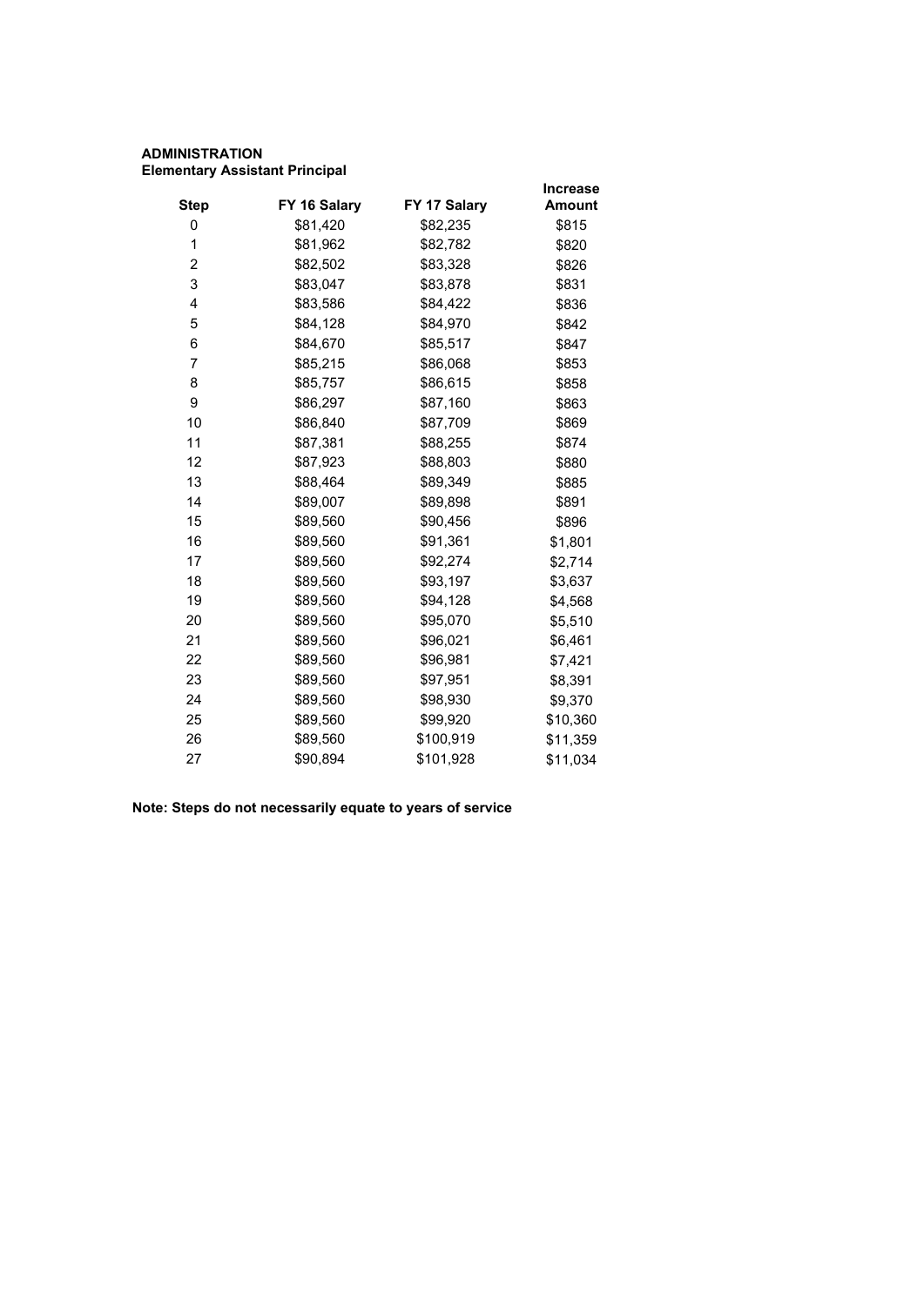**ADMINISTRATION**
**Elementary Assistant Principal**

| Step | FY 16 Salary | FY 17 Salary | Increase Amount |
|---|---|---|---|
| 0 | $81,420 | $82,235 | $815 |
| 1 | $81,962 | $82,782 | $820 |
| 2 | $82,502 | $83,328 | $826 |
| 3 | $83,047 | $83,878 | $831 |
| 4 | $83,586 | $84,422 | $836 |
| 5 | $84,128 | $84,970 | $842 |
| 6 | $84,670 | $85,517 | $847 |
| 7 | $85,215 | $86,068 | $853 |
| 8 | $85,757 | $86,615 | $858 |
| 9 | $86,297 | $87,160 | $863 |
| 10 | $86,840 | $87,709 | $869 |
| 11 | $87,381 | $88,255 | $874 |
| 12 | $87,923 | $88,803 | $880 |
| 13 | $88,464 | $89,349 | $885 |
| 14 | $89,007 | $89,898 | $891 |
| 15 | $89,560 | $90,456 | $896 |
| 16 | $89,560 | $91,361 | $1,801 |
| 17 | $89,560 | $92,274 | $2,714 |
| 18 | $89,560 | $93,197 | $3,637 |
| 19 | $89,560 | $94,128 | $4,568 |
| 20 | $89,560 | $95,070 | $5,510 |
| 21 | $89,560 | $96,021 | $6,461 |
| 22 | $89,560 | $96,981 | $7,421 |
| 23 | $89,560 | $97,951 | $8,391 |
| 24 | $89,560 | $98,930 | $9,370 |
| 25 | $89,560 | $99,920 | $10,360 |
| 26 | $89,560 | $100,919 | $11,359 |
| 27 | $90,894 | $101,928 | $11,034 |

**Note: Steps do not necessarily equate to years of service**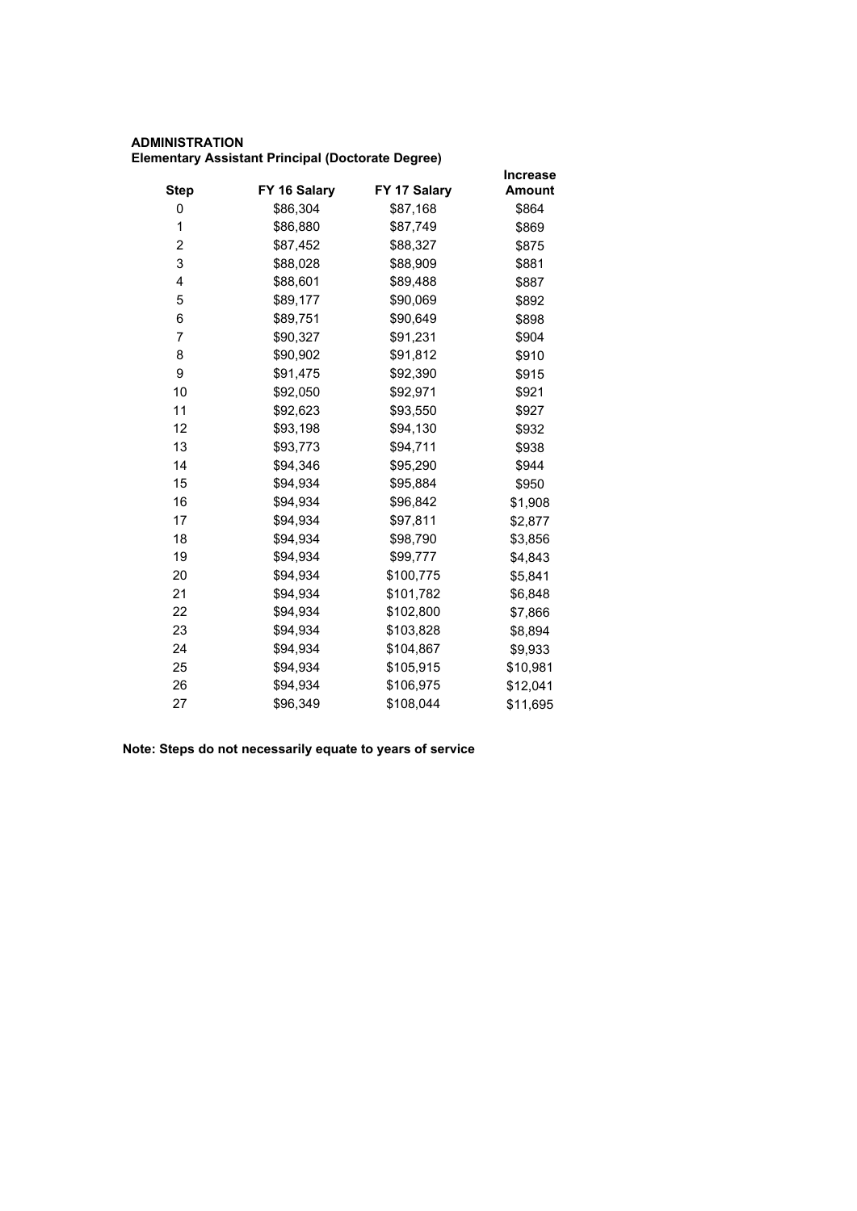**ADMINISTRATION**
**Elementary Assistant Principal (Doctorate Degree)**

| Step | FY 16 Salary | FY 17 Salary | Increase Amount |
|---|---|---|---|
| 0 | $86,304 | $87,168 | $864 |
| 1 | $86,880 | $87,749 | $869 |
| 2 | $87,452 | $88,327 | $875 |
| 3 | $88,028 | $88,909 | $881 |
| 4 | $88,601 | $89,488 | $887 |
| 5 | $89,177 | $90,069 | $892 |
| 6 | $89,751 | $90,649 | $898 |
| 7 | $90,327 | $91,231 | $904 |
| 8 | $90,902 | $91,812 | $910 |
| 9 | $91,475 | $92,390 | $915 |
| 10 | $92,050 | $92,971 | $921 |
| 11 | $92,623 | $93,550 | $927 |
| 12 | $93,198 | $94,130 | $932 |
| 13 | $93,773 | $94,711 | $938 |
| 14 | $94,346 | $95,290 | $944 |
| 15 | $94,934 | $95,884 | $950 |
| 16 | $94,934 | $96,842 | $1,908 |
| 17 | $94,934 | $97,811 | $2,877 |
| 18 | $94,934 | $98,790 | $3,856 |
| 19 | $94,934 | $99,777 | $4,843 |
| 20 | $94,934 | $100,775 | $5,841 |
| 21 | $94,934 | $101,782 | $6,848 |
| 22 | $94,934 | $102,800 | $7,866 |
| 23 | $94,934 | $103,828 | $8,894 |
| 24 | $94,934 | $104,867 | $9,933 |
| 25 | $94,934 | $105,915 | $10,981 |
| 26 | $94,934 | $106,975 | $12,041 |
| 27 | $96,349 | $108,044 | $11,695 |

**Note: Steps do not necessarily equate to years of service**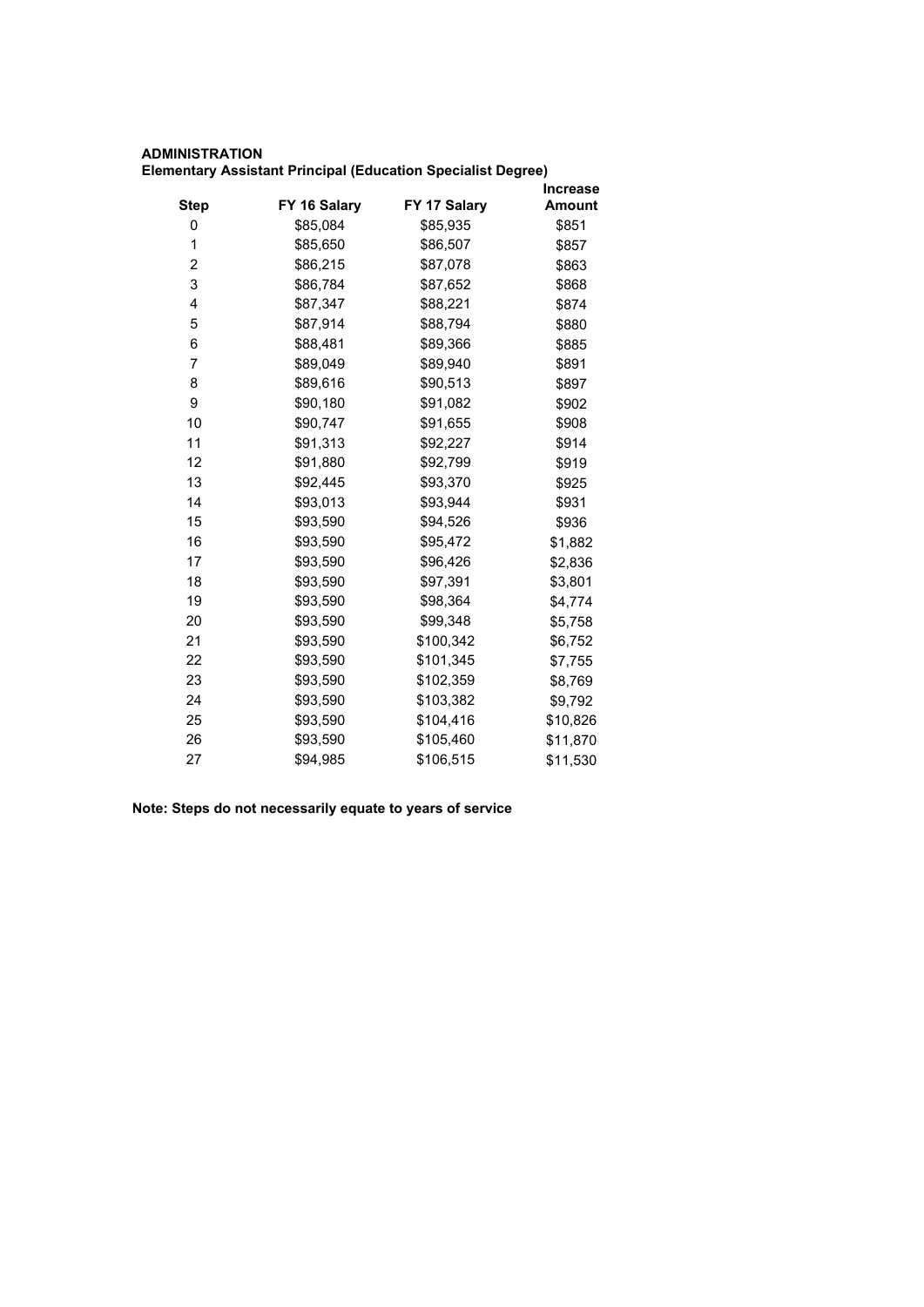**ADMINISTRATION**
**Elementary Assistant Principal (Education Specialist Degree)**

| Step | FY 16 Salary | FY 17 Salary | Increase Amount |
|---|---|---|---|
| 0 | $85,084 | $85,935 | $851 |
| 1 | $85,650 | $86,507 | $857 |
| 2 | $86,215 | $87,078 | $863 |
| 3 | $86,784 | $87,652 | $868 |
| 4 | $87,347 | $88,221 | $874 |
| 5 | $87,914 | $88,794 | $880 |
| 6 | $88,481 | $89,366 | $885 |
| 7 | $89,049 | $89,940 | $891 |
| 8 | $89,616 | $90,513 | $897 |
| 9 | $90,180 | $91,082 | $902 |
| 10 | $90,747 | $91,655 | $908 |
| 11 | $91,313 | $92,227 | $914 |
| 12 | $91,880 | $92,799 | $919 |
| 13 | $92,445 | $93,370 | $925 |
| 14 | $93,013 | $93,944 | $931 |
| 15 | $93,590 | $94,526 | $936 |
| 16 | $93,590 | $95,472 | $1,882 |
| 17 | $93,590 | $96,426 | $2,836 |
| 18 | $93,590 | $97,391 | $3,801 |
| 19 | $93,590 | $98,364 | $4,774 |
| 20 | $93,590 | $99,348 | $5,758 |
| 21 | $93,590 | $100,342 | $6,752 |
| 22 | $93,590 | $101,345 | $7,755 |
| 23 | $93,590 | $102,359 | $8,769 |
| 24 | $93,590 | $103,382 | $9,792 |
| 25 | $93,590 | $104,416 | $10,826 |
| 26 | $93,590 | $105,460 | $11,870 |
| 27 | $94,985 | $106,515 | $11,530 |

**Note: Steps do not necessarily equate to years of service**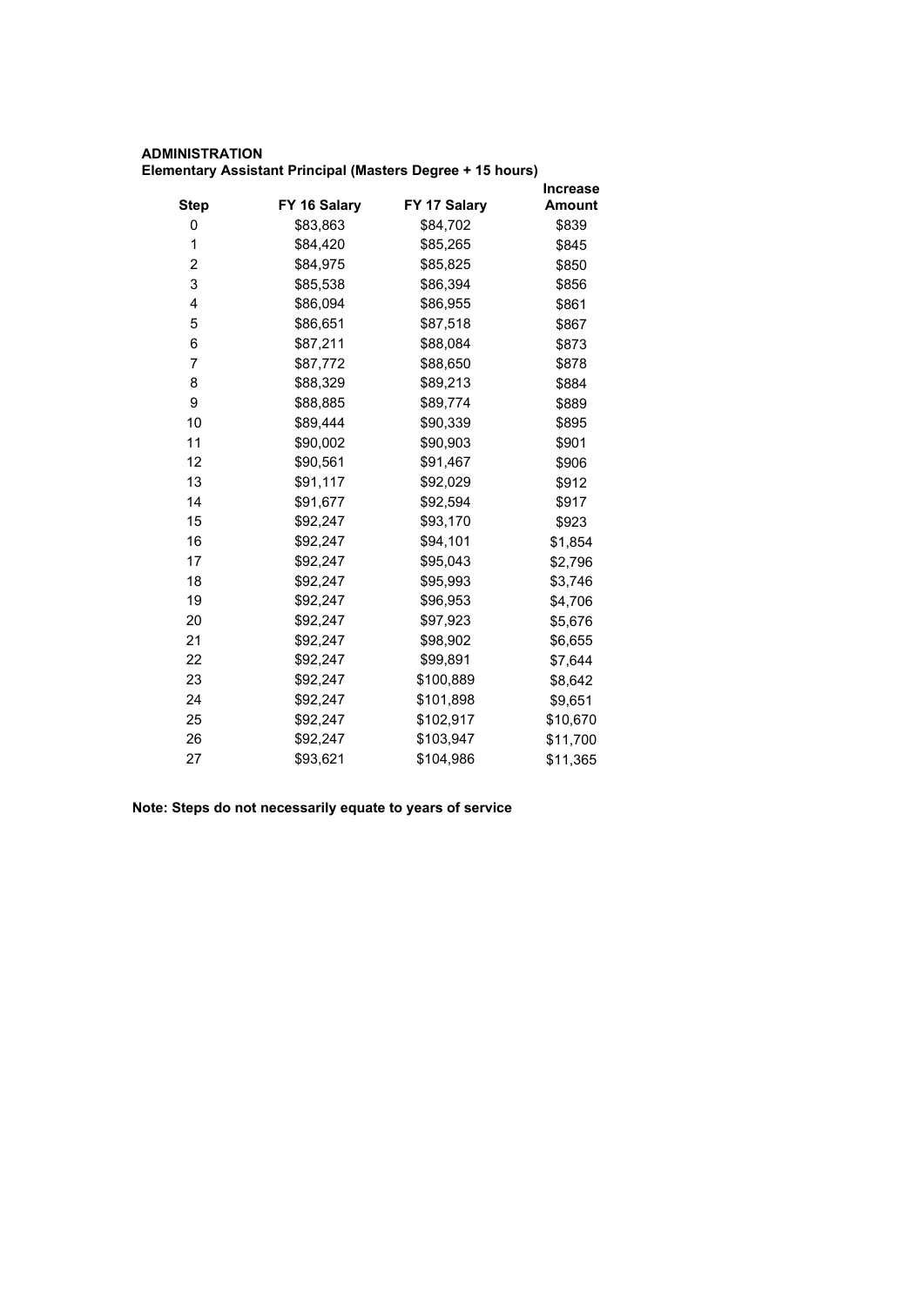**ADMINISTRATION**

**Elementary Assistant Principal (Masters Degree + 15 hours)**

| Step | FY 16 Salary | FY 17 Salary | Increase Amount |
|---|---|---|---|
| 0 | $83,863 | $84,702 | $839 |
| 1 | $84,420 | $85,265 | $845 |
| 2 | $84,975 | $85,825 | $850 |
| 3 | $85,538 | $86,394 | $856 |
| 4 | $86,094 | $86,955 | $861 |
| 5 | $86,651 | $87,518 | $867 |
| 6 | $87,211 | $88,084 | $873 |
| 7 | $87,772 | $88,650 | $878 |
| 8 | $88,329 | $89,213 | $884 |
| 9 | $88,885 | $89,774 | $889 |
| 10 | $89,444 | $90,339 | $895 |
| 11 | $90,002 | $90,903 | $901 |
| 12 | $90,561 | $91,467 | $906 |
| 13 | $91,117 | $92,029 | $912 |
| 14 | $91,677 | $92,594 | $917 |
| 15 | $92,247 | $93,170 | $923 |
| 16 | $92,247 | $94,101 | $1,854 |
| 17 | $92,247 | $95,043 | $2,796 |
| 18 | $92,247 | $95,993 | $3,746 |
| 19 | $92,247 | $96,953 | $4,706 |
| 20 | $92,247 | $97,923 | $5,676 |
| 21 | $92,247 | $98,902 | $6,655 |
| 22 | $92,247 | $99,891 | $7,644 |
| 23 | $92,247 | $100,889 | $8,642 |
| 24 | $92,247 | $101,898 | $9,651 |
| 25 | $92,247 | $102,917 | $10,670 |
| 26 | $92,247 | $103,947 | $11,700 |
| 27 | $93,621 | $104,986 | $11,365 |

**Note: Steps do not necessarily equate to years of service**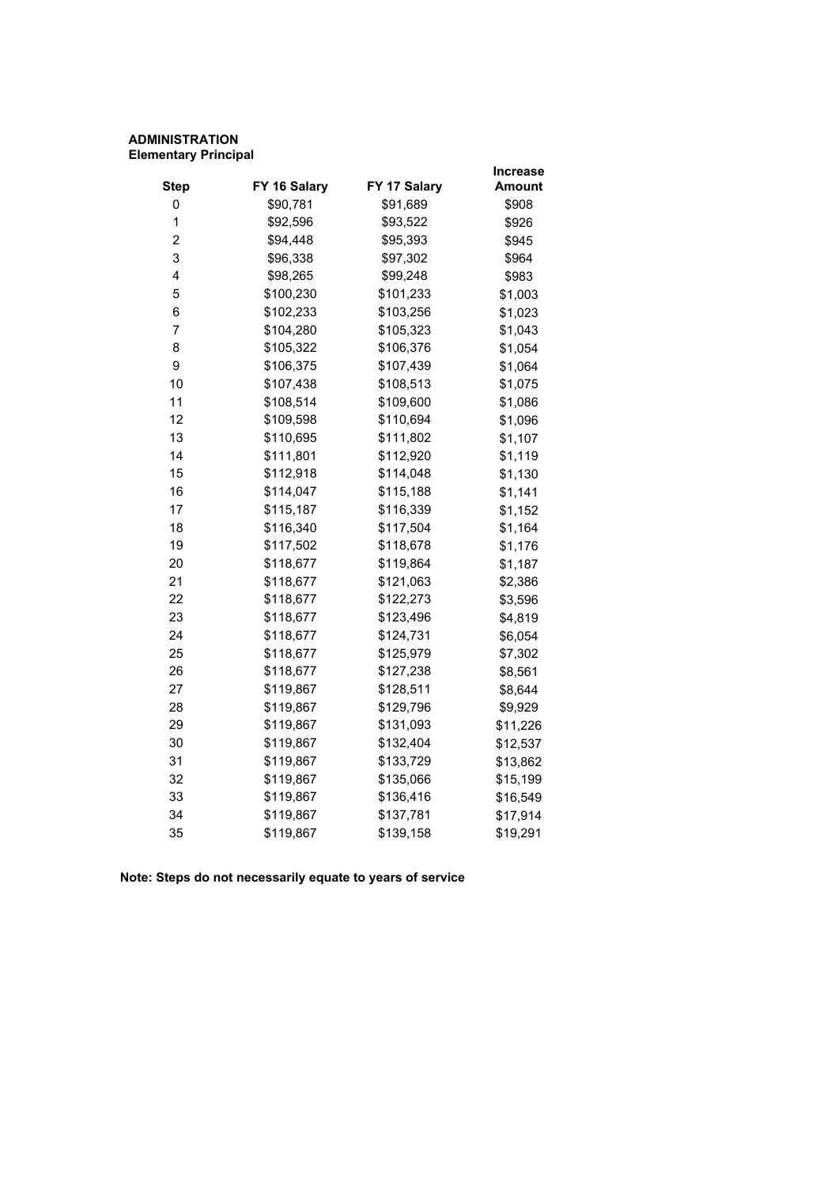**ADMINISTRATION**
**Elementary Principal**

| Step | FY 16 Salary | FY 17 Salary | Increase Amount |
|---|---|---|---|
| 0 | $90,781 | $91,689 | $908 |
| 1 | $92,596 | $93,522 | $926 |
| 2 | $94,448 | $95,393 | $945 |
| 3 | $96,338 | $97,302 | $964 |
| 4 | $98,265 | $99,248 | $983 |
| 5 | $100,230 | $101,233 | $1,003 |
| 6 | $102,233 | $103,256 | $1,023 |
| 7 | $104,280 | $105,323 | $1,043 |
| 8 | $105,322 | $106,376 | $1,054 |
| 9 | $106,375 | $107,439 | $1,064 |
| 10 | $107,438 | $108,513 | $1,075 |
| 11 | $108,514 | $109,600 | $1,086 |
| 12 | $109,598 | $110,694 | $1,096 |
| 13 | $110,695 | $111,802 | $1,107 |
| 14 | $111,801 | $112,920 | $1,119 |
| 15 | $112,918 | $114,048 | $1,130 |
| 16 | $114,047 | $115,188 | $1,141 |
| 17 | $115,187 | $116,339 | $1,152 |
| 18 | $116,340 | $117,504 | $1,164 |
| 19 | $117,502 | $118,678 | $1,176 |
| 20 | $118,677 | $119,864 | $1,187 |
| 21 | $118,677 | $121,063 | $2,386 |
| 22 | $118,677 | $122,273 | $3,596 |
| 23 | $118,677 | $123,496 | $4,819 |
| 24 | $118,677 | $124,731 | $6,054 |
| 25 | $118,677 | $125,979 | $7,302 |
| 26 | $118,677 | $127,238 | $8,561 |
| 27 | $119,867 | $128,511 | $8,644 |
| 28 | $119,867 | $129,796 | $9,929 |
| 29 | $119,867 | $131,093 | $11,226 |
| 30 | $119,867 | $132,404 | $12,537 |
| 31 | $119,867 | $133,729 | $13,862 |
| 32 | $119,867 | $135,066 | $15,199 |
| 33 | $119,867 | $136,416 | $16,549 |
| 34 | $119,867 | $137,781 | $17,914 |
| 35 | $119,867 | $139,158 | $19,291 |

**Note: Steps do not necessarily equate to years of service**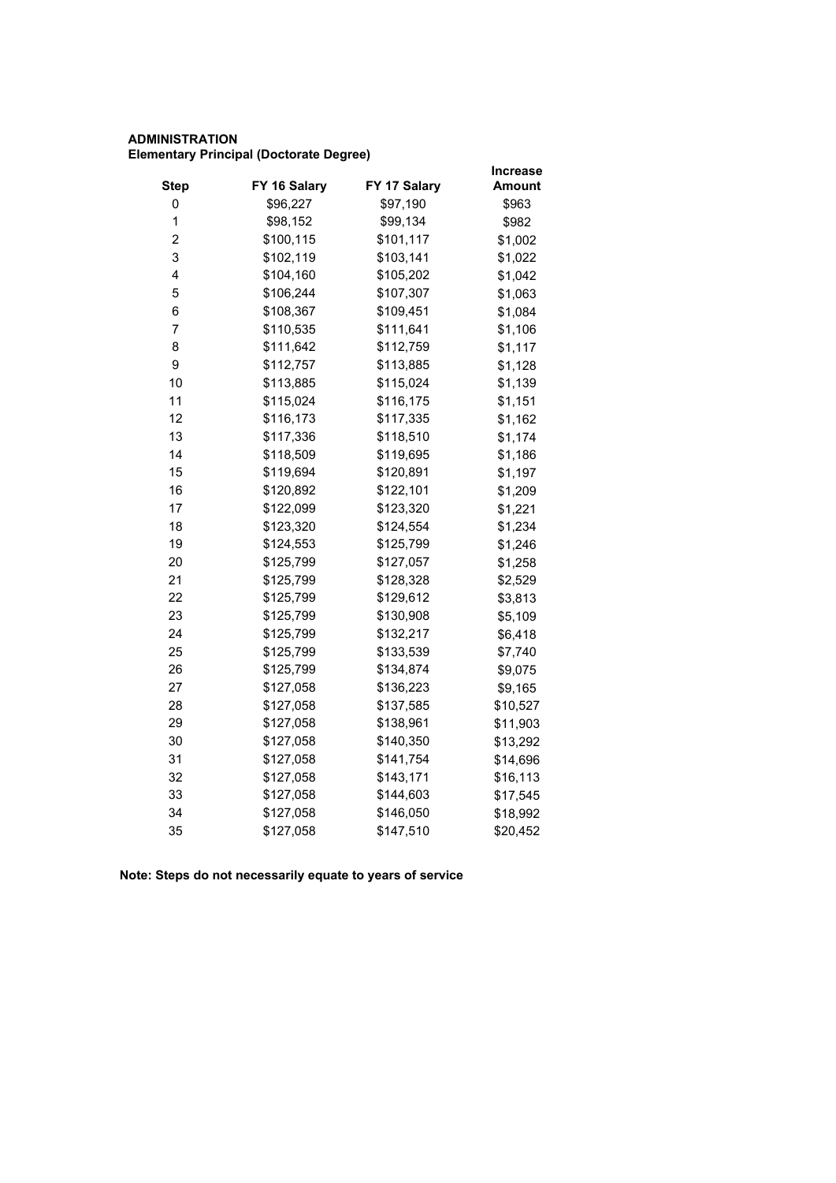**ADMINISTRATION**
**Elementary Principal (Doctorate Degree)**

| Step | FY 16 Salary | FY 17 Salary | Increase Amount |
|---|---|---|---|
| 0 | $96,227 | $97,190 | $963 |
| 1 | $98,152 | $99,134 | $982 |
| 2 | $100,115 | $101,117 | $1,002 |
| 3 | $102,119 | $103,141 | $1,022 |
| 4 | $104,160 | $105,202 | $1,042 |
| 5 | $106,244 | $107,307 | $1,063 |
| 6 | $108,367 | $109,451 | $1,084 |
| 7 | $110,535 | $111,641 | $1,106 |
| 8 | $111,642 | $112,759 | $1,117 |
| 9 | $112,757 | $113,885 | $1,128 |
| 10 | $113,885 | $115,024 | $1,139 |
| 11 | $115,024 | $116,175 | $1,151 |
| 12 | $116,173 | $117,335 | $1,162 |
| 13 | $117,336 | $118,510 | $1,174 |
| 14 | $118,509 | $119,695 | $1,186 |
| 15 | $119,694 | $120,891 | $1,197 |
| 16 | $120,892 | $122,101 | $1,209 |
| 17 | $122,099 | $123,320 | $1,221 |
| 18 | $123,320 | $124,554 | $1,234 |
| 19 | $124,553 | $125,799 | $1,246 |
| 20 | $125,799 | $127,057 | $1,258 |
| 21 | $125,799 | $128,328 | $2,529 |
| 22 | $125,799 | $129,612 | $3,813 |
| 23 | $125,799 | $130,908 | $5,109 |
| 24 | $125,799 | $132,217 | $6,418 |
| 25 | $125,799 | $133,539 | $7,740 |
| 26 | $125,799 | $134,874 | $9,075 |
| 27 | $127,058 | $136,223 | $9,165 |
| 28 | $127,058 | $137,585 | $10,527 |
| 29 | $127,058 | $138,961 | $11,903 |
| 30 | $127,058 | $140,350 | $13,292 |
| 31 | $127,058 | $141,754 | $14,696 |
| 32 | $127,058 | $143,171 | $16,113 |
| 33 | $127,058 | $144,603 | $17,545 |
| 34 | $127,058 | $146,050 | $18,992 |
| 35 | $127,058 | $147,510 | $20,452 |

**Note: Steps do not necessarily equate to years of service**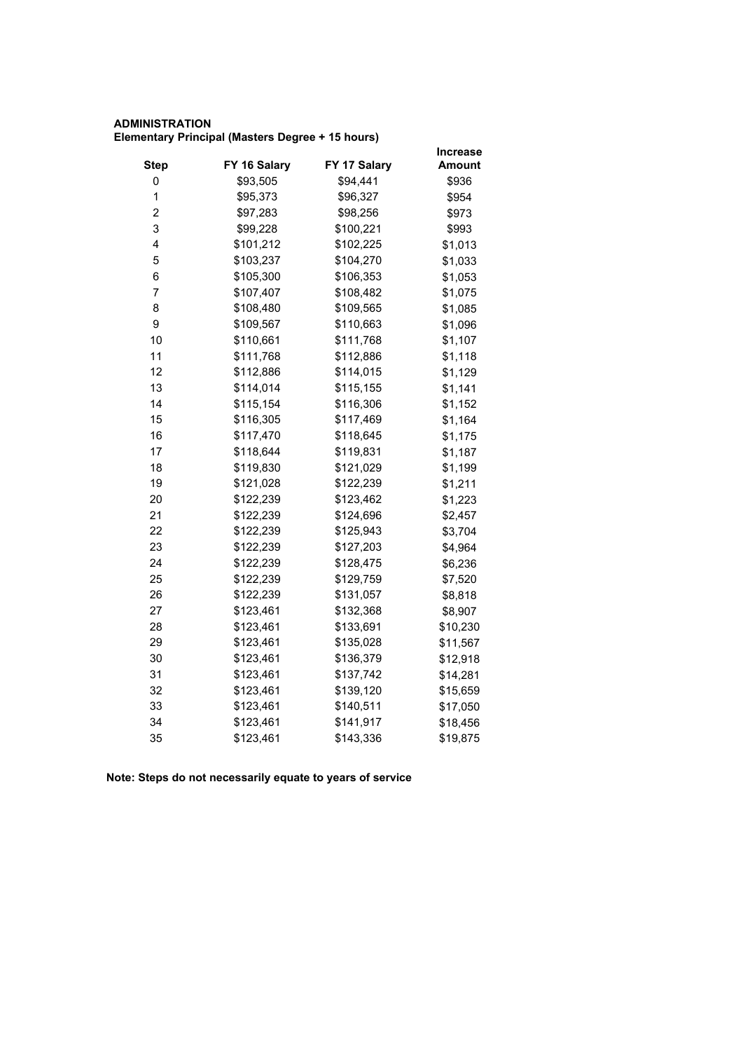**ADMINISTRATION**
**Elementary Principal (Masters Degree + 15 hours)**

| Step | FY 16 Salary | FY 17 Salary | Increase Amount |
|---|---|---|---|
| 0 | $93,505 | $94,441 | $936 |
| 1 | $95,373 | $96,327 | $954 |
| 2 | $97,283 | $98,256 | $973 |
| 3 | $99,228 | $100,221 | $993 |
| 4 | $101,212 | $102,225 | $1,013 |
| 5 | $103,237 | $104,270 | $1,033 |
| 6 | $105,300 | $106,353 | $1,053 |
| 7 | $107,407 | $108,482 | $1,075 |
| 8 | $108,480 | $109,565 | $1,085 |
| 9 | $109,567 | $110,663 | $1,096 |
| 10 | $110,661 | $111,768 | $1,107 |
| 11 | $111,768 | $112,886 | $1,118 |
| 12 | $112,886 | $114,015 | $1,129 |
| 13 | $114,014 | $115,155 | $1,141 |
| 14 | $115,154 | $116,306 | $1,152 |
| 15 | $116,305 | $117,469 | $1,164 |
| 16 | $117,470 | $118,645 | $1,175 |
| 17 | $118,644 | $119,831 | $1,187 |
| 18 | $119,830 | $121,029 | $1,199 |
| 19 | $121,028 | $122,239 | $1,211 |
| 20 | $122,239 | $123,462 | $1,223 |
| 21 | $122,239 | $124,696 | $2,457 |
| 22 | $122,239 | $125,943 | $3,704 |
| 23 | $122,239 | $127,203 | $4,964 |
| 24 | $122,239 | $128,475 | $6,236 |
| 25 | $122,239 | $129,759 | $7,520 |
| 26 | $122,239 | $131,057 | $8,818 |
| 27 | $123,461 | $132,368 | $8,907 |
| 28 | $123,461 | $133,691 | $10,230 |
| 29 | $123,461 | $135,028 | $11,567 |
| 30 | $123,461 | $136,379 | $12,918 |
| 31 | $123,461 | $137,742 | $14,281 |
| 32 | $123,461 | $139,120 | $15,659 |
| 33 | $123,461 | $140,511 | $17,050 |
| 34 | $123,461 | $141,917 | $18,456 |
| 35 | $123,461 | $143,336 | $19,875 |

**Note: Steps do not necessarily equate to years of service**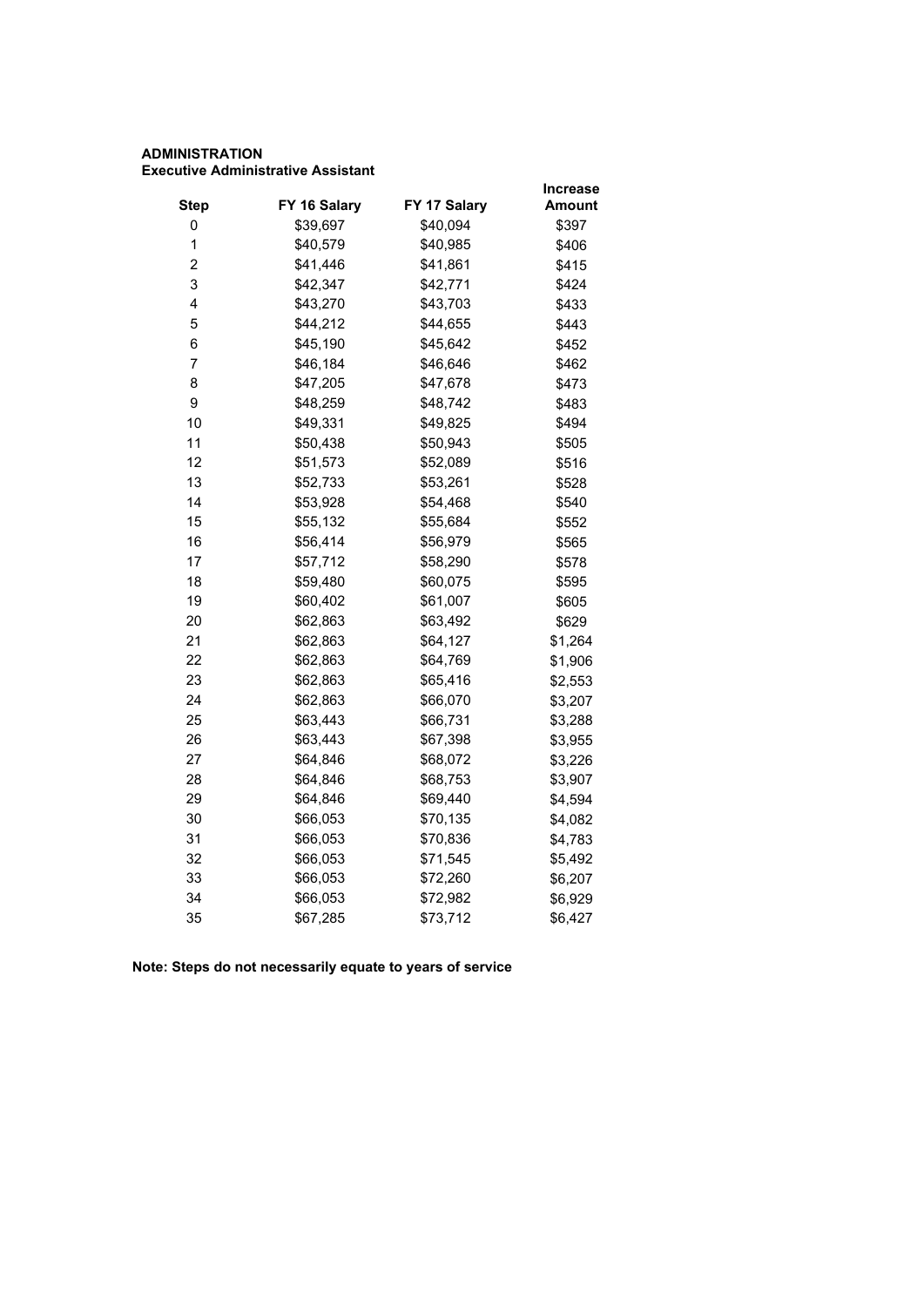**ADMINISTRATION**
**Executive Administrative Assistant**

| Step | FY 16 Salary | FY 17 Salary | Increase Amount |
|---|---|---|---|
| 0 | $39,697 | $40,094 | $397 |
| 1 | $40,579 | $40,985 | $406 |
| 2 | $41,446 | $41,861 | $415 |
| 3 | $42,347 | $42,771 | $424 |
| 4 | $43,270 | $43,703 | $433 |
| 5 | $44,212 | $44,655 | $443 |
| 6 | $45,190 | $45,642 | $452 |
| 7 | $46,184 | $46,646 | $462 |
| 8 | $47,205 | $47,678 | $473 |
| 9 | $48,259 | $48,742 | $483 |
| 10 | $49,331 | $49,825 | $494 |
| 11 | $50,438 | $50,943 | $505 |
| 12 | $51,573 | $52,089 | $516 |
| 13 | $52,733 | $53,261 | $528 |
| 14 | $53,928 | $54,468 | $540 |
| 15 | $55,132 | $55,684 | $552 |
| 16 | $56,414 | $56,979 | $565 |
| 17 | $57,712 | $58,290 | $578 |
| 18 | $59,480 | $60,075 | $595 |
| 19 | $60,402 | $61,007 | $605 |
| 20 | $62,863 | $63,492 | $629 |
| 21 | $62,863 | $64,127 | $1,264 |
| 22 | $62,863 | $64,769 | $1,906 |
| 23 | $62,863 | $65,416 | $2,553 |
| 24 | $62,863 | $66,070 | $3,207 |
| 25 | $63,443 | $66,731 | $3,288 |
| 26 | $63,443 | $67,398 | $3,955 |
| 27 | $64,846 | $68,072 | $3,226 |
| 28 | $64,846 | $68,753 | $3,907 |
| 29 | $64,846 | $69,440 | $4,594 |
| 30 | $66,053 | $70,135 | $4,082 |
| 31 | $66,053 | $70,836 | $4,783 |
| 32 | $66,053 | $71,545 | $5,492 |
| 33 | $66,053 | $72,260 | $6,207 |
| 34 | $66,053 | $72,982 | $6,929 |
| 35 | $67,285 | $73,712 | $6,427 |

**Note: Steps do not necessarily equate to years of service**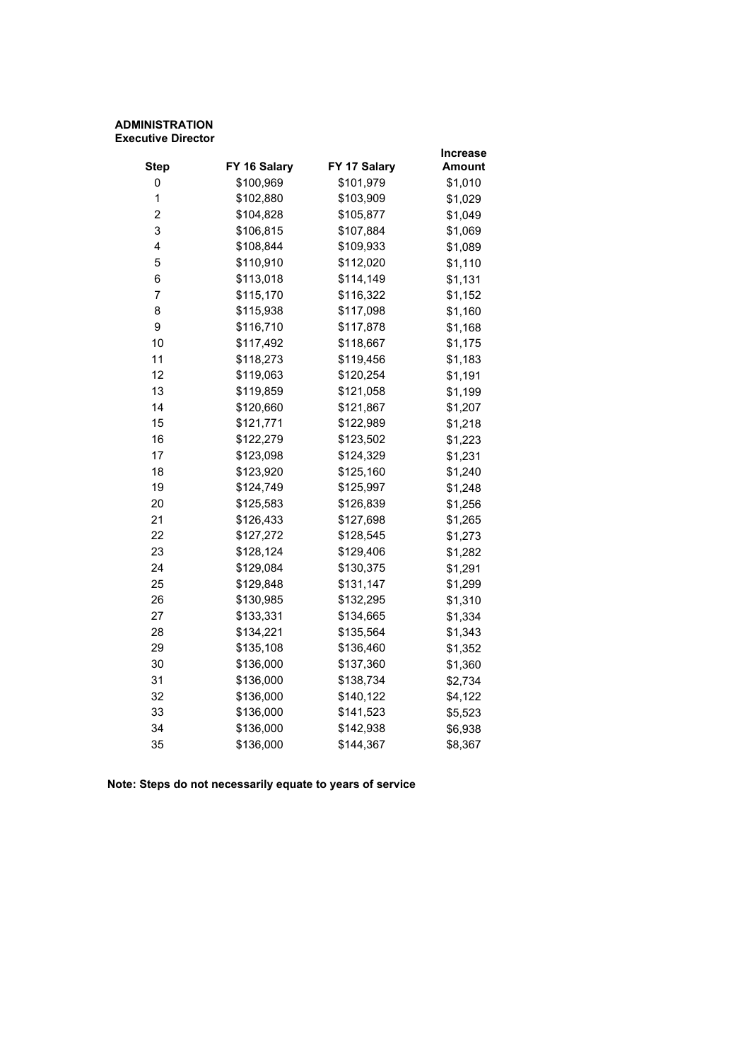**ADMINISTRATION**
**Executive Director**

| Step | FY 16 Salary | FY 17 Salary | Increase Amount |
|---|---|---|---|
| 0 | $100,969 | $101,979 | $1,010 |
| 1 | $102,880 | $103,909 | $1,029 |
| 2 | $104,828 | $105,877 | $1,049 |
| 3 | $106,815 | $107,884 | $1,069 |
| 4 | $108,844 | $109,933 | $1,089 |
| 5 | $110,910 | $112,020 | $1,110 |
| 6 | $113,018 | $114,149 | $1,131 |
| 7 | $115,170 | $116,322 | $1,152 |
| 8 | $115,938 | $117,098 | $1,160 |
| 9 | $116,710 | $117,878 | $1,168 |
| 10 | $117,492 | $118,667 | $1,175 |
| 11 | $118,273 | $119,456 | $1,183 |
| 12 | $119,063 | $120,254 | $1,191 |
| 13 | $119,859 | $121,058 | $1,199 |
| 14 | $120,660 | $121,867 | $1,207 |
| 15 | $121,771 | $122,989 | $1,218 |
| 16 | $122,279 | $123,502 | $1,223 |
| 17 | $123,098 | $124,329 | $1,231 |
| 18 | $123,920 | $125,160 | $1,240 |
| 19 | $124,749 | $125,997 | $1,248 |
| 20 | $125,583 | $126,839 | $1,256 |
| 21 | $126,433 | $127,698 | $1,265 |
| 22 | $127,272 | $128,545 | $1,273 |
| 23 | $128,124 | $129,406 | $1,282 |
| 24 | $129,084 | $130,375 | $1,291 |
| 25 | $129,848 | $131,147 | $1,299 |
| 26 | $130,985 | $132,295 | $1,310 |
| 27 | $133,331 | $134,665 | $1,334 |
| 28 | $134,221 | $135,564 | $1,343 |
| 29 | $135,108 | $136,460 | $1,352 |
| 30 | $136,000 | $137,360 | $1,360 |
| 31 | $136,000 | $138,734 | $2,734 |
| 32 | $136,000 | $140,122 | $4,122 |
| 33 | $136,000 | $141,523 | $5,523 |
| 34 | $136,000 | $142,938 | $6,938 |
| 35 | $136,000 | $144,367 | $8,367 |

**Note: Steps do not necessarily equate to years of service**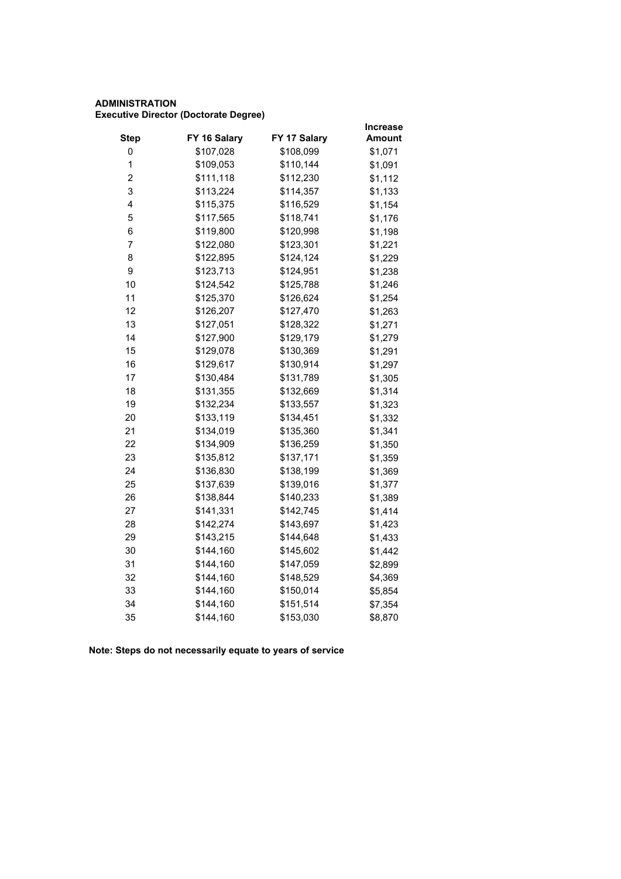**ADMINISTRATION**
**Executive Director (Doctorate Degree)**

| Step | FY 16 Salary | FY 17 Salary | Increase Amount |
|---|---|---|---|
| 0 | $107,028 | $108,099 | $1,071 |
| 1 | $109,053 | $110,144 | $1,091 |
| 2 | $111,118 | $112,230 | $1,112 |
| 3 | $113,224 | $114,357 | $1,133 |
| 4 | $115,375 | $116,529 | $1,154 |
| 5 | $117,565 | $118,741 | $1,176 |
| 6 | $119,800 | $120,998 | $1,198 |
| 7 | $122,080 | $123,301 | $1,221 |
| 8 | $122,895 | $124,124 | $1,229 |
| 9 | $123,713 | $124,951 | $1,238 |
| 10 | $124,542 | $125,788 | $1,246 |
| 11 | $125,370 | $126,624 | $1,254 |
| 12 | $126,207 | $127,470 | $1,263 |
| 13 | $127,051 | $128,322 | $1,271 |
| 14 | $127,900 | $129,179 | $1,279 |
| 15 | $129,078 | $130,369 | $1,291 |
| 16 | $129,617 | $130,914 | $1,297 |
| 17 | $130,484 | $131,789 | $1,305 |
| 18 | $131,355 | $132,669 | $1,314 |
| 19 | $132,234 | $133,557 | $1,323 |
| 20 | $133,119 | $134,451 | $1,332 |
| 21 | $134,019 | $135,360 | $1,341 |
| 22 | $134,909 | $136,259 | $1,350 |
| 23 | $135,812 | $137,171 | $1,359 |
| 24 | $136,830 | $138,199 | $1,369 |
| 25 | $137,639 | $139,016 | $1,377 |
| 26 | $138,844 | $140,233 | $1,389 |
| 27 | $141,331 | $142,745 | $1,414 |
| 28 | $142,274 | $143,697 | $1,423 |
| 29 | $143,215 | $144,648 | $1,433 |
| 30 | $144,160 | $145,602 | $1,442 |
| 31 | $144,160 | $147,059 | $2,899 |
| 32 | $144,160 | $148,529 | $4,369 |
| 33 | $144,160 | $150,014 | $5,854 |
| 34 | $144,160 | $151,514 | $7,354 |
| 35 | $144,160 | $153,030 | $8,870 |

**Note: Steps do not necessarily equate to years of service**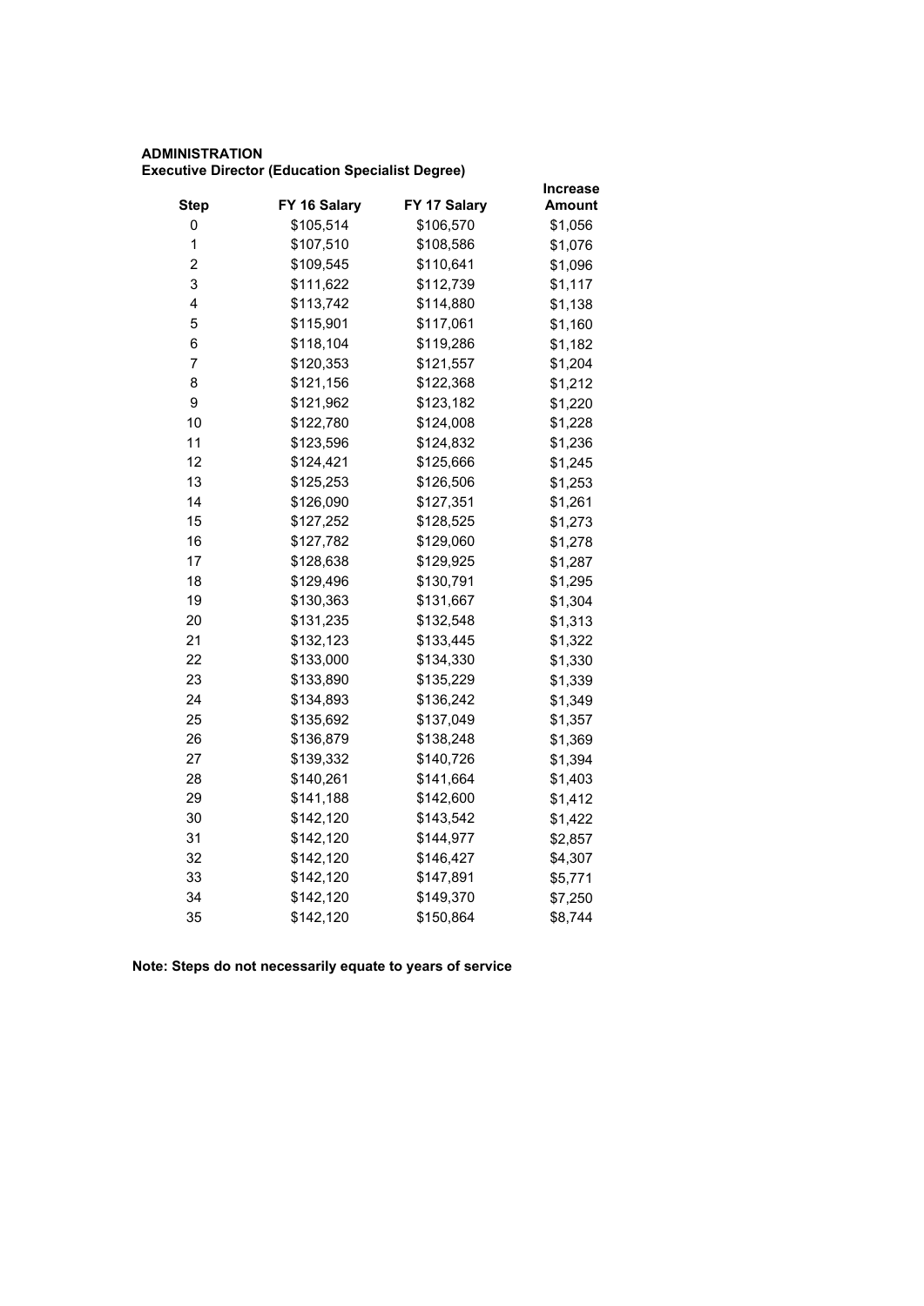**ADMINISTRATION**
**Executive Director (Education Specialist Degree)**

| Step | FY 16 Salary | FY 17 Salary | Increase Amount |
|---|---|---|---|
| 0 | $105,514 | $106,570 | $1,056 |
| 1 | $107,510 | $108,586 | $1,076 |
| 2 | $109,545 | $110,641 | $1,096 |
| 3 | $111,622 | $112,739 | $1,117 |
| 4 | $113,742 | $114,880 | $1,138 |
| 5 | $115,901 | $117,061 | $1,160 |
| 6 | $118,104 | $119,286 | $1,182 |
| 7 | $120,353 | $121,557 | $1,204 |
| 8 | $121,156 | $122,368 | $1,212 |
| 9 | $121,962 | $123,182 | $1,220 |
| 10 | $122,780 | $124,008 | $1,228 |
| 11 | $123,596 | $124,832 | $1,236 |
| 12 | $124,421 | $125,666 | $1,245 |
| 13 | $125,253 | $126,506 | $1,253 |
| 14 | $126,090 | $127,351 | $1,261 |
| 15 | $127,252 | $128,525 | $1,273 |
| 16 | $127,782 | $129,060 | $1,278 |
| 17 | $128,638 | $129,925 | $1,287 |
| 18 | $129,496 | $130,791 | $1,295 |
| 19 | $130,363 | $131,667 | $1,304 |
| 20 | $131,235 | $132,548 | $1,313 |
| 21 | $132,123 | $133,445 | $1,322 |
| 22 | $133,000 | $134,330 | $1,330 |
| 23 | $133,890 | $135,229 | $1,339 |
| 24 | $134,893 | $136,242 | $1,349 |
| 25 | $135,692 | $137,049 | $1,357 |
| 26 | $136,879 | $138,248 | $1,369 |
| 27 | $139,332 | $140,726 | $1,394 |
| 28 | $140,261 | $141,664 | $1,403 |
| 29 | $141,188 | $142,600 | $1,412 |
| 30 | $142,120 | $143,542 | $1,422 |
| 31 | $142,120 | $144,977 | $2,857 |
| 32 | $142,120 | $146,427 | $4,307 |
| 33 | $142,120 | $147,891 | $5,771 |
| 34 | $142,120 | $149,370 | $7,250 |
| 35 | $142,120 | $150,864 | $8,744 |

**Note: Steps do not necessarily equate to years of service**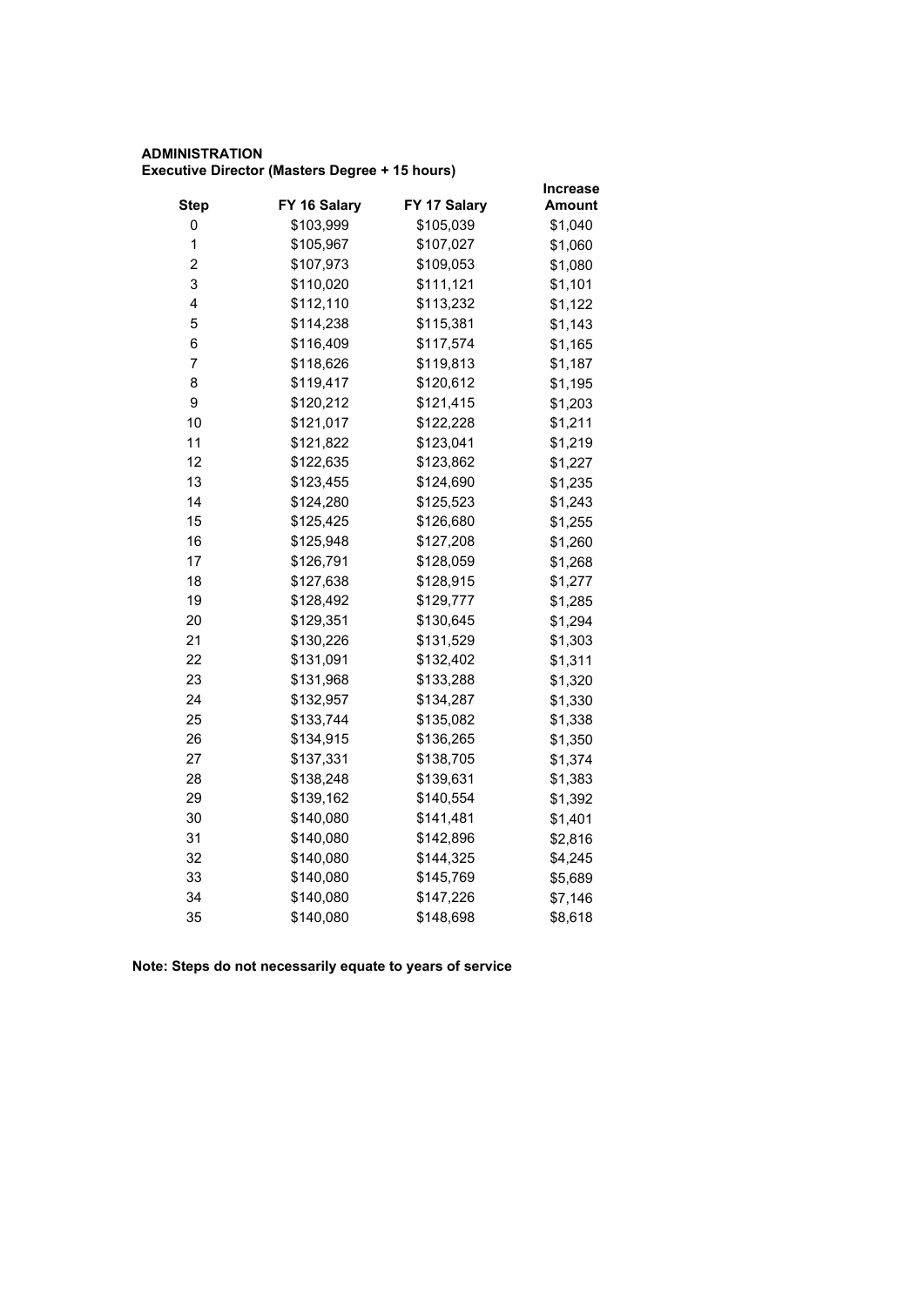**ADMINISTRATION**
**Executive Director (Masters Degree + 15 hours)**

| Step | FY 16 Salary | FY 17 Salary | Increase Amount |
|---|---|---|---|
| 0 | $103,999 | $105,039 | $1,040 |
| 1 | $105,967 | $107,027 | $1,060 |
| 2 | $107,973 | $109,053 | $1,080 |
| 3 | $110,020 | $111,121 | $1,101 |
| 4 | $112,110 | $113,232 | $1,122 |
| 5 | $114,238 | $115,381 | $1,143 |
| 6 | $116,409 | $117,574 | $1,165 |
| 7 | $118,626 | $119,813 | $1,187 |
| 8 | $119,417 | $120,612 | $1,195 |
| 9 | $120,212 | $121,415 | $1,203 |
| 10 | $121,017 | $122,228 | $1,211 |
| 11 | $121,822 | $123,041 | $1,219 |
| 12 | $122,635 | $123,862 | $1,227 |
| 13 | $123,455 | $124,690 | $1,235 |
| 14 | $124,280 | $125,523 | $1,243 |
| 15 | $125,425 | $126,680 | $1,255 |
| 16 | $125,948 | $127,208 | $1,260 |
| 17 | $126,791 | $128,059 | $1,268 |
| 18 | $127,638 | $128,915 | $1,277 |
| 19 | $128,492 | $129,777 | $1,285 |
| 20 | $129,351 | $130,645 | $1,294 |
| 21 | $130,226 | $131,529 | $1,303 |
| 22 | $131,091 | $132,402 | $1,311 |
| 23 | $131,968 | $133,288 | $1,320 |
| 24 | $132,957 | $134,287 | $1,330 |
| 25 | $133,744 | $135,082 | $1,338 |
| 26 | $134,915 | $136,265 | $1,350 |
| 27 | $137,331 | $138,705 | $1,374 |
| 28 | $138,248 | $139,631 | $1,383 |
| 29 | $139,162 | $140,554 | $1,392 |
| 30 | $140,080 | $141,481 | $1,401 |
| 31 | $140,080 | $142,896 | $2,816 |
| 32 | $140,080 | $144,325 | $4,245 |
| 33 | $140,080 | $145,769 | $5,689 |
| 34 | $140,080 | $147,226 | $7,146 |
| 35 | $140,080 | $148,698 | $8,618 |

**Note: Steps do not necessarily equate to years of service**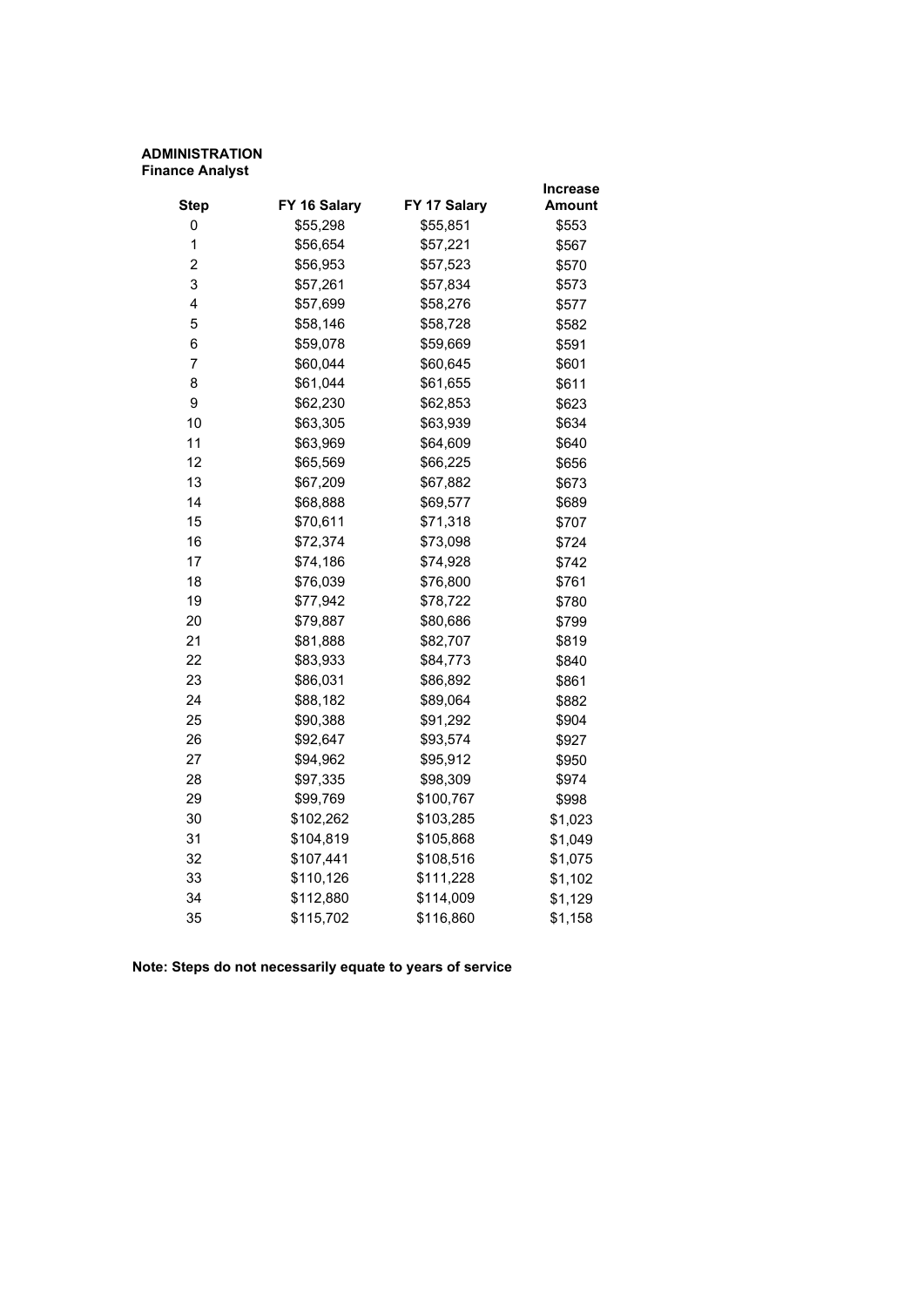**ADMINISTRATION**
**Finance Analyst**

| Step | FY 16 Salary | FY 17 Salary | Increase Amount |
|---|---|---|---|
| 0 | $55,298 | $55,851 | $553 |
| 1 | $56,654 | $57,221 | $567 |
| 2 | $56,953 | $57,523 | $570 |
| 3 | $57,261 | $57,834 | $573 |
| 4 | $57,699 | $58,276 | $577 |
| 5 | $58,146 | $58,728 | $582 |
| 6 | $59,078 | $59,669 | $591 |
| 7 | $60,044 | $60,645 | $601 |
| 8 | $61,044 | $61,655 | $611 |
| 9 | $62,230 | $62,853 | $623 |
| 10 | $63,305 | $63,939 | $634 |
| 11 | $63,969 | $64,609 | $640 |
| 12 | $65,569 | $66,225 | $656 |
| 13 | $67,209 | $67,882 | $673 |
| 14 | $68,888 | $69,577 | $689 |
| 15 | $70,611 | $71,318 | $707 |
| 16 | $72,374 | $73,098 | $724 |
| 17 | $74,186 | $74,928 | $742 |
| 18 | $76,039 | $76,800 | $761 |
| 19 | $77,942 | $78,722 | $780 |
| 20 | $79,887 | $80,686 | $799 |
| 21 | $81,888 | $82,707 | $819 |
| 22 | $83,933 | $84,773 | $840 |
| 23 | $86,031 | $86,892 | $861 |
| 24 | $88,182 | $89,064 | $882 |
| 25 | $90,388 | $91,292 | $904 |
| 26 | $92,647 | $93,574 | $927 |
| 27 | $94,962 | $95,912 | $950 |
| 28 | $97,335 | $98,309 | $974 |
| 29 | $99,769 | $100,767 | $998 |
| 30 | $102,262 | $103,285 | $1,023 |
| 31 | $104,819 | $105,868 | $1,049 |
| 32 | $107,441 | $108,516 | $1,075 |
| 33 | $110,126 | $111,228 | $1,102 |
| 34 | $112,880 | $114,009 | $1,129 |
| 35 | $115,702 | $116,860 | $1,158 |

**Note: Steps do not necessarily equate to years of service**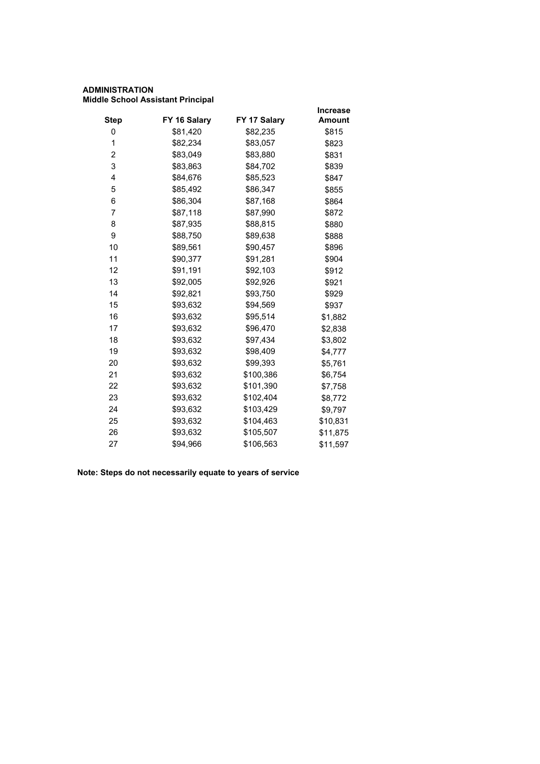**ADMINISTRATION**
**Middle School Assistant Principal**

| Step | FY 16 Salary | FY 17 Salary | Increase Amount |
|---|---|---|---|
| 0 | $81,420 | $82,235 | $815 |
| 1 | $82,234 | $83,057 | $823 |
| 2 | $83,049 | $83,880 | $831 |
| 3 | $83,863 | $84,702 | $839 |
| 4 | $84,676 | $85,523 | $847 |
| 5 | $85,492 | $86,347 | $855 |
| 6 | $86,304 | $87,168 | $864 |
| 7 | $87,118 | $87,990 | $872 |
| 8 | $87,935 | $88,815 | $880 |
| 9 | $88,750 | $89,638 | $888 |
| 10 | $89,561 | $90,457 | $896 |
| 11 | $90,377 | $91,281 | $904 |
| 12 | $91,191 | $92,103 | $912 |
| 13 | $92,005 | $92,926 | $921 |
| 14 | $92,821 | $93,750 | $929 |
| 15 | $93,632 | $94,569 | $937 |
| 16 | $93,632 | $95,514 | $1,882 |
| 17 | $93,632 | $96,470 | $2,838 |
| 18 | $93,632 | $97,434 | $3,802 |
| 19 | $93,632 | $98,409 | $4,777 |
| 20 | $93,632 | $99,393 | $5,761 |
| 21 | $93,632 | $100,386 | $6,754 |
| 22 | $93,632 | $101,390 | $7,758 |
| 23 | $93,632 | $102,404 | $8,772 |
| 24 | $93,632 | $103,429 | $9,797 |
| 25 | $93,632 | $104,463 | $10,831 |
| 26 | $93,632 | $105,507 | $11,875 |
| 27 | $94,966 | $106,563 | $11,597 |

**Note: Steps do not necessarily equate to years of service**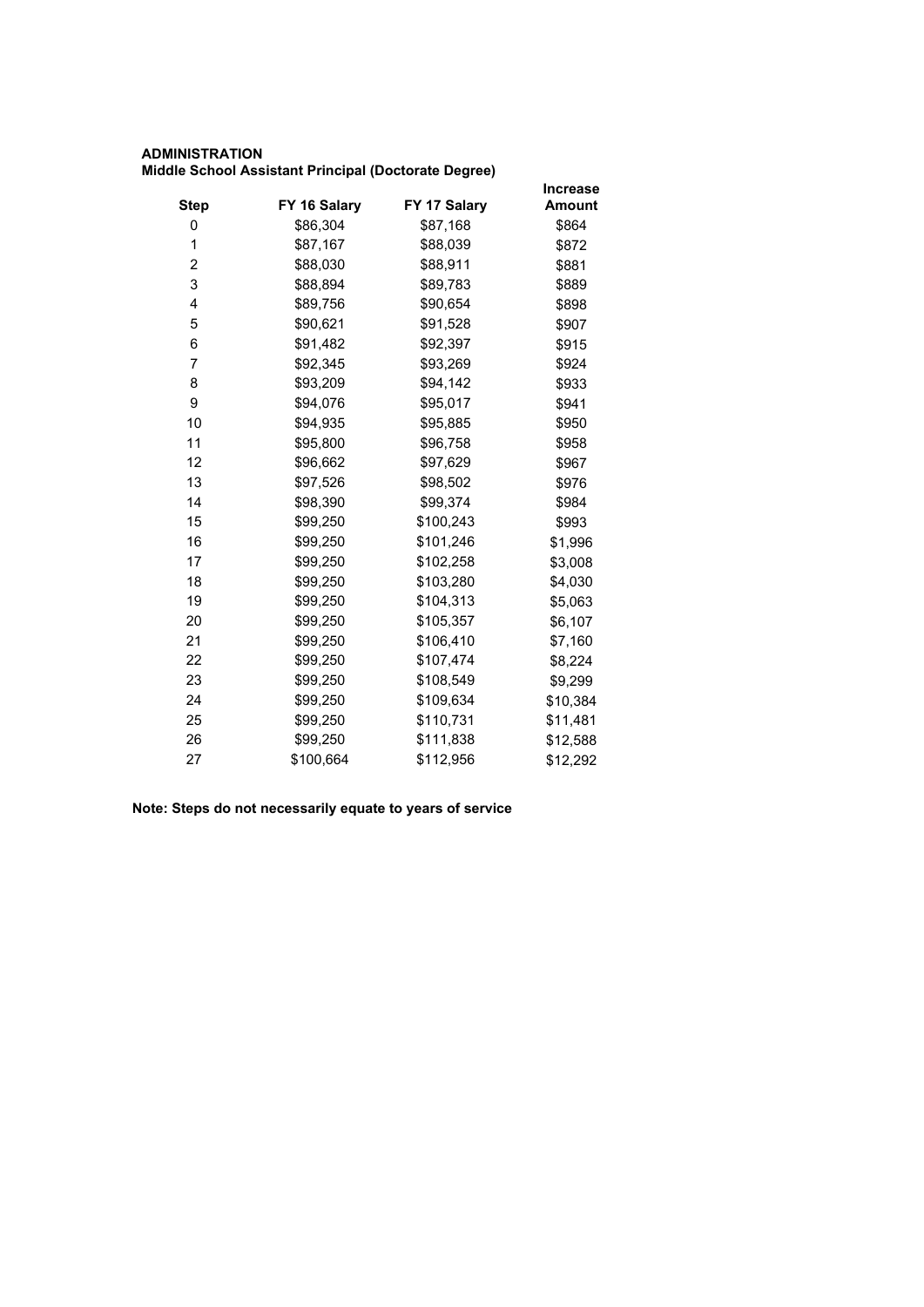**ADMINISTRATION**
**Middle School Assistant Principal (Doctorate Degree)**

| Step | FY 16 Salary | FY 17 Salary | Increase Amount |
|---|---|---|---|
| 0 | $86,304 | $87,168 | $864 |
| 1 | $87,167 | $88,039 | $872 |
| 2 | $88,030 | $88,911 | $881 |
| 3 | $88,894 | $89,783 | $889 |
| 4 | $89,756 | $90,654 | $898 |
| 5 | $90,621 | $91,528 | $907 |
| 6 | $91,482 | $92,397 | $915 |
| 7 | $92,345 | $93,269 | $924 |
| 8 | $93,209 | $94,142 | $933 |
| 9 | $94,076 | $95,017 | $941 |
| 10 | $94,935 | $95,885 | $950 |
| 11 | $95,800 | $96,758 | $958 |
| 12 | $96,662 | $97,629 | $967 |
| 13 | $97,526 | $98,502 | $976 |
| 14 | $98,390 | $99,374 | $984 |
| 15 | $99,250 | $100,243 | $993 |
| 16 | $99,250 | $101,246 | $1,996 |
| 17 | $99,250 | $102,258 | $3,008 |
| 18 | $99,250 | $103,280 | $4,030 |
| 19 | $99,250 | $104,313 | $5,063 |
| 20 | $99,250 | $105,357 | $6,107 |
| 21 | $99,250 | $106,410 | $7,160 |
| 22 | $99,250 | $107,474 | $8,224 |
| 23 | $99,250 | $108,549 | $9,299 |
| 24 | $99,250 | $109,634 | $10,384 |
| 25 | $99,250 | $110,731 | $11,481 |
| 26 | $99,250 | $111,838 | $12,588 |
| 27 | $100,664 | $112,956 | $12,292 |

**Note: Steps do not necessarily equate to years of service**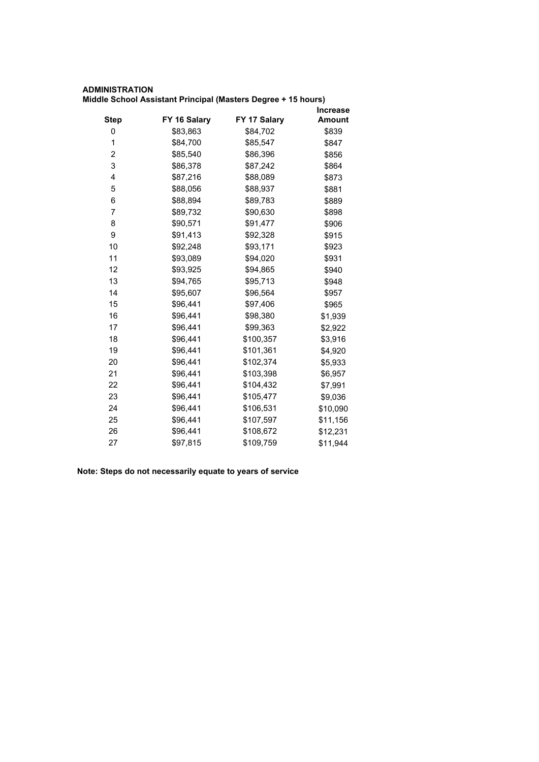**ADMINISTRATION**
**Middle School Assistant Principal (Masters Degree + 15 hours)**

| Step | FY 16 Salary | FY 17 Salary | Increase Amount |
|---|---|---|---|
| 0 | $83,863 | $84,702 | $839 |
| 1 | $84,700 | $85,547 | $847 |
| 2 | $85,540 | $86,396 | $856 |
| 3 | $86,378 | $87,242 | $864 |
| 4 | $87,216 | $88,089 | $873 |
| 5 | $88,056 | $88,937 | $881 |
| 6 | $88,894 | $89,783 | $889 |
| 7 | $89,732 | $90,630 | $898 |
| 8 | $90,571 | $91,477 | $906 |
| 9 | $91,413 | $92,328 | $915 |
| 10 | $92,248 | $93,171 | $923 |
| 11 | $93,089 | $94,020 | $931 |
| 12 | $93,925 | $94,865 | $940 |
| 13 | $94,765 | $95,713 | $948 |
| 14 | $95,607 | $96,564 | $957 |
| 15 | $96,441 | $97,406 | $965 |
| 16 | $96,441 | $98,380 | $1,939 |
| 17 | $96,441 | $99,363 | $2,922 |
| 18 | $96,441 | $100,357 | $3,916 |
| 19 | $96,441 | $101,361 | $4,920 |
| 20 | $96,441 | $102,374 | $5,933 |
| 21 | $96,441 | $103,398 | $6,957 |
| 22 | $96,441 | $104,432 | $7,991 |
| 23 | $96,441 | $105,477 | $9,036 |
| 24 | $96,441 | $106,531 | $10,090 |
| 25 | $96,441 | $107,597 | $11,156 |
| 26 | $96,441 | $108,672 | $12,231 |
| 27 | $97,815 | $109,759 | $11,944 |

**Note: Steps do not necessarily equate to years of service**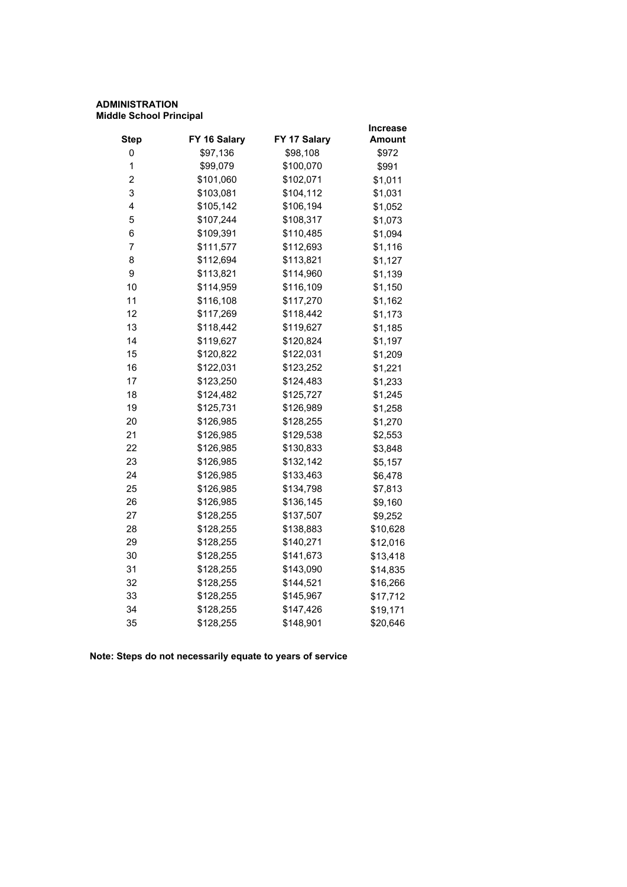**ADMINISTRATION**
**Middle School Principal**

| Step | FY 16 Salary | FY 17 Salary | Increase Amount |
|---|---|---|---|
| 0 | $97,136 | $98,108 | $972 |
| 1 | $99,079 | $100,070 | $991 |
| 2 | $101,060 | $102,071 | $1,011 |
| 3 | $103,081 | $104,112 | $1,031 |
| 4 | $105,142 | $106,194 | $1,052 |
| 5 | $107,244 | $108,317 | $1,073 |
| 6 | $109,391 | $110,485 | $1,094 |
| 7 | $111,577 | $112,693 | $1,116 |
| 8 | $112,694 | $113,821 | $1,127 |
| 9 | $113,821 | $114,960 | $1,139 |
| 10 | $114,959 | $116,109 | $1,150 |
| 11 | $116,108 | $117,270 | $1,162 |
| 12 | $117,269 | $118,442 | $1,173 |
| 13 | $118,442 | $119,627 | $1,185 |
| 14 | $119,627 | $120,824 | $1,197 |
| 15 | $120,822 | $122,031 | $1,209 |
| 16 | $122,031 | $123,252 | $1,221 |
| 17 | $123,250 | $124,483 | $1,233 |
| 18 | $124,482 | $125,727 | $1,245 |
| 19 | $125,731 | $126,989 | $1,258 |
| 20 | $126,985 | $128,255 | $1,270 |
| 21 | $126,985 | $129,538 | $2,553 |
| 22 | $126,985 | $130,833 | $3,848 |
| 23 | $126,985 | $132,142 | $5,157 |
| 24 | $126,985 | $133,463 | $6,478 |
| 25 | $126,985 | $134,798 | $7,813 |
| 26 | $126,985 | $136,145 | $9,160 |
| 27 | $128,255 | $137,507 | $9,252 |
| 28 | $128,255 | $138,883 | $10,628 |
| 29 | $128,255 | $140,271 | $12,016 |
| 30 | $128,255 | $141,673 | $13,418 |
| 31 | $128,255 | $143,090 | $14,835 |
| 32 | $128,255 | $144,521 | $16,266 |
| 33 | $128,255 | $145,967 | $17,712 |
| 34 | $128,255 | $147,426 | $19,171 |
| 35 | $128,255 | $148,901 | $20,646 |

**Note: Steps do not necessarily equate to years of service**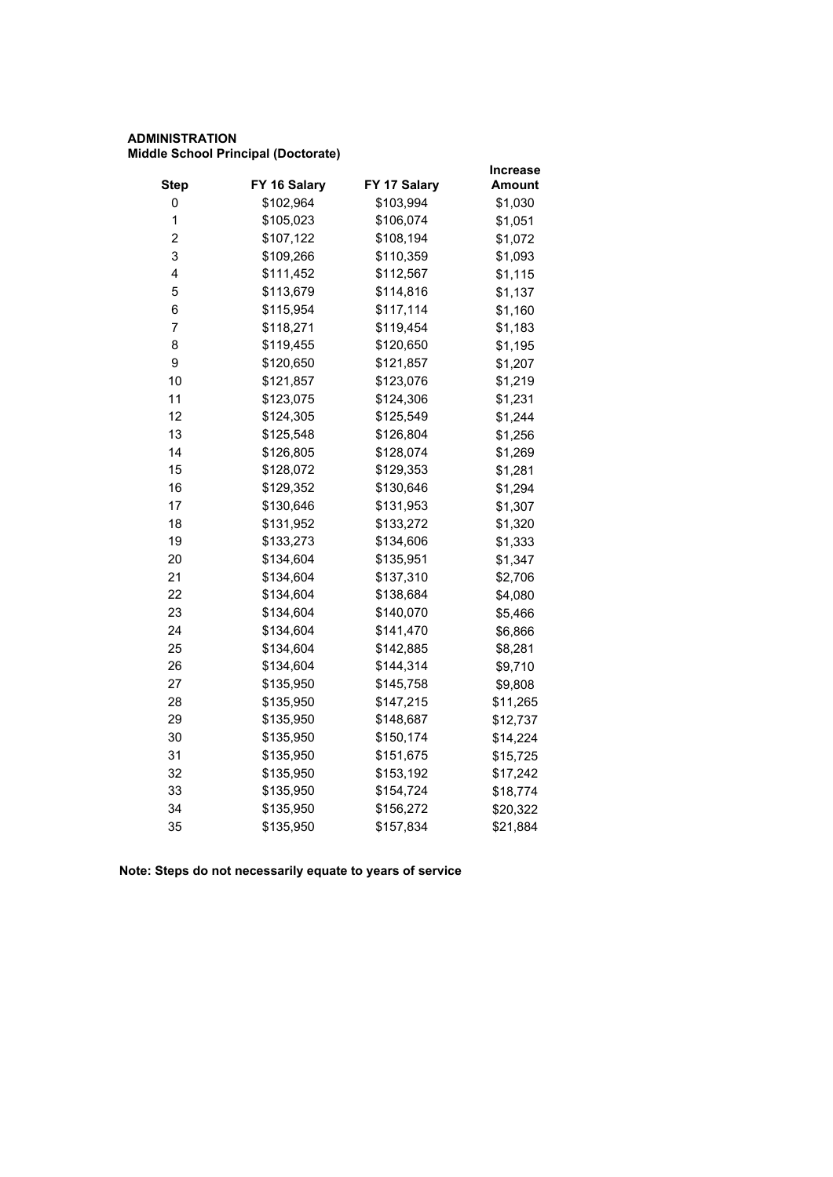**ADMINISTRATION**
**Middle School Principal (Doctorate)**

| Step | FY 16 Salary | FY 17 Salary | Increase Amount |
|---|---|---|---|
| 0 | $102,964 | $103,994 | $1,030 |
| 1 | $105,023 | $106,074 | $1,051 |
| 2 | $107,122 | $108,194 | $1,072 |
| 3 | $109,266 | $110,359 | $1,093 |
| 4 | $111,452 | $112,567 | $1,115 |
| 5 | $113,679 | $114,816 | $1,137 |
| 6 | $115,954 | $117,114 | $1,160 |
| 7 | $118,271 | $119,454 | $1,183 |
| 8 | $119,455 | $120,650 | $1,195 |
| 9 | $120,650 | $121,857 | $1,207 |
| 10 | $121,857 | $123,076 | $1,219 |
| 11 | $123,075 | $124,306 | $1,231 |
| 12 | $124,305 | $125,549 | $1,244 |
| 13 | $125,548 | $126,804 | $1,256 |
| 14 | $126,805 | $128,074 | $1,269 |
| 15 | $128,072 | $129,353 | $1,281 |
| 16 | $129,352 | $130,646 | $1,294 |
| 17 | $130,646 | $131,953 | $1,307 |
| 18 | $131,952 | $133,272 | $1,320 |
| 19 | $133,273 | $134,606 | $1,333 |
| 20 | $134,604 | $135,951 | $1,347 |
| 21 | $134,604 | $137,310 | $2,706 |
| 22 | $134,604 | $138,684 | $4,080 |
| 23 | $134,604 | $140,070 | $5,466 |
| 24 | $134,604 | $141,470 | $6,866 |
| 25 | $134,604 | $142,885 | $8,281 |
| 26 | $134,604 | $144,314 | $9,710 |
| 27 | $135,950 | $145,758 | $9,808 |
| 28 | $135,950 | $147,215 | $11,265 |
| 29 | $135,950 | $148,687 | $12,737 |
| 30 | $135,950 | $150,174 | $14,224 |
| 31 | $135,950 | $151,675 | $15,725 |
| 32 | $135,950 | $153,192 | $17,242 |
| 33 | $135,950 | $154,724 | $18,774 |
| 34 | $135,950 | $156,272 | $20,322 |
| 35 | $135,950 | $157,834 | $21,884 |

**Note: Steps do not necessarily equate to years of service**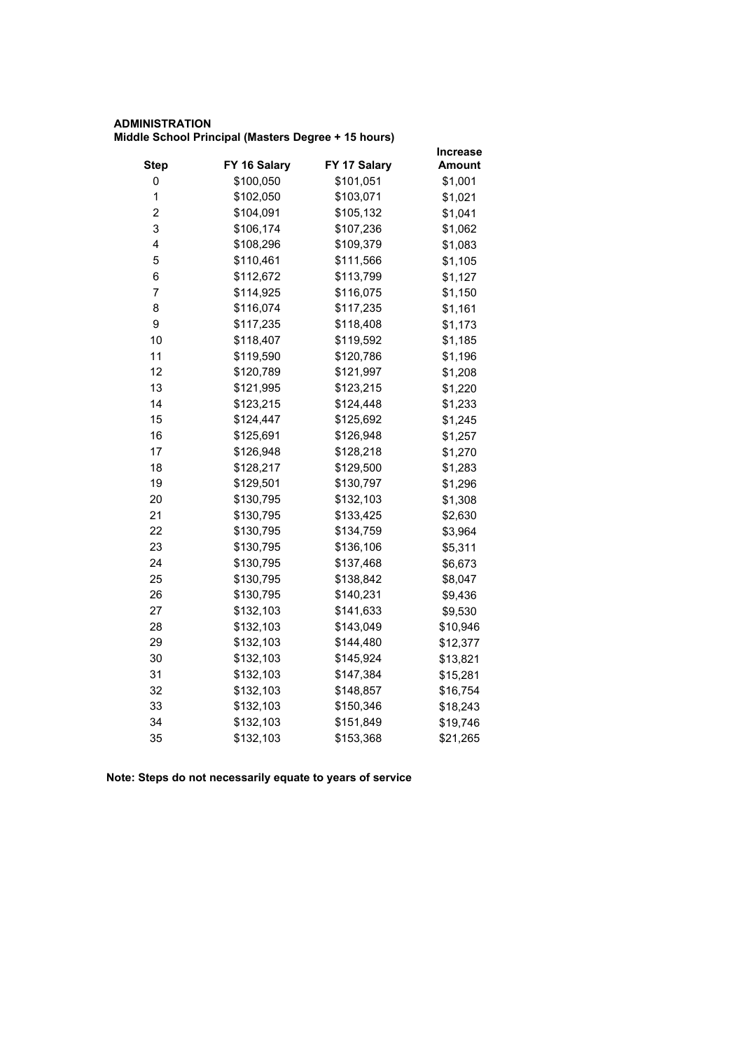**ADMINISTRATION**
**Middle School Principal (Masters Degree + 15 hours)**

| Step | FY 16 Salary | FY 17 Salary | Increase Amount |
|---|---|---|---|
| 0 | $100,050 | $101,051 | $1,001 |
| 1 | $102,050 | $103,071 | $1,021 |
| 2 | $104,091 | $105,132 | $1,041 |
| 3 | $106,174 | $107,236 | $1,062 |
| 4 | $108,296 | $109,379 | $1,083 |
| 5 | $110,461 | $111,566 | $1,105 |
| 6 | $112,672 | $113,799 | $1,127 |
| 7 | $114,925 | $116,075 | $1,150 |
| 8 | $116,074 | $117,235 | $1,161 |
| 9 | $117,235 | $118,408 | $1,173 |
| 10 | $118,407 | $119,592 | $1,185 |
| 11 | $119,590 | $120,786 | $1,196 |
| 12 | $120,789 | $121,997 | $1,208 |
| 13 | $121,995 | $123,215 | $1,220 |
| 14 | $123,215 | $124,448 | $1,233 |
| 15 | $124,447 | $125,692 | $1,245 |
| 16 | $125,691 | $126,948 | $1,257 |
| 17 | $126,948 | $128,218 | $1,270 |
| 18 | $128,217 | $129,500 | $1,283 |
| 19 | $129,501 | $130,797 | $1,296 |
| 20 | $130,795 | $132,103 | $1,308 |
| 21 | $130,795 | $133,425 | $2,630 |
| 22 | $130,795 | $134,759 | $3,964 |
| 23 | $130,795 | $136,106 | $5,311 |
| 24 | $130,795 | $137,468 | $6,673 |
| 25 | $130,795 | $138,842 | $8,047 |
| 26 | $130,795 | $140,231 | $9,436 |
| 27 | $132,103 | $141,633 | $9,530 |
| 28 | $132,103 | $143,049 | $10,946 |
| 29 | $132,103 | $144,480 | $12,377 |
| 30 | $132,103 | $145,924 | $13,821 |
| 31 | $132,103 | $147,384 | $15,281 |
| 32 | $132,103 | $148,857 | $16,754 |
| 33 | $132,103 | $150,346 | $18,243 |
| 34 | $132,103 | $151,849 | $19,746 |
| 35 | $132,103 | $153,368 | $21,265 |

**Note: Steps do not necessarily equate to years of service**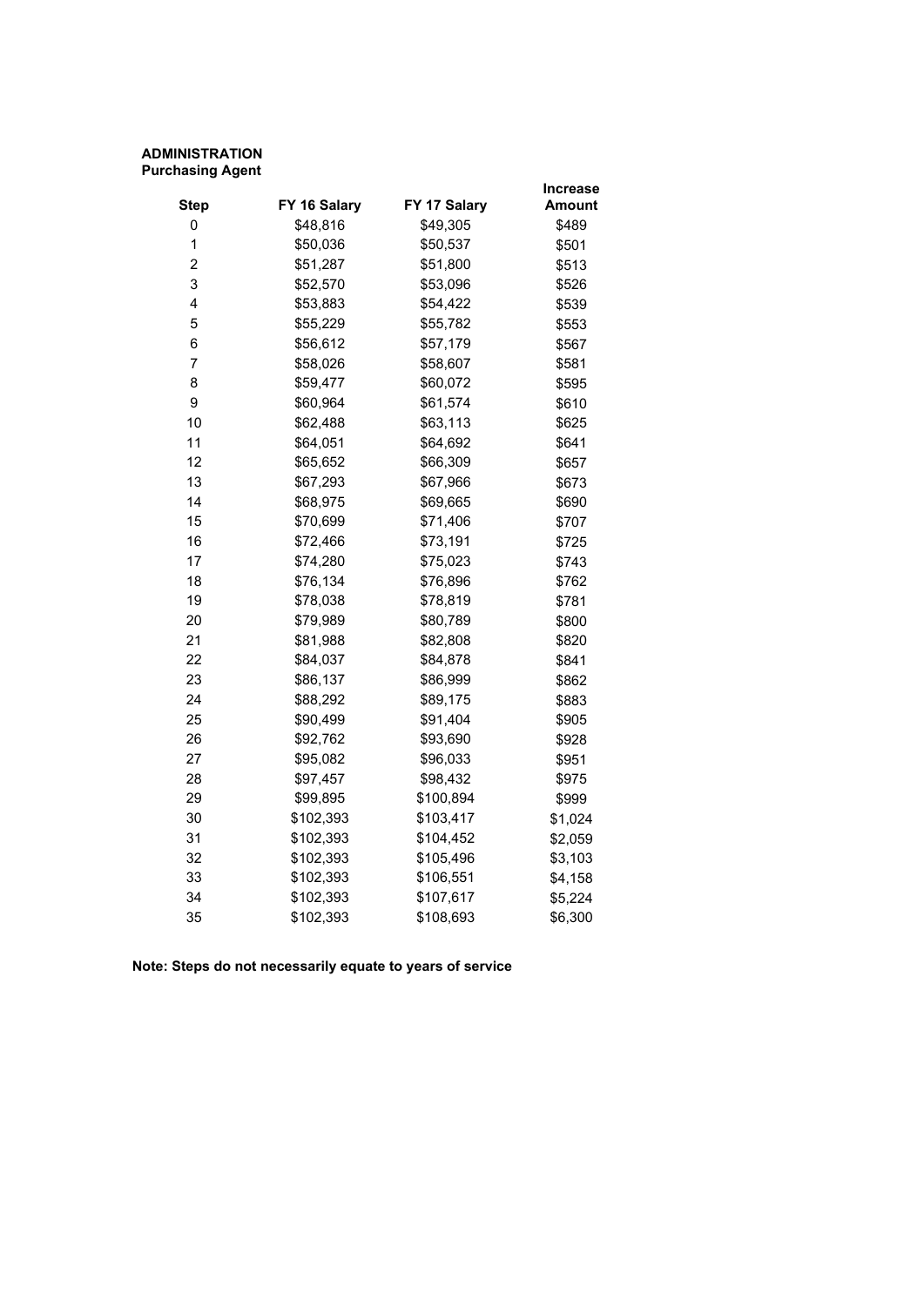**ADMINISTRATION**
**Purchasing Agent**

| Step | FY 16 Salary | FY 17 Salary | Increase Amount |
|---|---|---|---|
| 0 | $48,816 | $49,305 | $489 |
| 1 | $50,036 | $50,537 | $501 |
| 2 | $51,287 | $51,800 | $513 |
| 3 | $52,570 | $53,096 | $526 |
| 4 | $53,883 | $54,422 | $539 |
| 5 | $55,229 | $55,782 | $553 |
| 6 | $56,612 | $57,179 | $567 |
| 7 | $58,026 | $58,607 | $581 |
| 8 | $59,477 | $60,072 | $595 |
| 9 | $60,964 | $61,574 | $610 |
| 10 | $62,488 | $63,113 | $625 |
| 11 | $64,051 | $64,692 | $641 |
| 12 | $65,652 | $66,309 | $657 |
| 13 | $67,293 | $67,966 | $673 |
| 14 | $68,975 | $69,665 | $690 |
| 15 | $70,699 | $71,406 | $707 |
| 16 | $72,466 | $73,191 | $725 |
| 17 | $74,280 | $75,023 | $743 |
| 18 | $76,134 | $76,896 | $762 |
| 19 | $78,038 | $78,819 | $781 |
| 20 | $79,989 | $80,789 | $800 |
| 21 | $81,988 | $82,808 | $820 |
| 22 | $84,037 | $84,878 | $841 |
| 23 | $86,137 | $86,999 | $862 |
| 24 | $88,292 | $89,175 | $883 |
| 25 | $90,499 | $91,404 | $905 |
| 26 | $92,762 | $93,690 | $928 |
| 27 | $95,082 | $96,033 | $951 |
| 28 | $97,457 | $98,432 | $975 |
| 29 | $99,895 | $100,894 | $999 |
| 30 | $102,393 | $103,417 | $1,024 |
| 31 | $102,393 | $104,452 | $2,059 |
| 32 | $102,393 | $105,496 | $3,103 |
| 33 | $102,393 | $106,551 | $4,158 |
| 34 | $102,393 | $107,617 | $5,224 |
| 35 | $102,393 | $108,693 | $6,300 |

**Note: Steps do not necessarily equate to years of service**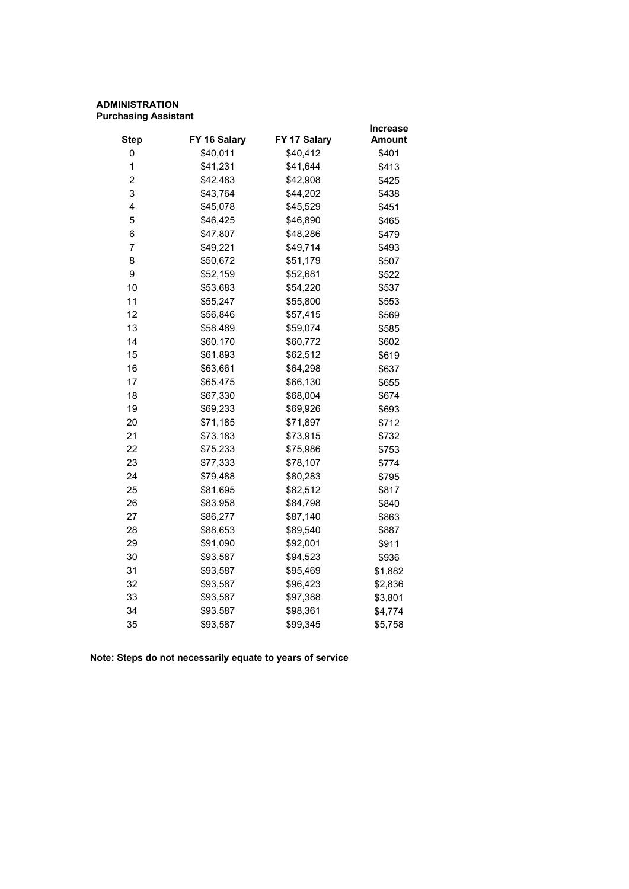**ADMINISTRATION**
**Purchasing Assistant**

| Step | FY 16 Salary | FY 17 Salary | Increase Amount |
|---|---|---|---|
| 0 | $40,011 | $40,412 | $401 |
| 1 | $41,231 | $41,644 | $413 |
| 2 | $42,483 | $42,908 | $425 |
| 3 | $43,764 | $44,202 | $438 |
| 4 | $45,078 | $45,529 | $451 |
| 5 | $46,425 | $46,890 | $465 |
| 6 | $47,807 | $48,286 | $479 |
| 7 | $49,221 | $49,714 | $493 |
| 8 | $50,672 | $51,179 | $507 |
| 9 | $52,159 | $52,681 | $522 |
| 10 | $53,683 | $54,220 | $537 |
| 11 | $55,247 | $55,800 | $553 |
| 12 | $56,846 | $57,415 | $569 |
| 13 | $58,489 | $59,074 | $585 |
| 14 | $60,170 | $60,772 | $602 |
| 15 | $61,893 | $62,512 | $619 |
| 16 | $63,661 | $64,298 | $637 |
| 17 | $65,475 | $66,130 | $655 |
| 18 | $67,330 | $68,004 | $674 |
| 19 | $69,233 | $69,926 | $693 |
| 20 | $71,185 | $71,897 | $712 |
| 21 | $73,183 | $73,915 | $732 |
| 22 | $75,233 | $75,986 | $753 |
| 23 | $77,333 | $78,107 | $774 |
| 24 | $79,488 | $80,283 | $795 |
| 25 | $81,695 | $82,512 | $817 |
| 26 | $83,958 | $84,798 | $840 |
| 27 | $86,277 | $87,140 | $863 |
| 28 | $88,653 | $89,540 | $887 |
| 29 | $91,090 | $92,001 | $911 |
| 30 | $93,587 | $94,523 | $936 |
| 31 | $93,587 | $95,469 | $1,882 |
| 32 | $93,587 | $96,423 | $2,836 |
| 33 | $93,587 | $97,388 | $3,801 |
| 34 | $93,587 | $98,361 | $4,774 |
| 35 | $93,587 | $99,345 | $5,758 |

**Note: Steps do not necessarily equate to years of service**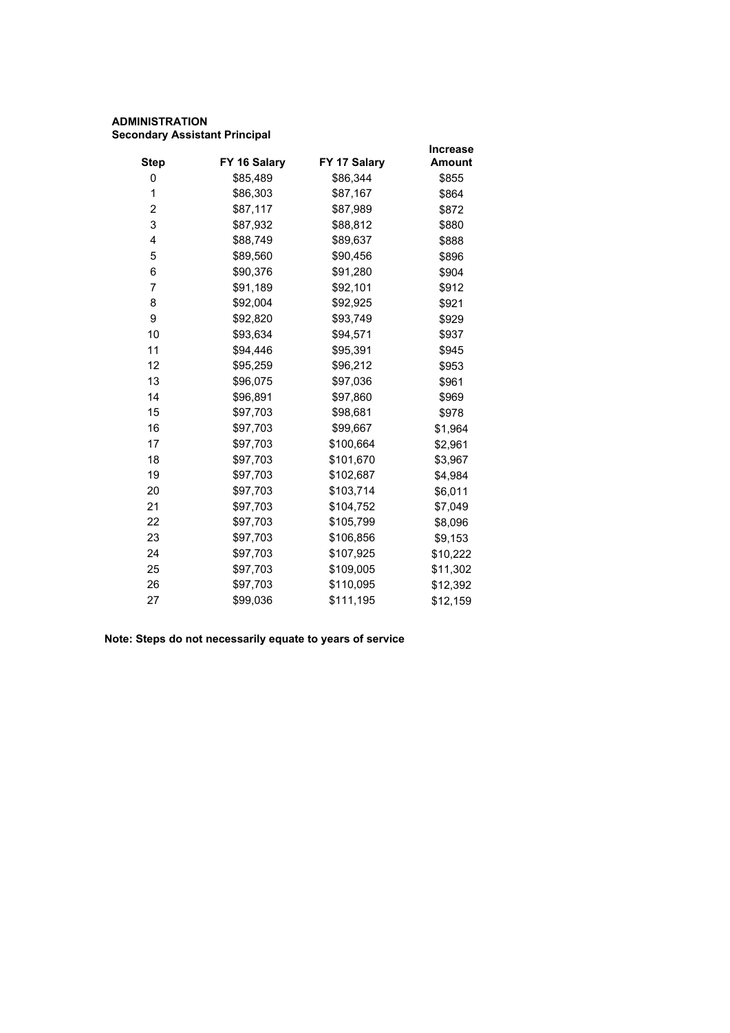**ADMINISTRATION**
**Secondary Assistant Principal**

| Step | FY 16 Salary | FY 17 Salary | Increase Amount |
|---|---|---|---|
| 0 | $85,489 | $86,344 | $855 |
| 1 | $86,303 | $87,167 | $864 |
| 2 | $87,117 | $87,989 | $872 |
| 3 | $87,932 | $88,812 | $880 |
| 4 | $88,749 | $89,637 | $888 |
| 5 | $89,560 | $90,456 | $896 |
| 6 | $90,376 | $91,280 | $904 |
| 7 | $91,189 | $92,101 | $912 |
| 8 | $92,004 | $92,925 | $921 |
| 9 | $92,820 | $93,749 | $929 |
| 10 | $93,634 | $94,571 | $937 |
| 11 | $94,446 | $95,391 | $945 |
| 12 | $95,259 | $96,212 | $953 |
| 13 | $96,075 | $97,036 | $961 |
| 14 | $96,891 | $97,860 | $969 |
| 15 | $97,703 | $98,681 | $978 |
| 16 | $97,703 | $99,667 | $1,964 |
| 17 | $97,703 | $100,664 | $2,961 |
| 18 | $97,703 | $101,670 | $3,967 |
| 19 | $97,703 | $102,687 | $4,984 |
| 20 | $97,703 | $103,714 | $6,011 |
| 21 | $97,703 | $104,752 | $7,049 |
| 22 | $97,703 | $105,799 | $8,096 |
| 23 | $97,703 | $106,856 | $9,153 |
| 24 | $97,703 | $107,925 | $10,222 |
| 25 | $97,703 | $109,005 | $11,302 |
| 26 | $97,703 | $110,095 | $12,392 |
| 27 | $99,036 | $111,195 | $12,159 |

**Note: Steps do not necessarily equate to years of service**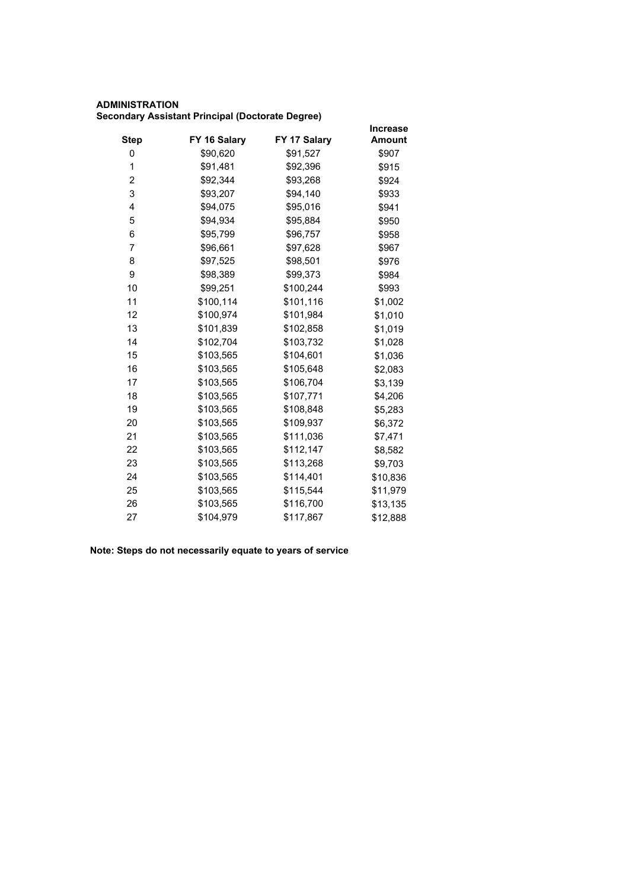**ADMINISTRATION**
**Secondary Assistant Principal (Doctorate Degree)**

| Step | FY 16 Salary | FY 17 Salary | Increase Amount |
|---|---|---|---|
| 0 | $90,620 | $91,527 | $907 |
| 1 | $91,481 | $92,396 | $915 |
| 2 | $92,344 | $93,268 | $924 |
| 3 | $93,207 | $94,140 | $933 |
| 4 | $94,075 | $95,016 | $941 |
| 5 | $94,934 | $95,884 | $950 |
| 6 | $95,799 | $96,757 | $958 |
| 7 | $96,661 | $97,628 | $967 |
| 8 | $97,525 | $98,501 | $976 |
| 9 | $98,389 | $99,373 | $984 |
| 10 | $99,251 | $100,244 | $993 |
| 11 | $100,114 | $101,116 | $1,002 |
| 12 | $100,974 | $101,984 | $1,010 |
| 13 | $101,839 | $102,858 | $1,019 |
| 14 | $102,704 | $103,732 | $1,028 |
| 15 | $103,565 | $104,601 | $1,036 |
| 16 | $103,565 | $105,648 | $2,083 |
| 17 | $103,565 | $106,704 | $3,139 |
| 18 | $103,565 | $107,771 | $4,206 |
| 19 | $103,565 | $108,848 | $5,283 |
| 20 | $103,565 | $109,937 | $6,372 |
| 21 | $103,565 | $111,036 | $7,471 |
| 22 | $103,565 | $112,147 | $8,582 |
| 23 | $103,565 | $113,268 | $9,703 |
| 24 | $103,565 | $114,401 | $10,836 |
| 25 | $103,565 | $115,544 | $11,979 |
| 26 | $103,565 | $116,700 | $13,135 |
| 27 | $104,979 | $117,867 | $12,888 |

**Note: Steps do not necessarily equate to years of service**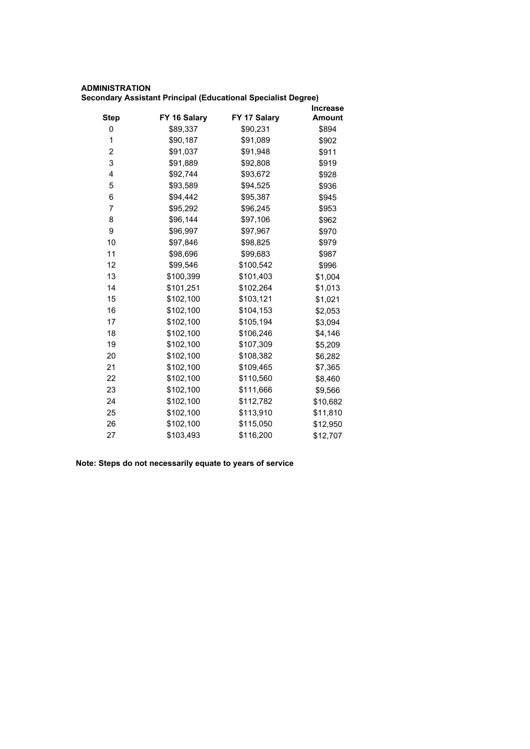**ADMINISTRATION**
**Secondary Assistant Principal (Educational Specialist Degree)**

| Step | FY 16 Salary | FY 17 Salary | Increase Amount |
|---|---|---|---|
| 0 | $89,337 | $90,231 | $894 |
| 1 | $90,187 | $91,089 | $902 |
| 2 | $91,037 | $91,948 | $911 |
| 3 | $91,889 | $92,808 | $919 |
| 4 | $92,744 | $93,672 | $928 |
| 5 | $93,589 | $94,525 | $936 |
| 6 | $94,442 | $95,387 | $945 |
| 7 | $95,292 | $96,245 | $953 |
| 8 | $96,144 | $97,106 | $962 |
| 9 | $96,997 | $97,967 | $970 |
| 10 | $97,846 | $98,825 | $979 |
| 11 | $98,696 | $99,683 | $987 |
| 12 | $99,546 | $100,542 | $996 |
| 13 | $100,399 | $101,403 | $1,004 |
| 14 | $101,251 | $102,264 | $1,013 |
| 15 | $102,100 | $103,121 | $1,021 |
| 16 | $102,100 | $104,153 | $2,053 |
| 17 | $102,100 | $105,194 | $3,094 |
| 18 | $102,100 | $106,246 | $4,146 |
| 19 | $102,100 | $107,309 | $5,209 |
| 20 | $102,100 | $108,382 | $6,282 |
| 21 | $102,100 | $109,465 | $7,365 |
| 22 | $102,100 | $110,560 | $8,460 |
| 23 | $102,100 | $111,666 | $9,566 |
| 24 | $102,100 | $112,782 | $10,682 |
| 25 | $102,100 | $113,910 | $11,810 |
| 26 | $102,100 | $115,050 | $12,950 |
| 27 | $103,493 | $116,200 | $12,707 |

**Note: Steps do not necessarily equate to years of service**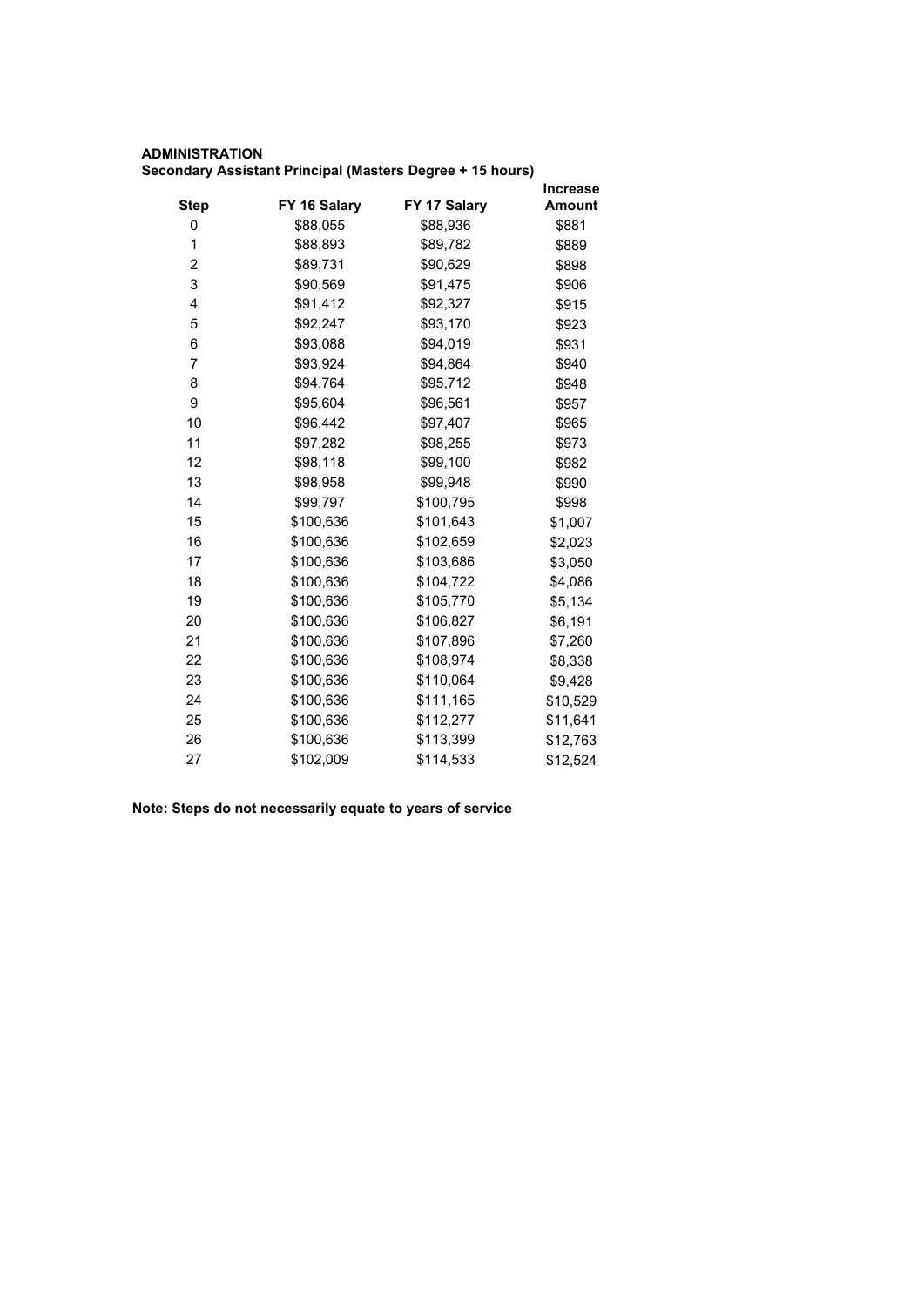**ADMINISTRATION**

**Secondary Assistant Principal (Masters Degree + 15 hours)**

| Step | FY 16 Salary | FY 17 Salary | Increase Amount |
|---|---|---|---|
| 0 | $88,055 | $88,936 | $881 |
| 1 | $88,893 | $89,782 | $889 |
| 2 | $89,731 | $90,629 | $898 |
| 3 | $90,569 | $91,475 | $906 |
| 4 | $91,412 | $92,327 | $915 |
| 5 | $92,247 | $93,170 | $923 |
| 6 | $93,088 | $94,019 | $931 |
| 7 | $93,924 | $94,864 | $940 |
| 8 | $94,764 | $95,712 | $948 |
| 9 | $95,604 | $96,561 | $957 |
| 10 | $96,442 | $97,407 | $965 |
| 11 | $97,282 | $98,255 | $973 |
| 12 | $98,118 | $99,100 | $982 |
| 13 | $98,958 | $99,948 | $990 |
| 14 | $99,797 | $100,795 | $998 |
| 15 | $100,636 | $101,643 | $1,007 |
| 16 | $100,636 | $102,659 | $2,023 |
| 17 | $100,636 | $103,686 | $3,050 |
| 18 | $100,636 | $104,722 | $4,086 |
| 19 | $100,636 | $105,770 | $5,134 |
| 20 | $100,636 | $106,827 | $6,191 |
| 21 | $100,636 | $107,896 | $7,260 |
| 22 | $100,636 | $108,974 | $8,338 |
| 23 | $100,636 | $110,064 | $9,428 |
| 24 | $100,636 | $111,165 | $10,529 |
| 25 | $100,636 | $112,277 | $11,641 |
| 26 | $100,636 | $113,399 | $12,763 |
| 27 | $102,009 | $114,533 | $12,524 |

**Note: Steps do not necessarily equate to years of service**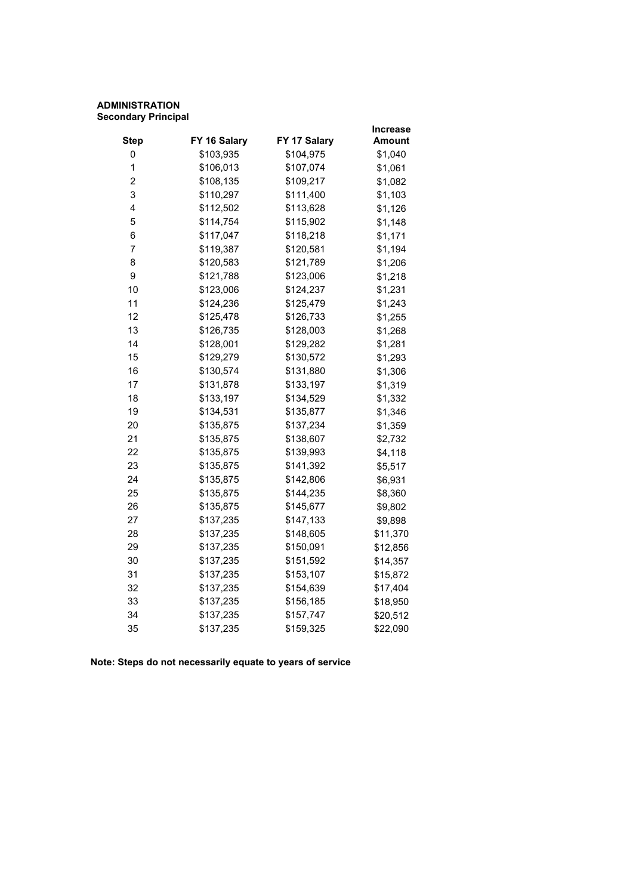**ADMINISTRATION**
**Secondary Principal**

| Step | FY 16 Salary | FY 17 Salary | Increase Amount |
|---|---|---|---|
| 0 | $103,935 | $104,975 | $1,040 |
| 1 | $106,013 | $107,074 | $1,061 |
| 2 | $108,135 | $109,217 | $1,082 |
| 3 | $110,297 | $111,400 | $1,103 |
| 4 | $112,502 | $113,628 | $1,126 |
| 5 | $114,754 | $115,902 | $1,148 |
| 6 | $117,047 | $118,218 | $1,171 |
| 7 | $119,387 | $120,581 | $1,194 |
| 8 | $120,583 | $121,789 | $1,206 |
| 9 | $121,788 | $123,006 | $1,218 |
| 10 | $123,006 | $124,237 | $1,231 |
| 11 | $124,236 | $125,479 | $1,243 |
| 12 | $125,478 | $126,733 | $1,255 |
| 13 | $126,735 | $128,003 | $1,268 |
| 14 | $128,001 | $129,282 | $1,281 |
| 15 | $129,279 | $130,572 | $1,293 |
| 16 | $130,574 | $131,880 | $1,306 |
| 17 | $131,878 | $133,197 | $1,319 |
| 18 | $133,197 | $134,529 | $1,332 |
| 19 | $134,531 | $135,877 | $1,346 |
| 20 | $135,875 | $137,234 | $1,359 |
| 21 | $135,875 | $138,607 | $2,732 |
| 22 | $135,875 | $139,993 | $4,118 |
| 23 | $135,875 | $141,392 | $5,517 |
| 24 | $135,875 | $142,806 | $6,931 |
| 25 | $135,875 | $144,235 | $8,360 |
| 26 | $135,875 | $145,677 | $9,802 |
| 27 | $137,235 | $147,133 | $9,898 |
| 28 | $137,235 | $148,605 | $11,370 |
| 29 | $137,235 | $150,091 | $12,856 |
| 30 | $137,235 | $151,592 | $14,357 |
| 31 | $137,235 | $153,107 | $15,872 |
| 32 | $137,235 | $154,639 | $17,404 |
| 33 | $137,235 | $156,185 | $18,950 |
| 34 | $137,235 | $157,747 | $20,512 |
| 35 | $137,235 | $159,325 | $22,090 |

**Note: Steps do not necessarily equate to years of service**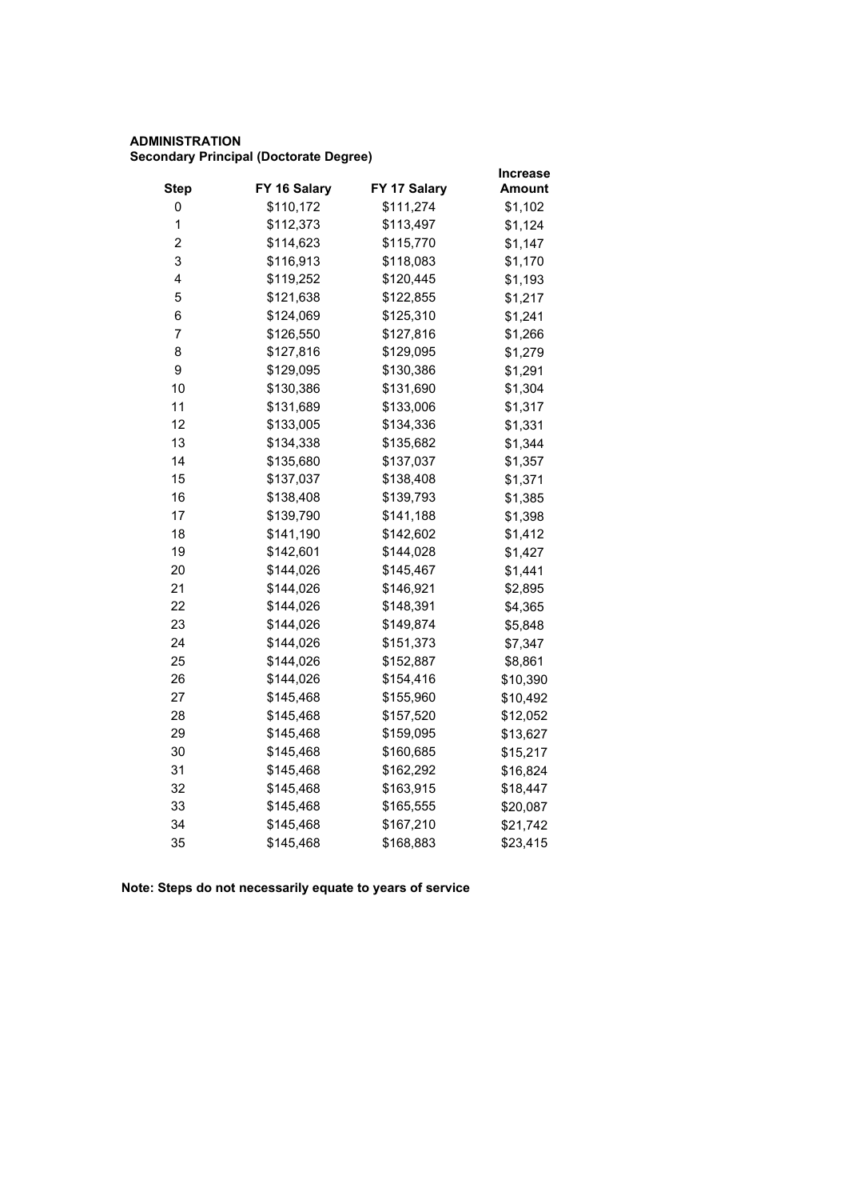**ADMINISTRATION**
**Secondary Principal (Doctorate Degree)**

| Step | FY 16 Salary | FY 17 Salary | Increase Amount |
|---|---|---|---|
| 0 | $110,172 | $111,274 | $1,102 |
| 1 | $112,373 | $113,497 | $1,124 |
| 2 | $114,623 | $115,770 | $1,147 |
| 3 | $116,913 | $118,083 | $1,170 |
| 4 | $119,252 | $120,445 | $1,193 |
| 5 | $121,638 | $122,855 | $1,217 |
| 6 | $124,069 | $125,310 | $1,241 |
| 7 | $126,550 | $127,816 | $1,266 |
| 8 | $127,816 | $129,095 | $1,279 |
| 9 | $129,095 | $130,386 | $1,291 |
| 10 | $130,386 | $131,690 | $1,304 |
| 11 | $131,689 | $133,006 | $1,317 |
| 12 | $133,005 | $134,336 | $1,331 |
| 13 | $134,338 | $135,682 | $1,344 |
| 14 | $135,680 | $137,037 | $1,357 |
| 15 | $137,037 | $138,408 | $1,371 |
| 16 | $138,408 | $139,793 | $1,385 |
| 17 | $139,790 | $141,188 | $1,398 |
| 18 | $141,190 | $142,602 | $1,412 |
| 19 | $142,601 | $144,028 | $1,427 |
| 20 | $144,026 | $145,467 | $1,441 |
| 21 | $144,026 | $146,921 | $2,895 |
| 22 | $144,026 | $148,391 | $4,365 |
| 23 | $144,026 | $149,874 | $5,848 |
| 24 | $144,026 | $151,373 | $7,347 |
| 25 | $144,026 | $152,887 | $8,861 |
| 26 | $144,026 | $154,416 | $10,390 |
| 27 | $145,468 | $155,960 | $10,492 |
| 28 | $145,468 | $157,520 | $12,052 |
| 29 | $145,468 | $159,095 | $13,627 |
| 30 | $145,468 | $160,685 | $15,217 |
| 31 | $145,468 | $162,292 | $16,824 |
| 32 | $145,468 | $163,915 | $18,447 |
| 33 | $145,468 | $165,555 | $20,087 |
| 34 | $145,468 | $167,210 | $21,742 |
| 35 | $145,468 | $168,883 | $23,415 |

**Note: Steps do not necessarily equate to years of service**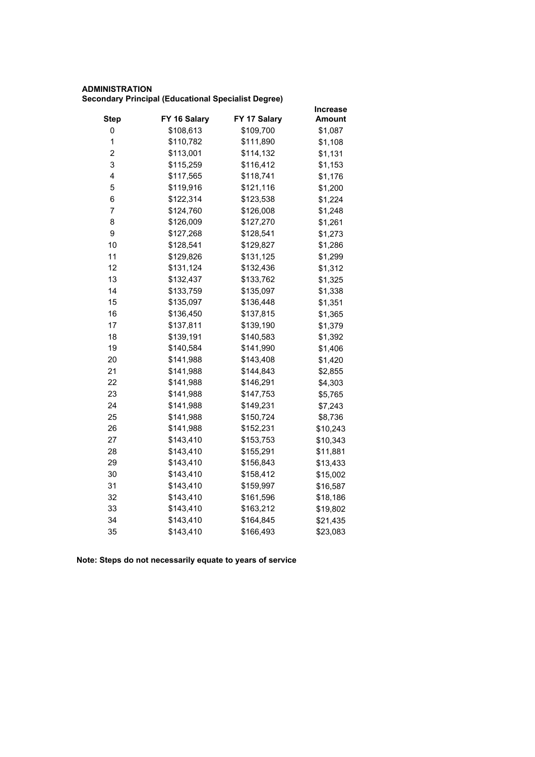**ADMINISTRATION**
**Secondary Principal (Educational Specialist Degree)**

| Step | FY 16 Salary | FY 17 Salary | Increase Amount |
|---|---|---|---|
| 0 | $108,613 | $109,700 | $1,087 |
| 1 | $110,782 | $111,890 | $1,108 |
| 2 | $113,001 | $114,132 | $1,131 |
| 3 | $115,259 | $116,412 | $1,153 |
| 4 | $117,565 | $118,741 | $1,176 |
| 5 | $119,916 | $121,116 | $1,200 |
| 6 | $122,314 | $123,538 | $1,224 |
| 7 | $124,760 | $126,008 | $1,248 |
| 8 | $126,009 | $127,270 | $1,261 |
| 9 | $127,268 | $128,541 | $1,273 |
| 10 | $128,541 | $129,827 | $1,286 |
| 11 | $129,826 | $131,125 | $1,299 |
| 12 | $131,124 | $132,436 | $1,312 |
| 13 | $132,437 | $133,762 | $1,325 |
| 14 | $133,759 | $135,097 | $1,338 |
| 15 | $135,097 | $136,448 | $1,351 |
| 16 | $136,450 | $137,815 | $1,365 |
| 17 | $137,811 | $139,190 | $1,379 |
| 18 | $139,191 | $140,583 | $1,392 |
| 19 | $140,584 | $141,990 | $1,406 |
| 20 | $141,988 | $143,408 | $1,420 |
| 21 | $141,988 | $144,843 | $2,855 |
| 22 | $141,988 | $146,291 | $4,303 |
| 23 | $141,988 | $147,753 | $5,765 |
| 24 | $141,988 | $149,231 | $7,243 |
| 25 | $141,988 | $150,724 | $8,736 |
| 26 | $141,988 | $152,231 | $10,243 |
| 27 | $143,410 | $153,753 | $10,343 |
| 28 | $143,410 | $155,291 | $11,881 |
| 29 | $143,410 | $156,843 | $13,433 |
| 30 | $143,410 | $158,412 | $15,002 |
| 31 | $143,410 | $159,997 | $16,587 |
| 32 | $143,410 | $161,596 | $18,186 |
| 33 | $143,410 | $163,212 | $19,802 |
| 34 | $143,410 | $164,845 | $21,435 |
| 35 | $143,410 | $166,493 | $23,083 |

**Note: Steps do not necessarily equate to years of service**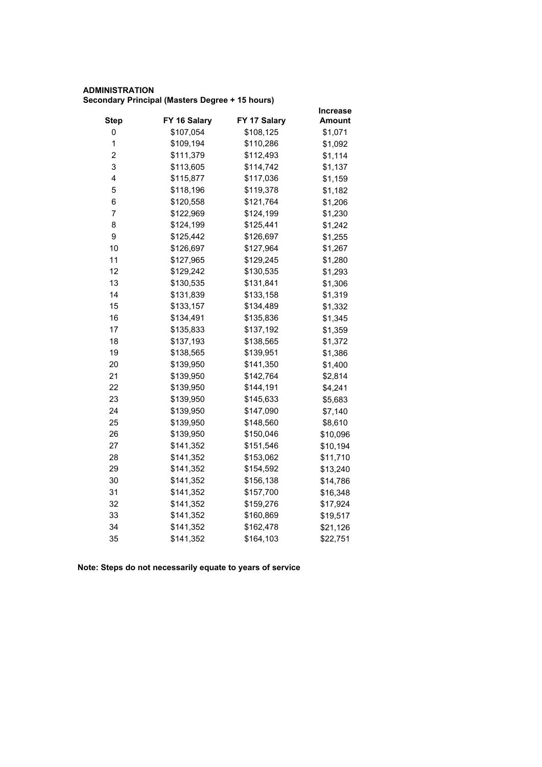**ADMINISTRATION**
**Secondary Principal (Masters Degree + 15 hours)**

| Step | FY 16 Salary | FY 17 Salary | Increase Amount |
|---|---|---|---|
| 0 | $107,054 | $108,125 | $1,071 |
| 1 | $109,194 | $110,286 | $1,092 |
| 2 | $111,379 | $112,493 | $1,114 |
| 3 | $113,605 | $114,742 | $1,137 |
| 4 | $115,877 | $117,036 | $1,159 |
| 5 | $118,196 | $119,378 | $1,182 |
| 6 | $120,558 | $121,764 | $1,206 |
| 7 | $122,969 | $124,199 | $1,230 |
| 8 | $124,199 | $125,441 | $1,242 |
| 9 | $125,442 | $126,697 | $1,255 |
| 10 | $126,697 | $127,964 | $1,267 |
| 11 | $127,965 | $129,245 | $1,280 |
| 12 | $129,242 | $130,535 | $1,293 |
| 13 | $130,535 | $131,841 | $1,306 |
| 14 | $131,839 | $133,158 | $1,319 |
| 15 | $133,157 | $134,489 | $1,332 |
| 16 | $134,491 | $135,836 | $1,345 |
| 17 | $135,833 | $137,192 | $1,359 |
| 18 | $137,193 | $138,565 | $1,372 |
| 19 | $138,565 | $139,951 | $1,386 |
| 20 | $139,950 | $141,350 | $1,400 |
| 21 | $139,950 | $142,764 | $2,814 |
| 22 | $139,950 | $144,191 | $4,241 |
| 23 | $139,950 | $145,633 | $5,683 |
| 24 | $139,950 | $147,090 | $7,140 |
| 25 | $139,950 | $148,560 | $8,610 |
| 26 | $139,950 | $150,046 | $10,096 |
| 27 | $141,352 | $151,546 | $10,194 |
| 28 | $141,352 | $153,062 | $11,710 |
| 29 | $141,352 | $154,592 | $13,240 |
| 30 | $141,352 | $156,138 | $14,786 |
| 31 | $141,352 | $157,700 | $16,348 |
| 32 | $141,352 | $159,276 | $17,924 |
| 33 | $141,352 | $160,869 | $19,517 |
| 34 | $141,352 | $162,478 | $21,126 |
| 35 | $141,352 | $164,103 | $22,751 |

**Note: Steps do not necessarily equate to years of service**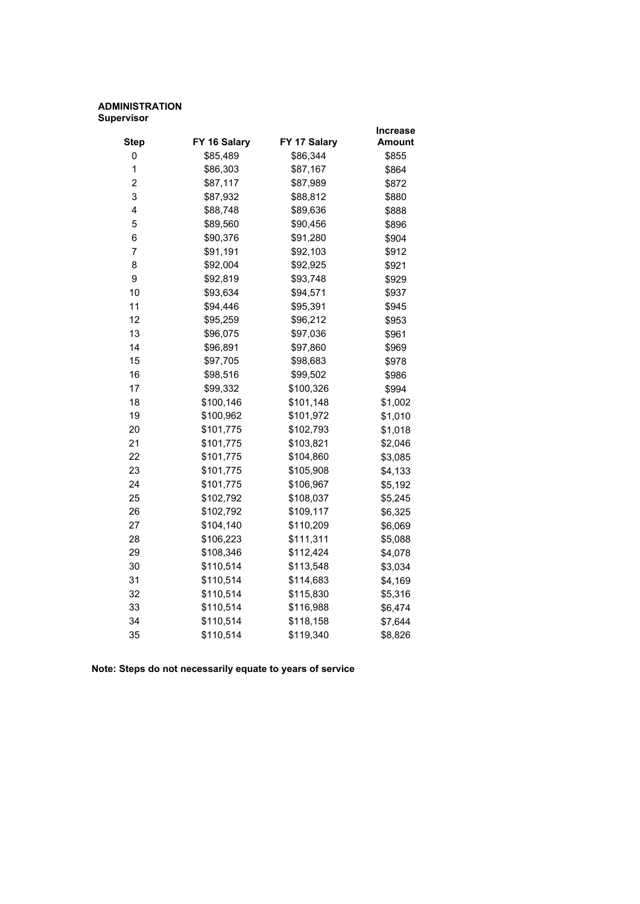**ADMINISTRATION**
**Supervisor**

| Step | FY 16 Salary | FY 17 Salary | Increase Amount |
|---|---|---|---|
| 0 | $85,489 | $86,344 | $855 |
| 1 | $86,303 | $87,167 | $864 |
| 2 | $87,117 | $87,989 | $872 |
| 3 | $87,932 | $88,812 | $880 |
| 4 | $88,748 | $89,636 | $888 |
| 5 | $89,560 | $90,456 | $896 |
| 6 | $90,376 | $91,280 | $904 |
| 7 | $91,191 | $92,103 | $912 |
| 8 | $92,004 | $92,925 | $921 |
| 9 | $92,819 | $93,748 | $929 |
| 10 | $93,634 | $94,571 | $937 |
| 11 | $94,446 | $95,391 | $945 |
| 12 | $95,259 | $96,212 | $953 |
| 13 | $96,075 | $97,036 | $961 |
| 14 | $96,891 | $97,860 | $969 |
| 15 | $97,705 | $98,683 | $978 |
| 16 | $98,516 | $99,502 | $986 |
| 17 | $99,332 | $100,326 | $994 |
| 18 | $100,146 | $101,148 | $1,002 |
| 19 | $100,962 | $101,972 | $1,010 |
| 20 | $101,775 | $102,793 | $1,018 |
| 21 | $101,775 | $103,821 | $2,046 |
| 22 | $101,775 | $104,860 | $3,085 |
| 23 | $101,775 | $105,908 | $4,133 |
| 24 | $101,775 | $106,967 | $5,192 |
| 25 | $102,792 | $108,037 | $5,245 |
| 26 | $102,792 | $109,117 | $6,325 |
| 27 | $104,140 | $110,209 | $6,069 |
| 28 | $106,223 | $111,311 | $5,088 |
| 29 | $108,346 | $112,424 | $4,078 |
| 30 | $110,514 | $113,548 | $3,034 |
| 31 | $110,514 | $114,683 | $4,169 |
| 32 | $110,514 | $115,830 | $5,316 |
| 33 | $110,514 | $116,988 | $6,474 |
| 34 | $110,514 | $118,158 | $7,644 |
| 35 | $110,514 | $119,340 | $8,826 |

**Note: Steps do not necessarily equate to years of service**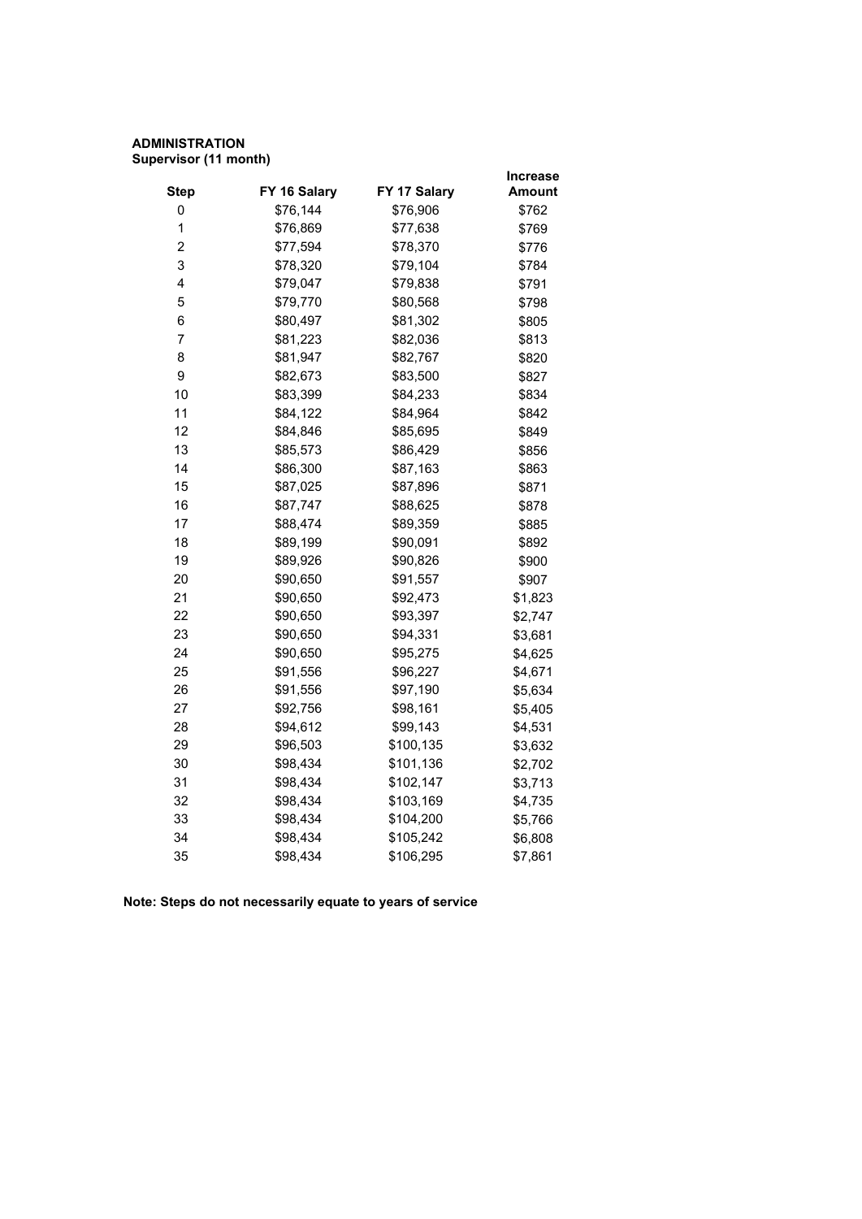**ADMINISTRATION**
**Supervisor (11 month)**

| Step | FY 16 Salary | FY 17 Salary | Increase Amount |
|---|---|---|---|
| 0 | $76,144 | $76,906 | $762 |
| 1 | $76,869 | $77,638 | $769 |
| 2 | $77,594 | $78,370 | $776 |
| 3 | $78,320 | $79,104 | $784 |
| 4 | $79,047 | $79,838 | $791 |
| 5 | $79,770 | $80,568 | $798 |
| 6 | $80,497 | $81,302 | $805 |
| 7 | $81,223 | $82,036 | $813 |
| 8 | $81,947 | $82,767 | $820 |
| 9 | $82,673 | $83,500 | $827 |
| 10 | $83,399 | $84,233 | $834 |
| 11 | $84,122 | $84,964 | $842 |
| 12 | $84,846 | $85,695 | $849 |
| 13 | $85,573 | $86,429 | $856 |
| 14 | $86,300 | $87,163 | $863 |
| 15 | $87,025 | $87,896 | $871 |
| 16 | $87,747 | $88,625 | $878 |
| 17 | $88,474 | $89,359 | $885 |
| 18 | $89,199 | $90,091 | $892 |
| 19 | $89,926 | $90,826 | $900 |
| 20 | $90,650 | $91,557 | $907 |
| 21 | $90,650 | $92,473 | $1,823 |
| 22 | $90,650 | $93,397 | $2,747 |
| 23 | $90,650 | $94,331 | $3,681 |
| 24 | $90,650 | $95,275 | $4,625 |
| 25 | $91,556 | $96,227 | $4,671 |
| 26 | $91,556 | $97,190 | $5,634 |
| 27 | $92,756 | $98,161 | $5,405 |
| 28 | $94,612 | $99,143 | $4,531 |
| 29 | $96,503 | $100,135 | $3,632 |
| 30 | $98,434 | $101,136 | $2,702 |
| 31 | $98,434 | $102,147 | $3,713 |
| 32 | $98,434 | $103,169 | $4,735 |
| 33 | $98,434 | $104,200 | $5,766 |
| 34 | $98,434 | $105,242 | $6,808 |
| 35 | $98,434 | $106,295 | $7,861 |

**Note: Steps do not necessarily equate to years of service**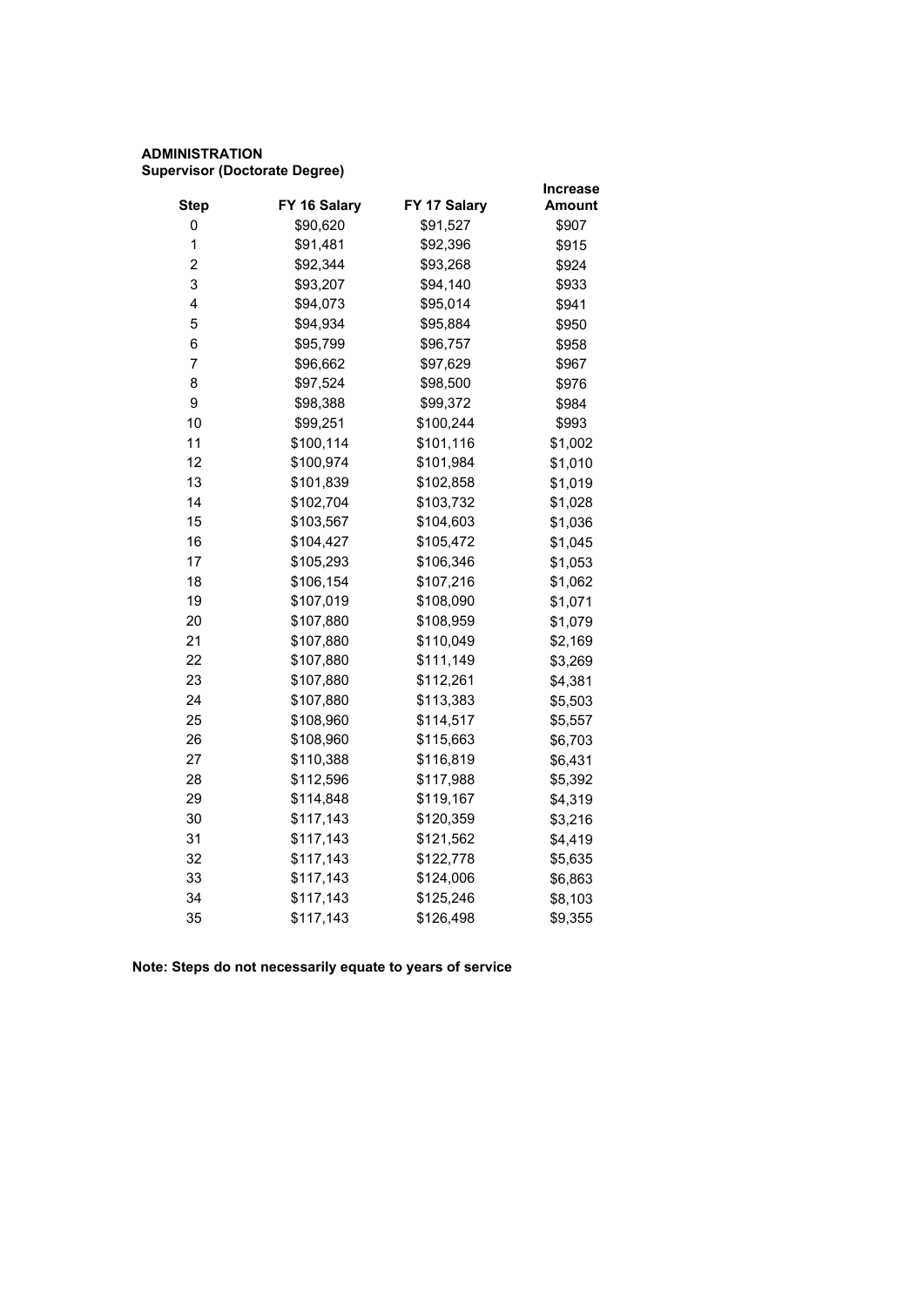**ADMINISTRATION**
**Supervisor (Doctorate Degree)**

| Step | FY 16 Salary | FY 17 Salary | Increase Amount |
|---|---|---|---|
| 0 | $90,620 | $91,527 | $907 |
| 1 | $91,481 | $92,396 | $915 |
| 2 | $92,344 | $93,268 | $924 |
| 3 | $93,207 | $94,140 | $933 |
| 4 | $94,073 | $95,014 | $941 |
| 5 | $94,934 | $95,884 | $950 |
| 6 | $95,799 | $96,757 | $958 |
| 7 | $96,662 | $97,629 | $967 |
| 8 | $97,524 | $98,500 | $976 |
| 9 | $98,388 | $99,372 | $984 |
| 10 | $99,251 | $100,244 | $993 |
| 11 | $100,114 | $101,116 | $1,002 |
| 12 | $100,974 | $101,984 | $1,010 |
| 13 | $101,839 | $102,858 | $1,019 |
| 14 | $102,704 | $103,732 | $1,028 |
| 15 | $103,567 | $104,603 | $1,036 |
| 16 | $104,427 | $105,472 | $1,045 |
| 17 | $105,293 | $106,346 | $1,053 |
| 18 | $106,154 | $107,216 | $1,062 |
| 19 | $107,019 | $108,090 | $1,071 |
| 20 | $107,880 | $108,959 | $1,079 |
| 21 | $107,880 | $110,049 | $2,169 |
| 22 | $107,880 | $111,149 | $3,269 |
| 23 | $107,880 | $112,261 | $4,381 |
| 24 | $107,880 | $113,383 | $5,503 |
| 25 | $108,960 | $114,517 | $5,557 |
| 26 | $108,960 | $115,663 | $6,703 |
| 27 | $110,388 | $116,819 | $6,431 |
| 28 | $112,596 | $117,988 | $5,392 |
| 29 | $114,848 | $119,167 | $4,319 |
| 30 | $117,143 | $120,359 | $3,216 |
| 31 | $117,143 | $121,562 | $4,419 |
| 32 | $117,143 | $122,778 | $5,635 |
| 33 | $117,143 | $124,006 | $6,863 |
| 34 | $117,143 | $125,246 | $8,103 |
| 35 | $117,143 | $126,498 | $9,355 |

**Note: Steps do not necessarily equate to years of service**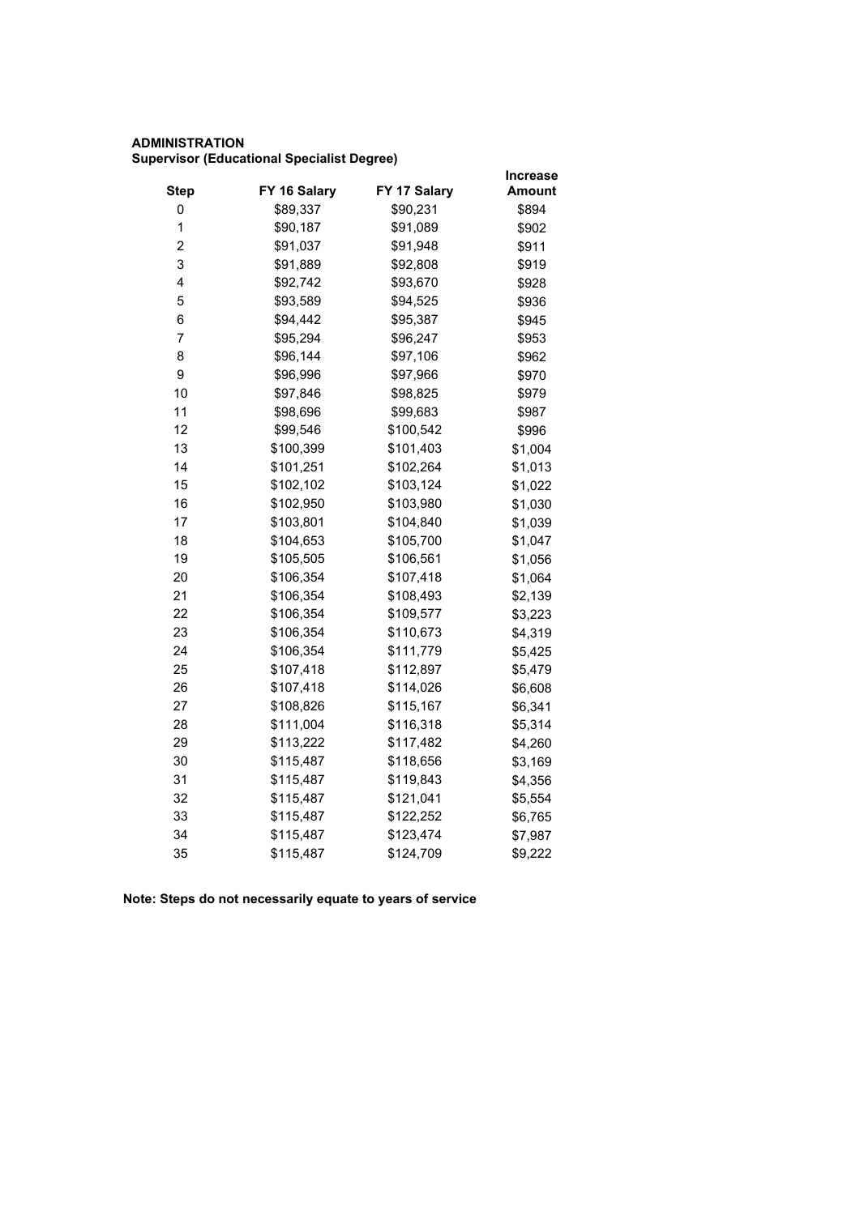**ADMINISTRATION**
**Supervisor (Educational Specialist Degree)**

| Step | FY 16 Salary | FY 17 Salary | Increase Amount |
|---|---|---|---|
| 0 | $89,337 | $90,231 | $894 |
| 1 | $90,187 | $91,089 | $902 |
| 2 | $91,037 | $91,948 | $911 |
| 3 | $91,889 | $92,808 | $919 |
| 4 | $92,742 | $93,670 | $928 |
| 5 | $93,589 | $94,525 | $936 |
| 6 | $94,442 | $95,387 | $945 |
| 7 | $95,294 | $96,247 | $953 |
| 8 | $96,144 | $97,106 | $962 |
| 9 | $96,996 | $97,966 | $970 |
| 10 | $97,846 | $98,825 | $979 |
| 11 | $98,696 | $99,683 | $987 |
| 12 | $99,546 | $100,542 | $996 |
| 13 | $100,399 | $101,403 | $1,004 |
| 14 | $101,251 | $102,264 | $1,013 |
| 15 | $102,102 | $103,124 | $1,022 |
| 16 | $102,950 | $103,980 | $1,030 |
| 17 | $103,801 | $104,840 | $1,039 |
| 18 | $104,653 | $105,700 | $1,047 |
| 19 | $105,505 | $106,561 | $1,056 |
| 20 | $106,354 | $107,418 | $1,064 |
| 21 | $106,354 | $108,493 | $2,139 |
| 22 | $106,354 | $109,577 | $3,223 |
| 23 | $106,354 | $110,673 | $4,319 |
| 24 | $106,354 | $111,779 | $5,425 |
| 25 | $107,418 | $112,897 | $5,479 |
| 26 | $107,418 | $114,026 | $6,608 |
| 27 | $108,826 | $115,167 | $6,341 |
| 28 | $111,004 | $116,318 | $5,314 |
| 29 | $113,222 | $117,482 | $4,260 |
| 30 | $115,487 | $118,656 | $3,169 |
| 31 | $115,487 | $119,843 | $4,356 |
| 32 | $115,487 | $121,041 | $5,554 |
| 33 | $115,487 | $122,252 | $6,765 |
| 34 | $115,487 | $123,474 | $7,987 |
| 35 | $115,487 | $124,709 | $9,222 |

**Note: Steps do not necessarily equate to years of service**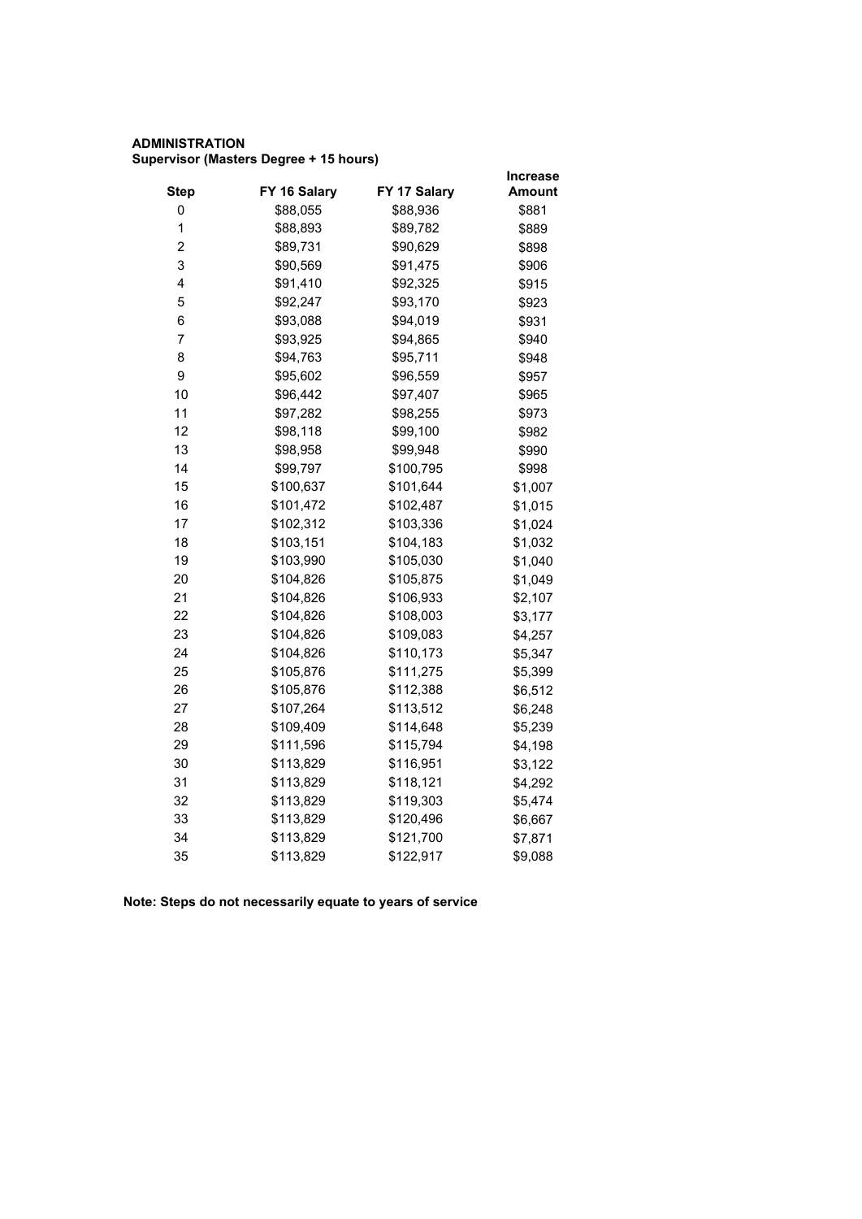**ADMINISTRATION**
**Supervisor (Masters Degree + 15 hours)**

| Step | FY 16 Salary | FY 17 Salary | Increase Amount |
|---|---|---|---|
| 0 | $88,055 | $88,936 | $881 |
| 1 | $88,893 | $89,782 | $889 |
| 2 | $89,731 | $90,629 | $898 |
| 3 | $90,569 | $91,475 | $906 |
| 4 | $91,410 | $92,325 | $915 |
| 5 | $92,247 | $93,170 | $923 |
| 6 | $93,088 | $94,019 | $931 |
| 7 | $93,925 | $94,865 | $940 |
| 8 | $94,763 | $95,711 | $948 |
| 9 | $95,602 | $96,559 | $957 |
| 10 | $96,442 | $97,407 | $965 |
| 11 | $97,282 | $98,255 | $973 |
| 12 | $98,118 | $99,100 | $982 |
| 13 | $98,958 | $99,948 | $990 |
| 14 | $99,797 | $100,795 | $998 |
| 15 | $100,637 | $101,644 | $1,007 |
| 16 | $101,472 | $102,487 | $1,015 |
| 17 | $102,312 | $103,336 | $1,024 |
| 18 | $103,151 | $104,183 | $1,032 |
| 19 | $103,990 | $105,030 | $1,040 |
| 20 | $104,826 | $105,875 | $1,049 |
| 21 | $104,826 | $106,933 | $2,107 |
| 22 | $104,826 | $108,003 | $3,177 |
| 23 | $104,826 | $109,083 | $4,257 |
| 24 | $104,826 | $110,173 | $5,347 |
| 25 | $105,876 | $111,275 | $5,399 |
| 26 | $105,876 | $112,388 | $6,512 |
| 27 | $107,264 | $113,512 | $6,248 |
| 28 | $109,409 | $114,648 | $5,239 |
| 29 | $111,596 | $115,794 | $4,198 |
| 30 | $113,829 | $116,951 | $3,122 |
| 31 | $113,829 | $118,121 | $4,292 |
| 32 | $113,829 | $119,303 | $5,474 |
| 33 | $113,829 | $120,496 | $6,667 |
| 34 | $113,829 | $121,700 | $7,871 |
| 35 | $113,829 | $122,917 | $9,088 |

**Note: Steps do not necessarily equate to years of service**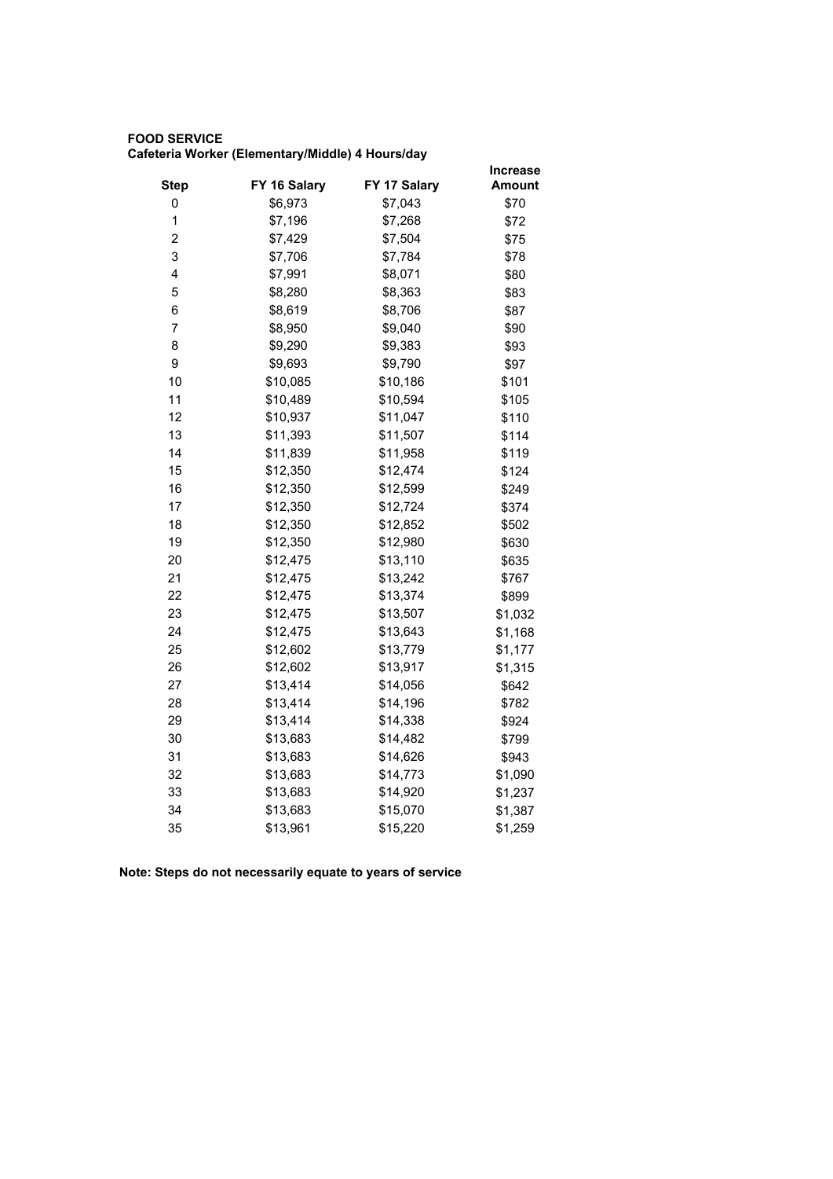**FOOD SERVICE**
**Cafeteria Worker (Elementary/Middle) 4 Hours/day**

| Step | FY 16 Salary | FY 17 Salary | Increase Amount |
|---|---|---|---|
| 0 | $6,973 | $7,043 | $70 |
| 1 | $7,196 | $7,268 | $72 |
| 2 | $7,429 | $7,504 | $75 |
| 3 | $7,706 | $7,784 | $78 |
| 4 | $7,991 | $8,071 | $80 |
| 5 | $8,280 | $8,363 | $83 |
| 6 | $8,619 | $8,706 | $87 |
| 7 | $8,950 | $9,040 | $90 |
| 8 | $9,290 | $9,383 | $93 |
| 9 | $9,693 | $9,790 | $97 |
| 10 | $10,085 | $10,186 | $101 |
| 11 | $10,489 | $10,594 | $105 |
| 12 | $10,937 | $11,047 | $110 |
| 13 | $11,393 | $11,507 | $114 |
| 14 | $11,839 | $11,958 | $119 |
| 15 | $12,350 | $12,474 | $124 |
| 16 | $12,350 | $12,599 | $249 |
| 17 | $12,350 | $12,724 | $374 |
| 18 | $12,350 | $12,852 | $502 |
| 19 | $12,350 | $12,980 | $630 |
| 20 | $12,475 | $13,110 | $635 |
| 21 | $12,475 | $13,242 | $767 |
| 22 | $12,475 | $13,374 | $899 |
| 23 | $12,475 | $13,507 | $1,032 |
| 24 | $12,475 | $13,643 | $1,168 |
| 25 | $12,602 | $13,779 | $1,177 |
| 26 | $12,602 | $13,917 | $1,315 |
| 27 | $13,414 | $14,056 | $642 |
| 28 | $13,414 | $14,196 | $782 |
| 29 | $13,414 | $14,338 | $924 |
| 30 | $13,683 | $14,482 | $799 |
| 31 | $13,683 | $14,626 | $943 |
| 32 | $13,683 | $14,773 | $1,090 |
| 33 | $13,683 | $14,920 | $1,237 |
| 34 | $13,683 | $15,070 | $1,387 |
| 35 | $13,961 | $15,220 | $1,259 |

**Note: Steps do not necessarily equate to years of service**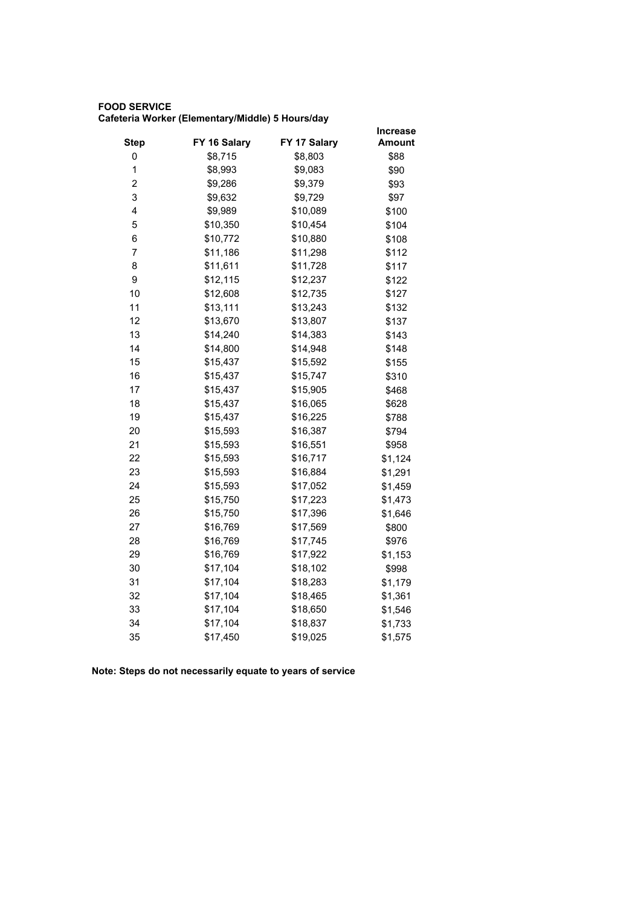**FOOD SERVICE**
**Cafeteria Worker (Elementary/Middle) 5 Hours/day**

| Step | FY 16 Salary | FY 17 Salary | Increase Amount |
|---|---|---|---|
| 0 | $8,715 | $8,803 | $88 |
| 1 | $8,993 | $9,083 | $90 |
| 2 | $9,286 | $9,379 | $93 |
| 3 | $9,632 | $9,729 | $97 |
| 4 | $9,989 | $10,089 | $100 |
| 5 | $10,350 | $10,454 | $104 |
| 6 | $10,772 | $10,880 | $108 |
| 7 | $11,186 | $11,298 | $112 |
| 8 | $11,611 | $11,728 | $117 |
| 9 | $12,115 | $12,237 | $122 |
| 10 | $12,608 | $12,735 | $127 |
| 11 | $13,111 | $13,243 | $132 |
| 12 | $13,670 | $13,807 | $137 |
| 13 | $14,240 | $14,383 | $143 |
| 14 | $14,800 | $14,948 | $148 |
| 15 | $15,437 | $15,592 | $155 |
| 16 | $15,437 | $15,747 | $310 |
| 17 | $15,437 | $15,905 | $468 |
| 18 | $15,437 | $16,065 | $628 |
| 19 | $15,437 | $16,225 | $788 |
| 20 | $15,593 | $16,387 | $794 |
| 21 | $15,593 | $16,551 | $958 |
| 22 | $15,593 | $16,717 | $1,124 |
| 23 | $15,593 | $16,884 | $1,291 |
| 24 | $15,593 | $17,052 | $1,459 |
| 25 | $15,750 | $17,223 | $1,473 |
| 26 | $15,750 | $17,396 | $1,646 |
| 27 | $16,769 | $17,569 | $800 |
| 28 | $16,769 | $17,745 | $976 |
| 29 | $16,769 | $17,922 | $1,153 |
| 30 | $17,104 | $18,102 | $998 |
| 31 | $17,104 | $18,283 | $1,179 |
| 32 | $17,104 | $18,465 | $1,361 |
| 33 | $17,104 | $18,650 | $1,546 |
| 34 | $17,104 | $18,837 | $1,733 |
| 35 | $17,450 | $19,025 | $1,575 |

**Note: Steps do not necessarily equate to years of service**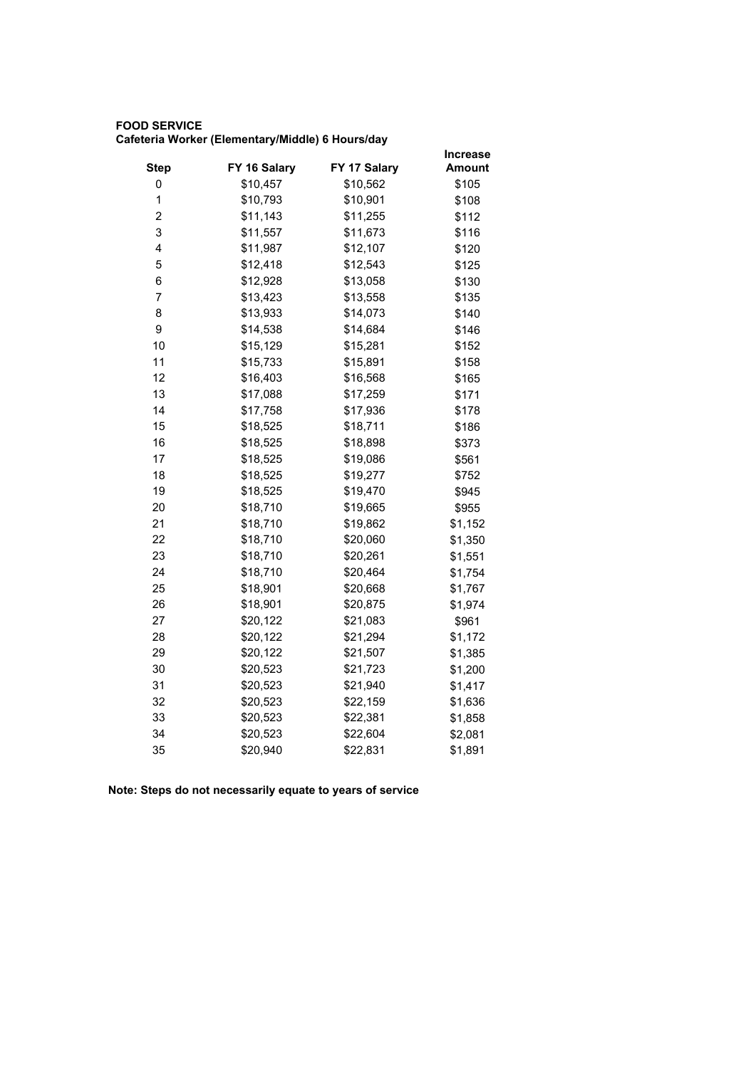**FOOD SERVICE**
**Cafeteria Worker (Elementary/Middle) 6 Hours/day**

| Step | FY 16 Salary | FY 17 Salary | Increase Amount |
|---|---|---|---|
| 0 | $10,457 | $10,562 | $105 |
| 1 | $10,793 | $10,901 | $108 |
| 2 | $11,143 | $11,255 | $112 |
| 3 | $11,557 | $11,673 | $116 |
| 4 | $11,987 | $12,107 | $120 |
| 5 | $12,418 | $12,543 | $125 |
| 6 | $12,928 | $13,058 | $130 |
| 7 | $13,423 | $13,558 | $135 |
| 8 | $13,933 | $14,073 | $140 |
| 9 | $14,538 | $14,684 | $146 |
| 10 | $15,129 | $15,281 | $152 |
| 11 | $15,733 | $15,891 | $158 |
| 12 | $16,403 | $16,568 | $165 |
| 13 | $17,088 | $17,259 | $171 |
| 14 | $17,758 | $17,936 | $178 |
| 15 | $18,525 | $18,711 | $186 |
| 16 | $18,525 | $18,898 | $373 |
| 17 | $18,525 | $19,086 | $561 |
| 18 | $18,525 | $19,277 | $752 |
| 19 | $18,525 | $19,470 | $945 |
| 20 | $18,710 | $19,665 | $955 |
| 21 | $18,710 | $19,862 | $1,152 |
| 22 | $18,710 | $20,060 | $1,350 |
| 23 | $18,710 | $20,261 | $1,551 |
| 24 | $18,710 | $20,464 | $1,754 |
| 25 | $18,901 | $20,668 | $1,767 |
| 26 | $18,901 | $20,875 | $1,974 |
| 27 | $20,122 | $21,083 | $961 |
| 28 | $20,122 | $21,294 | $1,172 |
| 29 | $20,122 | $21,507 | $1,385 |
| 30 | $20,523 | $21,723 | $1,200 |
| 31 | $20,523 | $21,940 | $1,417 |
| 32 | $20,523 | $22,159 | $1,636 |
| 33 | $20,523 | $22,381 | $1,858 |
| 34 | $20,523 | $22,604 | $2,081 |
| 35 | $20,940 | $22,831 | $1,891 |

**Note: Steps do not necessarily equate to years of service**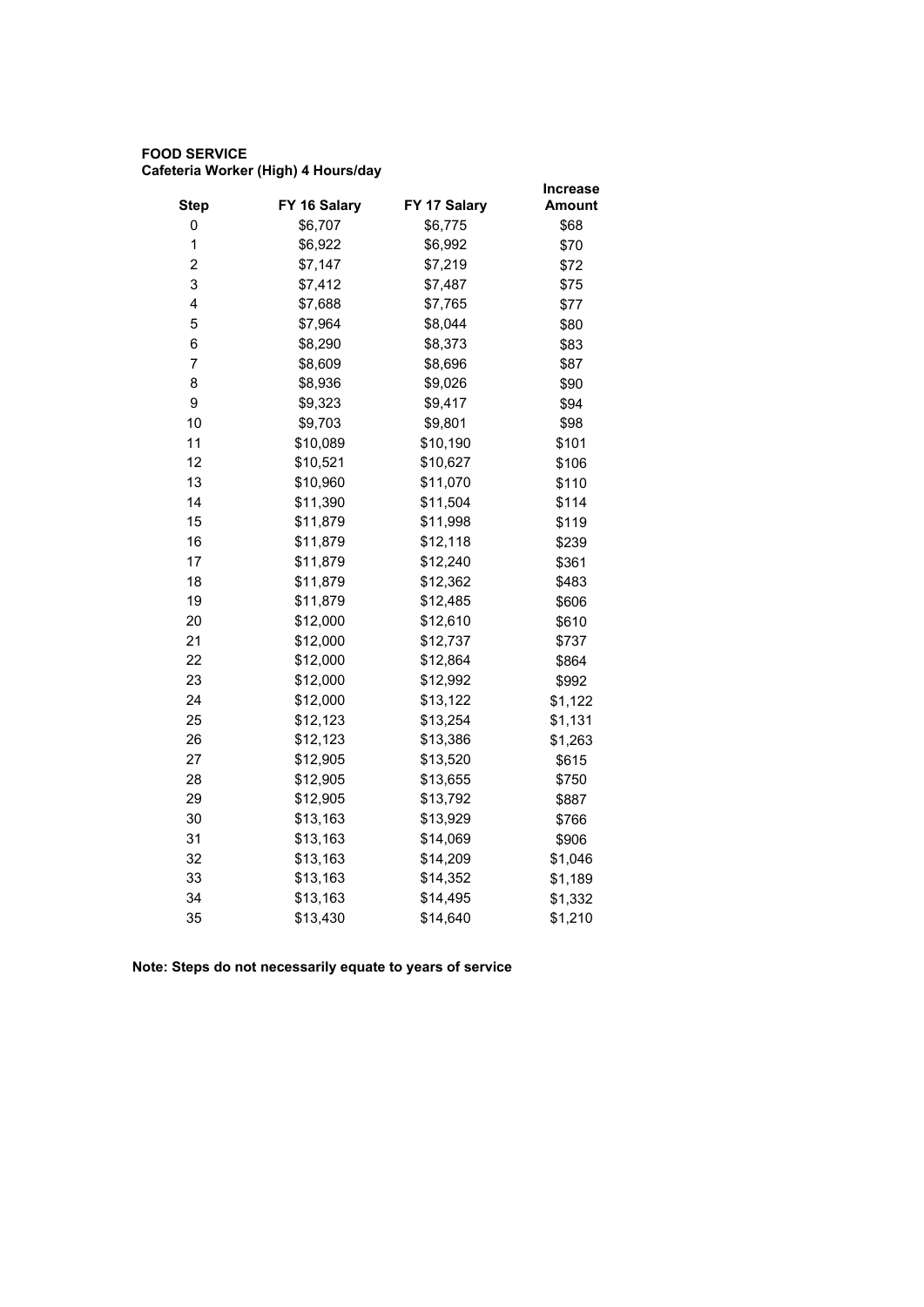**FOOD SERVICE**
**Cafeteria Worker (High) 4 Hours/day**

| Step | FY 16 Salary | FY 17 Salary | Increase Amount |
|---|---|---|---|
| 0 | $6,707 | $6,775 | $68 |
| 1 | $6,922 | $6,992 | $70 |
| 2 | $7,147 | $7,219 | $72 |
| 3 | $7,412 | $7,487 | $75 |
| 4 | $7,688 | $7,765 | $77 |
| 5 | $7,964 | $8,044 | $80 |
| 6 | $8,290 | $8,373 | $83 |
| 7 | $8,609 | $8,696 | $87 |
| 8 | $8,936 | $9,026 | $90 |
| 9 | $9,323 | $9,417 | $94 |
| 10 | $9,703 | $9,801 | $98 |
| 11 | $10,089 | $10,190 | $101 |
| 12 | $10,521 | $10,627 | $106 |
| 13 | $10,960 | $11,070 | $110 |
| 14 | $11,390 | $11,504 | $114 |
| 15 | $11,879 | $11,998 | $119 |
| 16 | $11,879 | $12,118 | $239 |
| 17 | $11,879 | $12,240 | $361 |
| 18 | $11,879 | $12,362 | $483 |
| 19 | $11,879 | $12,485 | $606 |
| 20 | $12,000 | $12,610 | $610 |
| 21 | $12,000 | $12,737 | $737 |
| 22 | $12,000 | $12,864 | $864 |
| 23 | $12,000 | $12,992 | $992 |
| 24 | $12,000 | $13,122 | $1,122 |
| 25 | $12,123 | $13,254 | $1,131 |
| 26 | $12,123 | $13,386 | $1,263 |
| 27 | $12,905 | $13,520 | $615 |
| 28 | $12,905 | $13,655 | $750 |
| 29 | $12,905 | $13,792 | $887 |
| 30 | $13,163 | $13,929 | $766 |
| 31 | $13,163 | $14,069 | $906 |
| 32 | $13,163 | $14,209 | $1,046 |
| 33 | $13,163 | $14,352 | $1,189 |
| 34 | $13,163 | $14,495 | $1,332 |
| 35 | $13,430 | $14,640 | $1,210 |

**Note: Steps do not necessarily equate to years of service**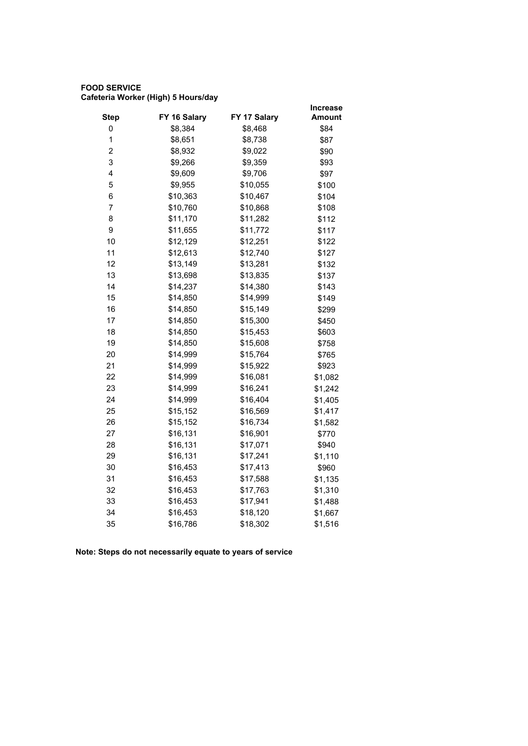**FOOD SERVICE**
**Cafeteria Worker (High) 5 Hours/day**

| Step | FY 16 Salary | FY 17 Salary | Increase Amount |
|---|---|---|---|
| 0 | $8,384 | $8,468 | $84 |
| 1 | $8,651 | $8,738 | $87 |
| 2 | $8,932 | $9,022 | $90 |
| 3 | $9,266 | $9,359 | $93 |
| 4 | $9,609 | $9,706 | $97 |
| 5 | $9,955 | $10,055 | $100 |
| 6 | $10,363 | $10,467 | $104 |
| 7 | $10,760 | $10,868 | $108 |
| 8 | $11,170 | $11,282 | $112 |
| 9 | $11,655 | $11,772 | $117 |
| 10 | $12,129 | $12,251 | $122 |
| 11 | $12,613 | $12,740 | $127 |
| 12 | $13,149 | $13,281 | $132 |
| 13 | $13,698 | $13,835 | $137 |
| 14 | $14,237 | $14,380 | $143 |
| 15 | $14,850 | $14,999 | $149 |
| 16 | $14,850 | $15,149 | $299 |
| 17 | $14,850 | $15,300 | $450 |
| 18 | $14,850 | $15,453 | $603 |
| 19 | $14,850 | $15,608 | $758 |
| 20 | $14,999 | $15,764 | $765 |
| 21 | $14,999 | $15,922 | $923 |
| 22 | $14,999 | $16,081 | $1,082 |
| 23 | $14,999 | $16,241 | $1,242 |
| 24 | $14,999 | $16,404 | $1,405 |
| 25 | $15,152 | $16,569 | $1,417 |
| 26 | $15,152 | $16,734 | $1,582 |
| 27 | $16,131 | $16,901 | $770 |
| 28 | $16,131 | $17,071 | $940 |
| 29 | $16,131 | $17,241 | $1,110 |
| 30 | $16,453 | $17,413 | $960 |
| 31 | $16,453 | $17,588 | $1,135 |
| 32 | $16,453 | $17,763 | $1,310 |
| 33 | $16,453 | $17,941 | $1,488 |
| 34 | $16,453 | $18,120 | $1,667 |
| 35 | $16,786 | $18,302 | $1,516 |

**Note: Steps do not necessarily equate to years of service**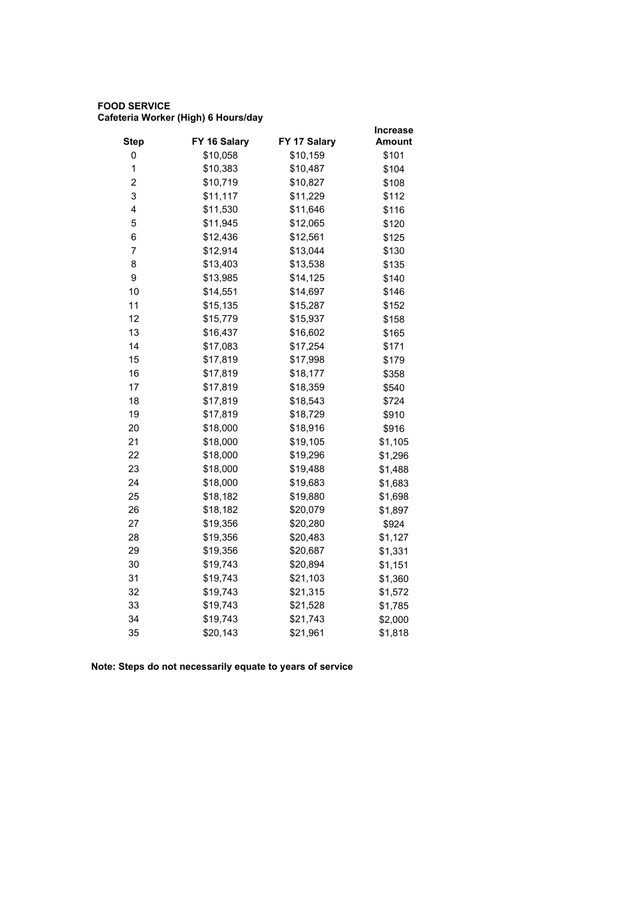**FOOD SERVICE**
**Cafeteria Worker (High) 6 Hours/day**

| Step | FY 16 Salary | FY 17 Salary | Increase Amount |
|---|---|---|---|
| 0 | $10,058 | $10,159 | $101 |
| 1 | $10,383 | $10,487 | $104 |
| 2 | $10,719 | $10,827 | $108 |
| 3 | $11,117 | $11,229 | $112 |
| 4 | $11,530 | $11,646 | $116 |
| 5 | $11,945 | $12,065 | $120 |
| 6 | $12,436 | $12,561 | $125 |
| 7 | $12,914 | $13,044 | $130 |
| 8 | $13,403 | $13,538 | $135 |
| 9 | $13,985 | $14,125 | $140 |
| 10 | $14,551 | $14,697 | $146 |
| 11 | $15,135 | $15,287 | $152 |
| 12 | $15,779 | $15,937 | $158 |
| 13 | $16,437 | $16,602 | $165 |
| 14 | $17,083 | $17,254 | $171 |
| 15 | $17,819 | $17,998 | $179 |
| 16 | $17,819 | $18,177 | $358 |
| 17 | $17,819 | $18,359 | $540 |
| 18 | $17,819 | $18,543 | $724 |
| 19 | $17,819 | $18,729 | $910 |
| 20 | $18,000 | $18,916 | $916 |
| 21 | $18,000 | $19,105 | $1,105 |
| 22 | $18,000 | $19,296 | $1,296 |
| 23 | $18,000 | $19,488 | $1,488 |
| 24 | $18,000 | $19,683 | $1,683 |
| 25 | $18,182 | $19,880 | $1,698 |
| 26 | $18,182 | $20,079 | $1,897 |
| 27 | $19,356 | $20,280 | $924 |
| 28 | $19,356 | $20,483 | $1,127 |
| 29 | $19,356 | $20,687 | $1,331 |
| 30 | $19,743 | $20,894 | $1,151 |
| 31 | $19,743 | $21,103 | $1,360 |
| 32 | $19,743 | $21,315 | $1,572 |
| 33 | $19,743 | $21,528 | $1,785 |
| 34 | $19,743 | $21,743 | $2,000 |
| 35 | $20,143 | $21,961 | $1,818 |

**Note: Steps do not necessarily equate to years of service**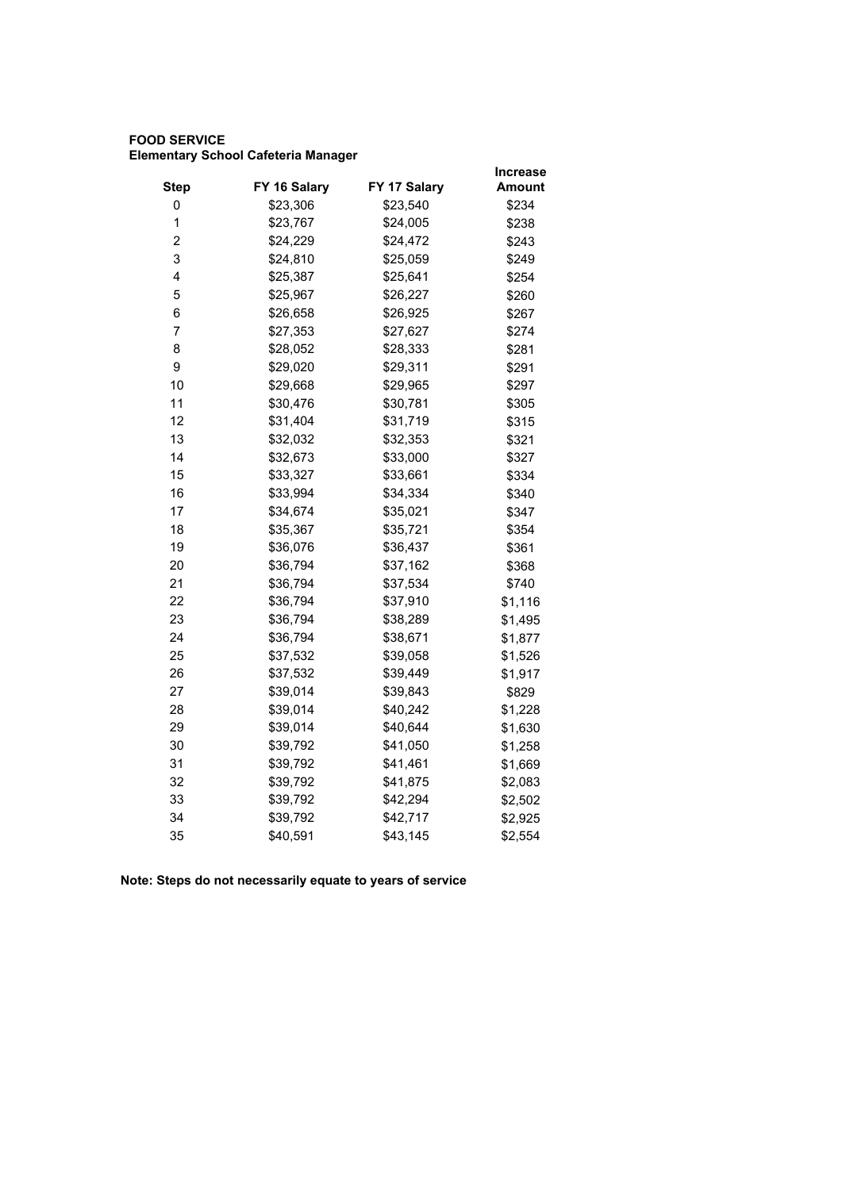**FOOD SERVICE**
**Elementary School Cafeteria Manager**

| Step | FY 16 Salary | FY 17 Salary | Increase Amount |
|---|---|---|---|
| 0 | $23,306 | $23,540 | $234 |
| 1 | $23,767 | $24,005 | $238 |
| 2 | $24,229 | $24,472 | $243 |
| 3 | $24,810 | $25,059 | $249 |
| 4 | $25,387 | $25,641 | $254 |
| 5 | $25,967 | $26,227 | $260 |
| 6 | $26,658 | $26,925 | $267 |
| 7 | $27,353 | $27,627 | $274 |
| 8 | $28,052 | $28,333 | $281 |
| 9 | $29,020 | $29,311 | $291 |
| 10 | $29,668 | $29,965 | $297 |
| 11 | $30,476 | $30,781 | $305 |
| 12 | $31,404 | $31,719 | $315 |
| 13 | $32,032 | $32,353 | $321 |
| 14 | $32,673 | $33,000 | $327 |
| 15 | $33,327 | $33,661 | $334 |
| 16 | $33,994 | $34,334 | $340 |
| 17 | $34,674 | $35,021 | $347 |
| 18 | $35,367 | $35,721 | $354 |
| 19 | $36,076 | $36,437 | $361 |
| 20 | $36,794 | $37,162 | $368 |
| 21 | $36,794 | $37,534 | $740 |
| 22 | $36,794 | $37,910 | $1,116 |
| 23 | $36,794 | $38,289 | $1,495 |
| 24 | $36,794 | $38,671 | $1,877 |
| 25 | $37,532 | $39,058 | $1,526 |
| 26 | $37,532 | $39,449 | $1,917 |
| 27 | $39,014 | $39,843 | $829 |
| 28 | $39,014 | $40,242 | $1,228 |
| 29 | $39,014 | $40,644 | $1,630 |
| 30 | $39,792 | $41,050 | $1,258 |
| 31 | $39,792 | $41,461 | $1,669 |
| 32 | $39,792 | $41,875 | $2,083 |
| 33 | $39,792 | $42,294 | $2,502 |
| 34 | $39,792 | $42,717 | $2,925 |
| 35 | $40,591 | $43,145 | $2,554 |

**Note: Steps do not necessarily equate to years of service**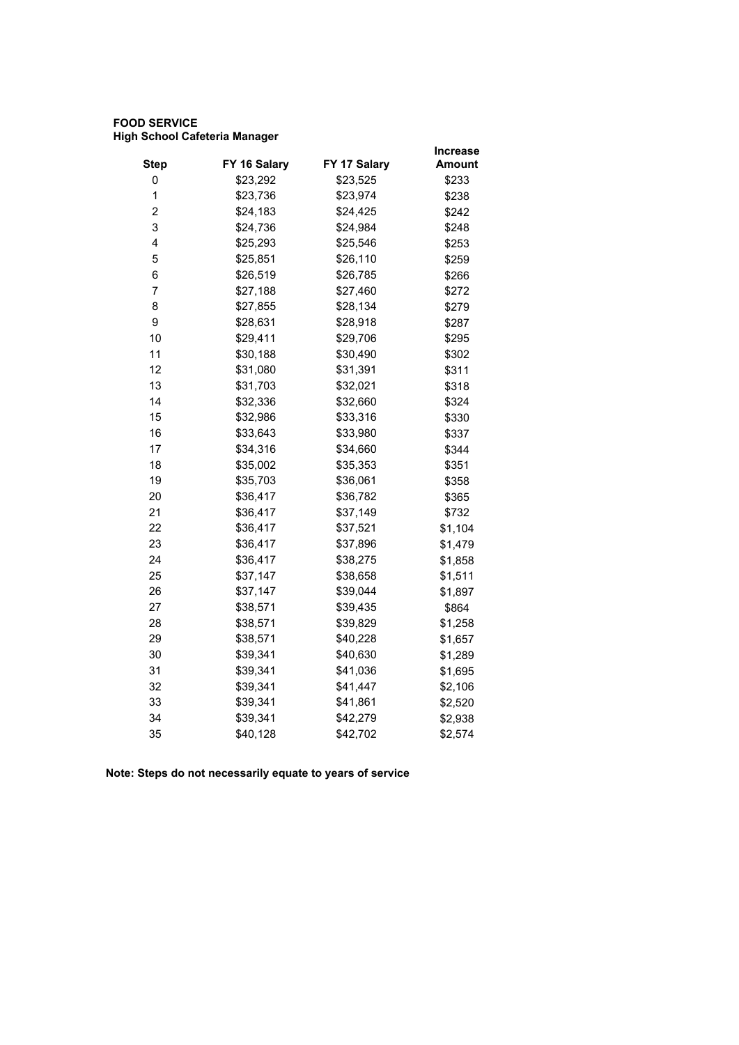**FOOD SERVICE**
**High School Cafeteria Manager**

| Step | FY 16 Salary | FY 17 Salary | Increase Amount |
|---|---|---|---|
| 0 | $23,292 | $23,525 | $233 |
| 1 | $23,736 | $23,974 | $238 |
| 2 | $24,183 | $24,425 | $242 |
| 3 | $24,736 | $24,984 | $248 |
| 4 | $25,293 | $25,546 | $253 |
| 5 | $25,851 | $26,110 | $259 |
| 6 | $26,519 | $26,785 | $266 |
| 7 | $27,188 | $27,460 | $272 |
| 8 | $27,855 | $28,134 | $279 |
| 9 | $28,631 | $28,918 | $287 |
| 10 | $29,411 | $29,706 | $295 |
| 11 | $30,188 | $30,490 | $302 |
| 12 | $31,080 | $31,391 | $311 |
| 13 | $31,703 | $32,021 | $318 |
| 14 | $32,336 | $32,660 | $324 |
| 15 | $32,986 | $33,316 | $330 |
| 16 | $33,643 | $33,980 | $337 |
| 17 | $34,316 | $34,660 | $344 |
| 18 | $35,002 | $35,353 | $351 |
| 19 | $35,703 | $36,061 | $358 |
| 20 | $36,417 | $36,782 | $365 |
| 21 | $36,417 | $37,149 | $732 |
| 22 | $36,417 | $37,521 | $1,104 |
| 23 | $36,417 | $37,896 | $1,479 |
| 24 | $36,417 | $38,275 | $1,858 |
| 25 | $37,147 | $38,658 | $1,511 |
| 26 | $37,147 | $39,044 | $1,897 |
| 27 | $38,571 | $39,435 | $864 |
| 28 | $38,571 | $39,829 | $1,258 |
| 29 | $38,571 | $40,228 | $1,657 |
| 30 | $39,341 | $40,630 | $1,289 |
| 31 | $39,341 | $41,036 | $1,695 |
| 32 | $39,341 | $41,447 | $2,106 |
| 33 | $39,341 | $41,861 | $2,520 |
| 34 | $39,341 | $42,279 | $2,938 |
| 35 | $40,128 | $42,702 | $2,574 |

**Note: Steps do not necessarily equate to years of service**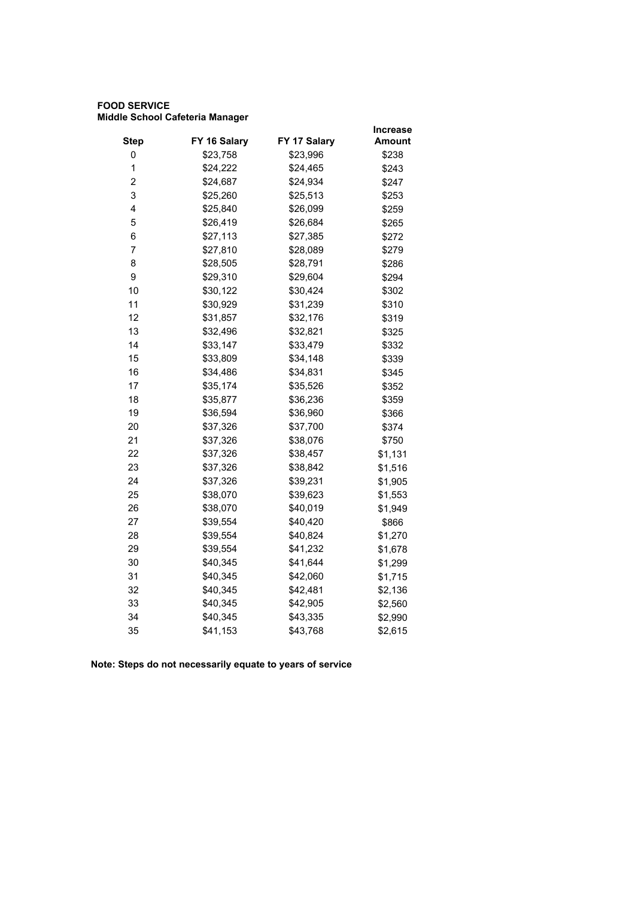**FOOD SERVICE**
**Middle School Cafeteria Manager**

| Step | FY 16 Salary | FY 17 Salary | Increase Amount |
|---|---|---|---|
| 0 | $23,758 | $23,996 | $238 |
| 1 | $24,222 | $24,465 | $243 |
| 2 | $24,687 | $24,934 | $247 |
| 3 | $25,260 | $25,513 | $253 |
| 4 | $25,840 | $26,099 | $259 |
| 5 | $26,419 | $26,684 | $265 |
| 6 | $27,113 | $27,385 | $272 |
| 7 | $27,810 | $28,089 | $279 |
| 8 | $28,505 | $28,791 | $286 |
| 9 | $29,310 | $29,604 | $294 |
| 10 | $30,122 | $30,424 | $302 |
| 11 | $30,929 | $31,239 | $310 |
| 12 | $31,857 | $32,176 | $319 |
| 13 | $32,496 | $32,821 | $325 |
| 14 | $33,147 | $33,479 | $332 |
| 15 | $33,809 | $34,148 | $339 |
| 16 | $34,486 | $34,831 | $345 |
| 17 | $35,174 | $35,526 | $352 |
| 18 | $35,877 | $36,236 | $359 |
| 19 | $36,594 | $36,960 | $366 |
| 20 | $37,326 | $37,700 | $374 |
| 21 | $37,326 | $38,076 | $750 |
| 22 | $37,326 | $38,457 | $1,131 |
| 23 | $37,326 | $38,842 | $1,516 |
| 24 | $37,326 | $39,231 | $1,905 |
| 25 | $38,070 | $39,623 | $1,553 |
| 26 | $38,070 | $40,019 | $1,949 |
| 27 | $39,554 | $40,420 | $866 |
| 28 | $39,554 | $40,824 | $1,270 |
| 29 | $39,554 | $41,232 | $1,678 |
| 30 | $40,345 | $41,644 | $1,299 |
| 31 | $40,345 | $42,060 | $1,715 |
| 32 | $40,345 | $42,481 | $2,136 |
| 33 | $40,345 | $42,905 | $2,560 |
| 34 | $40,345 | $43,335 | $2,990 |
| 35 | $41,153 | $43,768 | $2,615 |

**Note: Steps do not necessarily equate to years of service**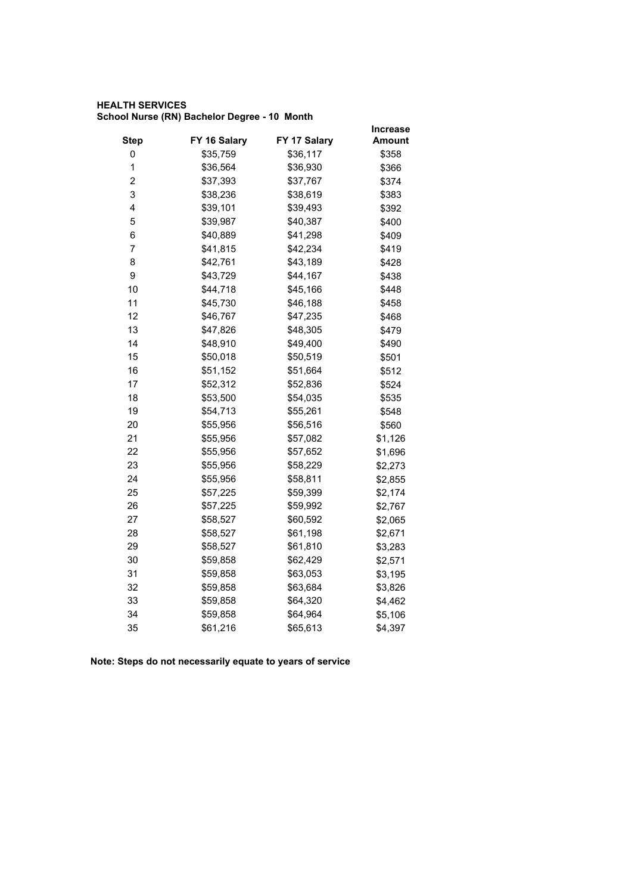**HEALTH SERVICES**
**School Nurse (RN) Bachelor Degree - 10 Month**

| Step | FY 16 Salary | FY 17 Salary | Increase Amount |
|---|---|---|---|
| 0 | $35,759 | $36,117 | $358 |
| 1 | $36,564 | $36,930 | $366 |
| 2 | $37,393 | $37,767 | $374 |
| 3 | $38,236 | $38,619 | $383 |
| 4 | $39,101 | $39,493 | $392 |
| 5 | $39,987 | $40,387 | $400 |
| 6 | $40,889 | $41,298 | $409 |
| 7 | $41,815 | $42,234 | $419 |
| 8 | $42,761 | $43,189 | $428 |
| 9 | $43,729 | $44,167 | $438 |
| 10 | $44,718 | $45,166 | $448 |
| 11 | $45,730 | $46,188 | $458 |
| 12 | $46,767 | $47,235 | $468 |
| 13 | $47,826 | $48,305 | $479 |
| 14 | $48,910 | $49,400 | $490 |
| 15 | $50,018 | $50,519 | $501 |
| 16 | $51,152 | $51,664 | $512 |
| 17 | $52,312 | $52,836 | $524 |
| 18 | $53,500 | $54,035 | $535 |
| 19 | $54,713 | $55,261 | $548 |
| 20 | $55,956 | $56,516 | $560 |
| 21 | $55,956 | $57,082 | $1,126 |
| 22 | $55,956 | $57,652 | $1,696 |
| 23 | $55,956 | $58,229 | $2,273 |
| 24 | $55,956 | $58,811 | $2,855 |
| 25 | $57,225 | $59,399 | $2,174 |
| 26 | $57,225 | $59,992 | $2,767 |
| 27 | $58,527 | $60,592 | $2,065 |
| 28 | $58,527 | $61,198 | $2,671 |
| 29 | $58,527 | $61,810 | $3,283 |
| 30 | $59,858 | $62,429 | $2,571 |
| 31 | $59,858 | $63,053 | $3,195 |
| 32 | $59,858 | $63,684 | $3,826 |
| 33 | $59,858 | $64,320 | $4,462 |
| 34 | $59,858 | $64,964 | $5,106 |
| 35 | $61,216 | $65,613 | $4,397 |

**Note: Steps do not necessarily equate to years of service**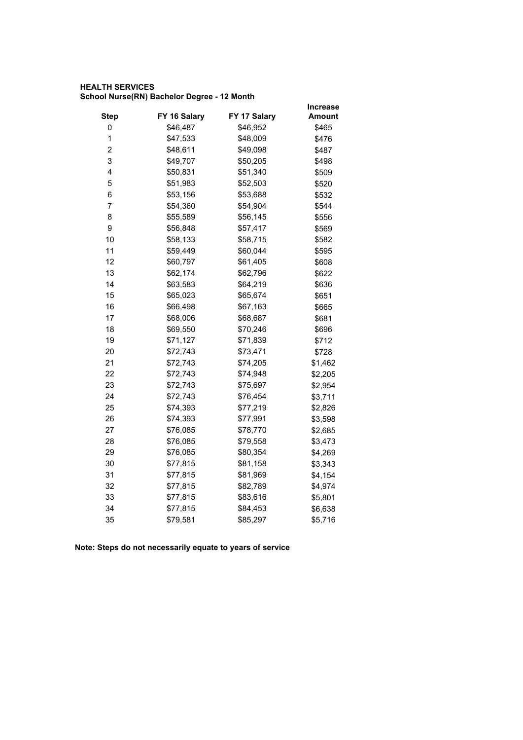**HEALTH SERVICES**
**School Nurse(RN) Bachelor Degree - 12 Month**

| Step | FY 16 Salary | FY 17 Salary | Increase Amount |
|---|---|---|---|
| 0 | $46,487 | $46,952 | $465 |
| 1 | $47,533 | $48,009 | $476 |
| 2 | $48,611 | $49,098 | $487 |
| 3 | $49,707 | $50,205 | $498 |
| 4 | $50,831 | $51,340 | $509 |
| 5 | $51,983 | $52,503 | $520 |
| 6 | $53,156 | $53,688 | $532 |
| 7 | $54,360 | $54,904 | $544 |
| 8 | $55,589 | $56,145 | $556 |
| 9 | $56,848 | $57,417 | $569 |
| 10 | $58,133 | $58,715 | $582 |
| 11 | $59,449 | $60,044 | $595 |
| 12 | $60,797 | $61,405 | $608 |
| 13 | $62,174 | $62,796 | $622 |
| 14 | $63,583 | $64,219 | $636 |
| 15 | $65,023 | $65,674 | $651 |
| 16 | $66,498 | $67,163 | $665 |
| 17 | $68,006 | $68,687 | $681 |
| 18 | $69,550 | $70,246 | $696 |
| 19 | $71,127 | $71,839 | $712 |
| 20 | $72,743 | $73,471 | $728 |
| 21 | $72,743 | $74,205 | $1,462 |
| 22 | $72,743 | $74,948 | $2,205 |
| 23 | $72,743 | $75,697 | $2,954 |
| 24 | $72,743 | $76,454 | $3,711 |
| 25 | $74,393 | $77,219 | $2,826 |
| 26 | $74,393 | $77,991 | $3,598 |
| 27 | $76,085 | $78,770 | $2,685 |
| 28 | $76,085 | $79,558 | $3,473 |
| 29 | $76,085 | $80,354 | $4,269 |
| 30 | $77,815 | $81,158 | $3,343 |
| 31 | $77,815 | $81,969 | $4,154 |
| 32 | $77,815 | $82,789 | $4,974 |
| 33 | $77,815 | $83,616 | $5,801 |
| 34 | $77,815 | $84,453 | $6,638 |
| 35 | $79,581 | $85,297 | $5,716 |

**Note: Steps do not necessarily equate to years of service**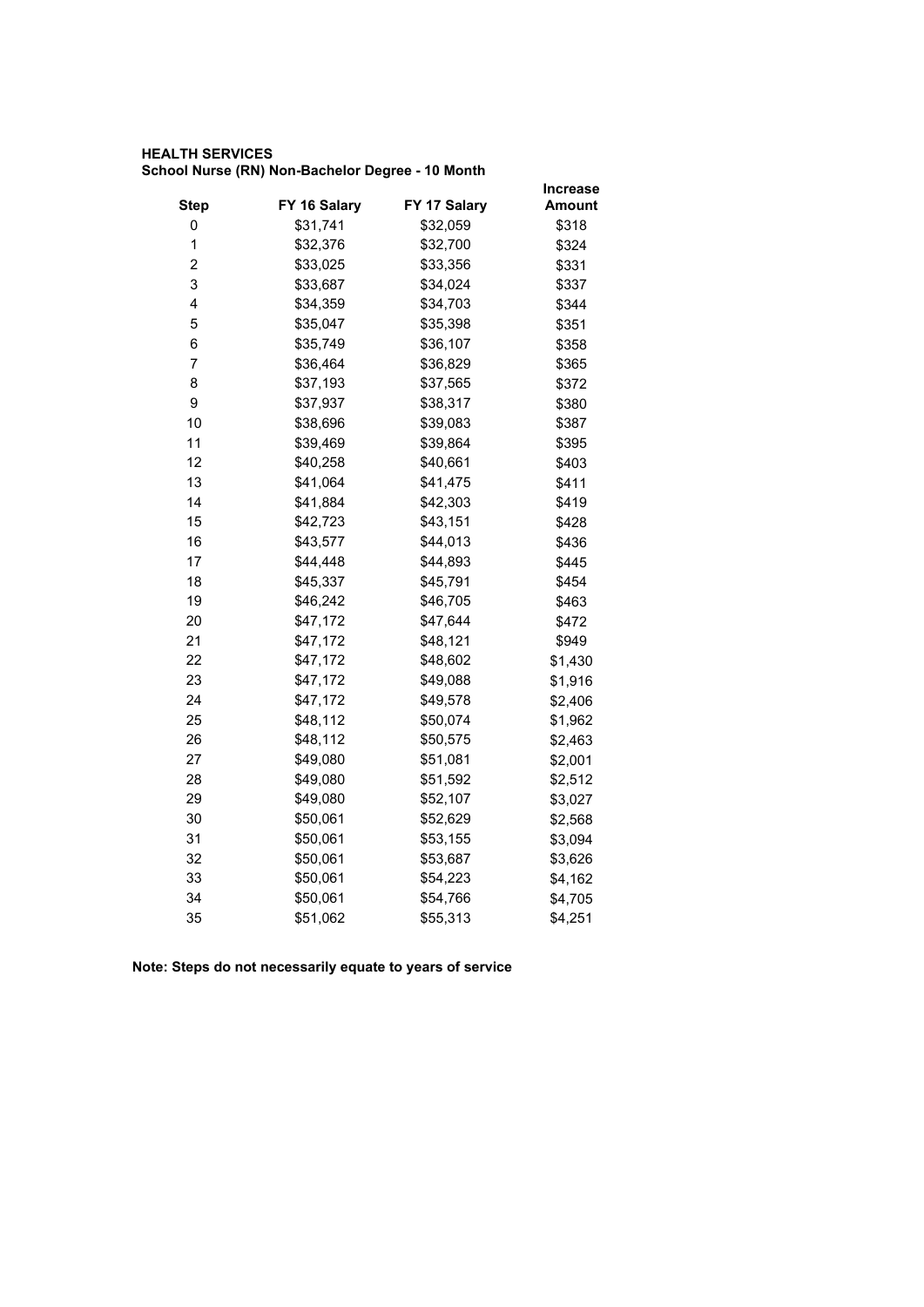**HEALTH SERVICES**
**School Nurse (RN) Non-Bachelor Degree - 10 Month**

| Step | FY 16 Salary | FY 17 Salary | Increase Amount |
|---|---|---|---|
| 0 | $31,741 | $32,059 | $318 |
| 1 | $32,376 | $32,700 | $324 |
| 2 | $33,025 | $33,356 | $331 |
| 3 | $33,687 | $34,024 | $337 |
| 4 | $34,359 | $34,703 | $344 |
| 5 | $35,047 | $35,398 | $351 |
| 6 | $35,749 | $36,107 | $358 |
| 7 | $36,464 | $36,829 | $365 |
| 8 | $37,193 | $37,565 | $372 |
| 9 | $37,937 | $38,317 | $380 |
| 10 | $38,696 | $39,083 | $387 |
| 11 | $39,469 | $39,864 | $395 |
| 12 | $40,258 | $40,661 | $403 |
| 13 | $41,064 | $41,475 | $411 |
| 14 | $41,884 | $42,303 | $419 |
| 15 | $42,723 | $43,151 | $428 |
| 16 | $43,577 | $44,013 | $436 |
| 17 | $44,448 | $44,893 | $445 |
| 18 | $45,337 | $45,791 | $454 |
| 19 | $46,242 | $46,705 | $463 |
| 20 | $47,172 | $47,644 | $472 |
| 21 | $47,172 | $48,121 | $949 |
| 22 | $47,172 | $48,602 | $1,430 |
| 23 | $47,172 | $49,088 | $1,916 |
| 24 | $47,172 | $49,578 | $2,406 |
| 25 | $48,112 | $50,074 | $1,962 |
| 26 | $48,112 | $50,575 | $2,463 |
| 27 | $49,080 | $51,081 | $2,001 |
| 28 | $49,080 | $51,592 | $2,512 |
| 29 | $49,080 | $52,107 | $3,027 |
| 30 | $50,061 | $52,629 | $2,568 |
| 31 | $50,061 | $53,155 | $3,094 |
| 32 | $50,061 | $53,687 | $3,626 |
| 33 | $50,061 | $54,223 | $4,162 |
| 34 | $50,061 | $54,766 | $4,705 |
| 35 | $51,062 | $55,313 | $4,251 |

**Note: Steps do not necessarily equate to years of service**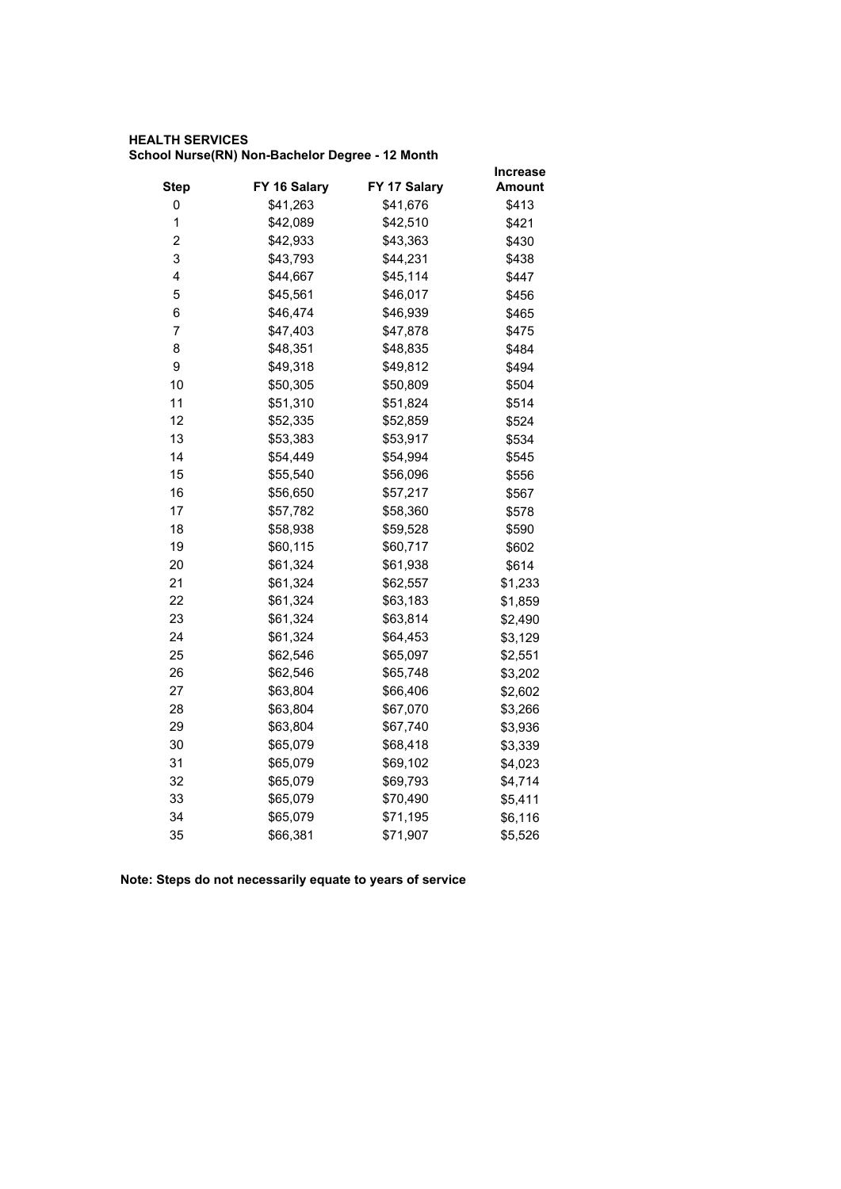**HEALTH SERVICES**
**School Nurse(RN) Non-Bachelor Degree - 12 Month**

| Step | FY 16 Salary | FY 17 Salary | Increase Amount |
|---|---|---|---|
| 0 | $41,263 | $41,676 | $413 |
| 1 | $42,089 | $42,510 | $421 |
| 2 | $42,933 | $43,363 | $430 |
| 3 | $43,793 | $44,231 | $438 |
| 4 | $44,667 | $45,114 | $447 |
| 5 | $45,561 | $46,017 | $456 |
| 6 | $46,474 | $46,939 | $465 |
| 7 | $47,403 | $47,878 | $475 |
| 8 | $48,351 | $48,835 | $484 |
| 9 | $49,318 | $49,812 | $494 |
| 10 | $50,305 | $50,809 | $504 |
| 11 | $51,310 | $51,824 | $514 |
| 12 | $52,335 | $52,859 | $524 |
| 13 | $53,383 | $53,917 | $534 |
| 14 | $54,449 | $54,994 | $545 |
| 15 | $55,540 | $56,096 | $556 |
| 16 | $56,650 | $57,217 | $567 |
| 17 | $57,782 | $58,360 | $578 |
| 18 | $58,938 | $59,528 | $590 |
| 19 | $60,115 | $60,717 | $602 |
| 20 | $61,324 | $61,938 | $614 |
| 21 | $61,324 | $62,557 | $1,233 |
| 22 | $61,324 | $63,183 | $1,859 |
| 23 | $61,324 | $63,814 | $2,490 |
| 24 | $61,324 | $64,453 | $3,129 |
| 25 | $62,546 | $65,097 | $2,551 |
| 26 | $62,546 | $65,748 | $3,202 |
| 27 | $63,804 | $66,406 | $2,602 |
| 28 | $63,804 | $67,070 | $3,266 |
| 29 | $63,804 | $67,740 | $3,936 |
| 30 | $65,079 | $68,418 | $3,339 |
| 31 | $65,079 | $69,102 | $4,023 |
| 32 | $65,079 | $69,793 | $4,714 |
| 33 | $65,079 | $70,490 | $5,411 |
| 34 | $65,079 | $71,195 | $6,116 |
| 35 | $66,381 | $71,907 | $5,526 |

**Note: Steps do not necessarily equate to years of service**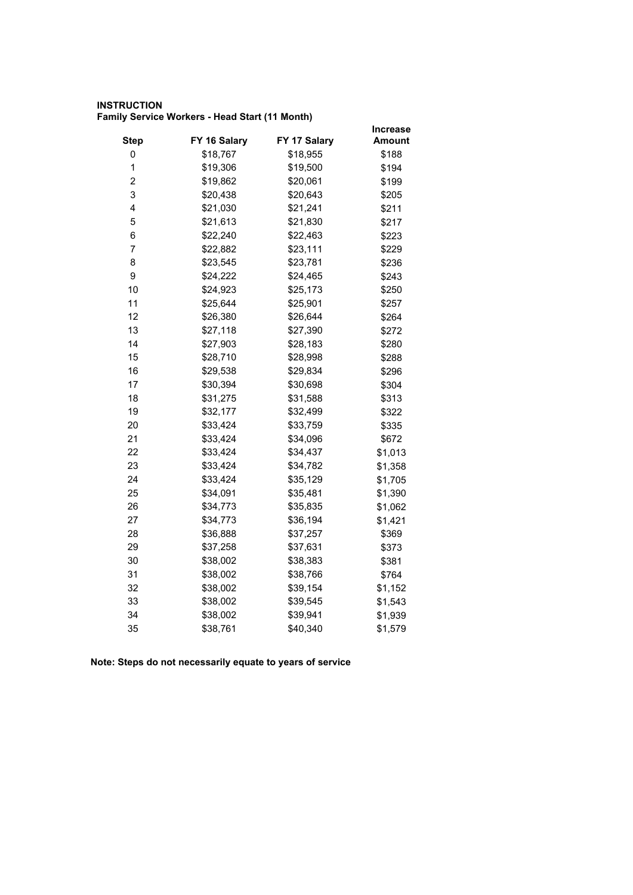**INSTRUCTION**
**Family Service Workers - Head Start (11 Month)**

| Step | FY 16 Salary | FY 17 Salary | Increase Amount |
|---|---|---|---|
| 0 | $18,767 | $18,955 | $188 |
| 1 | $19,306 | $19,500 | $194 |
| 2 | $19,862 | $20,061 | $199 |
| 3 | $20,438 | $20,643 | $205 |
| 4 | $21,030 | $21,241 | $211 |
| 5 | $21,613 | $21,830 | $217 |
| 6 | $22,240 | $22,463 | $223 |
| 7 | $22,882 | $23,111 | $229 |
| 8 | $23,545 | $23,781 | $236 |
| 9 | $24,222 | $24,465 | $243 |
| 10 | $24,923 | $25,173 | $250 |
| 11 | $25,644 | $25,901 | $257 |
| 12 | $26,380 | $26,644 | $264 |
| 13 | $27,118 | $27,390 | $272 |
| 14 | $27,903 | $28,183 | $280 |
| 15 | $28,710 | $28,998 | $288 |
| 16 | $29,538 | $29,834 | $296 |
| 17 | $30,394 | $30,698 | $304 |
| 18 | $31,275 | $31,588 | $313 |
| 19 | $32,177 | $32,499 | $322 |
| 20 | $33,424 | $33,759 | $335 |
| 21 | $33,424 | $34,096 | $672 |
| 22 | $33,424 | $34,437 | $1,013 |
| 23 | $33,424 | $34,782 | $1,358 |
| 24 | $33,424 | $35,129 | $1,705 |
| 25 | $34,091 | $35,481 | $1,390 |
| 26 | $34,773 | $35,835 | $1,062 |
| 27 | $34,773 | $36,194 | $1,421 |
| 28 | $36,888 | $37,257 | $369 |
| 29 | $37,258 | $37,631 | $373 |
| 30 | $38,002 | $38,383 | $381 |
| 31 | $38,002 | $38,766 | $764 |
| 32 | $38,002 | $39,154 | $1,152 |
| 33 | $38,002 | $39,545 | $1,543 |
| 34 | $38,002 | $39,941 | $1,939 |
| 35 | $38,761 | $40,340 | $1,579 |

**Note: Steps do not necessarily equate to years of service**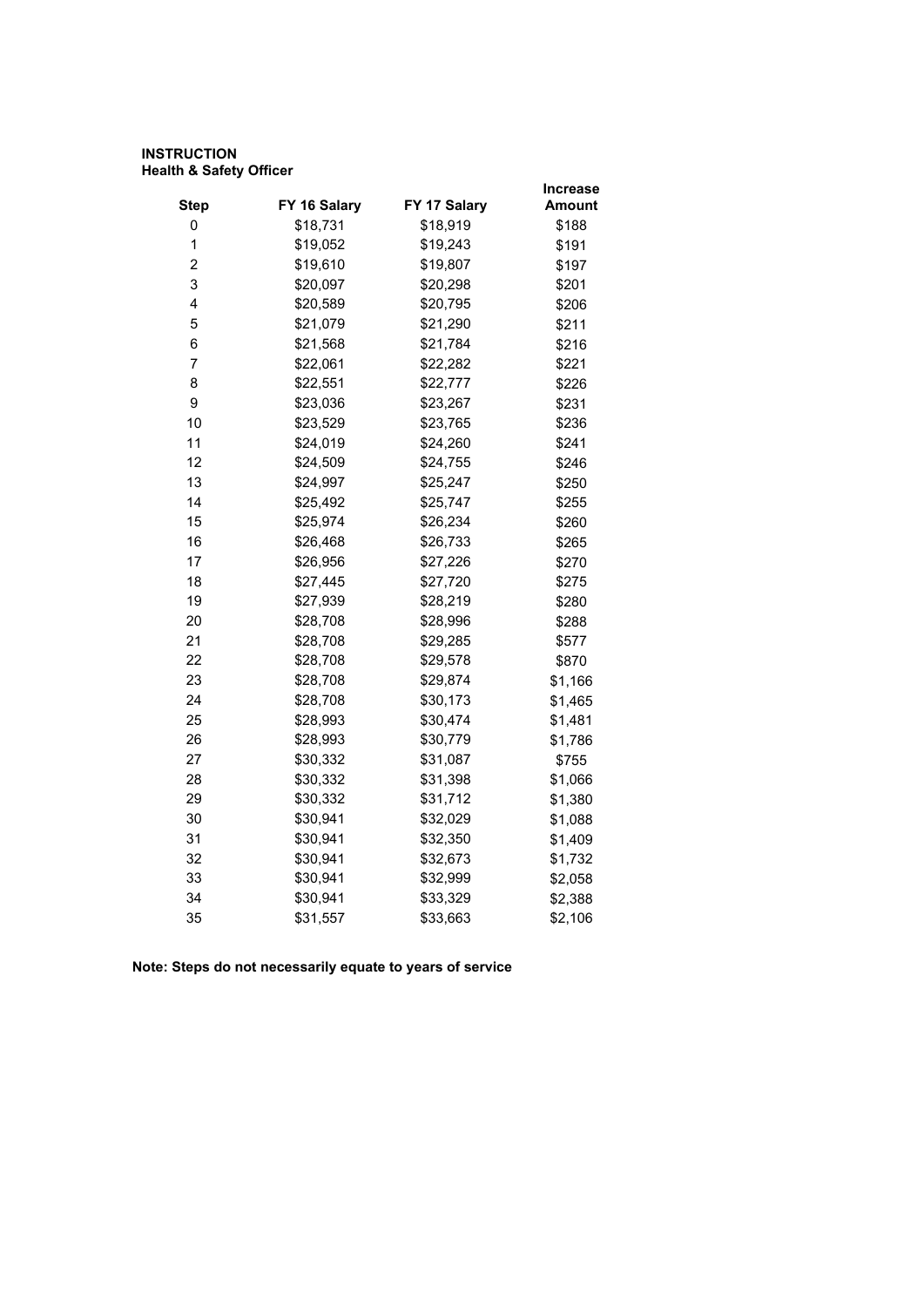**INSTRUCTION**
**Health & Safety Officer**

| Step | FY 16 Salary | FY 17 Salary | Increase Amount |
|---|---|---|---|
| 0 | $18,731 | $18,919 | $188 |
| 1 | $19,052 | $19,243 | $191 |
| 2 | $19,610 | $19,807 | $197 |
| 3 | $20,097 | $20,298 | $201 |
| 4 | $20,589 | $20,795 | $206 |
| 5 | $21,079 | $21,290 | $211 |
| 6 | $21,568 | $21,784 | $216 |
| 7 | $22,061 | $22,282 | $221 |
| 8 | $22,551 | $22,777 | $226 |
| 9 | $23,036 | $23,267 | $231 |
| 10 | $23,529 | $23,765 | $236 |
| 11 | $24,019 | $24,260 | $241 |
| 12 | $24,509 | $24,755 | $246 |
| 13 | $24,997 | $25,247 | $250 |
| 14 | $25,492 | $25,747 | $255 |
| 15 | $25,974 | $26,234 | $260 |
| 16 | $26,468 | $26,733 | $265 |
| 17 | $26,956 | $27,226 | $270 |
| 18 | $27,445 | $27,720 | $275 |
| 19 | $27,939 | $28,219 | $280 |
| 20 | $28,708 | $28,996 | $288 |
| 21 | $28,708 | $29,285 | $577 |
| 22 | $28,708 | $29,578 | $870 |
| 23 | $28,708 | $29,874 | $1,166 |
| 24 | $28,708 | $30,173 | $1,465 |
| 25 | $28,993 | $30,474 | $1,481 |
| 26 | $28,993 | $30,779 | $1,786 |
| 27 | $30,332 | $31,087 | $755 |
| 28 | $30,332 | $31,398 | $1,066 |
| 29 | $30,332 | $31,712 | $1,380 |
| 30 | $30,941 | $32,029 | $1,088 |
| 31 | $30,941 | $32,350 | $1,409 |
| 32 | $30,941 | $32,673 | $1,732 |
| 33 | $30,941 | $32,999 | $2,058 |
| 34 | $30,941 | $33,329 | $2,388 |
| 35 | $31,557 | $33,663 | $2,106 |

**Note: Steps do not necessarily equate to years of service**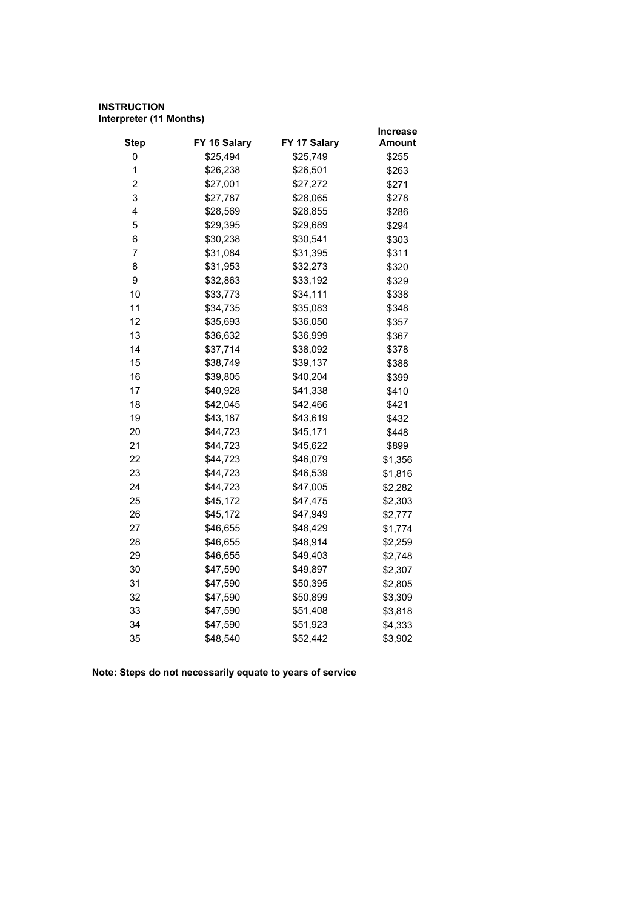**INSTRUCTION**
**Interpreter (11 Months)**

| Step | FY 16 Salary | FY 17 Salary | Increase Amount |
|---|---|---|---|
| 0 | $25,494 | $25,749 | $255 |
| 1 | $26,238 | $26,501 | $263 |
| 2 | $27,001 | $27,272 | $271 |
| 3 | $27,787 | $28,065 | $278 |
| 4 | $28,569 | $28,855 | $286 |
| 5 | $29,395 | $29,689 | $294 |
| 6 | $30,238 | $30,541 | $303 |
| 7 | $31,084 | $31,395 | $311 |
| 8 | $31,953 | $32,273 | $320 |
| 9 | $32,863 | $33,192 | $329 |
| 10 | $33,773 | $34,111 | $338 |
| 11 | $34,735 | $35,083 | $348 |
| 12 | $35,693 | $36,050 | $357 |
| 13 | $36,632 | $36,999 | $367 |
| 14 | $37,714 | $38,092 | $378 |
| 15 | $38,749 | $39,137 | $388 |
| 16 | $39,805 | $40,204 | $399 |
| 17 | $40,928 | $41,338 | $410 |
| 18 | $42,045 | $42,466 | $421 |
| 19 | $43,187 | $43,619 | $432 |
| 20 | $44,723 | $45,171 | $448 |
| 21 | $44,723 | $45,622 | $899 |
| 22 | $44,723 | $46,079 | $1,356 |
| 23 | $44,723 | $46,539 | $1,816 |
| 24 | $44,723 | $47,005 | $2,282 |
| 25 | $45,172 | $47,475 | $2,303 |
| 26 | $45,172 | $47,949 | $2,777 |
| 27 | $46,655 | $48,429 | $1,774 |
| 28 | $46,655 | $48,914 | $2,259 |
| 29 | $46,655 | $49,403 | $2,748 |
| 30 | $47,590 | $49,897 | $2,307 |
| 31 | $47,590 | $50,395 | $2,805 |
| 32 | $47,590 | $50,899 | $3,309 |
| 33 | $47,590 | $51,408 | $3,818 |
| 34 | $47,590 | $51,923 | $4,333 |
| 35 | $48,540 | $52,442 | $3,902 |

**Note: Steps do not necessarily equate to years of service**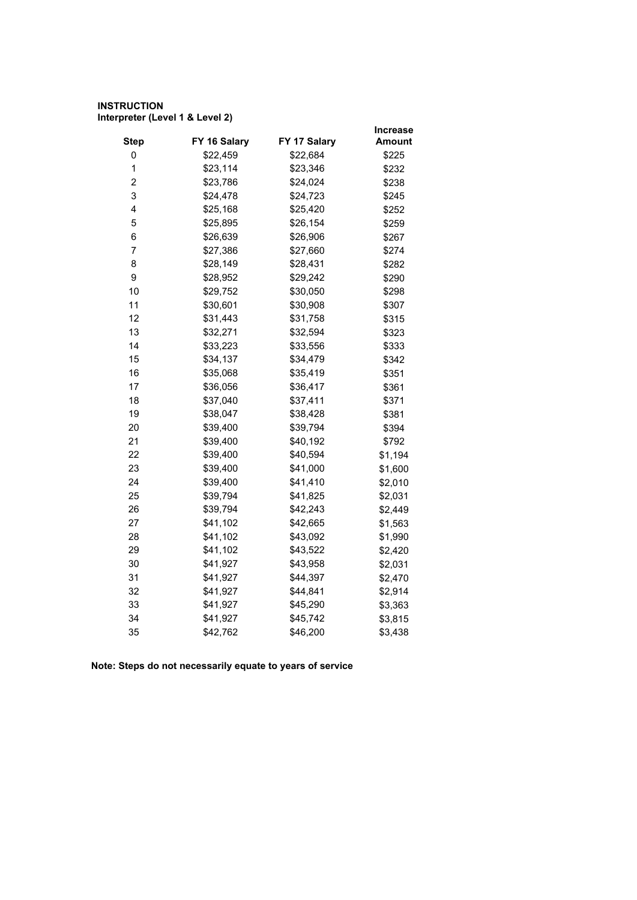**INSTRUCTION**
**Interpreter (Level 1 & Level 2)**

| Step | FY 16 Salary | FY 17 Salary | Increase Amount |
|---|---|---|---|
| 0 | $22,459 | $22,684 | $225 |
| 1 | $23,114 | $23,346 | $232 |
| 2 | $23,786 | $24,024 | $238 |
| 3 | $24,478 | $24,723 | $245 |
| 4 | $25,168 | $25,420 | $252 |
| 5 | $25,895 | $26,154 | $259 |
| 6 | $26,639 | $26,906 | $267 |
| 7 | $27,386 | $27,660 | $274 |
| 8 | $28,149 | $28,431 | $282 |
| 9 | $28,952 | $29,242 | $290 |
| 10 | $29,752 | $30,050 | $298 |
| 11 | $30,601 | $30,908 | $307 |
| 12 | $31,443 | $31,758 | $315 |
| 13 | $32,271 | $32,594 | $323 |
| 14 | $33,223 | $33,556 | $333 |
| 15 | $34,137 | $34,479 | $342 |
| 16 | $35,068 | $35,419 | $351 |
| 17 | $36,056 | $36,417 | $361 |
| 18 | $37,040 | $37,411 | $371 |
| 19 | $38,047 | $38,428 | $381 |
| 20 | $39,400 | $39,794 | $394 |
| 21 | $39,400 | $40,192 | $792 |
| 22 | $39,400 | $40,594 | $1,194 |
| 23 | $39,400 | $41,000 | $1,600 |
| 24 | $39,400 | $41,410 | $2,010 |
| 25 | $39,794 | $41,825 | $2,031 |
| 26 | $39,794 | $42,243 | $2,449 |
| 27 | $41,102 | $42,665 | $1,563 |
| 28 | $41,102 | $43,092 | $1,990 |
| 29 | $41,102 | $43,522 | $2,420 |
| 30 | $41,927 | $43,958 | $2,031 |
| 31 | $41,927 | $44,397 | $2,470 |
| 32 | $41,927 | $44,841 | $2,914 |
| 33 | $41,927 | $45,290 | $3,363 |
| 34 | $41,927 | $45,742 | $3,815 |
| 35 | $42,762 | $46,200 | $3,438 |

**Note: Steps do not necessarily equate to years of service**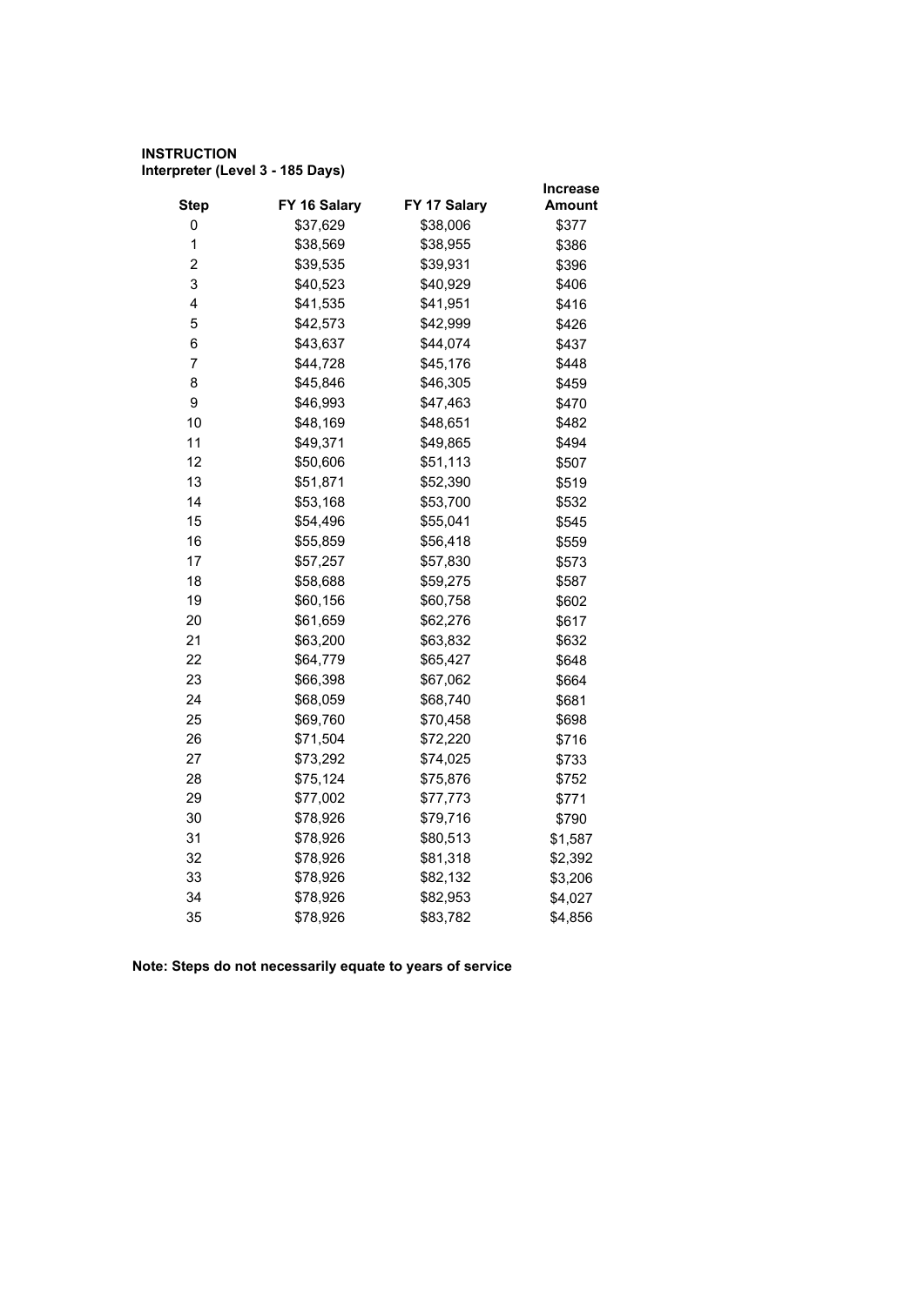**INSTRUCTION**
**Interpreter (Level 3 - 185 Days)**

| Step | FY 16 Salary | FY 17 Salary | Increase Amount |
|---|---|---|---|
| 0 | $37,629 | $38,006 | $377 |
| 1 | $38,569 | $38,955 | $386 |
| 2 | $39,535 | $39,931 | $396 |
| 3 | $40,523 | $40,929 | $406 |
| 4 | $41,535 | $41,951 | $416 |
| 5 | $42,573 | $42,999 | $426 |
| 6 | $43,637 | $44,074 | $437 |
| 7 | $44,728 | $45,176 | $448 |
| 8 | $45,846 | $46,305 | $459 |
| 9 | $46,993 | $47,463 | $470 |
| 10 | $48,169 | $48,651 | $482 |
| 11 | $49,371 | $49,865 | $494 |
| 12 | $50,606 | $51,113 | $507 |
| 13 | $51,871 | $52,390 | $519 |
| 14 | $53,168 | $53,700 | $532 |
| 15 | $54,496 | $55,041 | $545 |
| 16 | $55,859 | $56,418 | $559 |
| 17 | $57,257 | $57,830 | $573 |
| 18 | $58,688 | $59,275 | $587 |
| 19 | $60,156 | $60,758 | $602 |
| 20 | $61,659 | $62,276 | $617 |
| 21 | $63,200 | $63,832 | $632 |
| 22 | $64,779 | $65,427 | $648 |
| 23 | $66,398 | $67,062 | $664 |
| 24 | $68,059 | $68,740 | $681 |
| 25 | $69,760 | $70,458 | $698 |
| 26 | $71,504 | $72,220 | $716 |
| 27 | $73,292 | $74,025 | $733 |
| 28 | $75,124 | $75,876 | $752 |
| 29 | $77,002 | $77,773 | $771 |
| 30 | $78,926 | $79,716 | $790 |
| 31 | $78,926 | $80,513 | $1,587 |
| 32 | $78,926 | $81,318 | $2,392 |
| 33 | $78,926 | $82,132 | $3,206 |
| 34 | $78,926 | $82,953 | $4,027 |
| 35 | $78,926 | $83,782 | $4,856 |

**Note: Steps do not necessarily equate to years of service**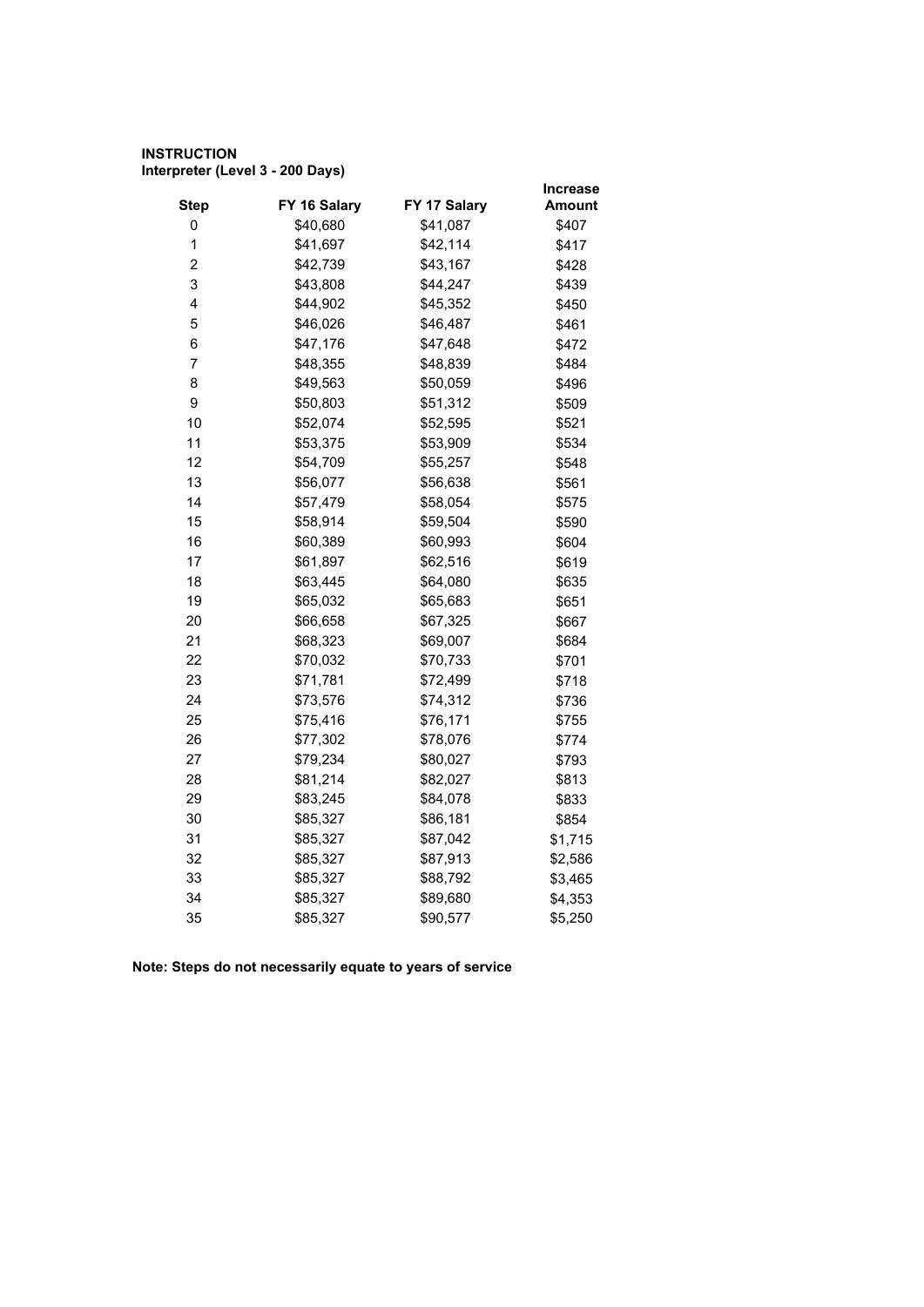**INSTRUCTION**
**Interpreter (Level 3 - 200 Days)**

| Step | FY 16 Salary | FY 17 Salary | Increase Amount |
|---|---|---|---|
| 0 | $40,680 | $41,087 | $407 |
| 1 | $41,697 | $42,114 | $417 |
| 2 | $42,739 | $43,167 | $428 |
| 3 | $43,808 | $44,247 | $439 |
| 4 | $44,902 | $45,352 | $450 |
| 5 | $46,026 | $46,487 | $461 |
| 6 | $47,176 | $47,648 | $472 |
| 7 | $48,355 | $48,839 | $484 |
| 8 | $49,563 | $50,059 | $496 |
| 9 | $50,803 | $51,312 | $509 |
| 10 | $52,074 | $52,595 | $521 |
| 11 | $53,375 | $53,909 | $534 |
| 12 | $54,709 | $55,257 | $548 |
| 13 | $56,077 | $56,638 | $561 |
| 14 | $57,479 | $58,054 | $575 |
| 15 | $58,914 | $59,504 | $590 |
| 16 | $60,389 | $60,993 | $604 |
| 17 | $61,897 | $62,516 | $619 |
| 18 | $63,445 | $64,080 | $635 |
| 19 | $65,032 | $65,683 | $651 |
| 20 | $66,658 | $67,325 | $667 |
| 21 | $68,323 | $69,007 | $684 |
| 22 | $70,032 | $70,733 | $701 |
| 23 | $71,781 | $72,499 | $718 |
| 24 | $73,576 | $74,312 | $736 |
| 25 | $75,416 | $76,171 | $755 |
| 26 | $77,302 | $78,076 | $774 |
| 27 | $79,234 | $80,027 | $793 |
| 28 | $81,214 | $82,027 | $813 |
| 29 | $83,245 | $84,078 | $833 |
| 30 | $85,327 | $86,181 | $854 |
| 31 | $85,327 | $87,042 | $1,715 |
| 32 | $85,327 | $87,913 | $2,586 |
| 33 | $85,327 | $88,792 | $3,465 |
| 34 | $85,327 | $89,680 | $4,353 |
| 35 | $85,327 | $90,577 | $5,250 |

**Note: Steps do not necessarily equate to years of service**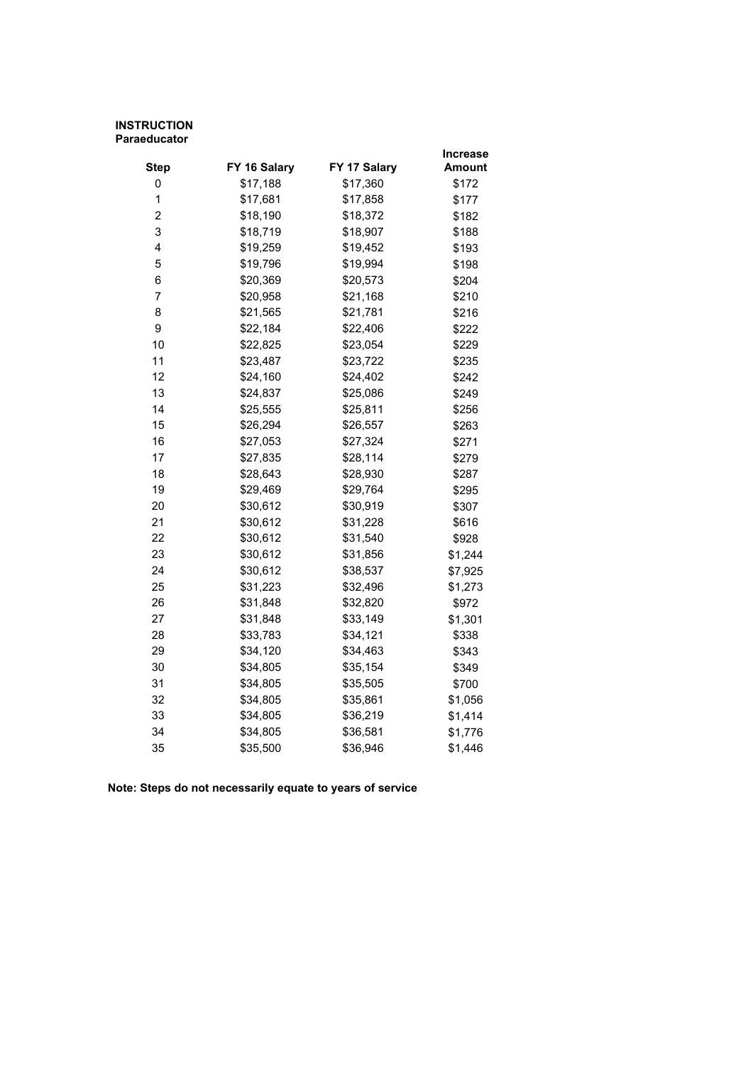**INSTRUCTION**
**Paraeducator**

| Step | FY 16 Salary | FY 17 Salary | Increase Amount |
|---|---|---|---|
| 0 | $17,188 | $17,360 | $172 |
| 1 | $17,681 | $17,858 | $177 |
| 2 | $18,190 | $18,372 | $182 |
| 3 | $18,719 | $18,907 | $188 |
| 4 | $19,259 | $19,452 | $193 |
| 5 | $19,796 | $19,994 | $198 |
| 6 | $20,369 | $20,573 | $204 |
| 7 | $20,958 | $21,168 | $210 |
| 8 | $21,565 | $21,781 | $216 |
| 9 | $22,184 | $22,406 | $222 |
| 10 | $22,825 | $23,054 | $229 |
| 11 | $23,487 | $23,722 | $235 |
| 12 | $24,160 | $24,402 | $242 |
| 13 | $24,837 | $25,086 | $249 |
| 14 | $25,555 | $25,811 | $256 |
| 15 | $26,294 | $26,557 | $263 |
| 16 | $27,053 | $27,324 | $271 |
| 17 | $27,835 | $28,114 | $279 |
| 18 | $28,643 | $28,930 | $287 |
| 19 | $29,469 | $29,764 | $295 |
| 20 | $30,612 | $30,919 | $307 |
| 21 | $30,612 | $31,228 | $616 |
| 22 | $30,612 | $31,540 | $928 |
| 23 | $30,612 | $31,856 | $1,244 |
| 24 | $30,612 | $38,537 | $7,925 |
| 25 | $31,223 | $32,496 | $1,273 |
| 26 | $31,848 | $32,820 | $972 |
| 27 | $31,848 | $33,149 | $1,301 |
| 28 | $33,783 | $34,121 | $338 |
| 29 | $34,120 | $34,463 | $343 |
| 30 | $34,805 | $35,154 | $349 |
| 31 | $34,805 | $35,505 | $700 |
| 32 | $34,805 | $35,861 | $1,056 |
| 33 | $34,805 | $36,219 | $1,414 |
| 34 | $34,805 | $36,581 | $1,776 |
| 35 | $35,500 | $36,946 | $1,446 |

**Note: Steps do not necessarily equate to years of service**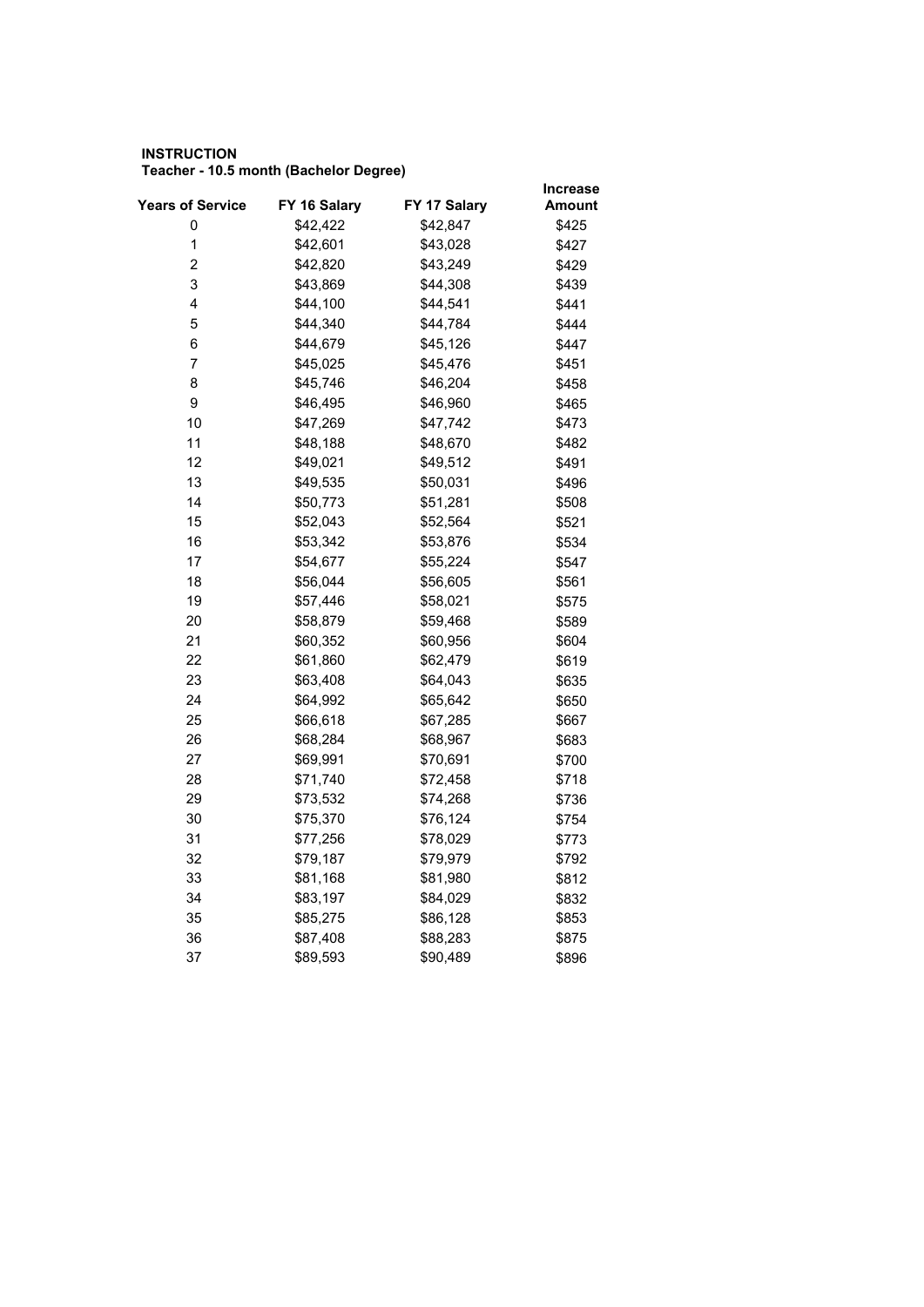**INSTRUCTION**
**Teacher - 10.5 month (Bachelor Degree)**

| Years of Service | FY 16 Salary | FY 17 Salary | Increase Amount |
|---|---|---|---|
| 0 | $42,422 | $42,847 | $425 |
| 1 | $42,601 | $43,028 | $427 |
| 2 | $42,820 | $43,249 | $429 |
| 3 | $43,869 | $44,308 | $439 |
| 4 | $44,100 | $44,541 | $441 |
| 5 | $44,340 | $44,784 | $444 |
| 6 | $44,679 | $45,126 | $447 |
| 7 | $45,025 | $45,476 | $451 |
| 8 | $45,746 | $46,204 | $458 |
| 9 | $46,495 | $46,960 | $465 |
| 10 | $47,269 | $47,742 | $473 |
| 11 | $48,188 | $48,670 | $482 |
| 12 | $49,021 | $49,512 | $491 |
| 13 | $49,535 | $50,031 | $496 |
| 14 | $50,773 | $51,281 | $508 |
| 15 | $52,043 | $52,564 | $521 |
| 16 | $53,342 | $53,876 | $534 |
| 17 | $54,677 | $55,224 | $547 |
| 18 | $56,044 | $56,605 | $561 |
| 19 | $57,446 | $58,021 | $575 |
| 20 | $58,879 | $59,468 | $589 |
| 21 | $60,352 | $60,956 | $604 |
| 22 | $61,860 | $62,479 | $619 |
| 23 | $63,408 | $64,043 | $635 |
| 24 | $64,992 | $65,642 | $650 |
| 25 | $66,618 | $67,285 | $667 |
| 26 | $68,284 | $68,967 | $683 |
| 27 | $69,991 | $70,691 | $700 |
| 28 | $71,740 | $72,458 | $718 |
| 29 | $73,532 | $74,268 | $736 |
| 30 | $75,370 | $76,124 | $754 |
| 31 | $77,256 | $78,029 | $773 |
| 32 | $79,187 | $79,979 | $792 |
| 33 | $81,168 | $81,980 | $812 |
| 34 | $83,197 | $84,029 | $832 |
| 35 | $85,275 | $86,128 | $853 |
| 36 | $87,408 | $88,283 | $875 |
| 37 | $89,593 | $90,489 | $896 |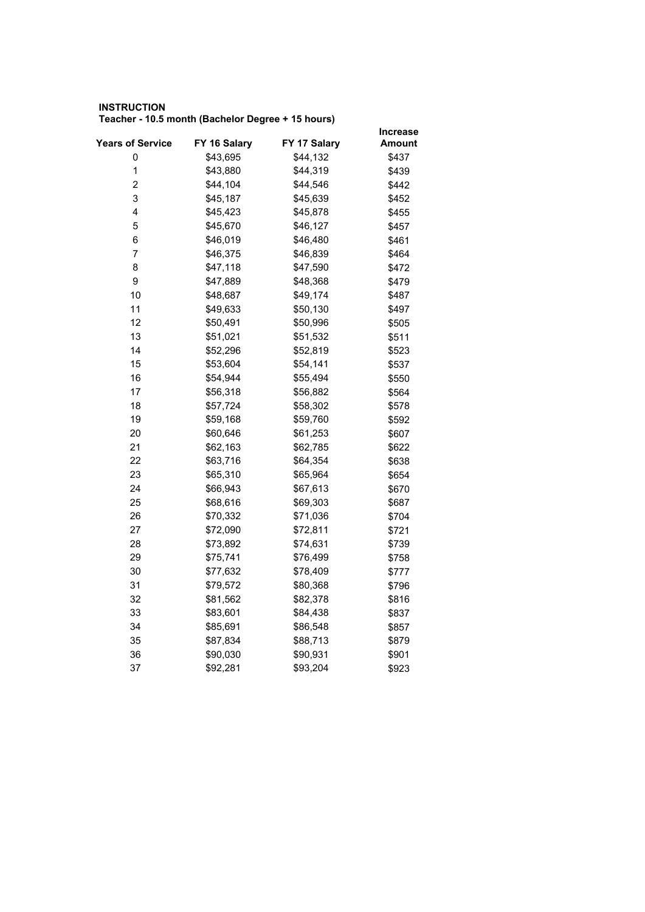**INSTRUCTION**
**Teacher - 10.5 month (Bachelor Degree + 15 hours)**

| Years of Service | FY 16 Salary | FY 17 Salary | Increase Amount |
|---|---|---|---|
| 0 | $43,695 | $44,132 | $437 |
| 1 | $43,880 | $44,319 | $439 |
| 2 | $44,104 | $44,546 | $442 |
| 3 | $45,187 | $45,639 | $452 |
| 4 | $45,423 | $45,878 | $455 |
| 5 | $45,670 | $46,127 | $457 |
| 6 | $46,019 | $46,480 | $461 |
| 7 | $46,375 | $46,839 | $464 |
| 8 | $47,118 | $47,590 | $472 |
| 9 | $47,889 | $48,368 | $479 |
| 10 | $48,687 | $49,174 | $487 |
| 11 | $49,633 | $50,130 | $497 |
| 12 | $50,491 | $50,996 | $505 |
| 13 | $51,021 | $51,532 | $511 |
| 14 | $52,296 | $52,819 | $523 |
| 15 | $53,604 | $54,141 | $537 |
| 16 | $54,944 | $55,494 | $550 |
| 17 | $56,318 | $56,882 | $564 |
| 18 | $57,724 | $58,302 | $578 |
| 19 | $59,168 | $59,760 | $592 |
| 20 | $60,646 | $61,253 | $607 |
| 21 | $62,163 | $62,785 | $622 |
| 22 | $63,716 | $64,354 | $638 |
| 23 | $65,310 | $65,964 | $654 |
| 24 | $66,943 | $67,613 | $670 |
| 25 | $68,616 | $69,303 | $687 |
| 26 | $70,332 | $71,036 | $704 |
| 27 | $72,090 | $72,811 | $721 |
| 28 | $73,892 | $74,631 | $739 |
| 29 | $75,741 | $76,499 | $758 |
| 30 | $77,632 | $78,409 | $777 |
| 31 | $79,572 | $80,368 | $796 |
| 32 | $81,562 | $82,378 | $816 |
| 33 | $83,601 | $84,438 | $837 |
| 34 | $85,691 | $86,548 | $857 |
| 35 | $87,834 | $88,713 | $879 |
| 36 | $90,030 | $90,931 | $901 |
| 37 | $92,281 | $93,204 | $923 |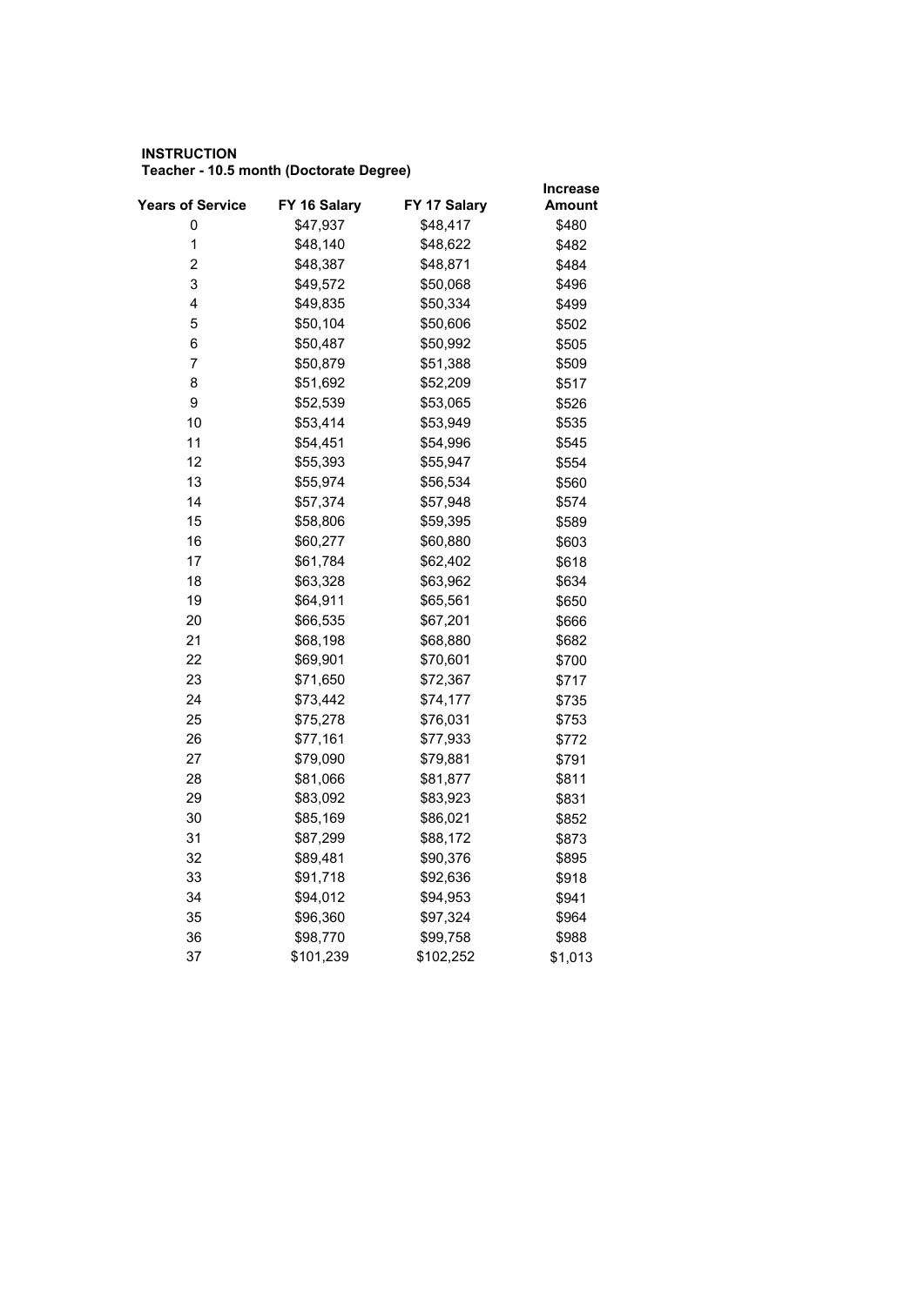**INSTRUCTION**
**Teacher - 10.5 month (Doctorate Degree)**

| Years of Service | FY 16 Salary | FY 17 Salary | Increase Amount |
|---|---|---|---|
| 0 | $47,937 | $48,417 | $480 |
| 1 | $48,140 | $48,622 | $482 |
| 2 | $48,387 | $48,871 | $484 |
| 3 | $49,572 | $50,068 | $496 |
| 4 | $49,835 | $50,334 | $499 |
| 5 | $50,104 | $50,606 | $502 |
| 6 | $50,487 | $50,992 | $505 |
| 7 | $50,879 | $51,388 | $509 |
| 8 | $51,692 | $52,209 | $517 |
| 9 | $52,539 | $53,065 | $526 |
| 10 | $53,414 | $53,949 | $535 |
| 11 | $54,451 | $54,996 | $545 |
| 12 | $55,393 | $55,947 | $554 |
| 13 | $55,974 | $56,534 | $560 |
| 14 | $57,374 | $57,948 | $574 |
| 15 | $58,806 | $59,395 | $589 |
| 16 | $60,277 | $60,880 | $603 |
| 17 | $61,784 | $62,402 | $618 |
| 18 | $63,328 | $63,962 | $634 |
| 19 | $64,911 | $65,561 | $650 |
| 20 | $66,535 | $67,201 | $666 |
| 21 | $68,198 | $68,880 | $682 |
| 22 | $69,901 | $70,601 | $700 |
| 23 | $71,650 | $72,367 | $717 |
| 24 | $73,442 | $74,177 | $735 |
| 25 | $75,278 | $76,031 | $753 |
| 26 | $77,161 | $77,933 | $772 |
| 27 | $79,090 | $79,881 | $791 |
| 28 | $81,066 | $81,877 | $811 |
| 29 | $83,092 | $83,923 | $831 |
| 30 | $85,169 | $86,021 | $852 |
| 31 | $87,299 | $88,172 | $873 |
| 32 | $89,481 | $90,376 | $895 |
| 33 | $91,718 | $92,636 | $918 |
| 34 | $94,012 | $94,953 | $941 |
| 35 | $96,360 | $97,324 | $964 |
| 36 | $98,770 | $99,758 | $988 |
| 37 | $101,239 | $102,252 | $1,013 |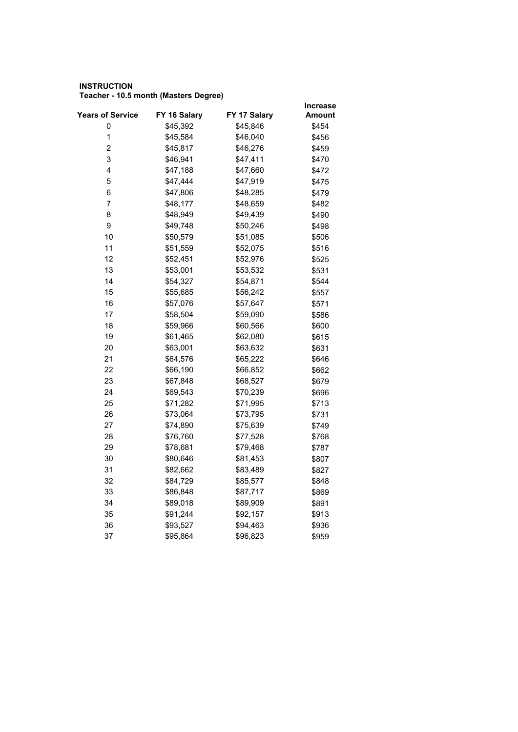**INSTRUCTION**
**Teacher - 10.5 month (Masters Degree)**

| Years of Service | FY 16 Salary | FY 17 Salary | Increase Amount |
|---|---|---|---|
| 0 | $45,392 | $45,846 | $454 |
| 1 | $45,584 | $46,040 | $456 |
| 2 | $45,817 | $46,276 | $459 |
| 3 | $46,941 | $47,411 | $470 |
| 4 | $47,188 | $47,660 | $472 |
| 5 | $47,444 | $47,919 | $475 |
| 6 | $47,806 | $48,285 | $479 |
| 7 | $48,177 | $48,659 | $482 |
| 8 | $48,949 | $49,439 | $490 |
| 9 | $49,748 | $50,246 | $498 |
| 10 | $50,579 | $51,085 | $506 |
| 11 | $51,559 | $52,075 | $516 |
| 12 | $52,451 | $52,976 | $525 |
| 13 | $53,001 | $53,532 | $531 |
| 14 | $54,327 | $54,871 | $544 |
| 15 | $55,685 | $56,242 | $557 |
| 16 | $57,076 | $57,647 | $571 |
| 17 | $58,504 | $59,090 | $586 |
| 18 | $59,966 | $60,566 | $600 |
| 19 | $61,465 | $62,080 | $615 |
| 20 | $63,001 | $63,632 | $631 |
| 21 | $64,576 | $65,222 | $646 |
| 22 | $66,190 | $66,852 | $662 |
| 23 | $67,848 | $68,527 | $679 |
| 24 | $69,543 | $70,239 | $696 |
| 25 | $71,282 | $71,995 | $713 |
| 26 | $73,064 | $73,795 | $731 |
| 27 | $74,890 | $75,639 | $749 |
| 28 | $76,760 | $77,528 | $768 |
| 29 | $78,681 | $79,468 | $787 |
| 30 | $80,646 | $81,453 | $807 |
| 31 | $82,662 | $83,489 | $827 |
| 32 | $84,729 | $85,577 | $848 |
| 33 | $86,848 | $87,717 | $869 |
| 34 | $89,018 | $89,909 | $891 |
| 35 | $91,244 | $92,157 | $913 |
| 36 | $93,527 | $94,463 | $936 |
| 37 | $95,864 | $96,823 | $959 |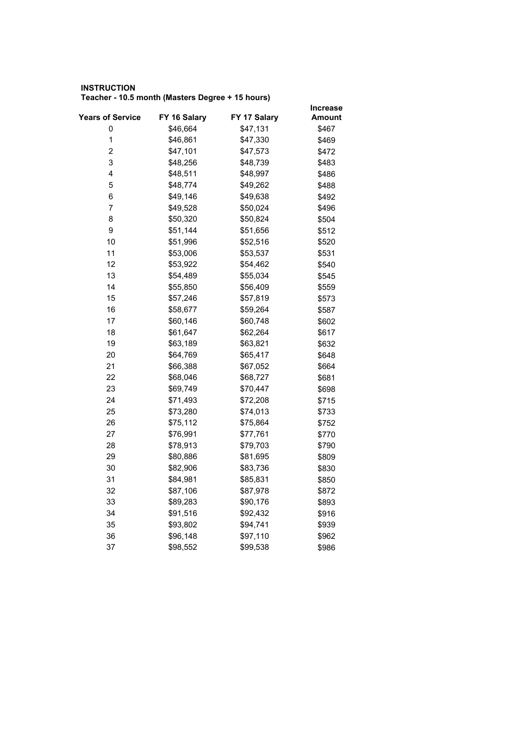**INSTRUCTION**

**Teacher - 10.5 month (Masters Degree + 15 hours)**

| Years of Service | FY 16 Salary | FY 17 Salary | Increase Amount |
|---|---|---|---|
| 0 | $46,664 | $47,131 | $467 |
| 1 | $46,861 | $47,330 | $469 |
| 2 | $47,101 | $47,573 | $472 |
| 3 | $48,256 | $48,739 | $483 |
| 4 | $48,511 | $48,997 | $486 |
| 5 | $48,774 | $49,262 | $488 |
| 6 | $49,146 | $49,638 | $492 |
| 7 | $49,528 | $50,024 | $496 |
| 8 | $50,320 | $50,824 | $504 |
| 9 | $51,144 | $51,656 | $512 |
| 10 | $51,996 | $52,516 | $520 |
| 11 | $53,006 | $53,537 | $531 |
| 12 | $53,922 | $54,462 | $540 |
| 13 | $54,489 | $55,034 | $545 |
| 14 | $55,850 | $56,409 | $559 |
| 15 | $57,246 | $57,819 | $573 |
| 16 | $58,677 | $59,264 | $587 |
| 17 | $60,146 | $60,748 | $602 |
| 18 | $61,647 | $62,264 | $617 |
| 19 | $63,189 | $63,821 | $632 |
| 20 | $64,769 | $65,417 | $648 |
| 21 | $66,388 | $67,052 | $664 |
| 22 | $68,046 | $68,727 | $681 |
| 23 | $69,749 | $70,447 | $698 |
| 24 | $71,493 | $72,208 | $715 |
| 25 | $73,280 | $74,013 | $733 |
| 26 | $75,112 | $75,864 | $752 |
| 27 | $76,991 | $77,761 | $770 |
| 28 | $78,913 | $79,703 | $790 |
| 29 | $80,886 | $81,695 | $809 |
| 30 | $82,906 | $83,736 | $830 |
| 31 | $84,981 | $85,831 | $850 |
| 32 | $87,106 | $87,978 | $872 |
| 33 | $89,283 | $90,176 | $893 |
| 34 | $91,516 | $92,432 | $916 |
| 35 | $93,802 | $94,741 | $939 |
| 36 | $96,148 | $97,110 | $962 |
| 37 | $98,552 | $99,538 | $986 |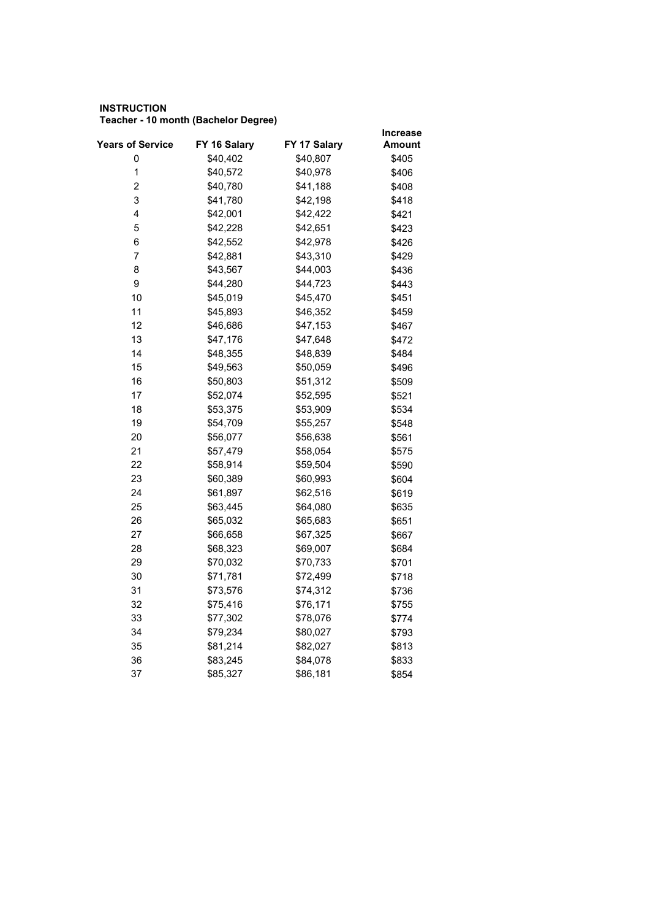**INSTRUCTION**
**Teacher - 10 month (Bachelor Degree)**

| Years of Service | FY 16 Salary | FY 17 Salary | Increase Amount |
|---|---|---|---|
| 0 | $40,402 | $40,807 | $405 |
| 1 | $40,572 | $40,978 | $406 |
| 2 | $40,780 | $41,188 | $408 |
| 3 | $41,780 | $42,198 | $418 |
| 4 | $42,001 | $42,422 | $421 |
| 5 | $42,228 | $42,651 | $423 |
| 6 | $42,552 | $42,978 | $426 |
| 7 | $42,881 | $43,310 | $429 |
| 8 | $43,567 | $44,003 | $436 |
| 9 | $44,280 | $44,723 | $443 |
| 10 | $45,019 | $45,470 | $451 |
| 11 | $45,893 | $46,352 | $459 |
| 12 | $46,686 | $47,153 | $467 |
| 13 | $47,176 | $47,648 | $472 |
| 14 | $48,355 | $48,839 | $484 |
| 15 | $49,563 | $50,059 | $496 |
| 16 | $50,803 | $51,312 | $509 |
| 17 | $52,074 | $52,595 | $521 |
| 18 | $53,375 | $53,909 | $534 |
| 19 | $54,709 | $55,257 | $548 |
| 20 | $56,077 | $56,638 | $561 |
| 21 | $57,479 | $58,054 | $575 |
| 22 | $58,914 | $59,504 | $590 |
| 23 | $60,389 | $60,993 | $604 |
| 24 | $61,897 | $62,516 | $619 |
| 25 | $63,445 | $64,080 | $635 |
| 26 | $65,032 | $65,683 | $651 |
| 27 | $66,658 | $67,325 | $667 |
| 28 | $68,323 | $69,007 | $684 |
| 29 | $70,032 | $70,733 | $701 |
| 30 | $71,781 | $72,499 | $718 |
| 31 | $73,576 | $74,312 | $736 |
| 32 | $75,416 | $76,171 | $755 |
| 33 | $77,302 | $78,076 | $774 |
| 34 | $79,234 | $80,027 | $793 |
| 35 | $81,214 | $82,027 | $813 |
| 36 | $83,245 | $84,078 | $833 |
| 37 | $85,327 | $86,181 | $854 |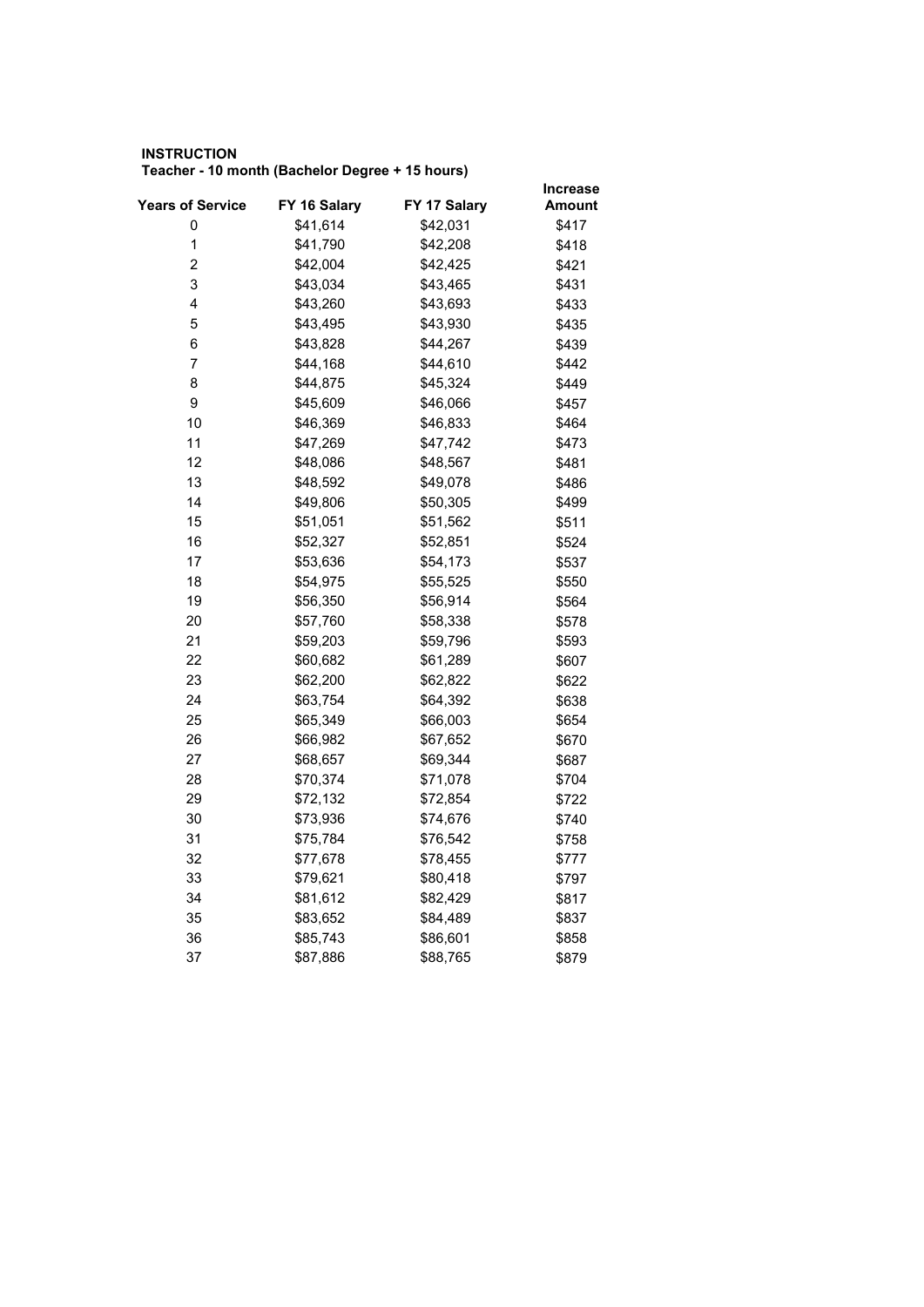**INSTRUCTION**
**Teacher - 10 month (Bachelor Degree + 15 hours)**

| Years of Service | FY 16 Salary | FY 17 Salary | Increase Amount |
|---|---|---|---|
| 0 | $41,614 | $42,031 | $417 |
| 1 | $41,790 | $42,208 | $418 |
| 2 | $42,004 | $42,425 | $421 |
| 3 | $43,034 | $43,465 | $431 |
| 4 | $43,260 | $43,693 | $433 |
| 5 | $43,495 | $43,930 | $435 |
| 6 | $43,828 | $44,267 | $439 |
| 7 | $44,168 | $44,610 | $442 |
| 8 | $44,875 | $45,324 | $449 |
| 9 | $45,609 | $46,066 | $457 |
| 10 | $46,369 | $46,833 | $464 |
| 11 | $47,269 | $47,742 | $473 |
| 12 | $48,086 | $48,567 | $481 |
| 13 | $48,592 | $49,078 | $486 |
| 14 | $49,806 | $50,305 | $499 |
| 15 | $51,051 | $51,562 | $511 |
| 16 | $52,327 | $52,851 | $524 |
| 17 | $53,636 | $54,173 | $537 |
| 18 | $54,975 | $55,525 | $550 |
| 19 | $56,350 | $56,914 | $564 |
| 20 | $57,760 | $58,338 | $578 |
| 21 | $59,203 | $59,796 | $593 |
| 22 | $60,682 | $61,289 | $607 |
| 23 | $62,200 | $62,822 | $622 |
| 24 | $63,754 | $64,392 | $638 |
| 25 | $65,349 | $66,003 | $654 |
| 26 | $66,982 | $67,652 | $670 |
| 27 | $68,657 | $69,344 | $687 |
| 28 | $70,374 | $71,078 | $704 |
| 29 | $72,132 | $72,854 | $722 |
| 30 | $73,936 | $74,676 | $740 |
| 31 | $75,784 | $76,542 | $758 |
| 32 | $77,678 | $78,455 | $777 |
| 33 | $79,621 | $80,418 | $797 |
| 34 | $81,612 | $82,429 | $817 |
| 35 | $83,652 | $84,489 | $837 |
| 36 | $85,743 | $86,601 | $858 |
| 37 | $87,886 | $88,765 | $879 |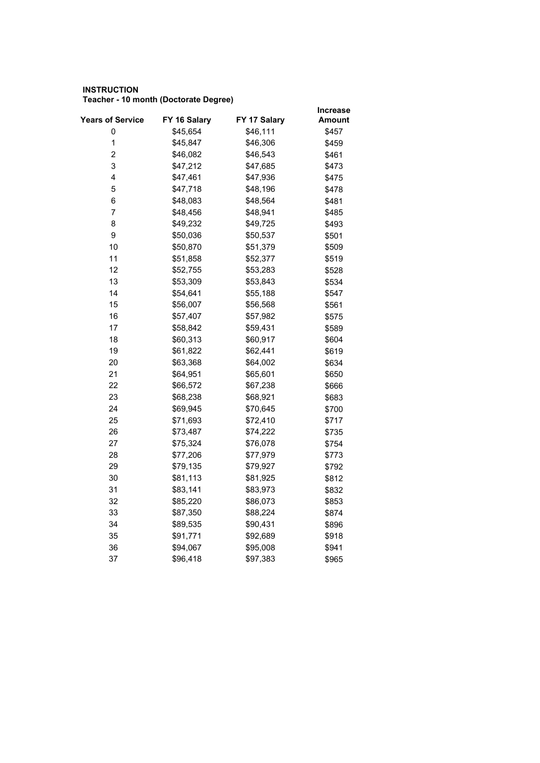**INSTRUCTION**

**Teacher - 10 month (Doctorate Degree)**

| Years of Service | FY 16 Salary | FY 17 Salary | Increase Amount |
|---|---|---|---|
| 0 | $45,654 | $46,111 | $457 |
| 1 | $45,847 | $46,306 | $459 |
| 2 | $46,082 | $46,543 | $461 |
| 3 | $47,212 | $47,685 | $473 |
| 4 | $47,461 | $47,936 | $475 |
| 5 | $47,718 | $48,196 | $478 |
| 6 | $48,083 | $48,564 | $481 |
| 7 | $48,456 | $48,941 | $485 |
| 8 | $49,232 | $49,725 | $493 |
| 9 | $50,036 | $50,537 | $501 |
| 10 | $50,870 | $51,379 | $509 |
| 11 | $51,858 | $52,377 | $519 |
| 12 | $52,755 | $53,283 | $528 |
| 13 | $53,309 | $53,843 | $534 |
| 14 | $54,641 | $55,188 | $547 |
| 15 | $56,007 | $56,568 | $561 |
| 16 | $57,407 | $57,982 | $575 |
| 17 | $58,842 | $59,431 | $589 |
| 18 | $60,313 | $60,917 | $604 |
| 19 | $61,822 | $62,441 | $619 |
| 20 | $63,368 | $64,002 | $634 |
| 21 | $64,951 | $65,601 | $650 |
| 22 | $66,572 | $67,238 | $666 |
| 23 | $68,238 | $68,921 | $683 |
| 24 | $69,945 | $70,645 | $700 |
| 25 | $71,693 | $72,410 | $717 |
| 26 | $73,487 | $74,222 | $735 |
| 27 | $75,324 | $76,078 | $754 |
| 28 | $77,206 | $77,979 | $773 |
| 29 | $79,135 | $79,927 | $792 |
| 30 | $81,113 | $81,925 | $812 |
| 31 | $83,141 | $83,973 | $832 |
| 32 | $85,220 | $86,073 | $853 |
| 33 | $87,350 | $88,224 | $874 |
| 34 | $89,535 | $90,431 | $896 |
| 35 | $91,771 | $92,689 | $918 |
| 36 | $94,067 | $95,008 | $941 |
| 37 | $96,418 | $97,383 | $965 |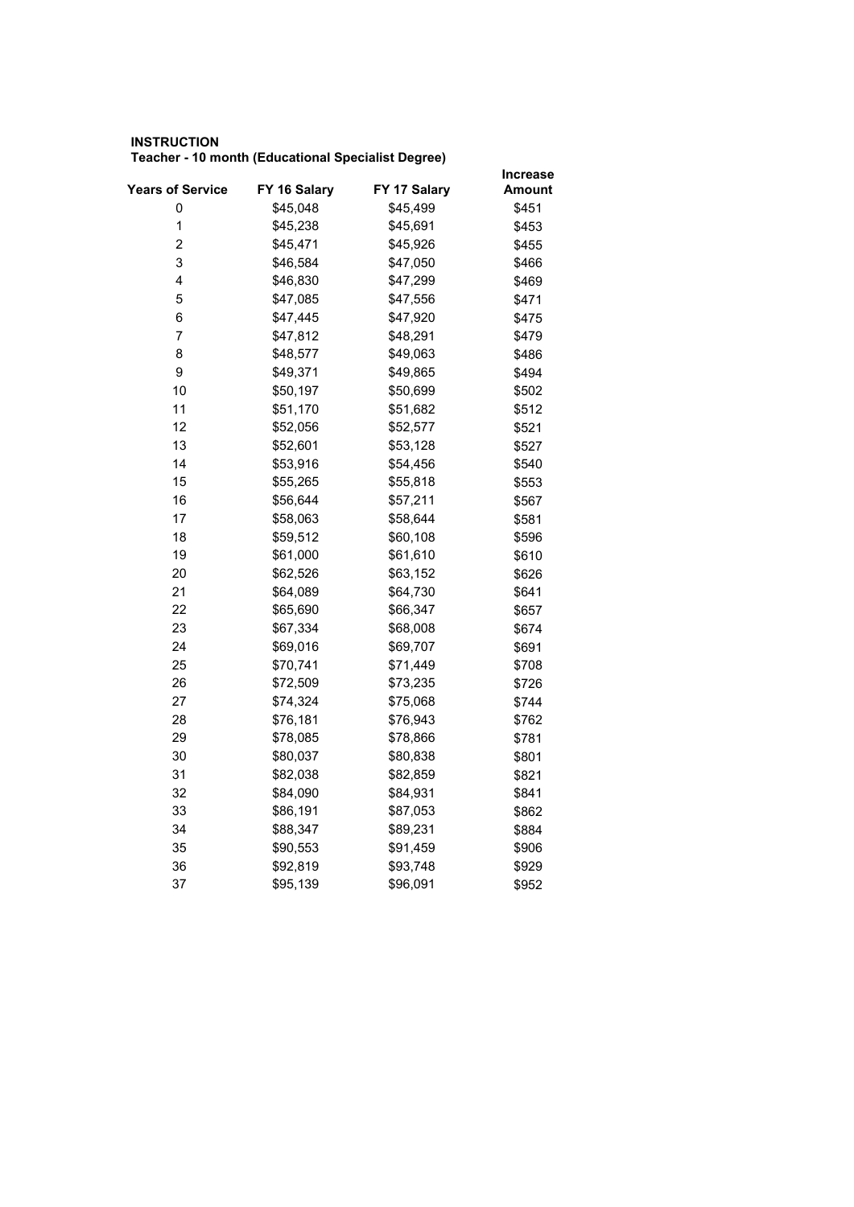**INSTRUCTION**
**Teacher - 10 month (Educational Specialist Degree)**

| Years of Service | FY 16 Salary | FY 17 Salary | Increase Amount |
|---|---|---|---|
| 0 | $45,048 | $45,499 | $451 |
| 1 | $45,238 | $45,691 | $453 |
| 2 | $45,471 | $45,926 | $455 |
| 3 | $46,584 | $47,050 | $466 |
| 4 | $46,830 | $47,299 | $469 |
| 5 | $47,085 | $47,556 | $471 |
| 6 | $47,445 | $47,920 | $475 |
| 7 | $47,812 | $48,291 | $479 |
| 8 | $48,577 | $49,063 | $486 |
| 9 | $49,371 | $49,865 | $494 |
| 10 | $50,197 | $50,699 | $502 |
| 11 | $51,170 | $51,682 | $512 |
| 12 | $52,056 | $52,577 | $521 |
| 13 | $52,601 | $53,128 | $527 |
| 14 | $53,916 | $54,456 | $540 |
| 15 | $55,265 | $55,818 | $553 |
| 16 | $56,644 | $57,211 | $567 |
| 17 | $58,063 | $58,644 | $581 |
| 18 | $59,512 | $60,108 | $596 |
| 19 | $61,000 | $61,610 | $610 |
| 20 | $62,526 | $63,152 | $626 |
| 21 | $64,089 | $64,730 | $641 |
| 22 | $65,690 | $66,347 | $657 |
| 23 | $67,334 | $68,008 | $674 |
| 24 | $69,016 | $69,707 | $691 |
| 25 | $70,741 | $71,449 | $708 |
| 26 | $72,509 | $73,235 | $726 |
| 27 | $74,324 | $75,068 | $744 |
| 28 | $76,181 | $76,943 | $762 |
| 29 | $78,085 | $78,866 | $781 |
| 30 | $80,037 | $80,838 | $801 |
| 31 | $82,038 | $82,859 | $821 |
| 32 | $84,090 | $84,931 | $841 |
| 33 | $86,191 | $87,053 | $862 |
| 34 | $88,347 | $89,231 | $884 |
| 35 | $90,553 | $91,459 | $906 |
| 36 | $92,819 | $93,748 | $929 |
| 37 | $95,139 | $96,091 | $952 |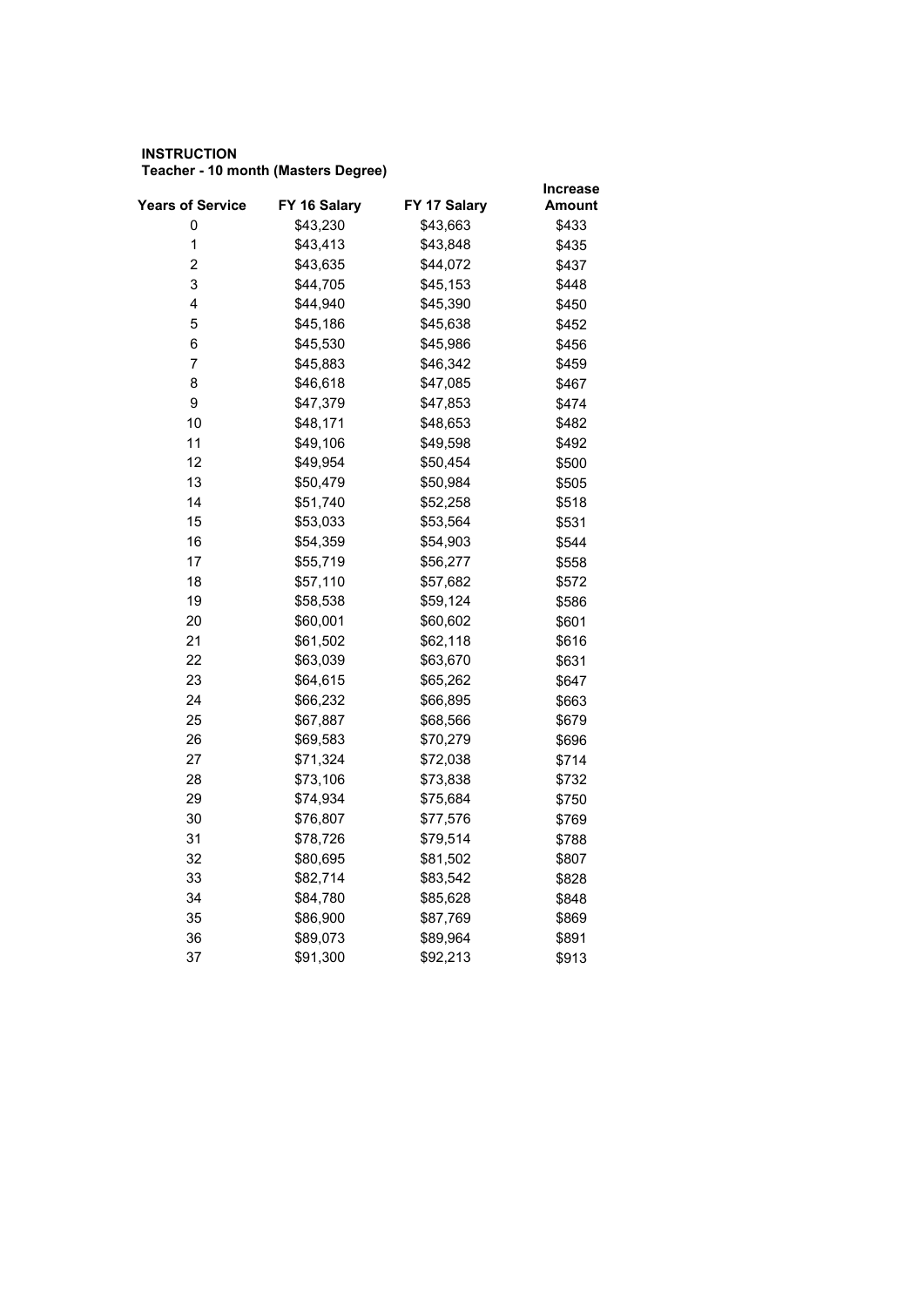**INSTRUCTION**
**Teacher - 10 month (Masters Degree)**

| Years of Service | FY 16 Salary | FY 17 Salary | Increase Amount |
|---|---|---|---|
| 0 | $43,230 | $43,663 | $433 |
| 1 | $43,413 | $43,848 | $435 |
| 2 | $43,635 | $44,072 | $437 |
| 3 | $44,705 | $45,153 | $448 |
| 4 | $44,940 | $45,390 | $450 |
| 5 | $45,186 | $45,638 | $452 |
| 6 | $45,530 | $45,986 | $456 |
| 7 | $45,883 | $46,342 | $459 |
| 8 | $46,618 | $47,085 | $467 |
| 9 | $47,379 | $47,853 | $474 |
| 10 | $48,171 | $48,653 | $482 |
| 11 | $49,106 | $49,598 | $492 |
| 12 | $49,954 | $50,454 | $500 |
| 13 | $50,479 | $50,984 | $505 |
| 14 | $51,740 | $52,258 | $518 |
| 15 | $53,033 | $53,564 | $531 |
| 16 | $54,359 | $54,903 | $544 |
| 17 | $55,719 | $56,277 | $558 |
| 18 | $57,110 | $57,682 | $572 |
| 19 | $58,538 | $59,124 | $586 |
| 20 | $60,001 | $60,602 | $601 |
| 21 | $61,502 | $62,118 | $616 |
| 22 | $63,039 | $63,670 | $631 |
| 23 | $64,615 | $65,262 | $647 |
| 24 | $66,232 | $66,895 | $663 |
| 25 | $67,887 | $68,566 | $679 |
| 26 | $69,583 | $70,279 | $696 |
| 27 | $71,324 | $72,038 | $714 |
| 28 | $73,106 | $73,838 | $732 |
| 29 | $74,934 | $75,684 | $750 |
| 30 | $76,807 | $77,576 | $769 |
| 31 | $78,726 | $79,514 | $788 |
| 32 | $80,695 | $81,502 | $807 |
| 33 | $82,714 | $83,542 | $828 |
| 34 | $84,780 | $85,628 | $848 |
| 35 | $86,900 | $87,769 | $869 |
| 36 | $89,073 | $89,964 | $891 |
| 37 | $91,300 | $92,213 | $913 |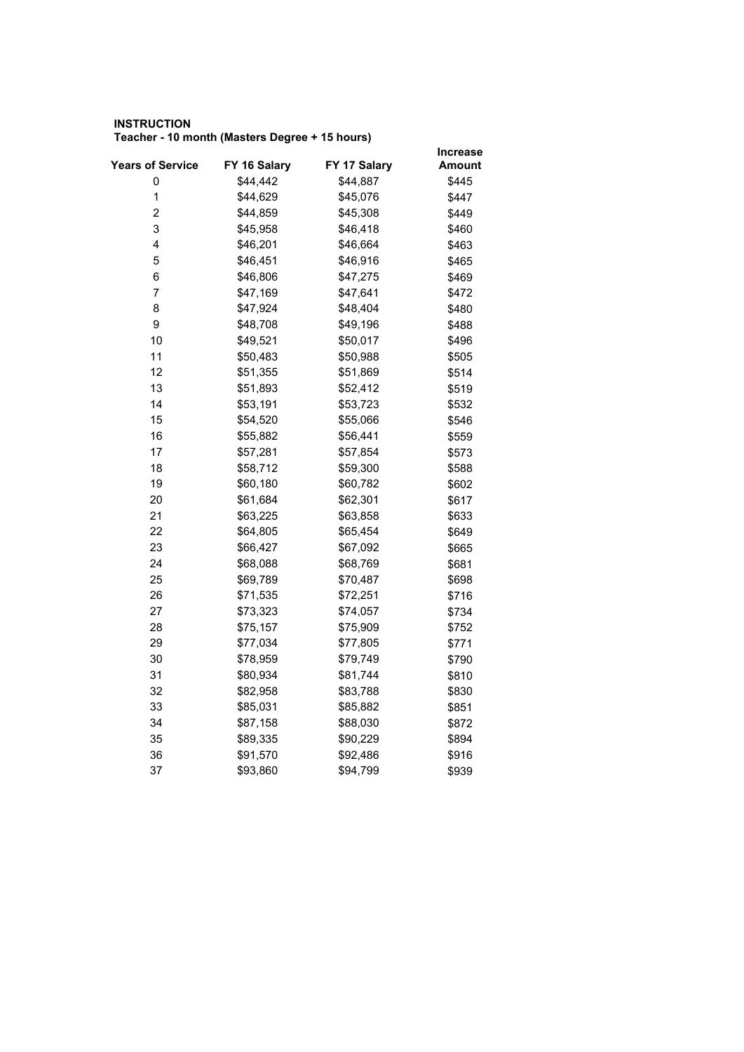**INSTRUCTION**
**Teacher - 10 month (Masters Degree + 15 hours)**

| Years of Service | FY 16 Salary | FY 17 Salary | Increase Amount |
|---|---|---|---|
| 0 | $44,442 | $44,887 | $445 |
| 1 | $44,629 | $45,076 | $447 |
| 2 | $44,859 | $45,308 | $449 |
| 3 | $45,958 | $46,418 | $460 |
| 4 | $46,201 | $46,664 | $463 |
| 5 | $46,451 | $46,916 | $465 |
| 6 | $46,806 | $47,275 | $469 |
| 7 | $47,169 | $47,641 | $472 |
| 8 | $47,924 | $48,404 | $480 |
| 9 | $48,708 | $49,196 | $488 |
| 10 | $49,521 | $50,017 | $496 |
| 11 | $50,483 | $50,988 | $505 |
| 12 | $51,355 | $51,869 | $514 |
| 13 | $51,893 | $52,412 | $519 |
| 14 | $53,191 | $53,723 | $532 |
| 15 | $54,520 | $55,066 | $546 |
| 16 | $55,882 | $56,441 | $559 |
| 17 | $57,281 | $57,854 | $573 |
| 18 | $58,712 | $59,300 | $588 |
| 19 | $60,180 | $60,782 | $602 |
| 20 | $61,684 | $62,301 | $617 |
| 21 | $63,225 | $63,858 | $633 |
| 22 | $64,805 | $65,454 | $649 |
| 23 | $66,427 | $67,092 | $665 |
| 24 | $68,088 | $68,769 | $681 |
| 25 | $69,789 | $70,487 | $698 |
| 26 | $71,535 | $72,251 | $716 |
| 27 | $73,323 | $74,057 | $734 |
| 28 | $75,157 | $75,909 | $752 |
| 29 | $77,034 | $77,805 | $771 |
| 30 | $78,959 | $79,749 | $790 |
| 31 | $80,934 | $81,744 | $810 |
| 32 | $82,958 | $83,788 | $830 |
| 33 | $85,031 | $85,882 | $851 |
| 34 | $87,158 | $88,030 | $872 |
| 35 | $89,335 | $90,229 | $894 |
| 36 | $91,570 | $92,486 | $916 |
| 37 | $93,860 | $94,799 | $939 |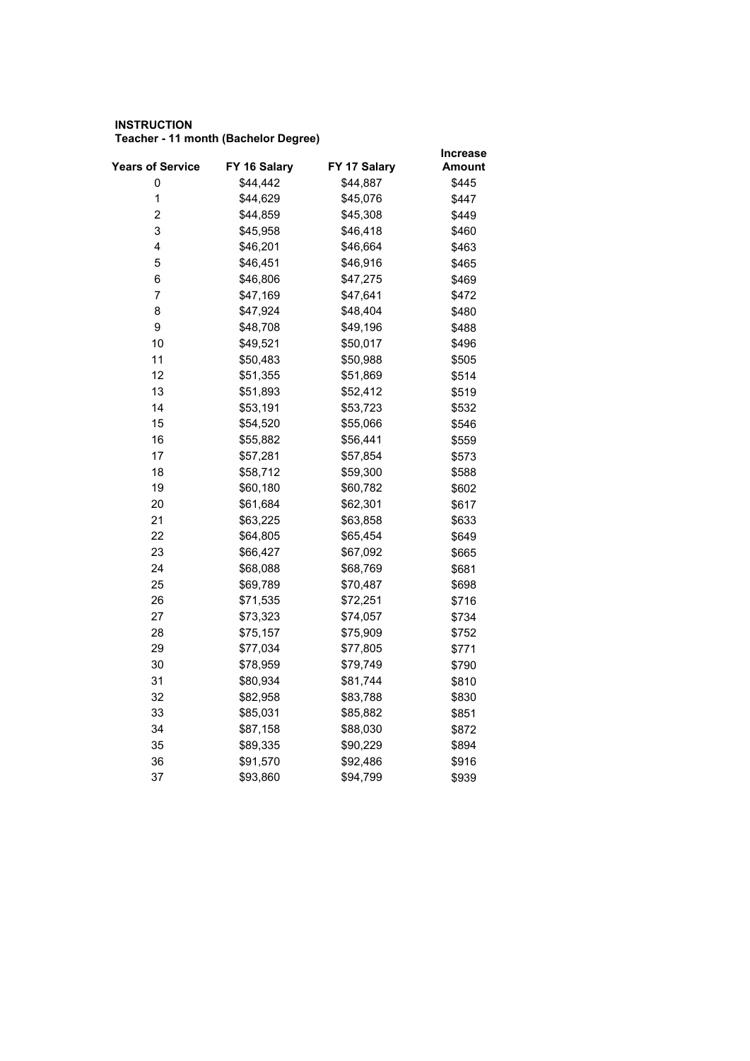**INSTRUCTION**

**Teacher - 11 month (Bachelor Degree)**

| Years of Service | FY 16 Salary | FY 17 Salary | Increase Amount |
|---|---|---|---|
| 0 | $44,442 | $44,887 | $445 |
| 1 | $44,629 | $45,076 | $447 |
| 2 | $44,859 | $45,308 | $449 |
| 3 | $45,958 | $46,418 | $460 |
| 4 | $46,201 | $46,664 | $463 |
| 5 | $46,451 | $46,916 | $465 |
| 6 | $46,806 | $47,275 | $469 |
| 7 | $47,169 | $47,641 | $472 |
| 8 | $47,924 | $48,404 | $480 |
| 9 | $48,708 | $49,196 | $488 |
| 10 | $49,521 | $50,017 | $496 |
| 11 | $50,483 | $50,988 | $505 |
| 12 | $51,355 | $51,869 | $514 |
| 13 | $51,893 | $52,412 | $519 |
| 14 | $53,191 | $53,723 | $532 |
| 15 | $54,520 | $55,066 | $546 |
| 16 | $55,882 | $56,441 | $559 |
| 17 | $57,281 | $57,854 | $573 |
| 18 | $58,712 | $59,300 | $588 |
| 19 | $60,180 | $60,782 | $602 |
| 20 | $61,684 | $62,301 | $617 |
| 21 | $63,225 | $63,858 | $633 |
| 22 | $64,805 | $65,454 | $649 |
| 23 | $66,427 | $67,092 | $665 |
| 24 | $68,088 | $68,769 | $681 |
| 25 | $69,789 | $70,487 | $698 |
| 26 | $71,535 | $72,251 | $716 |
| 27 | $73,323 | $74,057 | $734 |
| 28 | $75,157 | $75,909 | $752 |
| 29 | $77,034 | $77,805 | $771 |
| 30 | $78,959 | $79,749 | $790 |
| 31 | $80,934 | $81,744 | $810 |
| 32 | $82,958 | $83,788 | $830 |
| 33 | $85,031 | $85,882 | $851 |
| 34 | $87,158 | $88,030 | $872 |
| 35 | $89,335 | $90,229 | $894 |
| 36 | $91,570 | $92,486 | $916 |
| 37 | $93,860 | $94,799 | $939 |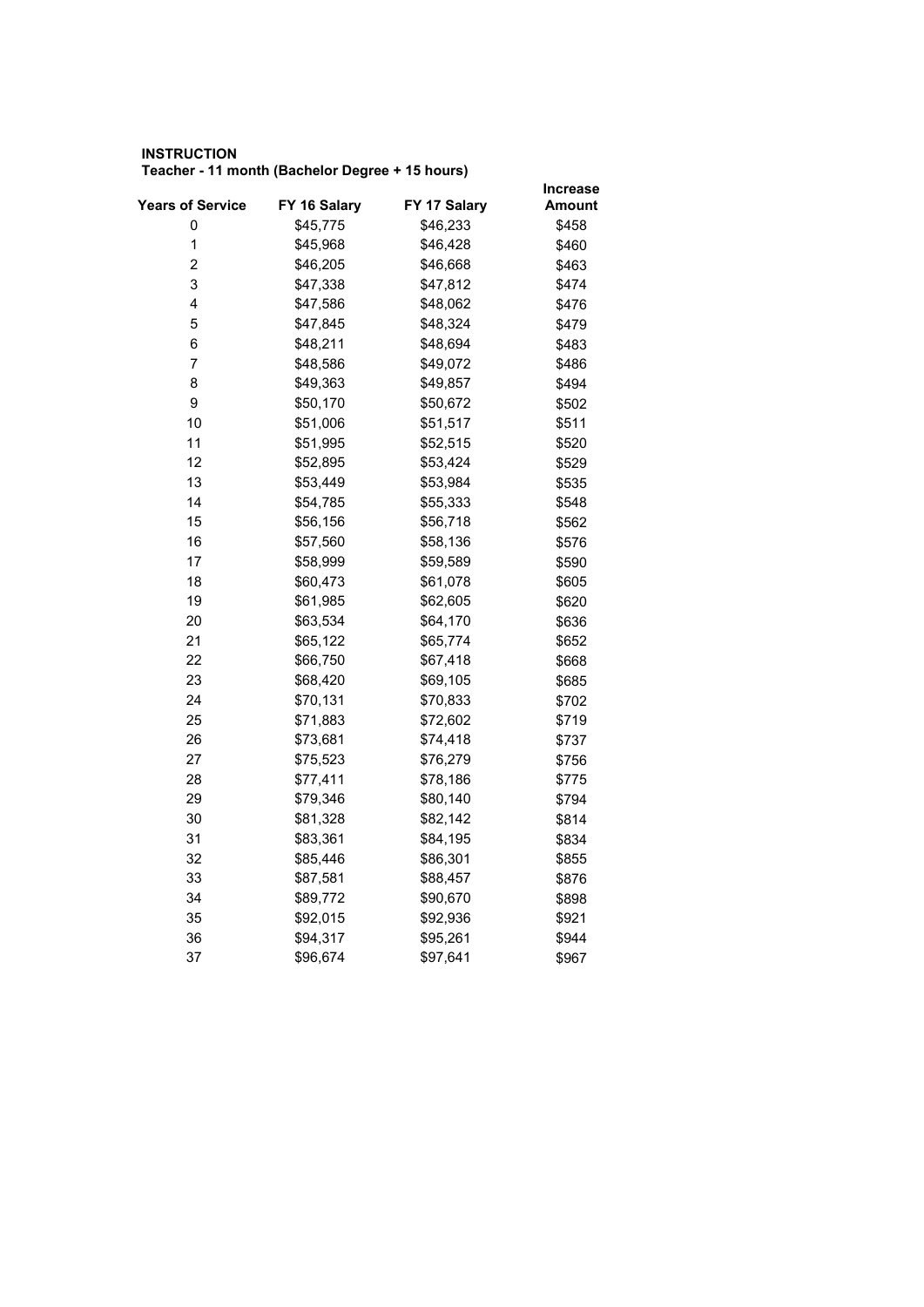**INSTRUCTION**
**Teacher - 11 month (Bachelor Degree + 15 hours)**

| Years of Service | FY 16 Salary | FY 17 Salary | Increase Amount |
|---|---|---|---|
| 0 | $45,775 | $46,233 | $458 |
| 1 | $45,968 | $46,428 | $460 |
| 2 | $46,205 | $46,668 | $463 |
| 3 | $47,338 | $47,812 | $474 |
| 4 | $47,586 | $48,062 | $476 |
| 5 | $47,845 | $48,324 | $479 |
| 6 | $48,211 | $48,694 | $483 |
| 7 | $48,586 | $49,072 | $486 |
| 8 | $49,363 | $49,857 | $494 |
| 9 | $50,170 | $50,672 | $502 |
| 10 | $51,006 | $51,517 | $511 |
| 11 | $51,995 | $52,515 | $520 |
| 12 | $52,895 | $53,424 | $529 |
| 13 | $53,449 | $53,984 | $535 |
| 14 | $54,785 | $55,333 | $548 |
| 15 | $56,156 | $56,718 | $562 |
| 16 | $57,560 | $58,136 | $576 |
| 17 | $58,999 | $59,589 | $590 |
| 18 | $60,473 | $61,078 | $605 |
| 19 | $61,985 | $62,605 | $620 |
| 20 | $63,534 | $64,170 | $636 |
| 21 | $65,122 | $65,774 | $652 |
| 22 | $66,750 | $67,418 | $668 |
| 23 | $68,420 | $69,105 | $685 |
| 24 | $70,131 | $70,833 | $702 |
| 25 | $71,883 | $72,602 | $719 |
| 26 | $73,681 | $74,418 | $737 |
| 27 | $75,523 | $76,279 | $756 |
| 28 | $77,411 | $78,186 | $775 |
| 29 | $79,346 | $80,140 | $794 |
| 30 | $81,328 | $82,142 | $814 |
| 31 | $83,361 | $84,195 | $834 |
| 32 | $85,446 | $86,301 | $855 |
| 33 | $87,581 | $88,457 | $876 |
| 34 | $89,772 | $90,670 | $898 |
| 35 | $92,015 | $92,936 | $921 |
| 36 | $94,317 | $95,261 | $944 |
| 37 | $96,674 | $97,641 | $967 |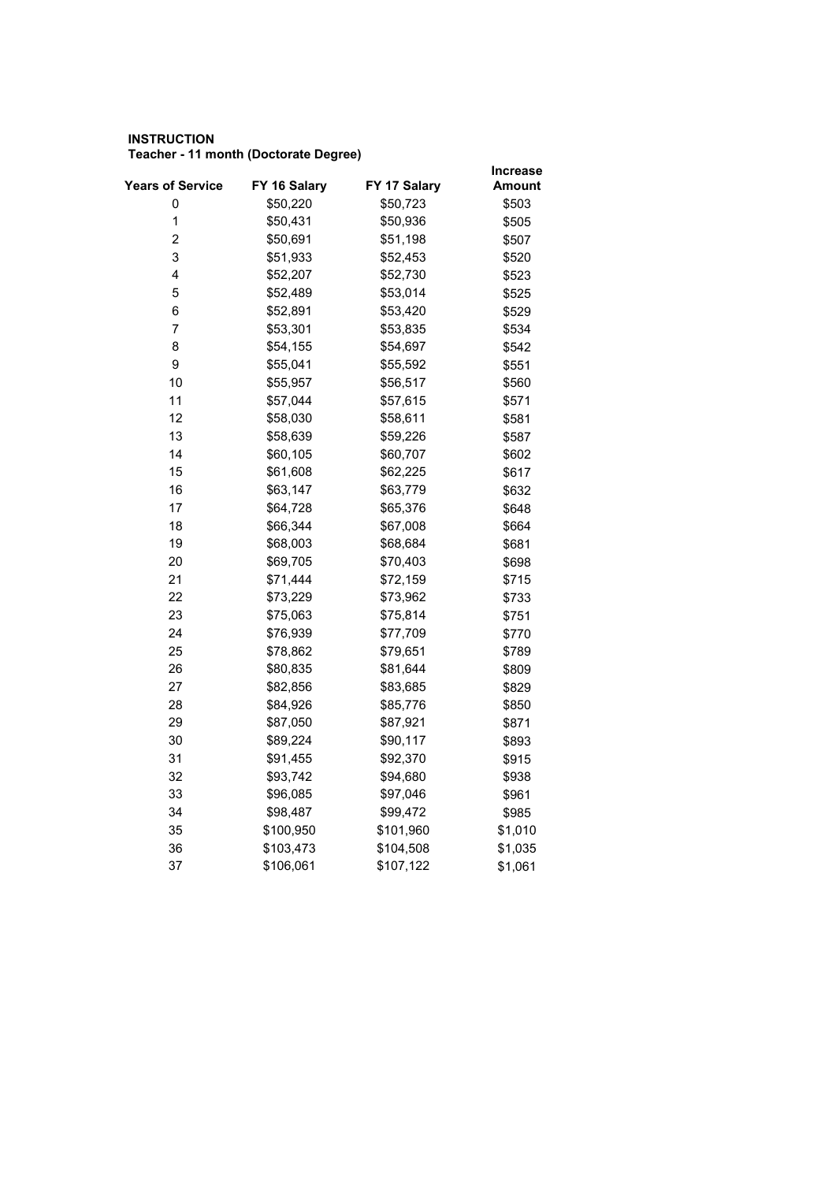**INSTRUCTION**
**Teacher - 11 month (Doctorate Degree)**

| Years of Service | FY 16 Salary | FY 17 Salary | Increase Amount |
|---|---|---|---|
| 0 | $50,220 | $50,723 | $503 |
| 1 | $50,431 | $50,936 | $505 |
| 2 | $50,691 | $51,198 | $507 |
| 3 | $51,933 | $52,453 | $520 |
| 4 | $52,207 | $52,730 | $523 |
| 5 | $52,489 | $53,014 | $525 |
| 6 | $52,891 | $53,420 | $529 |
| 7 | $53,301 | $53,835 | $534 |
| 8 | $54,155 | $54,697 | $542 |
| 9 | $55,041 | $55,592 | $551 |
| 10 | $55,957 | $56,517 | $560 |
| 11 | $57,044 | $57,615 | $571 |
| 12 | $58,030 | $58,611 | $581 |
| 13 | $58,639 | $59,226 | $587 |
| 14 | $60,105 | $60,707 | $602 |
| 15 | $61,608 | $62,225 | $617 |
| 16 | $63,147 | $63,779 | $632 |
| 17 | $64,728 | $65,376 | $648 |
| 18 | $66,344 | $67,008 | $664 |
| 19 | $68,003 | $68,684 | $681 |
| 20 | $69,705 | $70,403 | $698 |
| 21 | $71,444 | $72,159 | $715 |
| 22 | $73,229 | $73,962 | $733 |
| 23 | $75,063 | $75,814 | $751 |
| 24 | $76,939 | $77,709 | $770 |
| 25 | $78,862 | $79,651 | $789 |
| 26 | $80,835 | $81,644 | $809 |
| 27 | $82,856 | $83,685 | $829 |
| 28 | $84,926 | $85,776 | $850 |
| 29 | $87,050 | $87,921 | $871 |
| 30 | $89,224 | $90,117 | $893 |
| 31 | $91,455 | $92,370 | $915 |
| 32 | $93,742 | $94,680 | $938 |
| 33 | $96,085 | $97,046 | $961 |
| 34 | $98,487 | $99,472 | $985 |
| 35 | $100,950 | $101,960 | $1,010 |
| 36 | $103,473 | $104,508 | $1,035 |
| 37 | $106,061 | $107,122 | $1,061 |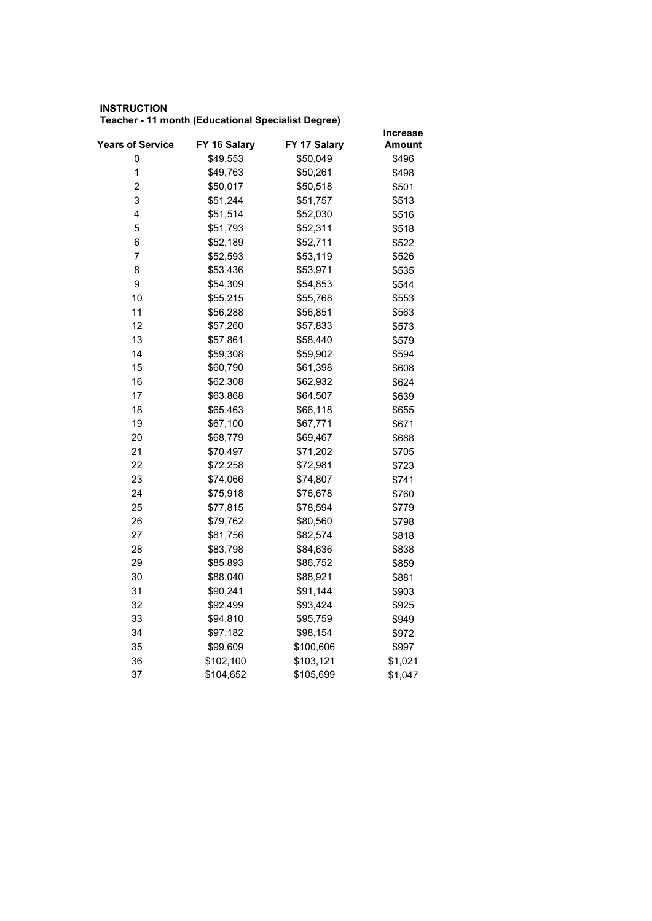**INSTRUCTION**
**Teacher - 11 month (Educational Specialist Degree)**

| Years of Service | FY 16 Salary | FY 17 Salary | Increase Amount |
|---|---|---|---|
| 0 | $49,553 | $50,049 | $496 |
| 1 | $49,763 | $50,261 | $498 |
| 2 | $50,017 | $50,518 | $501 |
| 3 | $51,244 | $51,757 | $513 |
| 4 | $51,514 | $52,030 | $516 |
| 5 | $51,793 | $52,311 | $518 |
| 6 | $52,189 | $52,711 | $522 |
| 7 | $52,593 | $53,119 | $526 |
| 8 | $53,436 | $53,971 | $535 |
| 9 | $54,309 | $54,853 | $544 |
| 10 | $55,215 | $55,768 | $553 |
| 11 | $56,288 | $56,851 | $563 |
| 12 | $57,260 | $57,833 | $573 |
| 13 | $57,861 | $58,440 | $579 |
| 14 | $59,308 | $59,902 | $594 |
| 15 | $60,790 | $61,398 | $608 |
| 16 | $62,308 | $62,932 | $624 |
| 17 | $63,868 | $64,507 | $639 |
| 18 | $65,463 | $66,118 | $655 |
| 19 | $67,100 | $67,771 | $671 |
| 20 | $68,779 | $69,467 | $688 |
| 21 | $70,497 | $71,202 | $705 |
| 22 | $72,258 | $72,981 | $723 |
| 23 | $74,066 | $74,807 | $741 |
| 24 | $75,918 | $76,678 | $760 |
| 25 | $77,815 | $78,594 | $779 |
| 26 | $79,762 | $80,560 | $798 |
| 27 | $81,756 | $82,574 | $818 |
| 28 | $83,798 | $84,636 | $838 |
| 29 | $85,893 | $86,752 | $859 |
| 30 | $88,040 | $88,921 | $881 |
| 31 | $90,241 | $91,144 | $903 |
| 32 | $92,499 | $93,424 | $925 |
| 33 | $94,810 | $95,759 | $949 |
| 34 | $97,182 | $98,154 | $972 |
| 35 | $99,609 | $100,606 | $997 |
| 36 | $102,100 | $103,121 | $1,021 |
| 37 | $104,652 | $105,699 | $1,047 |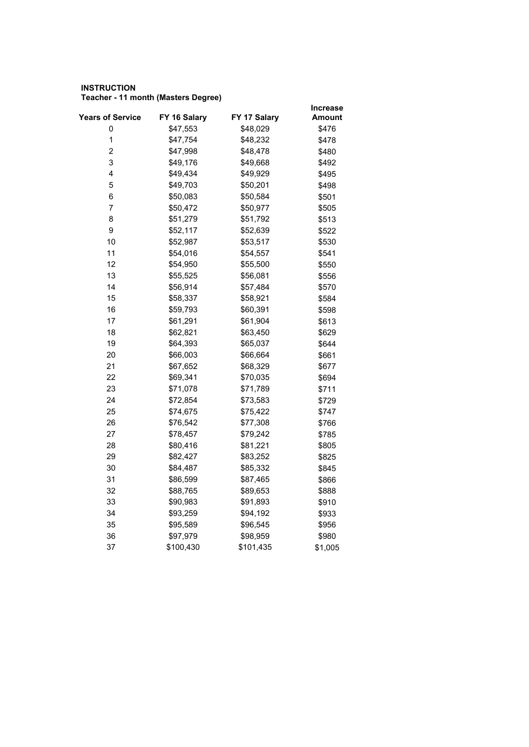**INSTRUCTION**
**Teacher - 11 month (Masters Degree)**

| Years of Service | FY 16 Salary | FY 17 Salary | Increase Amount |
|---|---|---|---|
| 0 | $47,553 | $48,029 | $476 |
| 1 | $47,754 | $48,232 | $478 |
| 2 | $47,998 | $48,478 | $480 |
| 3 | $49,176 | $49,668 | $492 |
| 4 | $49,434 | $49,929 | $495 |
| 5 | $49,703 | $50,201 | $498 |
| 6 | $50,083 | $50,584 | $501 |
| 7 | $50,472 | $50,977 | $505 |
| 8 | $51,279 | $51,792 | $513 |
| 9 | $52,117 | $52,639 | $522 |
| 10 | $52,987 | $53,517 | $530 |
| 11 | $54,016 | $54,557 | $541 |
| 12 | $54,950 | $55,500 | $550 |
| 13 | $55,525 | $56,081 | $556 |
| 14 | $56,914 | $57,484 | $570 |
| 15 | $58,337 | $58,921 | $584 |
| 16 | $59,793 | $60,391 | $598 |
| 17 | $61,291 | $61,904 | $613 |
| 18 | $62,821 | $63,450 | $629 |
| 19 | $64,393 | $65,037 | $644 |
| 20 | $66,003 | $66,664 | $661 |
| 21 | $67,652 | $68,329 | $677 |
| 22 | $69,341 | $70,035 | $694 |
| 23 | $71,078 | $71,789 | $711 |
| 24 | $72,854 | $73,583 | $729 |
| 25 | $74,675 | $75,422 | $747 |
| 26 | $76,542 | $77,308 | $766 |
| 27 | $78,457 | $79,242 | $785 |
| 28 | $80,416 | $81,221 | $805 |
| 29 | $82,427 | $83,252 | $825 |
| 30 | $84,487 | $85,332 | $845 |
| 31 | $86,599 | $87,465 | $866 |
| 32 | $88,765 | $89,653 | $888 |
| 33 | $90,983 | $91,893 | $910 |
| 34 | $93,259 | $94,192 | $933 |
| 35 | $95,589 | $96,545 | $956 |
| 36 | $97,979 | $98,959 | $980 |
| 37 | $100,430 | $101,435 | $1,005 |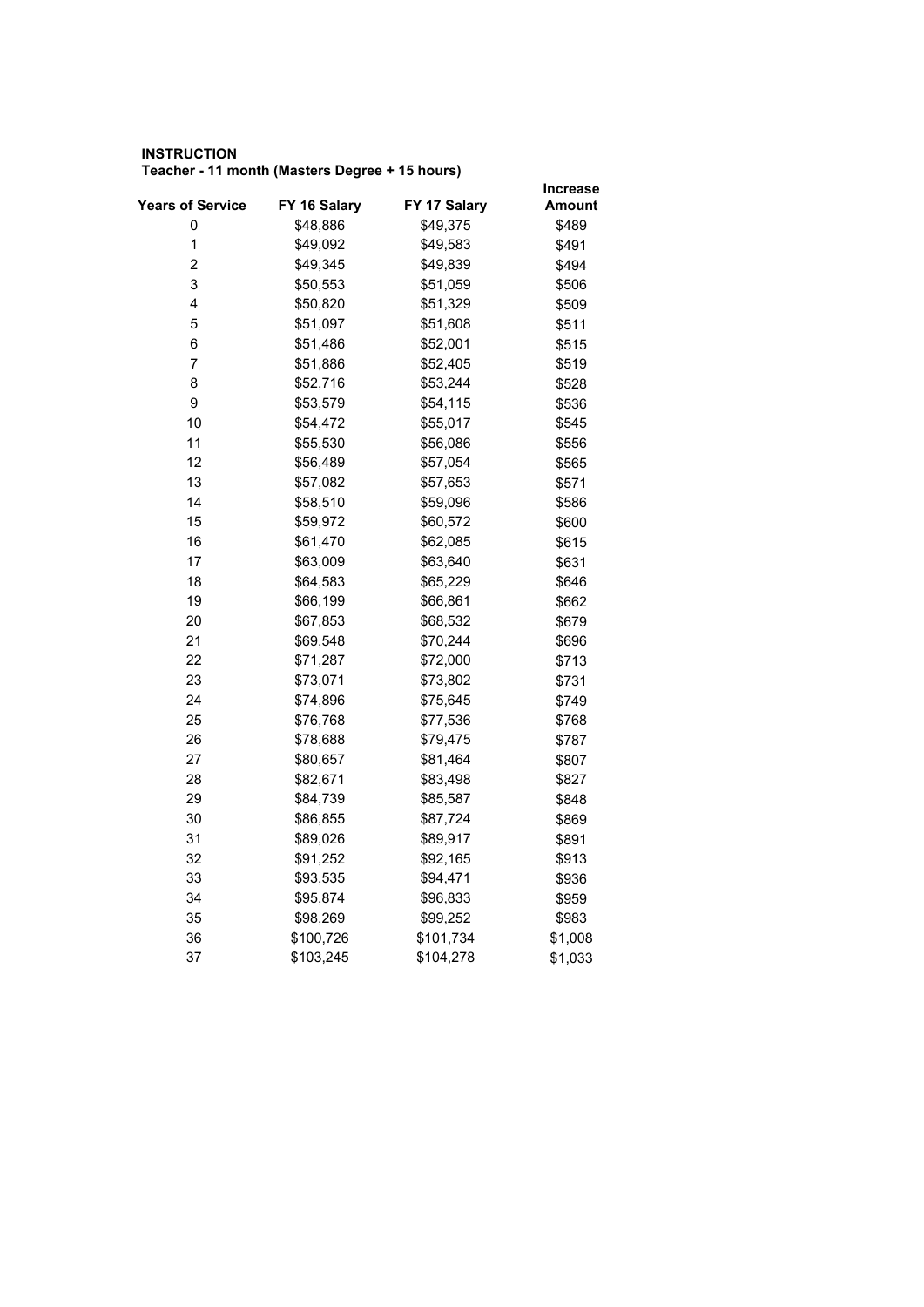**INSTRUCTION**
**Teacher - 11 month (Masters Degree + 15 hours)**

| Years of Service | FY 16 Salary | FY 17 Salary | Increase Amount |
|---|---|---|---|
| 0 | $48,886 | $49,375 | $489 |
| 1 | $49,092 | $49,583 | $491 |
| 2 | $49,345 | $49,839 | $494 |
| 3 | $50,553 | $51,059 | $506 |
| 4 | $50,820 | $51,329 | $509 |
| 5 | $51,097 | $51,608 | $511 |
| 6 | $51,486 | $52,001 | $515 |
| 7 | $51,886 | $52,405 | $519 |
| 8 | $52,716 | $53,244 | $528 |
| 9 | $53,579 | $54,115 | $536 |
| 10 | $54,472 | $55,017 | $545 |
| 11 | $55,530 | $56,086 | $556 |
| 12 | $56,489 | $57,054 | $565 |
| 13 | $57,082 | $57,653 | $571 |
| 14 | $58,510 | $59,096 | $586 |
| 15 | $59,972 | $60,572 | $600 |
| 16 | $61,470 | $62,085 | $615 |
| 17 | $63,009 | $63,640 | $631 |
| 18 | $64,583 | $65,229 | $646 |
| 19 | $66,199 | $66,861 | $662 |
| 20 | $67,853 | $68,532 | $679 |
| 21 | $69,548 | $70,244 | $696 |
| 22 | $71,287 | $72,000 | $713 |
| 23 | $73,071 | $73,802 | $731 |
| 24 | $74,896 | $75,645 | $749 |
| 25 | $76,768 | $77,536 | $768 |
| 26 | $78,688 | $79,475 | $787 |
| 27 | $80,657 | $81,464 | $807 |
| 28 | $82,671 | $83,498 | $827 |
| 29 | $84,739 | $85,587 | $848 |
| 30 | $86,855 | $87,724 | $869 |
| 31 | $89,026 | $89,917 | $891 |
| 32 | $91,252 | $92,165 | $913 |
| 33 | $93,535 | $94,471 | $936 |
| 34 | $95,874 | $96,833 | $959 |
| 35 | $98,269 | $99,252 | $983 |
| 36 | $100,726 | $101,734 | $1,008 |
| 37 | $103,245 | $104,278 | $1,033 |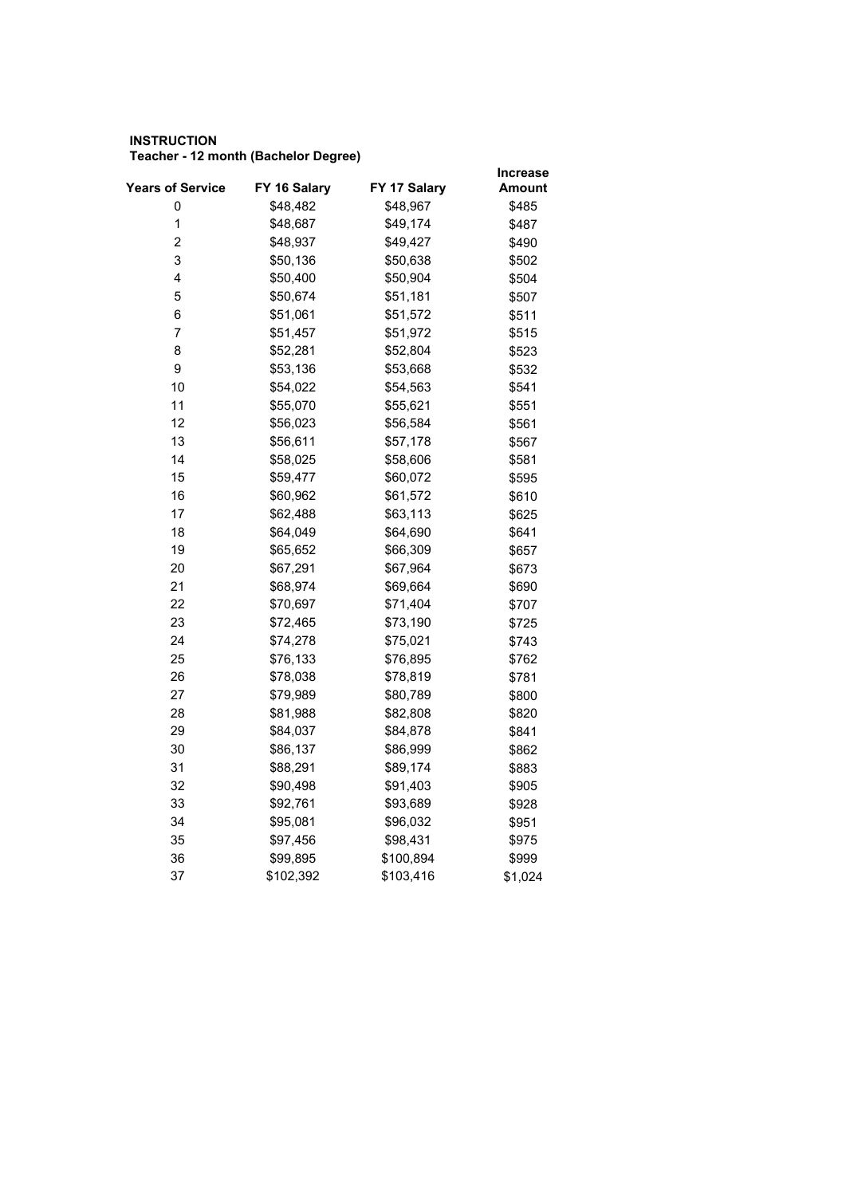**INSTRUCTION**

**Teacher - 12 month (Bachelor Degree)**

| Years of Service | FY 16 Salary | FY 17 Salary | Increase Amount |
|---|---|---|---|
| 0 | $48,482 | $48,967 | $485 |
| 1 | $48,687 | $49,174 | $487 |
| 2 | $48,937 | $49,427 | $490 |
| 3 | $50,136 | $50,638 | $502 |
| 4 | $50,400 | $50,904 | $504 |
| 5 | $50,674 | $51,181 | $507 |
| 6 | $51,061 | $51,572 | $511 |
| 7 | $51,457 | $51,972 | $515 |
| 8 | $52,281 | $52,804 | $523 |
| 9 | $53,136 | $53,668 | $532 |
| 10 | $54,022 | $54,563 | $541 |
| 11 | $55,070 | $55,621 | $551 |
| 12 | $56,023 | $56,584 | $561 |
| 13 | $56,611 | $57,178 | $567 |
| 14 | $58,025 | $58,606 | $581 |
| 15 | $59,477 | $60,072 | $595 |
| 16 | $60,962 | $61,572 | $610 |
| 17 | $62,488 | $63,113 | $625 |
| 18 | $64,049 | $64,690 | $641 |
| 19 | $65,652 | $66,309 | $657 |
| 20 | $67,291 | $67,964 | $673 |
| 21 | $68,974 | $69,664 | $690 |
| 22 | $70,697 | $71,404 | $707 |
| 23 | $72,465 | $73,190 | $725 |
| 24 | $74,278 | $75,021 | $743 |
| 25 | $76,133 | $76,895 | $762 |
| 26 | $78,038 | $78,819 | $781 |
| 27 | $79,989 | $80,789 | $800 |
| 28 | $81,988 | $82,808 | $820 |
| 29 | $84,037 | $84,878 | $841 |
| 30 | $86,137 | $86,999 | $862 |
| 31 | $88,291 | $89,174 | $883 |
| 32 | $90,498 | $91,403 | $905 |
| 33 | $92,761 | $93,689 | $928 |
| 34 | $95,081 | $96,032 | $951 |
| 35 | $97,456 | $98,431 | $975 |
| 36 | $99,895 | $100,894 | $999 |
| 37 | $102,392 | $103,416 | $1,024 |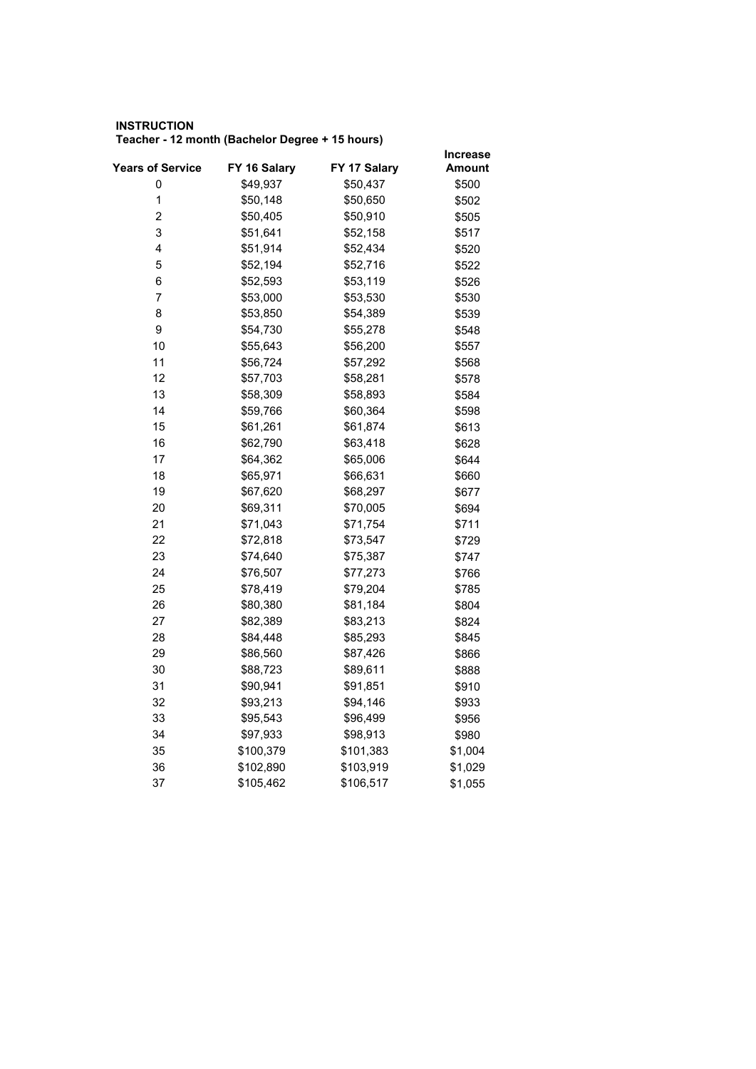**INSTRUCTION**

**Teacher - 12 month (Bachelor Degree + 15 hours)**

| Years of Service | FY 16 Salary | FY 17 Salary | Increase Amount |
|---|---|---|---|
| 0 | $49,937 | $50,437 | $500 |
| 1 | $50,148 | $50,650 | $502 |
| 2 | $50,405 | $50,910 | $505 |
| 3 | $51,641 | $52,158 | $517 |
| 4 | $51,914 | $52,434 | $520 |
| 5 | $52,194 | $52,716 | $522 |
| 6 | $52,593 | $53,119 | $526 |
| 7 | $53,000 | $53,530 | $530 |
| 8 | $53,850 | $54,389 | $539 |
| 9 | $54,730 | $55,278 | $548 |
| 10 | $55,643 | $56,200 | $557 |
| 11 | $56,724 | $57,292 | $568 |
| 12 | $57,703 | $58,281 | $578 |
| 13 | $58,309 | $58,893 | $584 |
| 14 | $59,766 | $60,364 | $598 |
| 15 | $61,261 | $61,874 | $613 |
| 16 | $62,790 | $63,418 | $628 |
| 17 | $64,362 | $65,006 | $644 |
| 18 | $65,971 | $66,631 | $660 |
| 19 | $67,620 | $68,297 | $677 |
| 20 | $69,311 | $70,005 | $694 |
| 21 | $71,043 | $71,754 | $711 |
| 22 | $72,818 | $73,547 | $729 |
| 23 | $74,640 | $75,387 | $747 |
| 24 | $76,507 | $77,273 | $766 |
| 25 | $78,419 | $79,204 | $785 |
| 26 | $80,380 | $81,184 | $804 |
| 27 | $82,389 | $83,213 | $824 |
| 28 | $84,448 | $85,293 | $845 |
| 29 | $86,560 | $87,426 | $866 |
| 30 | $88,723 | $89,611 | $888 |
| 31 | $90,941 | $91,851 | $910 |
| 32 | $93,213 | $94,146 | $933 |
| 33 | $95,543 | $96,499 | $956 |
| 34 | $97,933 | $98,913 | $980 |
| 35 | $100,379 | $101,383 | $1,004 |
| 36 | $102,890 | $103,919 | $1,029 |
| 37 | $105,462 | $106,517 | $1,055 |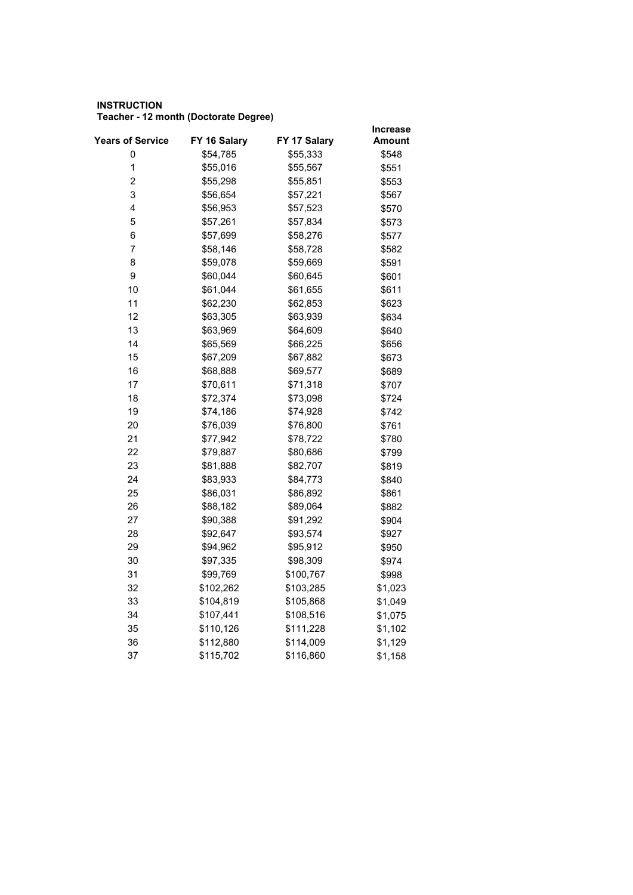**INSTRUCTION**
**Teacher - 12 month (Doctorate Degree)**

| Years of Service | FY 16 Salary | FY 17 Salary | Increase Amount |
|---|---|---|---|
| 0 | $54,785 | $55,333 | $548 |
| 1 | $55,016 | $55,567 | $551 |
| 2 | $55,298 | $55,851 | $553 |
| 3 | $56,654 | $57,221 | $567 |
| 4 | $56,953 | $57,523 | $570 |
| 5 | $57,261 | $57,834 | $573 |
| 6 | $57,699 | $58,276 | $577 |
| 7 | $58,146 | $58,728 | $582 |
| 8 | $59,078 | $59,669 | $591 |
| 9 | $60,044 | $60,645 | $601 |
| 10 | $61,044 | $61,655 | $611 |
| 11 | $62,230 | $62,853 | $623 |
| 12 | $63,305 | $63,939 | $634 |
| 13 | $63,969 | $64,609 | $640 |
| 14 | $65,569 | $66,225 | $656 |
| 15 | $67,209 | $67,882 | $673 |
| 16 | $68,888 | $69,577 | $689 |
| 17 | $70,611 | $71,318 | $707 |
| 18 | $72,374 | $73,098 | $724 |
| 19 | $74,186 | $74,928 | $742 |
| 20 | $76,039 | $76,800 | $761 |
| 21 | $77,942 | $78,722 | $780 |
| 22 | $79,887 | $80,686 | $799 |
| 23 | $81,888 | $82,707 | $819 |
| 24 | $83,933 | $84,773 | $840 |
| 25 | $86,031 | $86,892 | $861 |
| 26 | $88,182 | $89,064 | $882 |
| 27 | $90,388 | $91,292 | $904 |
| 28 | $92,647 | $93,574 | $927 |
| 29 | $94,962 | $95,912 | $950 |
| 30 | $97,335 | $98,309 | $974 |
| 31 | $99,769 | $100,767 | $998 |
| 32 | $102,262 | $103,285 | $1,023 |
| 33 | $104,819 | $105,868 | $1,049 |
| 34 | $107,441 | $108,516 | $1,075 |
| 35 | $110,126 | $111,228 | $1,102 |
| 36 | $112,880 | $114,009 | $1,129 |
| 37 | $115,702 | $116,860 | $1,158 |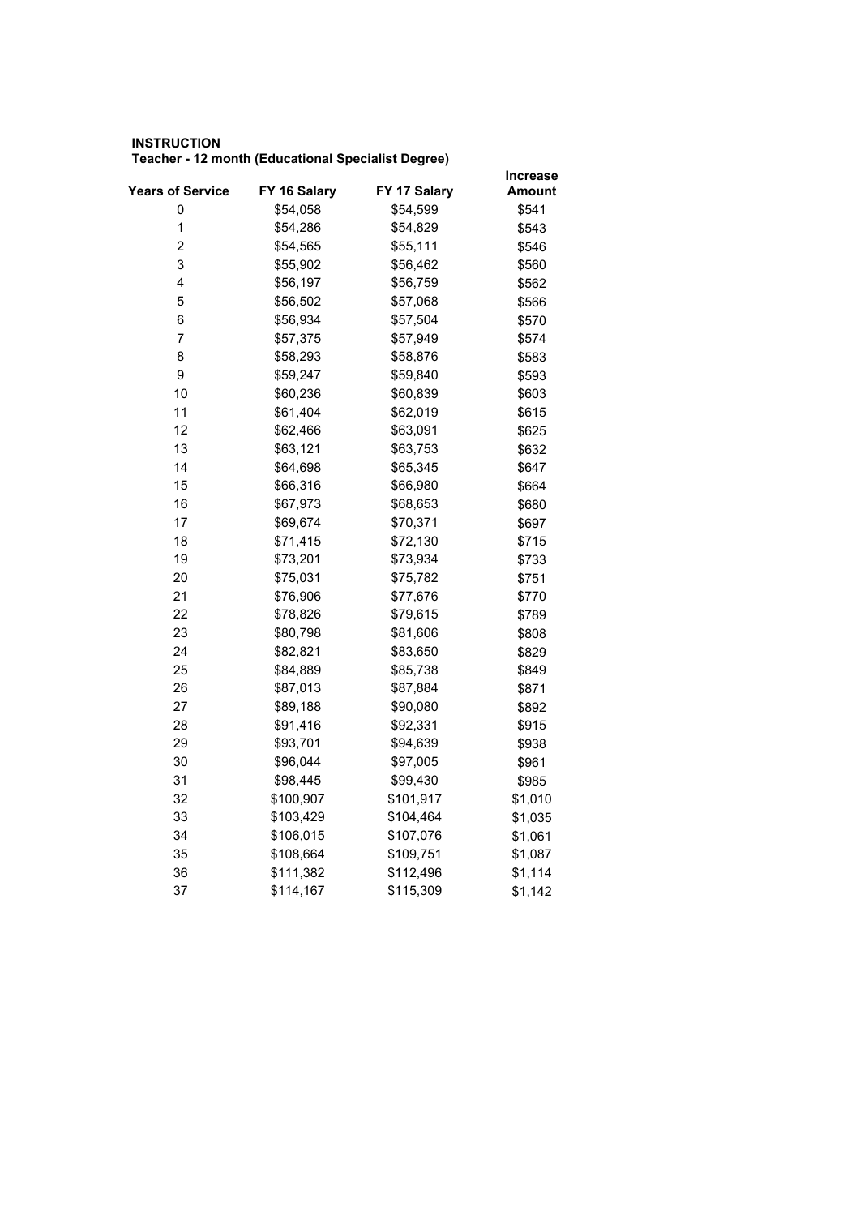**INSTRUCTION**
**Teacher - 12 month (Educational Specialist Degree)**

| Years of Service | FY 16 Salary | FY 17 Salary | Increase Amount |
|---|---|---|---|
| 0 | $54,058 | $54,599 | $541 |
| 1 | $54,286 | $54,829 | $543 |
| 2 | $54,565 | $55,111 | $546 |
| 3 | $55,902 | $56,462 | $560 |
| 4 | $56,197 | $56,759 | $562 |
| 5 | $56,502 | $57,068 | $566 |
| 6 | $56,934 | $57,504 | $570 |
| 7 | $57,375 | $57,949 | $574 |
| 8 | $58,293 | $58,876 | $583 |
| 9 | $59,247 | $59,840 | $593 |
| 10 | $60,236 | $60,839 | $603 |
| 11 | $61,404 | $62,019 | $615 |
| 12 | $62,466 | $63,091 | $625 |
| 13 | $63,121 | $63,753 | $632 |
| 14 | $64,698 | $65,345 | $647 |
| 15 | $66,316 | $66,980 | $664 |
| 16 | $67,973 | $68,653 | $680 |
| 17 | $69,674 | $70,371 | $697 |
| 18 | $71,415 | $72,130 | $715 |
| 19 | $73,201 | $73,934 | $733 |
| 20 | $75,031 | $75,782 | $751 |
| 21 | $76,906 | $77,676 | $770 |
| 22 | $78,826 | $79,615 | $789 |
| 23 | $80,798 | $81,606 | $808 |
| 24 | $82,821 | $83,650 | $829 |
| 25 | $84,889 | $85,738 | $849 |
| 26 | $87,013 | $87,884 | $871 |
| 27 | $89,188 | $90,080 | $892 |
| 28 | $91,416 | $92,331 | $915 |
| 29 | $93,701 | $94,639 | $938 |
| 30 | $96,044 | $97,005 | $961 |
| 31 | $98,445 | $99,430 | $985 |
| 32 | $100,907 | $101,917 | $1,010 |
| 33 | $103,429 | $104,464 | $1,035 |
| 34 | $106,015 | $107,076 | $1,061 |
| 35 | $108,664 | $109,751 | $1,087 |
| 36 | $111,382 | $112,496 | $1,114 |
| 37 | $114,167 | $115,309 | $1,142 |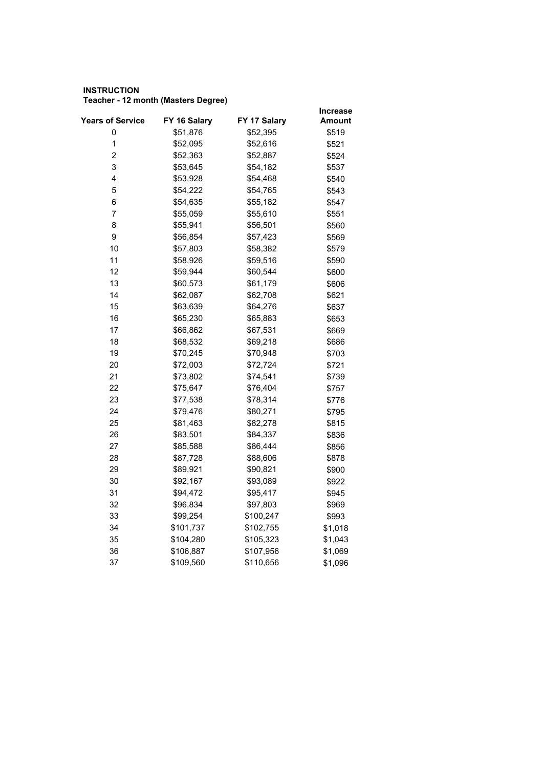**INSTRUCTION**
**Teacher - 12 month (Masters Degree)**

| Years of Service | FY 16 Salary | FY 17 Salary | Increase Amount |
|---|---|---|---|
| 0 | $51,876 | $52,395 | $519 |
| 1 | $52,095 | $52,616 | $521 |
| 2 | $52,363 | $52,887 | $524 |
| 3 | $53,645 | $54,182 | $537 |
| 4 | $53,928 | $54,468 | $540 |
| 5 | $54,222 | $54,765 | $543 |
| 6 | $54,635 | $55,182 | $547 |
| 7 | $55,059 | $55,610 | $551 |
| 8 | $55,941 | $56,501 | $560 |
| 9 | $56,854 | $57,423 | $569 |
| 10 | $57,803 | $58,382 | $579 |
| 11 | $58,926 | $59,516 | $590 |
| 12 | $59,944 | $60,544 | $600 |
| 13 | $60,573 | $61,179 | $606 |
| 14 | $62,087 | $62,708 | $621 |
| 15 | $63,639 | $64,276 | $637 |
| 16 | $65,230 | $65,883 | $653 |
| 17 | $66,862 | $67,531 | $669 |
| 18 | $68,532 | $69,218 | $686 |
| 19 | $70,245 | $70,948 | $703 |
| 20 | $72,003 | $72,724 | $721 |
| 21 | $73,802 | $74,541 | $739 |
| 22 | $75,647 | $76,404 | $757 |
| 23 | $77,538 | $78,314 | $776 |
| 24 | $79,476 | $80,271 | $795 |
| 25 | $81,463 | $82,278 | $815 |
| 26 | $83,501 | $84,337 | $836 |
| 27 | $85,588 | $86,444 | $856 |
| 28 | $87,728 | $88,606 | $878 |
| 29 | $89,921 | $90,821 | $900 |
| 30 | $92,167 | $93,089 | $922 |
| 31 | $94,472 | $95,417 | $945 |
| 32 | $96,834 | $97,803 | $969 |
| 33 | $99,254 | $100,247 | $993 |
| 34 | $101,737 | $102,755 | $1,018 |
| 35 | $104,280 | $105,323 | $1,043 |
| 36 | $106,887 | $107,956 | $1,069 |
| 37 | $109,560 | $110,656 | $1,096 |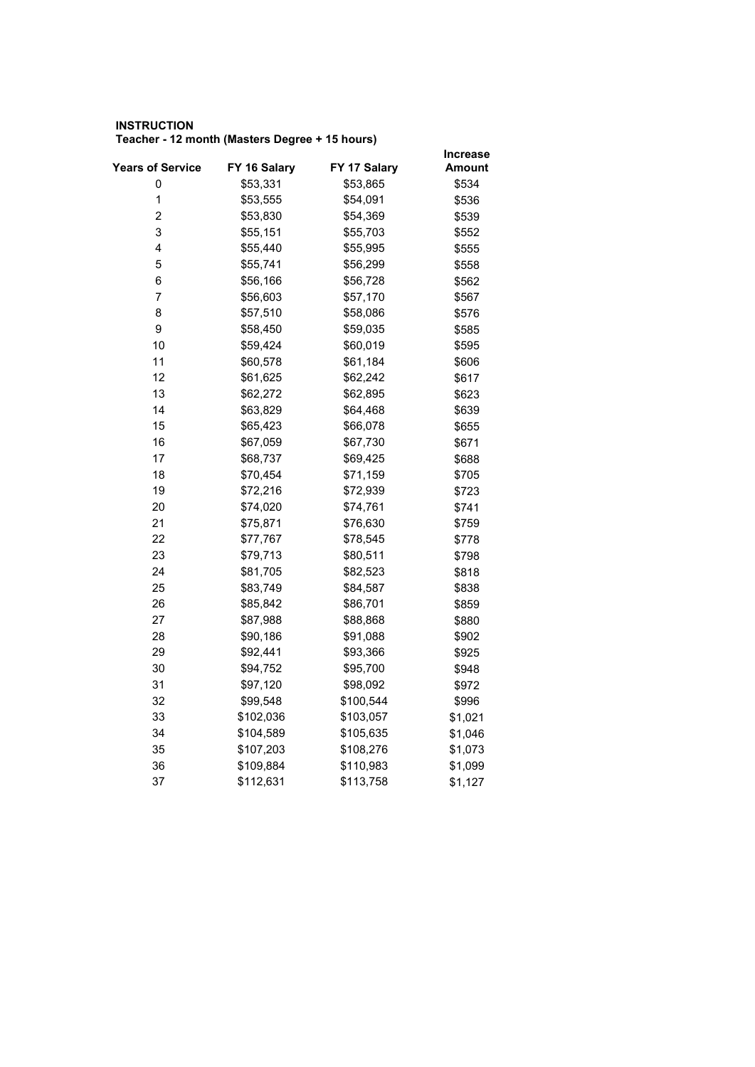**INSTRUCTION**

**Teacher - 12 month (Masters Degree + 15 hours)**

| Years of Service | FY 16 Salary | FY 17 Salary | Increase Amount |
|---|---|---|---|
| 0 | $53,331 | $53,865 | $534 |
| 1 | $53,555 | $54,091 | $536 |
| 2 | $53,830 | $54,369 | $539 |
| 3 | $55,151 | $55,703 | $552 |
| 4 | $55,440 | $55,995 | $555 |
| 5 | $55,741 | $56,299 | $558 |
| 6 | $56,166 | $56,728 | $562 |
| 7 | $56,603 | $57,170 | $567 |
| 8 | $57,510 | $58,086 | $576 |
| 9 | $58,450 | $59,035 | $585 |
| 10 | $59,424 | $60,019 | $595 |
| 11 | $60,578 | $61,184 | $606 |
| 12 | $61,625 | $62,242 | $617 |
| 13 | $62,272 | $62,895 | $623 |
| 14 | $63,829 | $64,468 | $639 |
| 15 | $65,423 | $66,078 | $655 |
| 16 | $67,059 | $67,730 | $671 |
| 17 | $68,737 | $69,425 | $688 |
| 18 | $70,454 | $71,159 | $705 |
| 19 | $72,216 | $72,939 | $723 |
| 20 | $74,020 | $74,761 | $741 |
| 21 | $75,871 | $76,630 | $759 |
| 22 | $77,767 | $78,545 | $778 |
| 23 | $79,713 | $80,511 | $798 |
| 24 | $81,705 | $82,523 | $818 |
| 25 | $83,749 | $84,587 | $838 |
| 26 | $85,842 | $86,701 | $859 |
| 27 | $87,988 | $88,868 | $880 |
| 28 | $90,186 | $91,088 | $902 |
| 29 | $92,441 | $93,366 | $925 |
| 30 | $94,752 | $95,700 | $948 |
| 31 | $97,120 | $98,092 | $972 |
| 32 | $99,548 | $100,544 | $996 |
| 33 | $102,036 | $103,057 | $1,021 |
| 34 | $104,589 | $105,635 | $1,046 |
| 35 | $107,203 | $108,276 | $1,073 |
| 36 | $109,884 | $110,983 | $1,099 |
| 37 | $112,631 | $113,758 | $1,127 |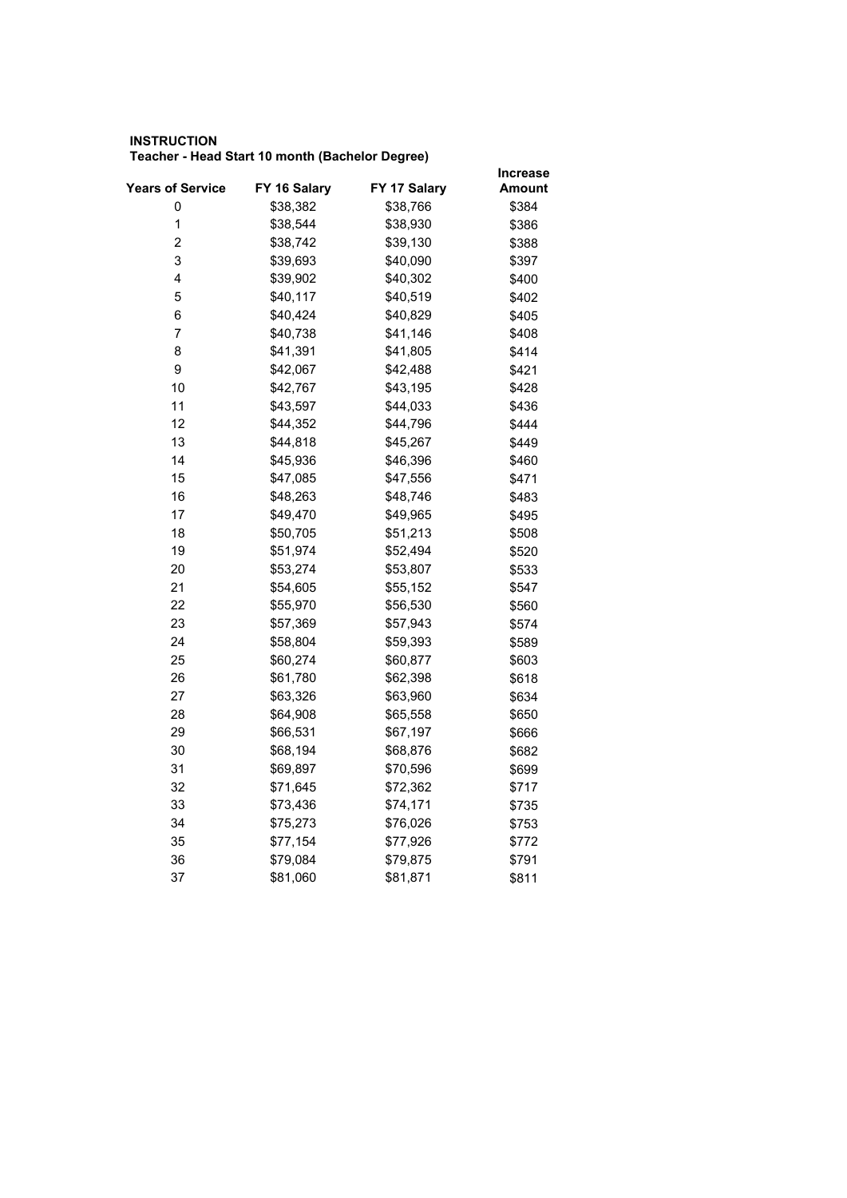**INSTRUCTION**

**Teacher - Head Start 10 month (Bachelor Degree)**

| Years of Service | FY 16 Salary | FY 17 Salary | Increase Amount |
|---|---|---|---|
| 0 | $38,382 | $38,766 | $384 |
| 1 | $38,544 | $38,930 | $386 |
| 2 | $38,742 | $39,130 | $388 |
| 3 | $39,693 | $40,090 | $397 |
| 4 | $39,902 | $40,302 | $400 |
| 5 | $40,117 | $40,519 | $402 |
| 6 | $40,424 | $40,829 | $405 |
| 7 | $40,738 | $41,146 | $408 |
| 8 | $41,391 | $41,805 | $414 |
| 9 | $42,067 | $42,488 | $421 |
| 10 | $42,767 | $43,195 | $428 |
| 11 | $43,597 | $44,033 | $436 |
| 12 | $44,352 | $44,796 | $444 |
| 13 | $44,818 | $45,267 | $449 |
| 14 | $45,936 | $46,396 | $460 |
| 15 | $47,085 | $47,556 | $471 |
| 16 | $48,263 | $48,746 | $483 |
| 17 | $49,470 | $49,965 | $495 |
| 18 | $50,705 | $51,213 | $508 |
| 19 | $51,974 | $52,494 | $520 |
| 20 | $53,274 | $53,807 | $533 |
| 21 | $54,605 | $55,152 | $547 |
| 22 | $55,970 | $56,530 | $560 |
| 23 | $57,369 | $57,943 | $574 |
| 24 | $58,804 | $59,393 | $589 |
| 25 | $60,274 | $60,877 | $603 |
| 26 | $61,780 | $62,398 | $618 |
| 27 | $63,326 | $63,960 | $634 |
| 28 | $64,908 | $65,558 | $650 |
| 29 | $66,531 | $67,197 | $666 |
| 30 | $68,194 | $68,876 | $682 |
| 31 | $69,897 | $70,596 | $699 |
| 32 | $71,645 | $72,362 | $717 |
| 33 | $73,436 | $74,171 | $735 |
| 34 | $75,273 | $76,026 | $753 |
| 35 | $77,154 | $77,926 | $772 |
| 36 | $79,084 | $79,875 | $791 |
| 37 | $81,060 | $81,871 | $811 |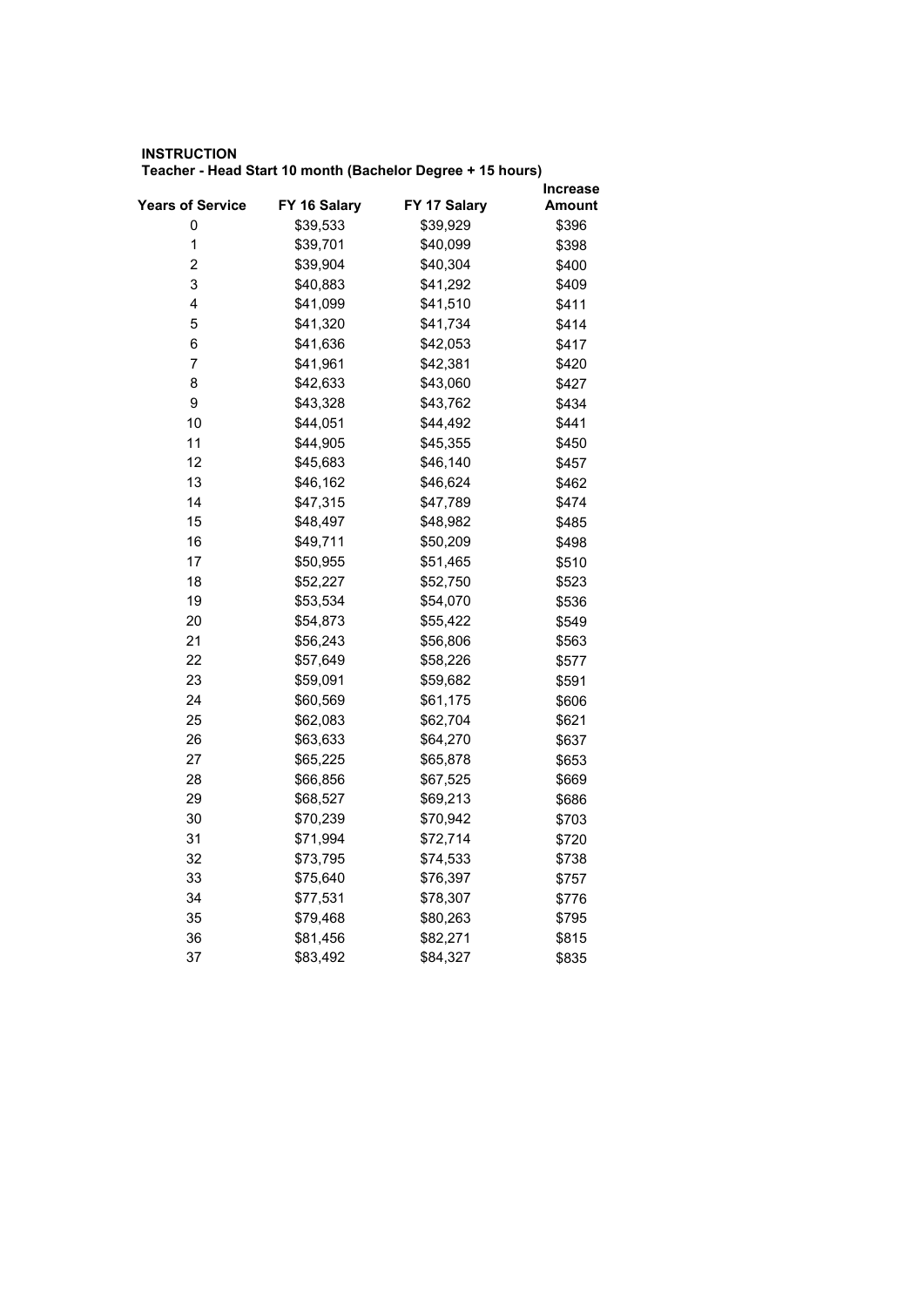**INSTRUCTION**

**Teacher - Head Start 10 month (Bachelor Degree + 15 hours)**

| Years of Service | FY 16 Salary | FY 17 Salary | Increase Amount |
|---|---|---|---|
| 0 | $39,533 | $39,929 | $396 |
| 1 | $39,701 | $40,099 | $398 |
| 2 | $39,904 | $40,304 | $400 |
| 3 | $40,883 | $41,292 | $409 |
| 4 | $41,099 | $41,510 | $411 |
| 5 | $41,320 | $41,734 | $414 |
| 6 | $41,636 | $42,053 | $417 |
| 7 | $41,961 | $42,381 | $420 |
| 8 | $42,633 | $43,060 | $427 |
| 9 | $43,328 | $43,762 | $434 |
| 10 | $44,051 | $44,492 | $441 |
| 11 | $44,905 | $45,355 | $450 |
| 12 | $45,683 | $46,140 | $457 |
| 13 | $46,162 | $46,624 | $462 |
| 14 | $47,315 | $47,789 | $474 |
| 15 | $48,497 | $48,982 | $485 |
| 16 | $49,711 | $50,209 | $498 |
| 17 | $50,955 | $51,465 | $510 |
| 18 | $52,227 | $52,750 | $523 |
| 19 | $53,534 | $54,070 | $536 |
| 20 | $54,873 | $55,422 | $549 |
| 21 | $56,243 | $56,806 | $563 |
| 22 | $57,649 | $58,226 | $577 |
| 23 | $59,091 | $59,682 | $591 |
| 24 | $60,569 | $61,175 | $606 |
| 25 | $62,083 | $62,704 | $621 |
| 26 | $63,633 | $64,270 | $637 |
| 27 | $65,225 | $65,878 | $653 |
| 28 | $66,856 | $67,525 | $669 |
| 29 | $68,527 | $69,213 | $686 |
| 30 | $70,239 | $70,942 | $703 |
| 31 | $71,994 | $72,714 | $720 |
| 32 | $73,795 | $74,533 | $738 |
| 33 | $75,640 | $76,397 | $757 |
| 34 | $77,531 | $78,307 | $776 |
| 35 | $79,468 | $80,263 | $795 |
| 36 | $81,456 | $82,271 | $815 |
| 37 | $83,492 | $84,327 | $835 |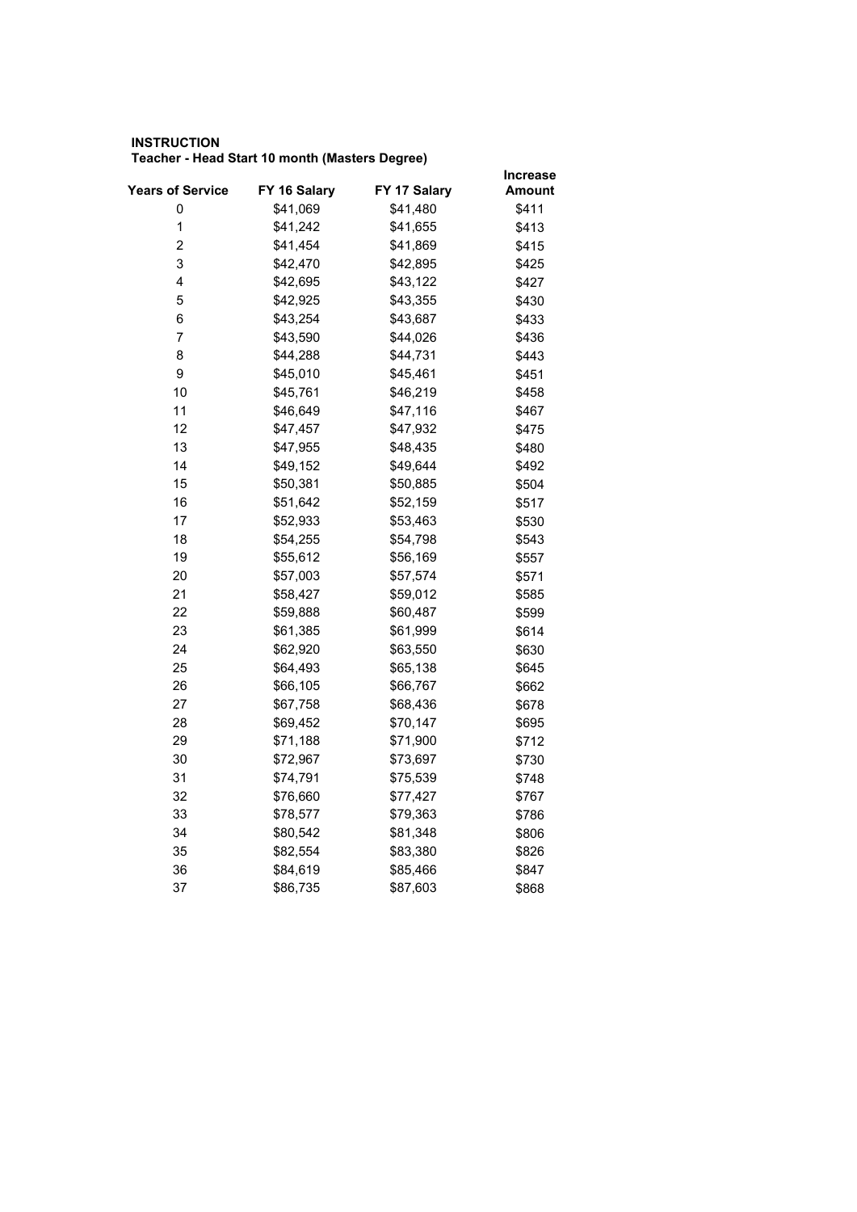**INSTRUCTION**
**Teacher - Head Start 10 month (Masters Degree)**

| Years of Service | FY 16 Salary | FY 17 Salary | Increase Amount |
|---|---|---|---|
| 0 | $41,069 | $41,480 | $411 |
| 1 | $41,242 | $41,655 | $413 |
| 2 | $41,454 | $41,869 | $415 |
| 3 | $42,470 | $42,895 | $425 |
| 4 | $42,695 | $43,122 | $427 |
| 5 | $42,925 | $43,355 | $430 |
| 6 | $43,254 | $43,687 | $433 |
| 7 | $43,590 | $44,026 | $436 |
| 8 | $44,288 | $44,731 | $443 |
| 9 | $45,010 | $45,461 | $451 |
| 10 | $45,761 | $46,219 | $458 |
| 11 | $46,649 | $47,116 | $467 |
| 12 | $47,457 | $47,932 | $475 |
| 13 | $47,955 | $48,435 | $480 |
| 14 | $49,152 | $49,644 | $492 |
| 15 | $50,381 | $50,885 | $504 |
| 16 | $51,642 | $52,159 | $517 |
| 17 | $52,933 | $53,463 | $530 |
| 18 | $54,255 | $54,798 | $543 |
| 19 | $55,612 | $56,169 | $557 |
| 20 | $57,003 | $57,574 | $571 |
| 21 | $58,427 | $59,012 | $585 |
| 22 | $59,888 | $60,487 | $599 |
| 23 | $61,385 | $61,999 | $614 |
| 24 | $62,920 | $63,550 | $630 |
| 25 | $64,493 | $65,138 | $645 |
| 26 | $66,105 | $66,767 | $662 |
| 27 | $67,758 | $68,436 | $678 |
| 28 | $69,452 | $70,147 | $695 |
| 29 | $71,188 | $71,900 | $712 |
| 30 | $72,967 | $73,697 | $730 |
| 31 | $74,791 | $75,539 | $748 |
| 32 | $76,660 | $77,427 | $767 |
| 33 | $78,577 | $79,363 | $786 |
| 34 | $80,542 | $81,348 | $806 |
| 35 | $82,554 | $83,380 | $826 |
| 36 | $84,619 | $85,466 | $847 |
| 37 | $86,735 | $87,603 | $868 |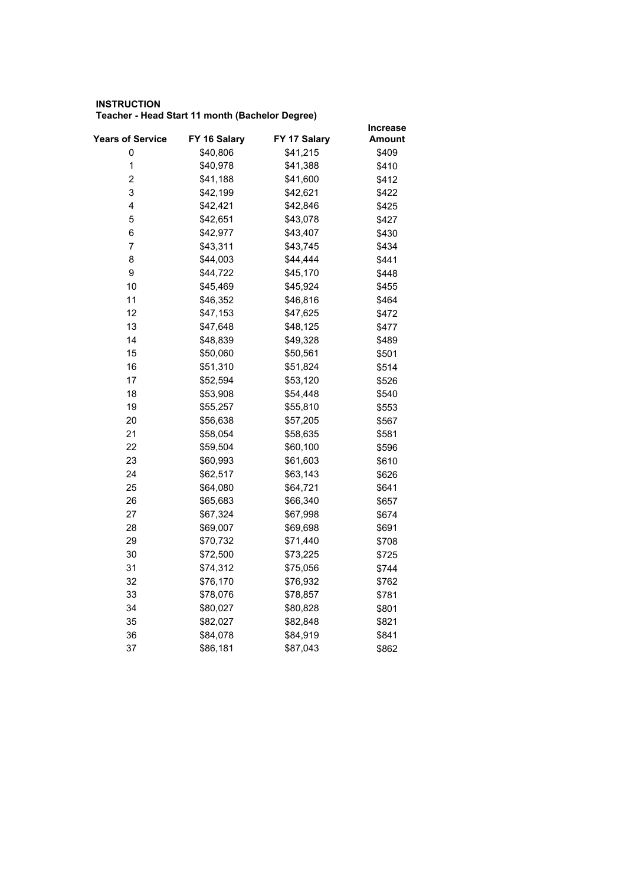**INSTRUCTION**
**Teacher - Head Start 11 month (Bachelor Degree)**

| Years of Service | FY 16 Salary | FY 17 Salary | Increase Amount |
|---|---|---|---|
| 0 | $40,806 | $41,215 | $409 |
| 1 | $40,978 | $41,388 | $410 |
| 2 | $41,188 | $41,600 | $412 |
| 3 | $42,199 | $42,621 | $422 |
| 4 | $42,421 | $42,846 | $425 |
| 5 | $42,651 | $43,078 | $427 |
| 6 | $42,977 | $43,407 | $430 |
| 7 | $43,311 | $43,745 | $434 |
| 8 | $44,003 | $44,444 | $441 |
| 9 | $44,722 | $45,170 | $448 |
| 10 | $45,469 | $45,924 | $455 |
| 11 | $46,352 | $46,816 | $464 |
| 12 | $47,153 | $47,625 | $472 |
| 13 | $47,648 | $48,125 | $477 |
| 14 | $48,839 | $49,328 | $489 |
| 15 | $50,060 | $50,561 | $501 |
| 16 | $51,310 | $51,824 | $514 |
| 17 | $52,594 | $53,120 | $526 |
| 18 | $53,908 | $54,448 | $540 |
| 19 | $55,257 | $55,810 | $553 |
| 20 | $56,638 | $57,205 | $567 |
| 21 | $58,054 | $58,635 | $581 |
| 22 | $59,504 | $60,100 | $596 |
| 23 | $60,993 | $61,603 | $610 |
| 24 | $62,517 | $63,143 | $626 |
| 25 | $64,080 | $64,721 | $641 |
| 26 | $65,683 | $66,340 | $657 |
| 27 | $67,324 | $67,998 | $674 |
| 28 | $69,007 | $69,698 | $691 |
| 29 | $70,732 | $71,440 | $708 |
| 30 | $72,500 | $73,225 | $725 |
| 31 | $74,312 | $75,056 | $744 |
| 32 | $76,170 | $76,932 | $762 |
| 33 | $78,076 | $78,857 | $781 |
| 34 | $80,027 | $80,828 | $801 |
| 35 | $82,027 | $82,848 | $821 |
| 36 | $84,078 | $84,919 | $841 |
| 37 | $86,181 | $87,043 | $862 |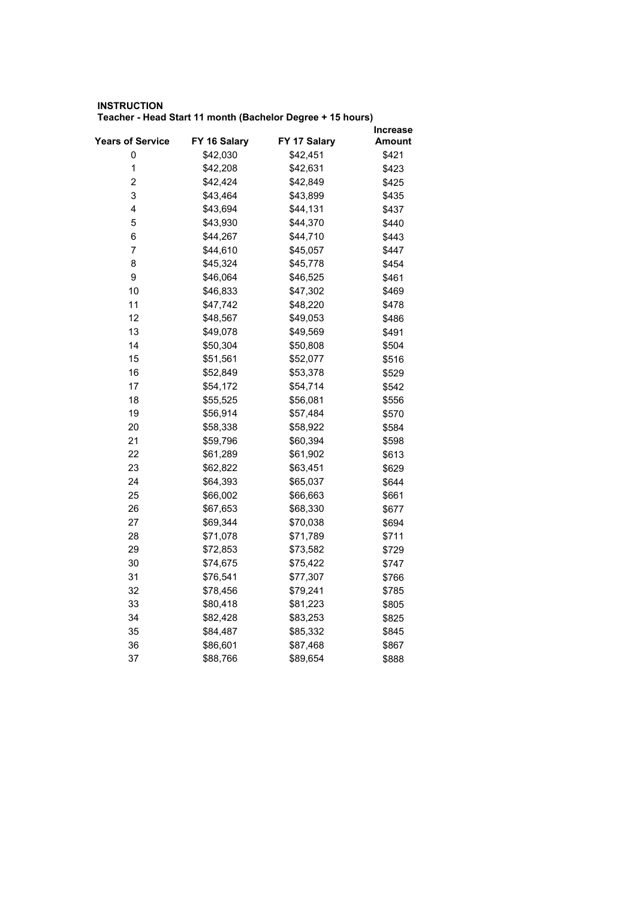**INSTRUCTION**

**Teacher - Head Start 11 month (Bachelor Degree + 15 hours)**

| Years of Service | FY 16 Salary | FY 17 Salary | Increase Amount |
|---|---|---|---|
| 0 | $42,030 | $42,451 | $421 |
| 1 | $42,208 | $42,631 | $423 |
| 2 | $42,424 | $42,849 | $425 |
| 3 | $43,464 | $43,899 | $435 |
| 4 | $43,694 | $44,131 | $437 |
| 5 | $43,930 | $44,370 | $440 |
| 6 | $44,267 | $44,710 | $443 |
| 7 | $44,610 | $45,057 | $447 |
| 8 | $45,324 | $45,778 | $454 |
| 9 | $46,064 | $46,525 | $461 |
| 10 | $46,833 | $47,302 | $469 |
| 11 | $47,742 | $48,220 | $478 |
| 12 | $48,567 | $49,053 | $486 |
| 13 | $49,078 | $49,569 | $491 |
| 14 | $50,304 | $50,808 | $504 |
| 15 | $51,561 | $52,077 | $516 |
| 16 | $52,849 | $53,378 | $529 |
| 17 | $54,172 | $54,714 | $542 |
| 18 | $55,525 | $56,081 | $556 |
| 19 | $56,914 | $57,484 | $570 |
| 20 | $58,338 | $58,922 | $584 |
| 21 | $59,796 | $60,394 | $598 |
| 22 | $61,289 | $61,902 | $613 |
| 23 | $62,822 | $63,451 | $629 |
| 24 | $64,393 | $65,037 | $644 |
| 25 | $66,002 | $66,663 | $661 |
| 26 | $67,653 | $68,330 | $677 |
| 27 | $69,344 | $70,038 | $694 |
| 28 | $71,078 | $71,789 | $711 |
| 29 | $72,853 | $73,582 | $729 |
| 30 | $74,675 | $75,422 | $747 |
| 31 | $76,541 | $77,307 | $766 |
| 32 | $78,456 | $79,241 | $785 |
| 33 | $80,418 | $81,223 | $805 |
| 34 | $82,428 | $83,253 | $825 |
| 35 | $84,487 | $85,332 | $845 |
| 36 | $86,601 | $87,468 | $867 |
| 37 | $88,766 | $89,654 | $888 |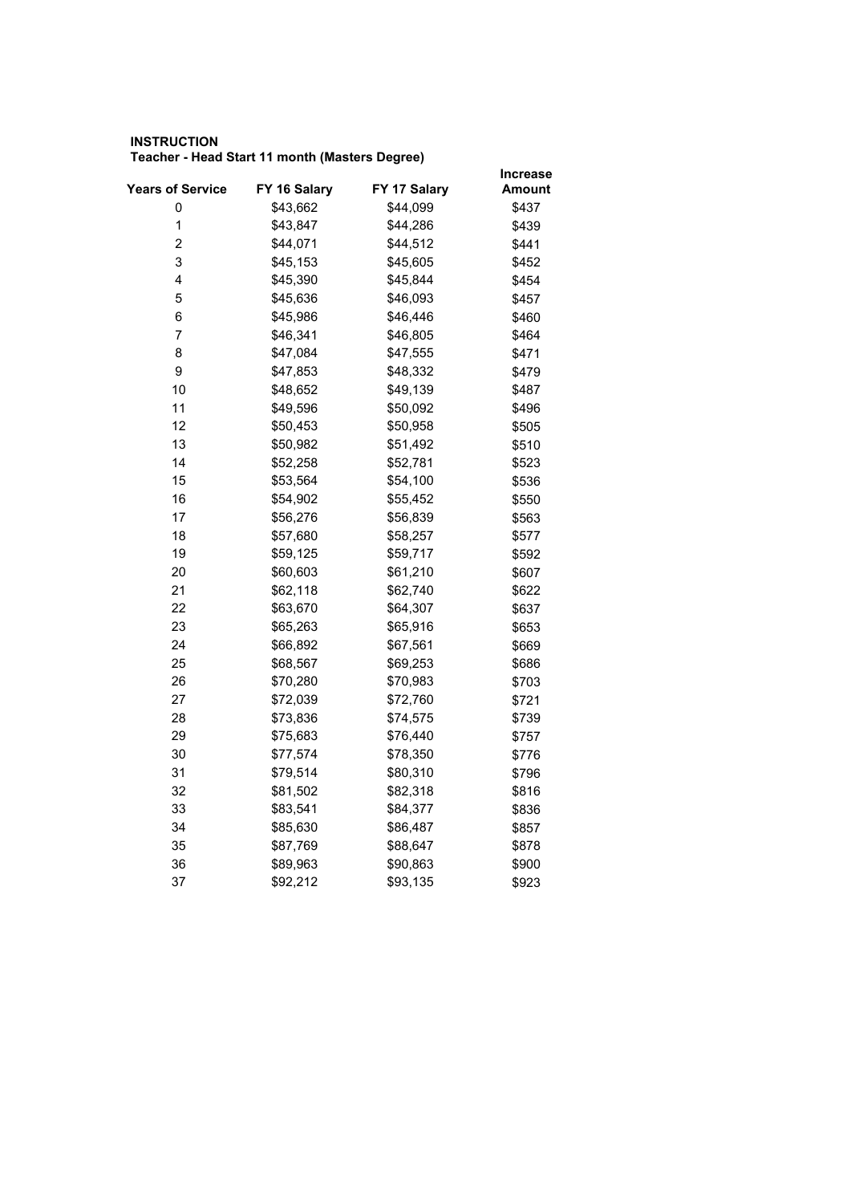**INSTRUCTION**
**Teacher - Head Start 11 month (Masters Degree)**

| Years of Service | FY 16 Salary | FY 17 Salary | Increase Amount |
|---|---|---|---|
| 0 | $43,662 | $44,099 | $437 |
| 1 | $43,847 | $44,286 | $439 |
| 2 | $44,071 | $44,512 | $441 |
| 3 | $45,153 | $45,605 | $452 |
| 4 | $45,390 | $45,844 | $454 |
| 5 | $45,636 | $46,093 | $457 |
| 6 | $45,986 | $46,446 | $460 |
| 7 | $46,341 | $46,805 | $464 |
| 8 | $47,084 | $47,555 | $471 |
| 9 | $47,853 | $48,332 | $479 |
| 10 | $48,652 | $49,139 | $487 |
| 11 | $49,596 | $50,092 | $496 |
| 12 | $50,453 | $50,958 | $505 |
| 13 | $50,982 | $51,492 | $510 |
| 14 | $52,258 | $52,781 | $523 |
| 15 | $53,564 | $54,100 | $536 |
| 16 | $54,902 | $55,452 | $550 |
| 17 | $56,276 | $56,839 | $563 |
| 18 | $57,680 | $58,257 | $577 |
| 19 | $59,125 | $59,717 | $592 |
| 20 | $60,603 | $61,210 | $607 |
| 21 | $62,118 | $62,740 | $622 |
| 22 | $63,670 | $64,307 | $637 |
| 23 | $65,263 | $65,916 | $653 |
| 24 | $66,892 | $67,561 | $669 |
| 25 | $68,567 | $69,253 | $686 |
| 26 | $70,280 | $70,983 | $703 |
| 27 | $72,039 | $72,760 | $721 |
| 28 | $73,836 | $74,575 | $739 |
| 29 | $75,683 | $76,440 | $757 |
| 30 | $77,574 | $78,350 | $776 |
| 31 | $79,514 | $80,310 | $796 |
| 32 | $81,502 | $82,318 | $816 |
| 33 | $83,541 | $84,377 | $836 |
| 34 | $85,630 | $86,487 | $857 |
| 35 | $87,769 | $88,647 | $878 |
| 36 | $89,963 | $90,863 | $900 |
| 37 | $92,212 | $93,135 | $923 |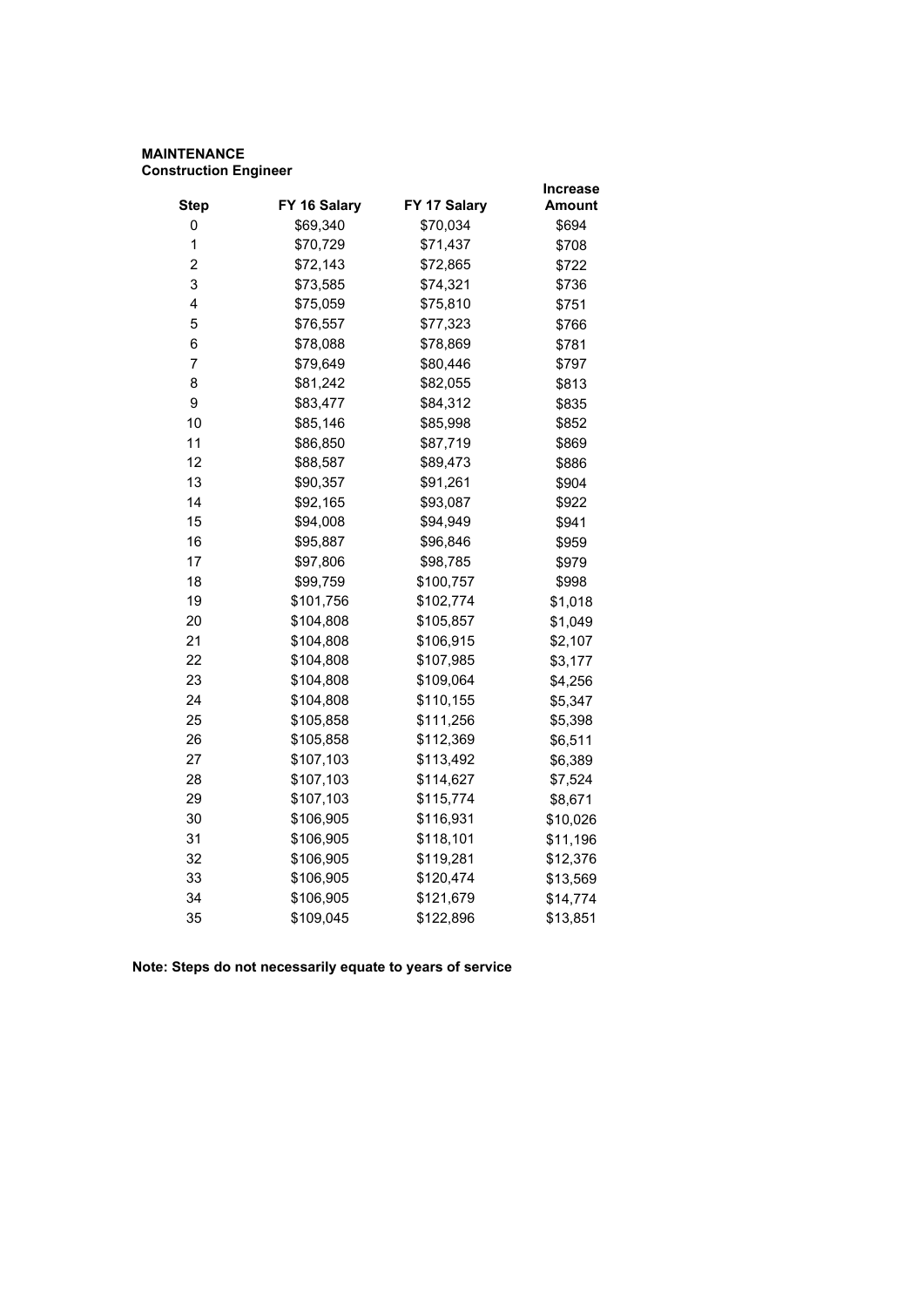**MAINTENANCE**
**Construction Engineer**

| Step | FY 16 Salary | FY 17 Salary | Increase Amount |
|---|---|---|---|
| 0 | $69,340 | $70,034 | $694 |
| 1 | $70,729 | $71,437 | $708 |
| 2 | $72,143 | $72,865 | $722 |
| 3 | $73,585 | $74,321 | $736 |
| 4 | $75,059 | $75,810 | $751 |
| 5 | $76,557 | $77,323 | $766 |
| 6 | $78,088 | $78,869 | $781 |
| 7 | $79,649 | $80,446 | $797 |
| 8 | $81,242 | $82,055 | $813 |
| 9 | $83,477 | $84,312 | $835 |
| 10 | $85,146 | $85,998 | $852 |
| 11 | $86,850 | $87,719 | $869 |
| 12 | $88,587 | $89,473 | $886 |
| 13 | $90,357 | $91,261 | $904 |
| 14 | $92,165 | $93,087 | $922 |
| 15 | $94,008 | $94,949 | $941 |
| 16 | $95,887 | $96,846 | $959 |
| 17 | $97,806 | $98,785 | $979 |
| 18 | $99,759 | $100,757 | $998 |
| 19 | $101,756 | $102,774 | $1,018 |
| 20 | $104,808 | $105,857 | $1,049 |
| 21 | $104,808 | $106,915 | $2,107 |
| 22 | $104,808 | $107,985 | $3,177 |
| 23 | $104,808 | $109,064 | $4,256 |
| 24 | $104,808 | $110,155 | $5,347 |
| 25 | $105,858 | $111,256 | $5,398 |
| 26 | $105,858 | $112,369 | $6,511 |
| 27 | $107,103 | $113,492 | $6,389 |
| 28 | $107,103 | $114,627 | $7,524 |
| 29 | $107,103 | $115,774 | $8,671 |
| 30 | $106,905 | $116,931 | $10,026 |
| 31 | $106,905 | $118,101 | $11,196 |
| 32 | $106,905 | $119,281 | $12,376 |
| 33 | $106,905 | $120,474 | $13,569 |
| 34 | $106,905 | $121,679 | $14,774 |
| 35 | $109,045 | $122,896 | $13,851 |

**Note: Steps do not necessarily equate to years of service**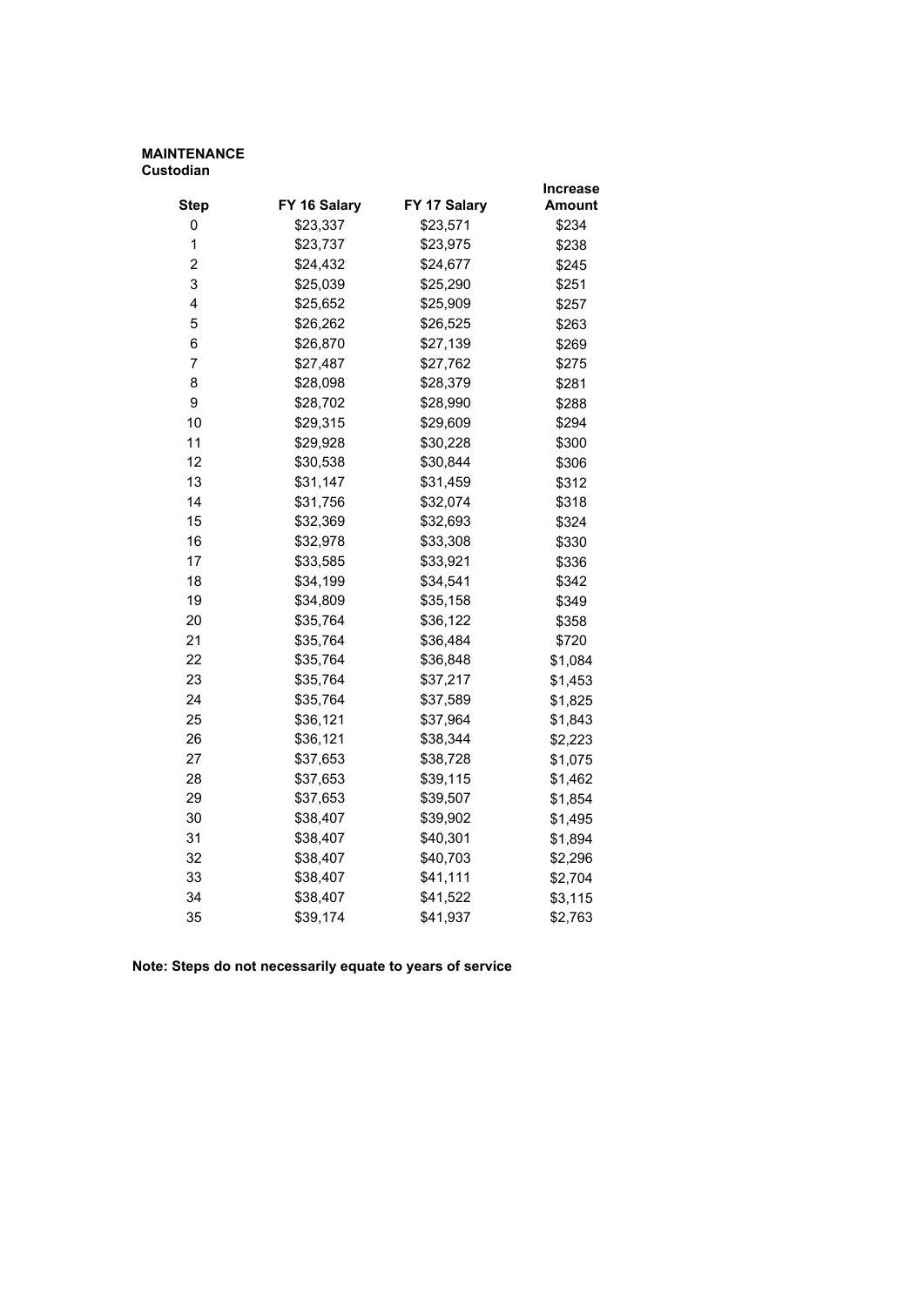**MAINTENANCE**
**Custodian**

| Step | FY 16 Salary | FY 17 Salary | Increase Amount |
|---|---|---|---|
| 0 | $23,337 | $23,571 | $234 |
| 1 | $23,737 | $23,975 | $238 |
| 2 | $24,432 | $24,677 | $245 |
| 3 | $25,039 | $25,290 | $251 |
| 4 | $25,652 | $25,909 | $257 |
| 5 | $26,262 | $26,525 | $263 |
| 6 | $26,870 | $27,139 | $269 |
| 7 | $27,487 | $27,762 | $275 |
| 8 | $28,098 | $28,379 | $281 |
| 9 | $28,702 | $28,990 | $288 |
| 10 | $29,315 | $29,609 | $294 |
| 11 | $29,928 | $30,228 | $300 |
| 12 | $30,538 | $30,844 | $306 |
| 13 | $31,147 | $31,459 | $312 |
| 14 | $31,756 | $32,074 | $318 |
| 15 | $32,369 | $32,693 | $324 |
| 16 | $32,978 | $33,308 | $330 |
| 17 | $33,585 | $33,921 | $336 |
| 18 | $34,199 | $34,541 | $342 |
| 19 | $34,809 | $35,158 | $349 |
| 20 | $35,764 | $36,122 | $358 |
| 21 | $35,764 | $36,484 | $720 |
| 22 | $35,764 | $36,848 | $1,084 |
| 23 | $35,764 | $37,217 | $1,453 |
| 24 | $35,764 | $37,589 | $1,825 |
| 25 | $36,121 | $37,964 | $1,843 |
| 26 | $36,121 | $38,344 | $2,223 |
| 27 | $37,653 | $38,728 | $1,075 |
| 28 | $37,653 | $39,115 | $1,462 |
| 29 | $37,653 | $39,507 | $1,854 |
| 30 | $38,407 | $39,902 | $1,495 |
| 31 | $38,407 | $40,301 | $1,894 |
| 32 | $38,407 | $40,703 | $2,296 |
| 33 | $38,407 | $41,111 | $2,704 |
| 34 | $38,407 | $41,522 | $3,115 |
| 35 | $39,174 | $41,937 | $2,763 |

**Note: Steps do not necessarily equate to years of service**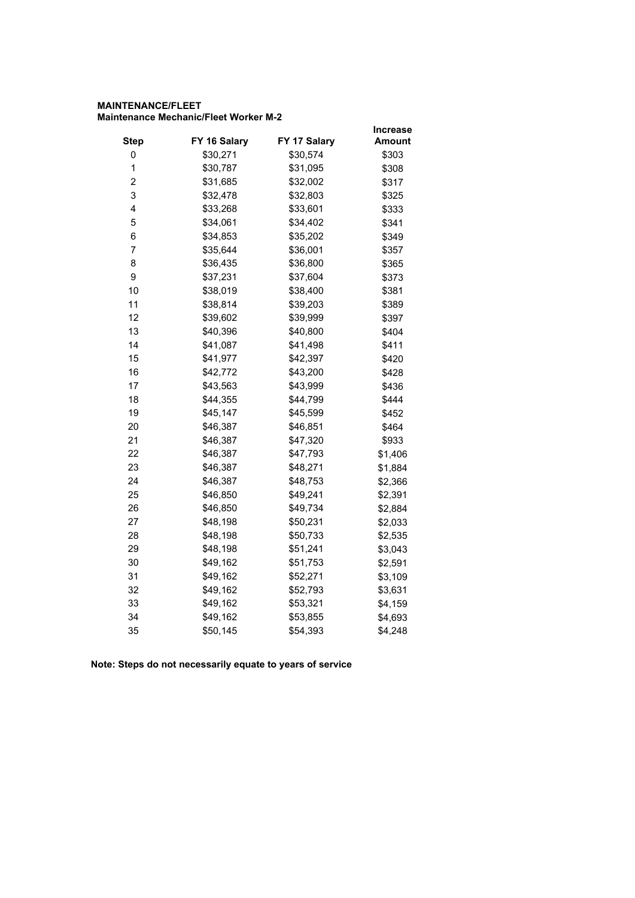**MAINTENANCE/FLEET**
**Maintenance Mechanic/Fleet Worker M-2**

| Step | FY 16 Salary | FY 17 Salary | Increase Amount |
|---|---|---|---|
| 0 | $30,271 | $30,574 | $303 |
| 1 | $30,787 | $31,095 | $308 |
| 2 | $31,685 | $32,002 | $317 |
| 3 | $32,478 | $32,803 | $325 |
| 4 | $33,268 | $33,601 | $333 |
| 5 | $34,061 | $34,402 | $341 |
| 6 | $34,853 | $35,202 | $349 |
| 7 | $35,644 | $36,001 | $357 |
| 8 | $36,435 | $36,800 | $365 |
| 9 | $37,231 | $37,604 | $373 |
| 10 | $38,019 | $38,400 | $381 |
| 11 | $38,814 | $39,203 | $389 |
| 12 | $39,602 | $39,999 | $397 |
| 13 | $40,396 | $40,800 | $404 |
| 14 | $41,087 | $41,498 | $411 |
| 15 | $41,977 | $42,397 | $420 |
| 16 | $42,772 | $43,200 | $428 |
| 17 | $43,563 | $43,999 | $436 |
| 18 | $44,355 | $44,799 | $444 |
| 19 | $45,147 | $45,599 | $452 |
| 20 | $46,387 | $46,851 | $464 |
| 21 | $46,387 | $47,320 | $933 |
| 22 | $46,387 | $47,793 | $1,406 |
| 23 | $46,387 | $48,271 | $1,884 |
| 24 | $46,387 | $48,753 | $2,366 |
| 25 | $46,850 | $49,241 | $2,391 |
| 26 | $46,850 | $49,734 | $2,884 |
| 27 | $48,198 | $50,231 | $2,033 |
| 28 | $48,198 | $50,733 | $2,535 |
| 29 | $48,198 | $51,241 | $3,043 |
| 30 | $49,162 | $51,753 | $2,591 |
| 31 | $49,162 | $52,271 | $3,109 |
| 32 | $49,162 | $52,793 | $3,631 |
| 33 | $49,162 | $53,321 | $4,159 |
| 34 | $49,162 | $53,855 | $4,693 |
| 35 | $50,145 | $54,393 | $4,248 |

**Note: Steps do not necessarily equate to years of service**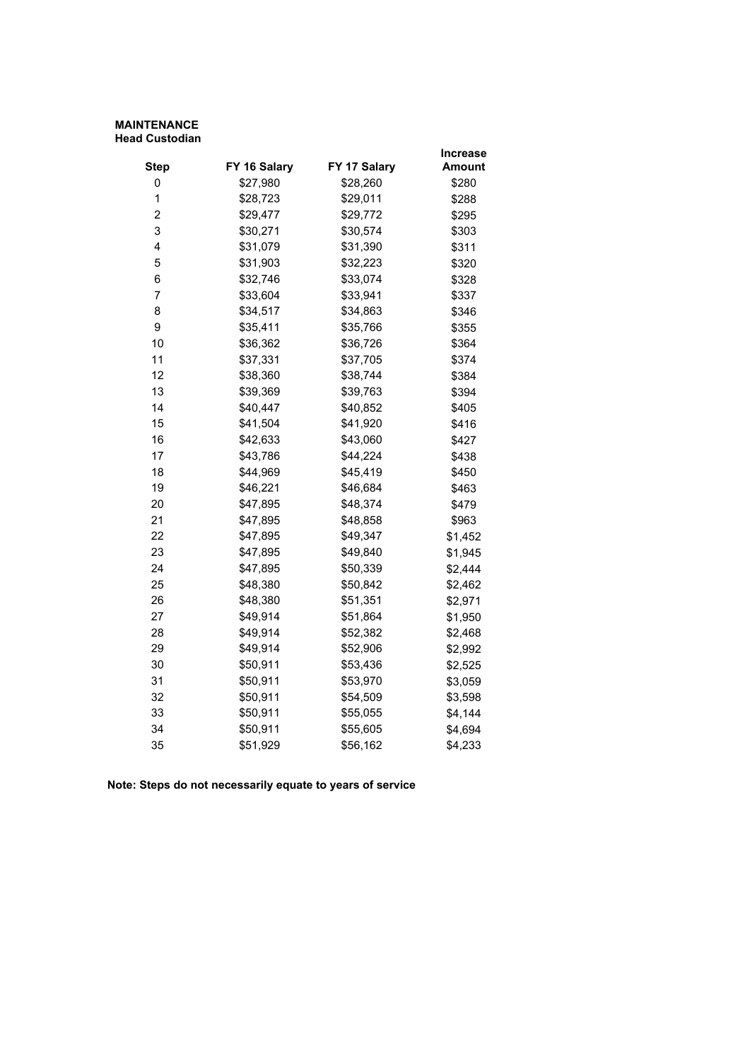**MAINTENANCE**
**Head Custodian**

| Step | FY 16 Salary | FY 17 Salary | Increase Amount |
|---|---|---|---|
| 0 | $27,980 | $28,260 | $280 |
| 1 | $28,723 | $29,011 | $288 |
| 2 | $29,477 | $29,772 | $295 |
| 3 | $30,271 | $30,574 | $303 |
| 4 | $31,079 | $31,390 | $311 |
| 5 | $31,903 | $32,223 | $320 |
| 6 | $32,746 | $33,074 | $328 |
| 7 | $33,604 | $33,941 | $337 |
| 8 | $34,517 | $34,863 | $346 |
| 9 | $35,411 | $35,766 | $355 |
| 10 | $36,362 | $36,726 | $364 |
| 11 | $37,331 | $37,705 | $374 |
| 12 | $38,360 | $38,744 | $384 |
| 13 | $39,369 | $39,763 | $394 |
| 14 | $40,447 | $40,852 | $405 |
| 15 | $41,504 | $41,920 | $416 |
| 16 | $42,633 | $43,060 | $427 |
| 17 | $43,786 | $44,224 | $438 |
| 18 | $44,969 | $45,419 | $450 |
| 19 | $46,221 | $46,684 | $463 |
| 20 | $47,895 | $48,374 | $479 |
| 21 | $47,895 | $48,858 | $963 |
| 22 | $47,895 | $49,347 | $1,452 |
| 23 | $47,895 | $49,840 | $1,945 |
| 24 | $47,895 | $50,339 | $2,444 |
| 25 | $48,380 | $50,842 | $2,462 |
| 26 | $48,380 | $51,351 | $2,971 |
| 27 | $49,914 | $51,864 | $1,950 |
| 28 | $49,914 | $52,382 | $2,468 |
| 29 | $49,914 | $52,906 | $2,992 |
| 30 | $50,911 | $53,436 | $2,525 |
| 31 | $50,911 | $53,970 | $3,059 |
| 32 | $50,911 | $54,509 | $3,598 |
| 33 | $50,911 | $55,055 | $4,144 |
| 34 | $50,911 | $55,605 | $4,694 |
| 35 | $51,929 | $56,162 | $4,233 |

**Note: Steps do not necessarily equate to years of service**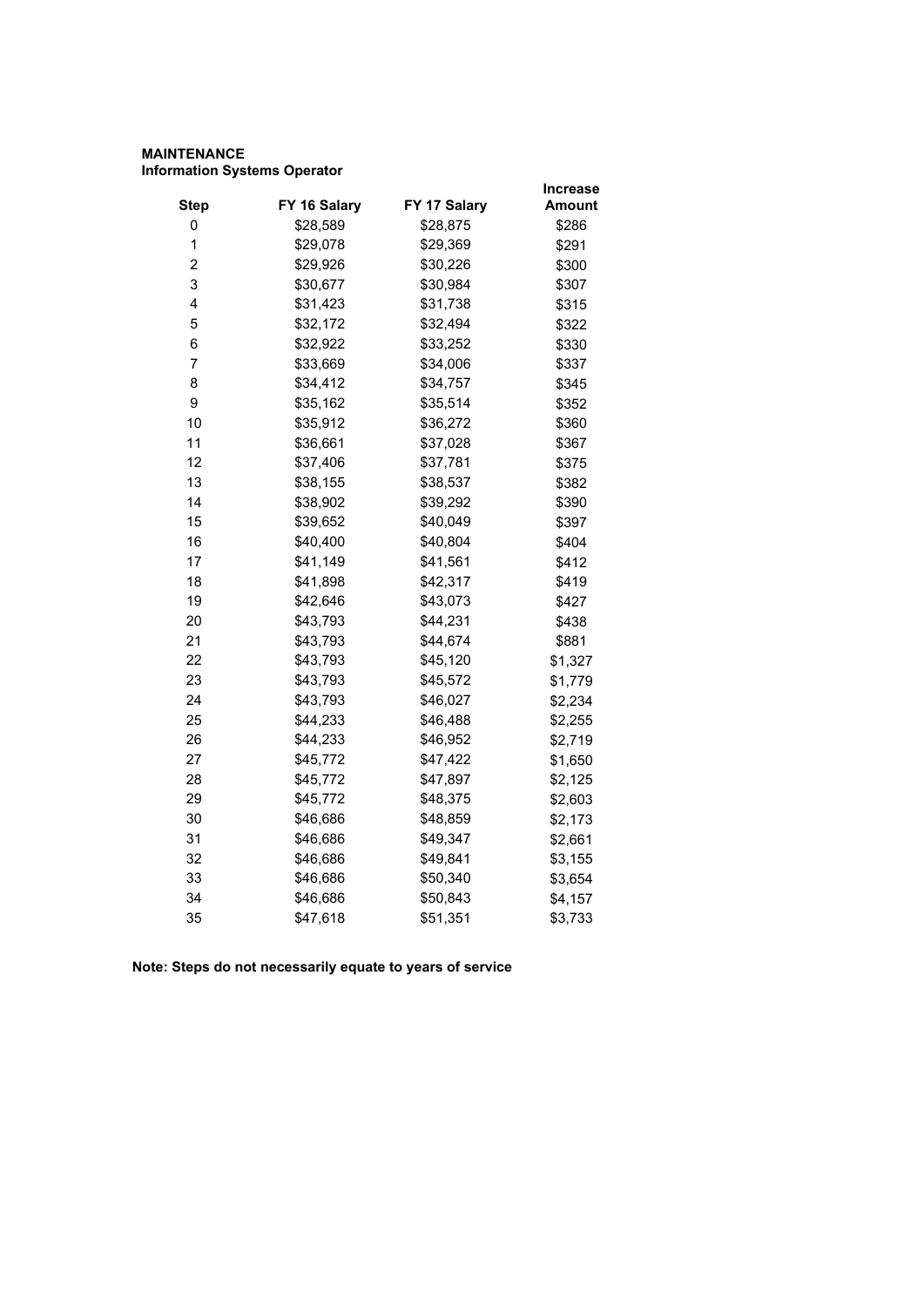**MAINTENANCE**
**Information Systems Operator**

| Step | FY 16 Salary | FY 17 Salary | Increase Amount |
|---|---|---|---|
| 0 | $28,589 | $28,875 | $286 |
| 1 | $29,078 | $29,369 | $291 |
| 2 | $29,926 | $30,226 | $300 |
| 3 | $30,677 | $30,984 | $307 |
| 4 | $31,423 | $31,738 | $315 |
| 5 | $32,172 | $32,494 | $322 |
| 6 | $32,922 | $33,252 | $330 |
| 7 | $33,669 | $34,006 | $337 |
| 8 | $34,412 | $34,757 | $345 |
| 9 | $35,162 | $35,514 | $352 |
| 10 | $35,912 | $36,272 | $360 |
| 11 | $36,661 | $37,028 | $367 |
| 12 | $37,406 | $37,781 | $375 |
| 13 | $38,155 | $38,537 | $382 |
| 14 | $38,902 | $39,292 | $390 |
| 15 | $39,652 | $40,049 | $397 |
| 16 | $40,400 | $40,804 | $404 |
| 17 | $41,149 | $41,561 | $412 |
| 18 | $41,898 | $42,317 | $419 |
| 19 | $42,646 | $43,073 | $427 |
| 20 | $43,793 | $44,231 | $438 |
| 21 | $43,793 | $44,674 | $881 |
| 22 | $43,793 | $45,120 | $1,327 |
| 23 | $43,793 | $45,572 | $1,779 |
| 24 | $43,793 | $46,027 | $2,234 |
| 25 | $44,233 | $46,488 | $2,255 |
| 26 | $44,233 | $46,952 | $2,719 |
| 27 | $45,772 | $47,422 | $1,650 |
| 28 | $45,772 | $47,897 | $2,125 |
| 29 | $45,772 | $48,375 | $2,603 |
| 30 | $46,686 | $48,859 | $2,173 |
| 31 | $46,686 | $49,347 | $2,661 |
| 32 | $46,686 | $49,841 | $3,155 |
| 33 | $46,686 | $50,340 | $3,654 |
| 34 | $46,686 | $50,843 | $4,157 |
| 35 | $47,618 | $51,351 | $3,733 |

**Note: Steps do not necessarily equate to years of service**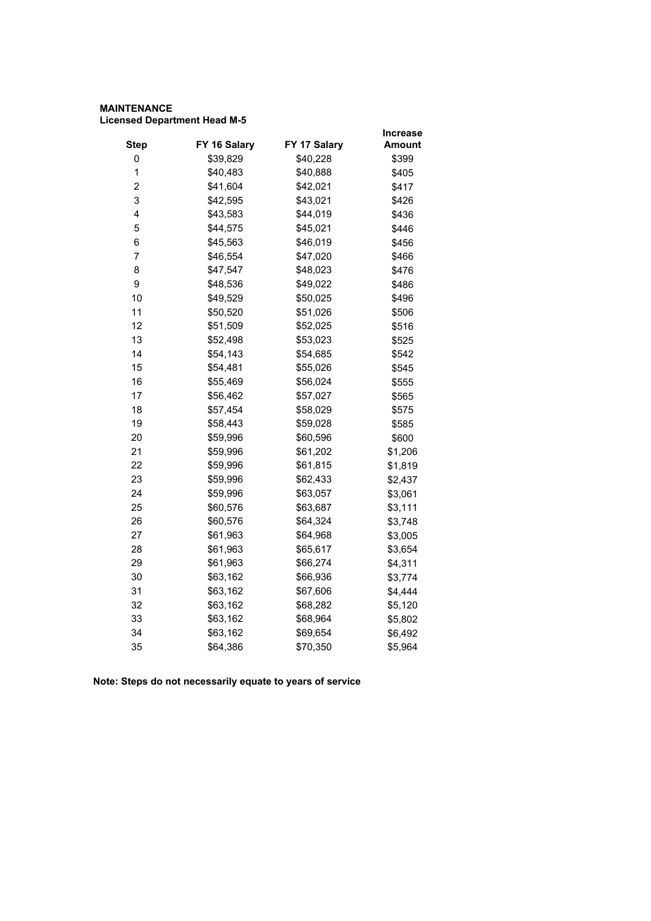**MAINTENANCE**
**Licensed Department Head M-5**

| Step | FY 16 Salary | FY 17 Salary | Increase Amount |
|---|---|---|---|
| 0 | $39,829 | $40,228 | $399 |
| 1 | $40,483 | $40,888 | $405 |
| 2 | $41,604 | $42,021 | $417 |
| 3 | $42,595 | $43,021 | $426 |
| 4 | $43,583 | $44,019 | $436 |
| 5 | $44,575 | $45,021 | $446 |
| 6 | $45,563 | $46,019 | $456 |
| 7 | $46,554 | $47,020 | $466 |
| 8 | $47,547 | $48,023 | $476 |
| 9 | $48,536 | $49,022 | $486 |
| 10 | $49,529 | $50,025 | $496 |
| 11 | $50,520 | $51,026 | $506 |
| 12 | $51,509 | $52,025 | $516 |
| 13 | $52,498 | $53,023 | $525 |
| 14 | $54,143 | $54,685 | $542 |
| 15 | $54,481 | $55,026 | $545 |
| 16 | $55,469 | $56,024 | $555 |
| 17 | $56,462 | $57,027 | $565 |
| 18 | $57,454 | $58,029 | $575 |
| 19 | $58,443 | $59,028 | $585 |
| 20 | $59,996 | $60,596 | $600 |
| 21 | $59,996 | $61,202 | $1,206 |
| 22 | $59,996 | $61,815 | $1,819 |
| 23 | $59,996 | $62,433 | $2,437 |
| 24 | $59,996 | $63,057 | $3,061 |
| 25 | $60,576 | $63,687 | $3,111 |
| 26 | $60,576 | $64,324 | $3,748 |
| 27 | $61,963 | $64,968 | $3,005 |
| 28 | $61,963 | $65,617 | $3,654 |
| 29 | $61,963 | $66,274 | $4,311 |
| 30 | $63,162 | $66,936 | $3,774 |
| 31 | $63,162 | $67,606 | $4,444 |
| 32 | $63,162 | $68,282 | $5,120 |
| 33 | $63,162 | $68,964 | $5,802 |
| 34 | $63,162 | $69,654 | $6,492 |
| 35 | $64,386 | $70,350 | $5,964 |

**Note: Steps do not necessarily equate to years of service**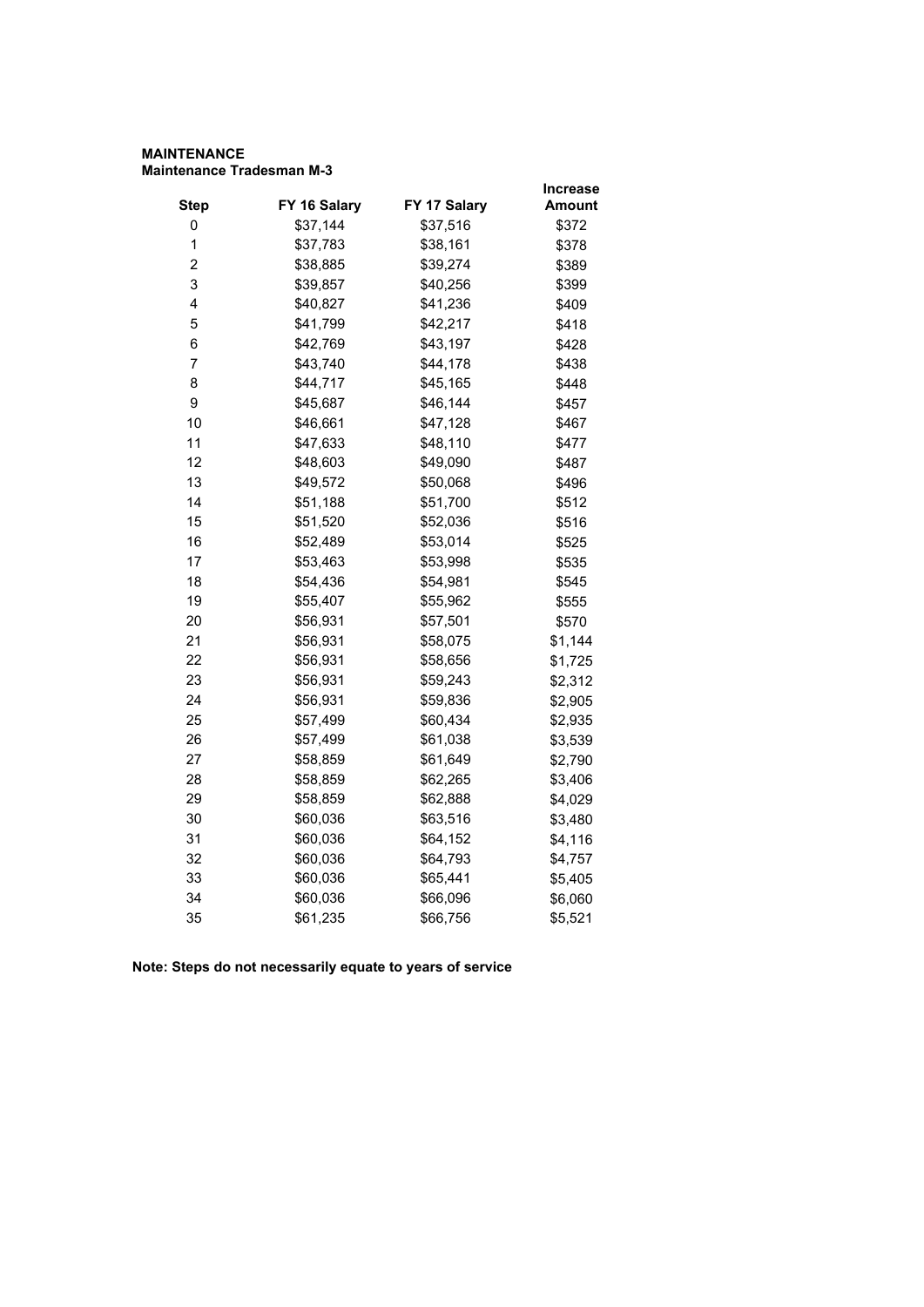**MAINTENANCE**
**Maintenance Tradesman M-3**

| Step | FY 16 Salary | FY 17 Salary | Increase Amount |
|---|---|---|---|
| 0 | $37,144 | $37,516 | $372 |
| 1 | $37,783 | $38,161 | $378 |
| 2 | $38,885 | $39,274 | $389 |
| 3 | $39,857 | $40,256 | $399 |
| 4 | $40,827 | $41,236 | $409 |
| 5 | $41,799 | $42,217 | $418 |
| 6 | $42,769 | $43,197 | $428 |
| 7 | $43,740 | $44,178 | $438 |
| 8 | $44,717 | $45,165 | $448 |
| 9 | $45,687 | $46,144 | $457 |
| 10 | $46,661 | $47,128 | $467 |
| 11 | $47,633 | $48,110 | $477 |
| 12 | $48,603 | $49,090 | $487 |
| 13 | $49,572 | $50,068 | $496 |
| 14 | $51,188 | $51,700 | $512 |
| 15 | $51,520 | $52,036 | $516 |
| 16 | $52,489 | $53,014 | $525 |
| 17 | $53,463 | $53,998 | $535 |
| 18 | $54,436 | $54,981 | $545 |
| 19 | $55,407 | $55,962 | $555 |
| 20 | $56,931 | $57,501 | $570 |
| 21 | $56,931 | $58,075 | $1,144 |
| 22 | $56,931 | $58,656 | $1,725 |
| 23 | $56,931 | $59,243 | $2,312 |
| 24 | $56,931 | $59,836 | $2,905 |
| 25 | $57,499 | $60,434 | $2,935 |
| 26 | $57,499 | $61,038 | $3,539 |
| 27 | $58,859 | $61,649 | $2,790 |
| 28 | $58,859 | $62,265 | $3,406 |
| 29 | $58,859 | $62,888 | $4,029 |
| 30 | $60,036 | $63,516 | $3,480 |
| 31 | $60,036 | $64,152 | $4,116 |
| 32 | $60,036 | $64,793 | $4,757 |
| 33 | $60,036 | $65,441 | $5,405 |
| 34 | $60,036 | $66,096 | $6,060 |
| 35 | $61,235 | $66,756 | $5,521 |

**Note: Steps do not necessarily equate to years of service**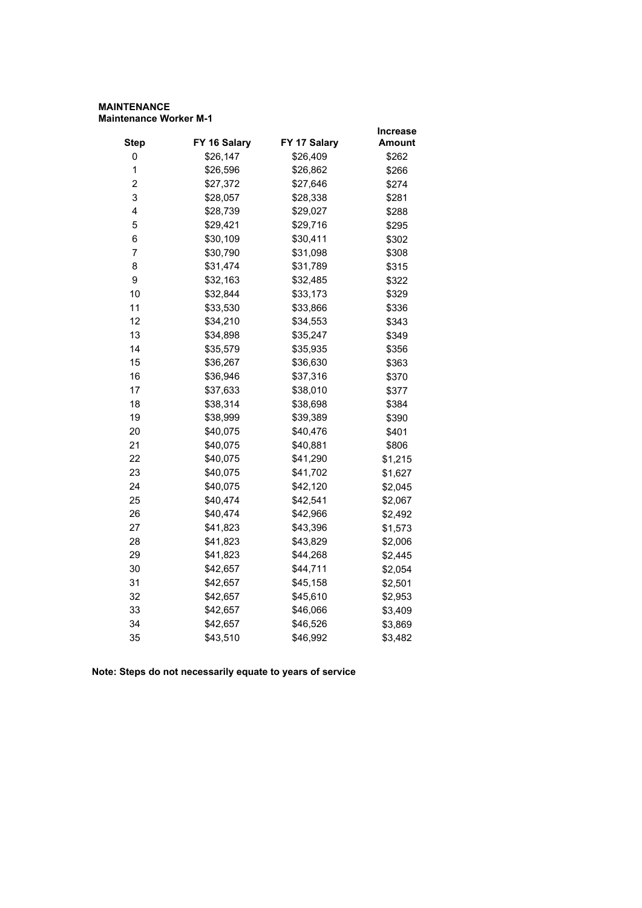**MAINTENANCE**
**Maintenance Worker M-1**

| Step | FY 16 Salary | FY 17 Salary | Increase Amount |
|---|---|---|---|
| 0 | $26,147 | $26,409 | $262 |
| 1 | $26,596 | $26,862 | $266 |
| 2 | $27,372 | $27,646 | $274 |
| 3 | $28,057 | $28,338 | $281 |
| 4 | $28,739 | $29,027 | $288 |
| 5 | $29,421 | $29,716 | $295 |
| 6 | $30,109 | $30,411 | $302 |
| 7 | $30,790 | $31,098 | $308 |
| 8 | $31,474 | $31,789 | $315 |
| 9 | $32,163 | $32,485 | $322 |
| 10 | $32,844 | $33,173 | $329 |
| 11 | $33,530 | $33,866 | $336 |
| 12 | $34,210 | $34,553 | $343 |
| 13 | $34,898 | $35,247 | $349 |
| 14 | $35,579 | $35,935 | $356 |
| 15 | $36,267 | $36,630 | $363 |
| 16 | $36,946 | $37,316 | $370 |
| 17 | $37,633 | $38,010 | $377 |
| 18 | $38,314 | $38,698 | $384 |
| 19 | $38,999 | $39,389 | $390 |
| 20 | $40,075 | $40,476 | $401 |
| 21 | $40,075 | $40,881 | $806 |
| 22 | $40,075 | $41,290 | $1,215 |
| 23 | $40,075 | $41,702 | $1,627 |
| 24 | $40,075 | $42,120 | $2,045 |
| 25 | $40,474 | $42,541 | $2,067 |
| 26 | $40,474 | $42,966 | $2,492 |
| 27 | $41,823 | $43,396 | $1,573 |
| 28 | $41,823 | $43,829 | $2,006 |
| 29 | $41,823 | $44,268 | $2,445 |
| 30 | $42,657 | $44,711 | $2,054 |
| 31 | $42,657 | $45,158 | $2,501 |
| 32 | $42,657 | $45,610 | $2,953 |
| 33 | $42,657 | $46,066 | $3,409 |
| 34 | $42,657 | $46,526 | $3,869 |
| 35 | $43,510 | $46,992 | $3,482 |

**Note: Steps do not necessarily equate to years of service**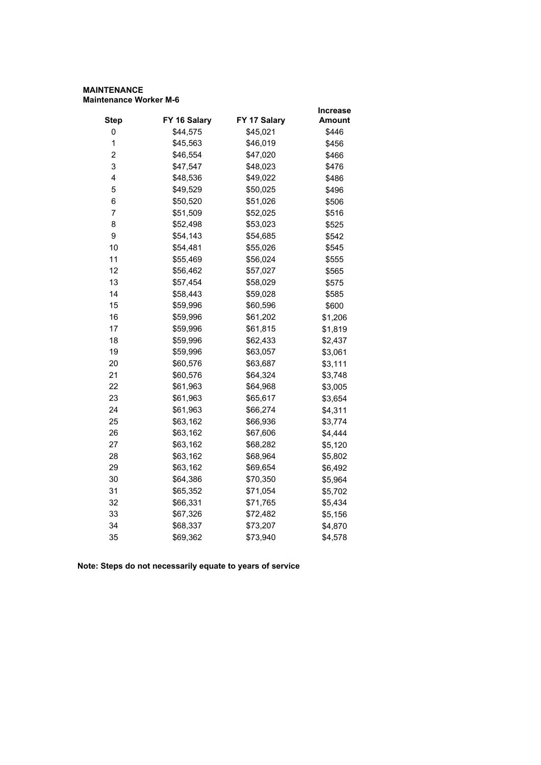**MAINTENANCE**
**Maintenance Worker M-6**

| Step | FY 16 Salary | FY 17 Salary | Increase Amount |
|---|---|---|---|
| 0 | $44,575 | $45,021 | $446 |
| 1 | $45,563 | $46,019 | $456 |
| 2 | $46,554 | $47,020 | $466 |
| 3 | $47,547 | $48,023 | $476 |
| 4 | $48,536 | $49,022 | $486 |
| 5 | $49,529 | $50,025 | $496 |
| 6 | $50,520 | $51,026 | $506 |
| 7 | $51,509 | $52,025 | $516 |
| 8 | $52,498 | $53,023 | $525 |
| 9 | $54,143 | $54,685 | $542 |
| 10 | $54,481 | $55,026 | $545 |
| 11 | $55,469 | $56,024 | $555 |
| 12 | $56,462 | $57,027 | $565 |
| 13 | $57,454 | $58,029 | $575 |
| 14 | $58,443 | $59,028 | $585 |
| 15 | $59,996 | $60,596 | $600 |
| 16 | $59,996 | $61,202 | $1,206 |
| 17 | $59,996 | $61,815 | $1,819 |
| 18 | $59,996 | $62,433 | $2,437 |
| 19 | $59,996 | $63,057 | $3,061 |
| 20 | $60,576 | $63,687 | $3,111 |
| 21 | $60,576 | $64,324 | $3,748 |
| 22 | $61,963 | $64,968 | $3,005 |
| 23 | $61,963 | $65,617 | $3,654 |
| 24 | $61,963 | $66,274 | $4,311 |
| 25 | $63,162 | $66,936 | $3,774 |
| 26 | $63,162 | $67,606 | $4,444 |
| 27 | $63,162 | $68,282 | $5,120 |
| 28 | $63,162 | $68,964 | $5,802 |
| 29 | $63,162 | $69,654 | $6,492 |
| 30 | $64,386 | $70,350 | $5,964 |
| 31 | $65,352 | $71,054 | $5,702 |
| 32 | $66,331 | $71,765 | $5,434 |
| 33 | $67,326 | $72,482 | $5,156 |
| 34 | $68,337 | $73,207 | $4,870 |
| 35 | $69,362 | $73,940 | $4,578 |

**Note: Steps do not necessarily equate to years of service**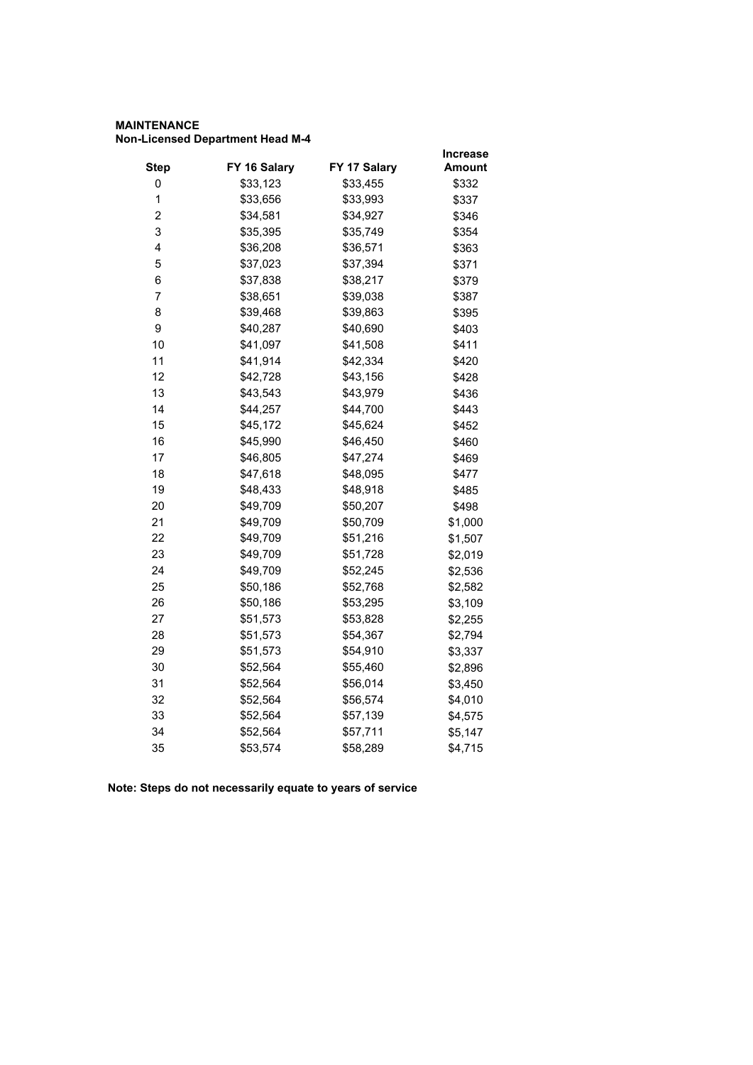**MAINTENANCE**
**Non-Licensed Department Head M-4**

| Step | FY 16 Salary | FY 17 Salary | Increase Amount |
|---|---|---|---|
| 0 | $33,123 | $33,455 | $332 |
| 1 | $33,656 | $33,993 | $337 |
| 2 | $34,581 | $34,927 | $346 |
| 3 | $35,395 | $35,749 | $354 |
| 4 | $36,208 | $36,571 | $363 |
| 5 | $37,023 | $37,394 | $371 |
| 6 | $37,838 | $38,217 | $379 |
| 7 | $38,651 | $39,038 | $387 |
| 8 | $39,468 | $39,863 | $395 |
| 9 | $40,287 | $40,690 | $403 |
| 10 | $41,097 | $41,508 | $411 |
| 11 | $41,914 | $42,334 | $420 |
| 12 | $42,728 | $43,156 | $428 |
| 13 | $43,543 | $43,979 | $436 |
| 14 | $44,257 | $44,700 | $443 |
| 15 | $45,172 | $45,624 | $452 |
| 16 | $45,990 | $46,450 | $460 |
| 17 | $46,805 | $47,274 | $469 |
| 18 | $47,618 | $48,095 | $477 |
| 19 | $48,433 | $48,918 | $485 |
| 20 | $49,709 | $50,207 | $498 |
| 21 | $49,709 | $50,709 | $1,000 |
| 22 | $49,709 | $51,216 | $1,507 |
| 23 | $49,709 | $51,728 | $2,019 |
| 24 | $49,709 | $52,245 | $2,536 |
| 25 | $50,186 | $52,768 | $2,582 |
| 26 | $50,186 | $53,295 | $3,109 |
| 27 | $51,573 | $53,828 | $2,255 |
| 28 | $51,573 | $54,367 | $2,794 |
| 29 | $51,573 | $54,910 | $3,337 |
| 30 | $52,564 | $55,460 | $2,896 |
| 31 | $52,564 | $56,014 | $3,450 |
| 32 | $52,564 | $56,574 | $4,010 |
| 33 | $52,564 | $57,139 | $4,575 |
| 34 | $52,564 | $57,711 | $5,147 |
| 35 | $53,574 | $58,289 | $4,715 |

**Note: Steps do not necessarily equate to years of service**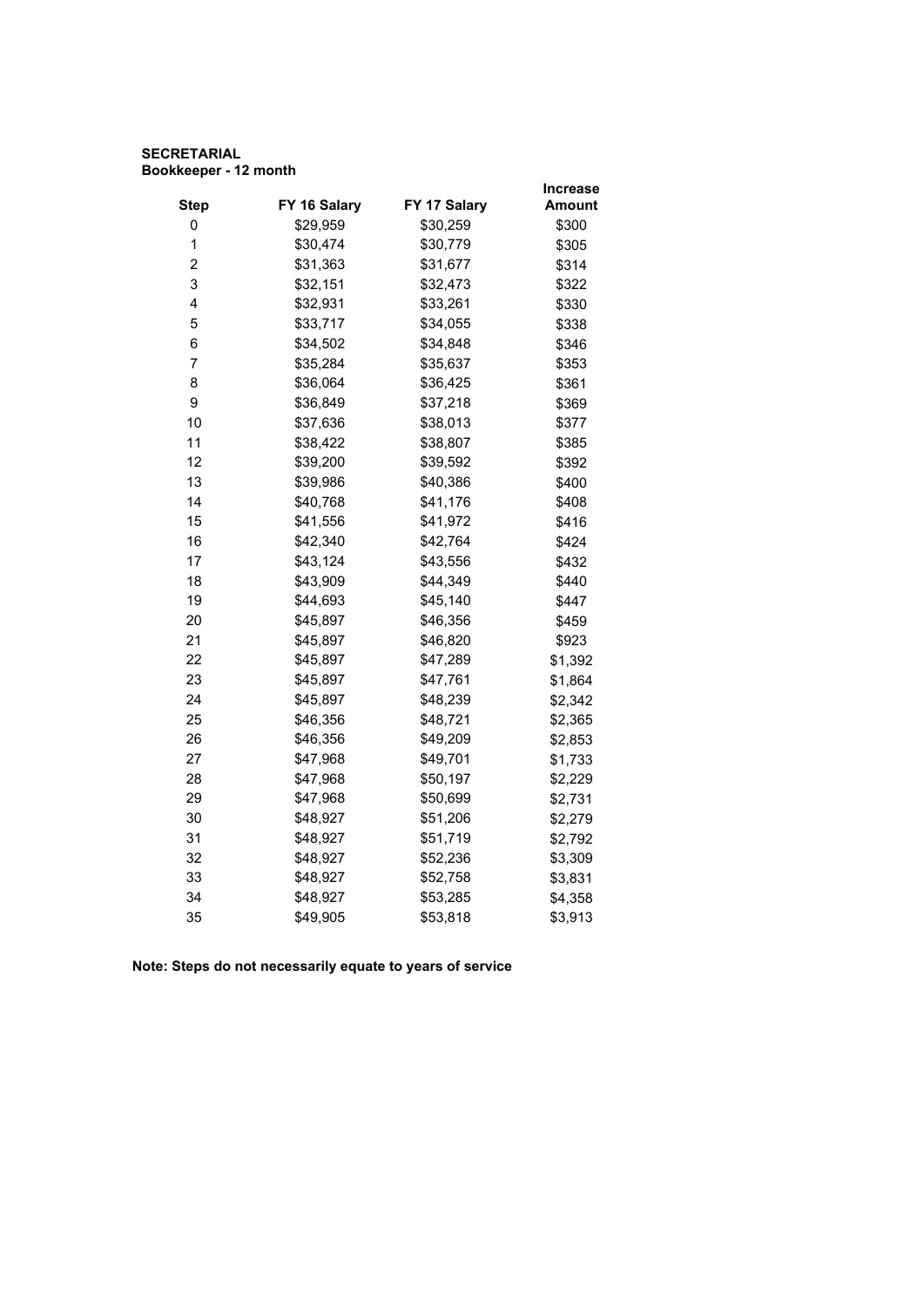**SECRETARIAL**
**Bookkeeper - 12 month**

| Step | FY 16 Salary | FY 17 Salary | Increase Amount |
|---|---|---|---|
| 0 | $29,959 | $30,259 | $300 |
| 1 | $30,474 | $30,779 | $305 |
| 2 | $31,363 | $31,677 | $314 |
| 3 | $32,151 | $32,473 | $322 |
| 4 | $32,931 | $33,261 | $330 |
| 5 | $33,717 | $34,055 | $338 |
| 6 | $34,502 | $34,848 | $346 |
| 7 | $35,284 | $35,637 | $353 |
| 8 | $36,064 | $36,425 | $361 |
| 9 | $36,849 | $37,218 | $369 |
| 10 | $37,636 | $38,013 | $377 |
| 11 | $38,422 | $38,807 | $385 |
| 12 | $39,200 | $39,592 | $392 |
| 13 | $39,986 | $40,386 | $400 |
| 14 | $40,768 | $41,176 | $408 |
| 15 | $41,556 | $41,972 | $416 |
| 16 | $42,340 | $42,764 | $424 |
| 17 | $43,124 | $43,556 | $432 |
| 18 | $43,909 | $44,349 | $440 |
| 19 | $44,693 | $45,140 | $447 |
| 20 | $45,897 | $46,356 | $459 |
| 21 | $45,897 | $46,820 | $923 |
| 22 | $45,897 | $47,289 | $1,392 |
| 23 | $45,897 | $47,761 | $1,864 |
| 24 | $45,897 | $48,239 | $2,342 |
| 25 | $46,356 | $48,721 | $2,365 |
| 26 | $46,356 | $49,209 | $2,853 |
| 27 | $47,968 | $49,701 | $1,733 |
| 28 | $47,968 | $50,197 | $2,229 |
| 29 | $47,968 | $50,699 | $2,731 |
| 30 | $48,927 | $51,206 | $2,279 |
| 31 | $48,927 | $51,719 | $2,792 |
| 32 | $48,927 | $52,236 | $3,309 |
| 33 | $48,927 | $52,758 | $3,831 |
| 34 | $48,927 | $53,285 | $4,358 |
| 35 | $49,905 | $53,818 | $3,913 |

**Note: Steps do not necessarily equate to years of service**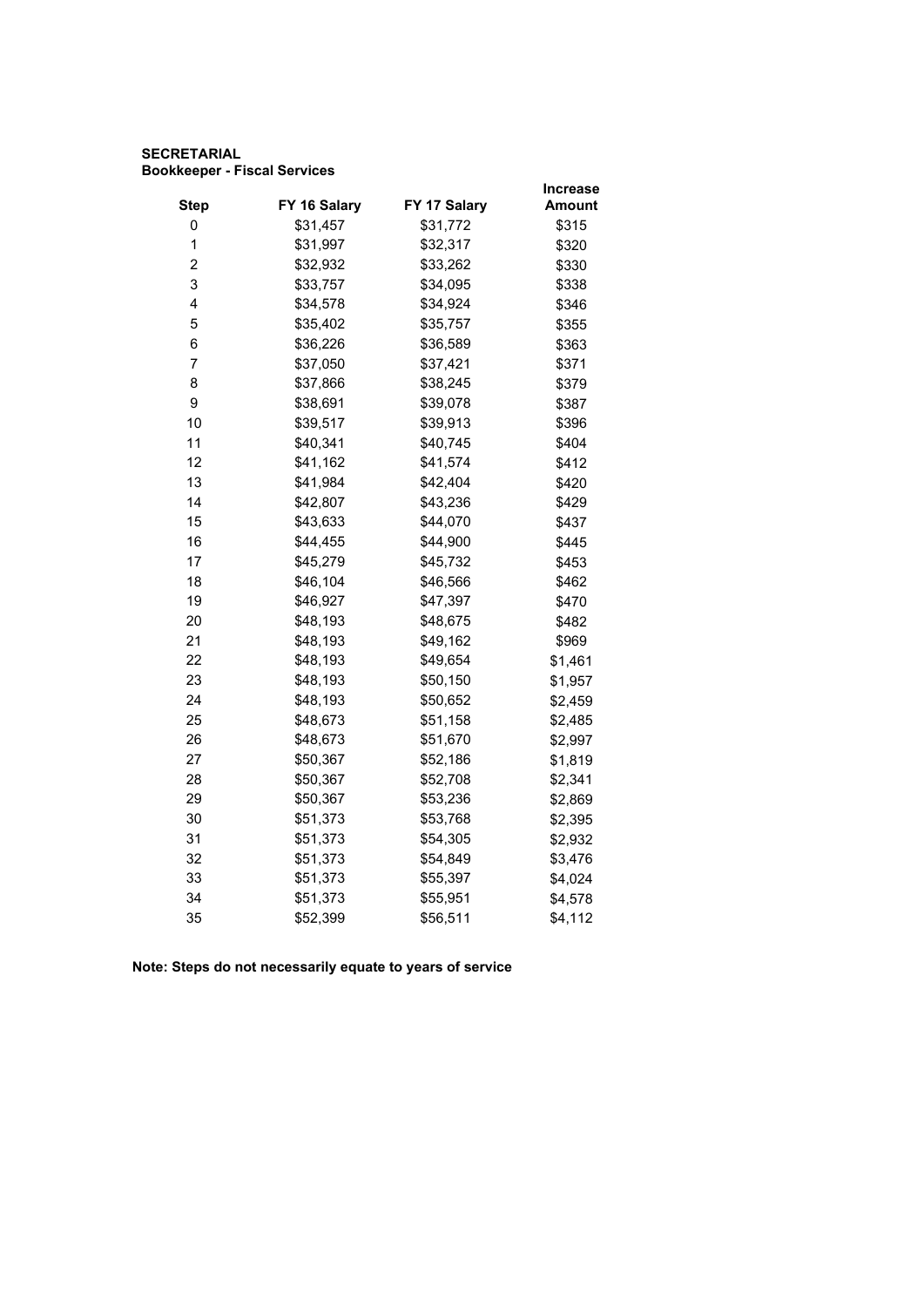**SECRETARIAL**
**Bookkeeper - Fiscal Services**

| Step | FY 16 Salary | FY 17 Salary | Increase Amount |
|---|---|---|---|
| 0 | $31,457 | $31,772 | $315 |
| 1 | $31,997 | $32,317 | $320 |
| 2 | $32,932 | $33,262 | $330 |
| 3 | $33,757 | $34,095 | $338 |
| 4 | $34,578 | $34,924 | $346 |
| 5 | $35,402 | $35,757 | $355 |
| 6 | $36,226 | $36,589 | $363 |
| 7 | $37,050 | $37,421 | $371 |
| 8 | $37,866 | $38,245 | $379 |
| 9 | $38,691 | $39,078 | $387 |
| 10 | $39,517 | $39,913 | $396 |
| 11 | $40,341 | $40,745 | $404 |
| 12 | $41,162 | $41,574 | $412 |
| 13 | $41,984 | $42,404 | $420 |
| 14 | $42,807 | $43,236 | $429 |
| 15 | $43,633 | $44,070 | $437 |
| 16 | $44,455 | $44,900 | $445 |
| 17 | $45,279 | $45,732 | $453 |
| 18 | $46,104 | $46,566 | $462 |
| 19 | $46,927 | $47,397 | $470 |
| 20 | $48,193 | $48,675 | $482 |
| 21 | $48,193 | $49,162 | $969 |
| 22 | $48,193 | $49,654 | $1,461 |
| 23 | $48,193 | $50,150 | $1,957 |
| 24 | $48,193 | $50,652 | $2,459 |
| 25 | $48,673 | $51,158 | $2,485 |
| 26 | $48,673 | $51,670 | $2,997 |
| 27 | $50,367 | $52,186 | $1,819 |
| 28 | $50,367 | $52,708 | $2,341 |
| 29 | $50,367 | $53,236 | $2,869 |
| 30 | $51,373 | $53,768 | $2,395 |
| 31 | $51,373 | $54,305 | $2,932 |
| 32 | $51,373 | $54,849 | $3,476 |
| 33 | $51,373 | $55,397 | $4,024 |
| 34 | $51,373 | $55,951 | $4,578 |
| 35 | $52,399 | $56,511 | $4,112 |

**Note: Steps do not necessarily equate to years of service**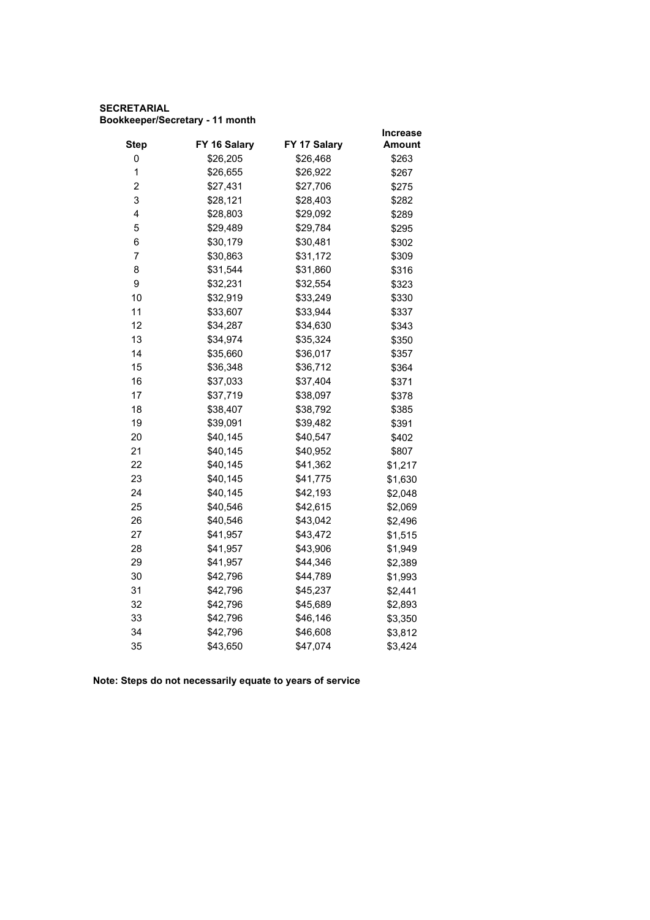**SECRETARIAL**
**Bookkeeper/Secretary - 11 month**

| Step | FY 16 Salary | FY 17 Salary | Increase Amount |
|---|---|---|---|
| 0 | $26,205 | $26,468 | $263 |
| 1 | $26,655 | $26,922 | $267 |
| 2 | $27,431 | $27,706 | $275 |
| 3 | $28,121 | $28,403 | $282 |
| 4 | $28,803 | $29,092 | $289 |
| 5 | $29,489 | $29,784 | $295 |
| 6 | $30,179 | $30,481 | $302 |
| 7 | $30,863 | $31,172 | $309 |
| 8 | $31,544 | $31,860 | $316 |
| 9 | $32,231 | $32,554 | $323 |
| 10 | $32,919 | $33,249 | $330 |
| 11 | $33,607 | $33,944 | $337 |
| 12 | $34,287 | $34,630 | $343 |
| 13 | $34,974 | $35,324 | $350 |
| 14 | $35,660 | $36,017 | $357 |
| 15 | $36,348 | $36,712 | $364 |
| 16 | $37,033 | $37,404 | $371 |
| 17 | $37,719 | $38,097 | $378 |
| 18 | $38,407 | $38,792 | $385 |
| 19 | $39,091 | $39,482 | $391 |
| 20 | $40,145 | $40,547 | $402 |
| 21 | $40,145 | $40,952 | $807 |
| 22 | $40,145 | $41,362 | $1,217 |
| 23 | $40,145 | $41,775 | $1,630 |
| 24 | $40,145 | $42,193 | $2,048 |
| 25 | $40,546 | $42,615 | $2,069 |
| 26 | $40,546 | $43,042 | $2,496 |
| 27 | $41,957 | $43,472 | $1,515 |
| 28 | $41,957 | $43,906 | $1,949 |
| 29 | $41,957 | $44,346 | $2,389 |
| 30 | $42,796 | $44,789 | $1,993 |
| 31 | $42,796 | $45,237 | $2,441 |
| 32 | $42,796 | $45,689 | $2,893 |
| 33 | $42,796 | $46,146 | $3,350 |
| 34 | $42,796 | $46,608 | $3,812 |
| 35 | $43,650 | $47,074 | $3,424 |

**Note: Steps do not necessarily equate to years of service**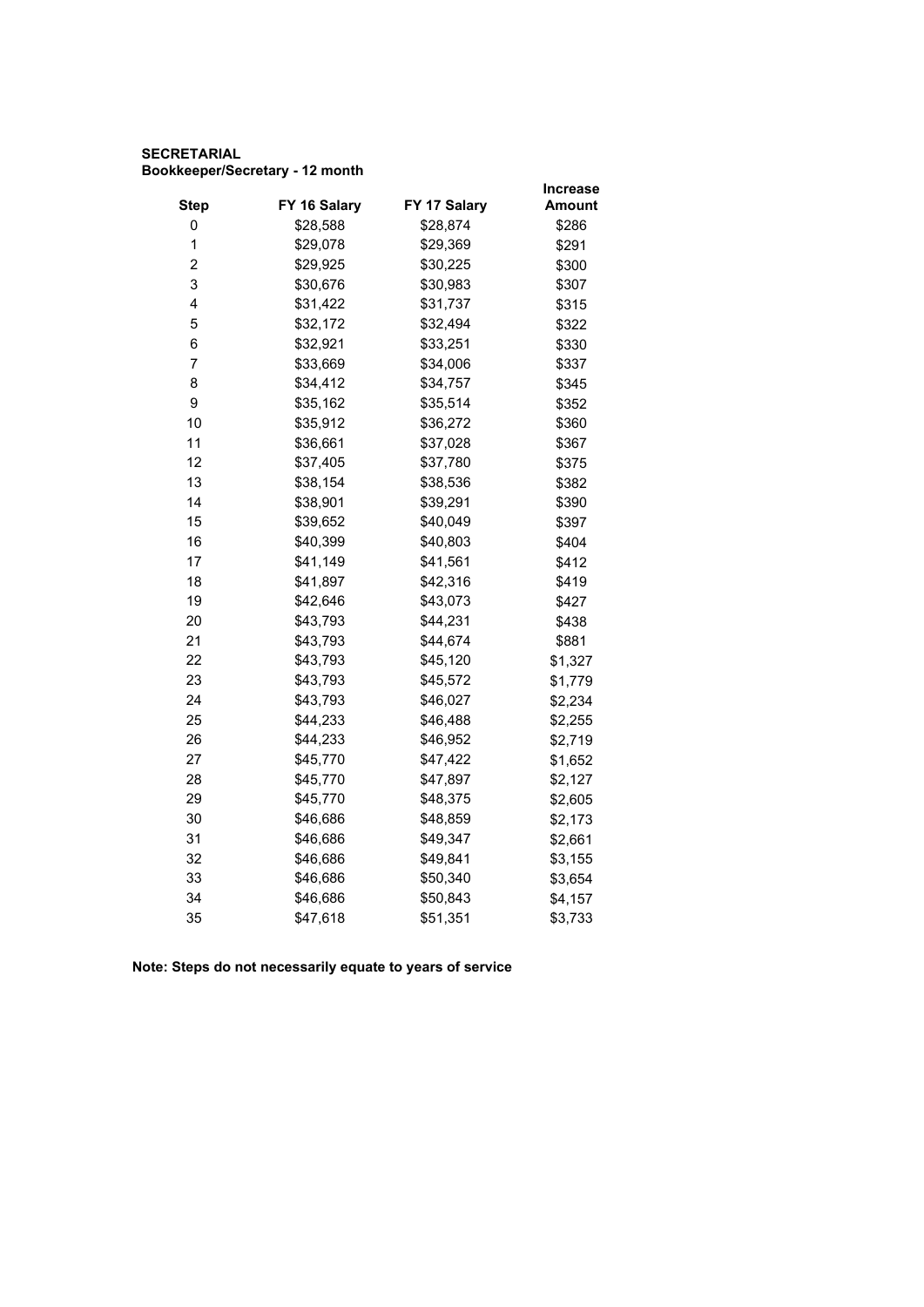**SECRETARIAL**
**Bookkeeper/Secretary - 12 month**

| Step | FY 16 Salary | FY 17 Salary | Increase Amount |
|---|---|---|---|
| 0 | $28,588 | $28,874 | $286 |
| 1 | $29,078 | $29,369 | $291 |
| 2 | $29,925 | $30,225 | $300 |
| 3 | $30,676 | $30,983 | $307 |
| 4 | $31,422 | $31,737 | $315 |
| 5 | $32,172 | $32,494 | $322 |
| 6 | $32,921 | $33,251 | $330 |
| 7 | $33,669 | $34,006 | $337 |
| 8 | $34,412 | $34,757 | $345 |
| 9 | $35,162 | $35,514 | $352 |
| 10 | $35,912 | $36,272 | $360 |
| 11 | $36,661 | $37,028 | $367 |
| 12 | $37,405 | $37,780 | $375 |
| 13 | $38,154 | $38,536 | $382 |
| 14 | $38,901 | $39,291 | $390 |
| 15 | $39,652 | $40,049 | $397 |
| 16 | $40,399 | $40,803 | $404 |
| 17 | $41,149 | $41,561 | $412 |
| 18 | $41,897 | $42,316 | $419 |
| 19 | $42,646 | $43,073 | $427 |
| 20 | $43,793 | $44,231 | $438 |
| 21 | $43,793 | $44,674 | $881 |
| 22 | $43,793 | $45,120 | $1,327 |
| 23 | $43,793 | $45,572 | $1,779 |
| 24 | $43,793 | $46,027 | $2,234 |
| 25 | $44,233 | $46,488 | $2,255 |
| 26 | $44,233 | $46,952 | $2,719 |
| 27 | $45,770 | $47,422 | $1,652 |
| 28 | $45,770 | $47,897 | $2,127 |
| 29 | $45,770 | $48,375 | $2,605 |
| 30 | $46,686 | $48,859 | $2,173 |
| 31 | $46,686 | $49,347 | $2,661 |
| 32 | $46,686 | $49,841 | $3,155 |
| 33 | $46,686 | $50,340 | $3,654 |
| 34 | $46,686 | $50,843 | $4,157 |
| 35 | $47,618 | $51,351 | $3,733 |

**Note: Steps do not necessarily equate to years of service**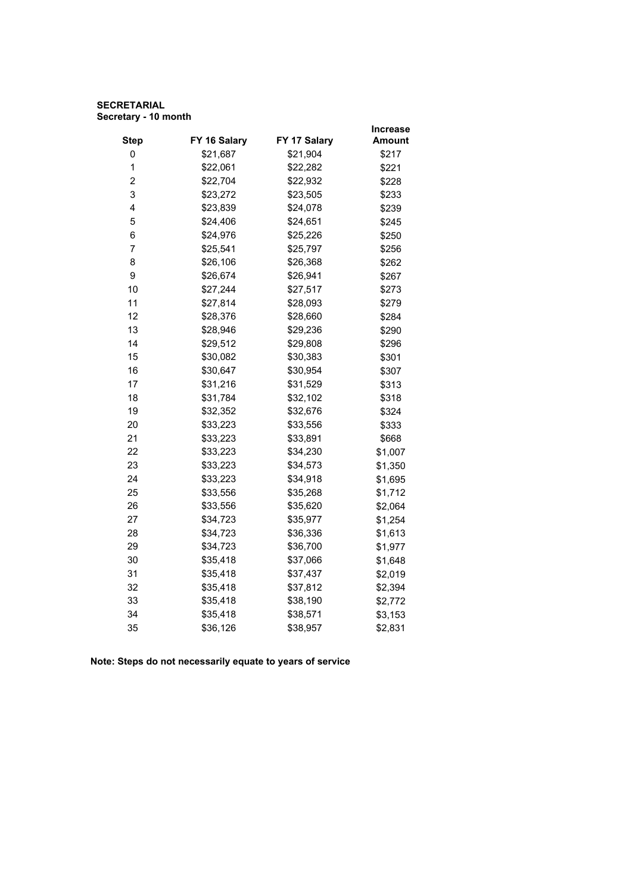**SECRETARIAL**
**Secretary - 10 month**

| Step | FY 16 Salary | FY 17 Salary | Increase Amount |
|---|---|---|---|
| 0 | $21,687 | $21,904 | $217 |
| 1 | $22,061 | $22,282 | $221 |
| 2 | $22,704 | $22,932 | $228 |
| 3 | $23,272 | $23,505 | $233 |
| 4 | $23,839 | $24,078 | $239 |
| 5 | $24,406 | $24,651 | $245 |
| 6 | $24,976 | $25,226 | $250 |
| 7 | $25,541 | $25,797 | $256 |
| 8 | $26,106 | $26,368 | $262 |
| 9 | $26,674 | $26,941 | $267 |
| 10 | $27,244 | $27,517 | $273 |
| 11 | $27,814 | $28,093 | $279 |
| 12 | $28,376 | $28,660 | $284 |
| 13 | $28,946 | $29,236 | $290 |
| 14 | $29,512 | $29,808 | $296 |
| 15 | $30,082 | $30,383 | $301 |
| 16 | $30,647 | $30,954 | $307 |
| 17 | $31,216 | $31,529 | $313 |
| 18 | $31,784 | $32,102 | $318 |
| 19 | $32,352 | $32,676 | $324 |
| 20 | $33,223 | $33,556 | $333 |
| 21 | $33,223 | $33,891 | $668 |
| 22 | $33,223 | $34,230 | $1,007 |
| 23 | $33,223 | $34,573 | $1,350 |
| 24 | $33,223 | $34,918 | $1,695 |
| 25 | $33,556 | $35,268 | $1,712 |
| 26 | $33,556 | $35,620 | $2,064 |
| 27 | $34,723 | $35,977 | $1,254 |
| 28 | $34,723 | $36,336 | $1,613 |
| 29 | $34,723 | $36,700 | $1,977 |
| 30 | $35,418 | $37,066 | $1,648 |
| 31 | $35,418 | $37,437 | $2,019 |
| 32 | $35,418 | $37,812 | $2,394 |
| 33 | $35,418 | $38,190 | $2,772 |
| 34 | $35,418 | $38,571 | $3,153 |
| 35 | $36,126 | $38,957 | $2,831 |

**Note: Steps do not necessarily equate to years of service**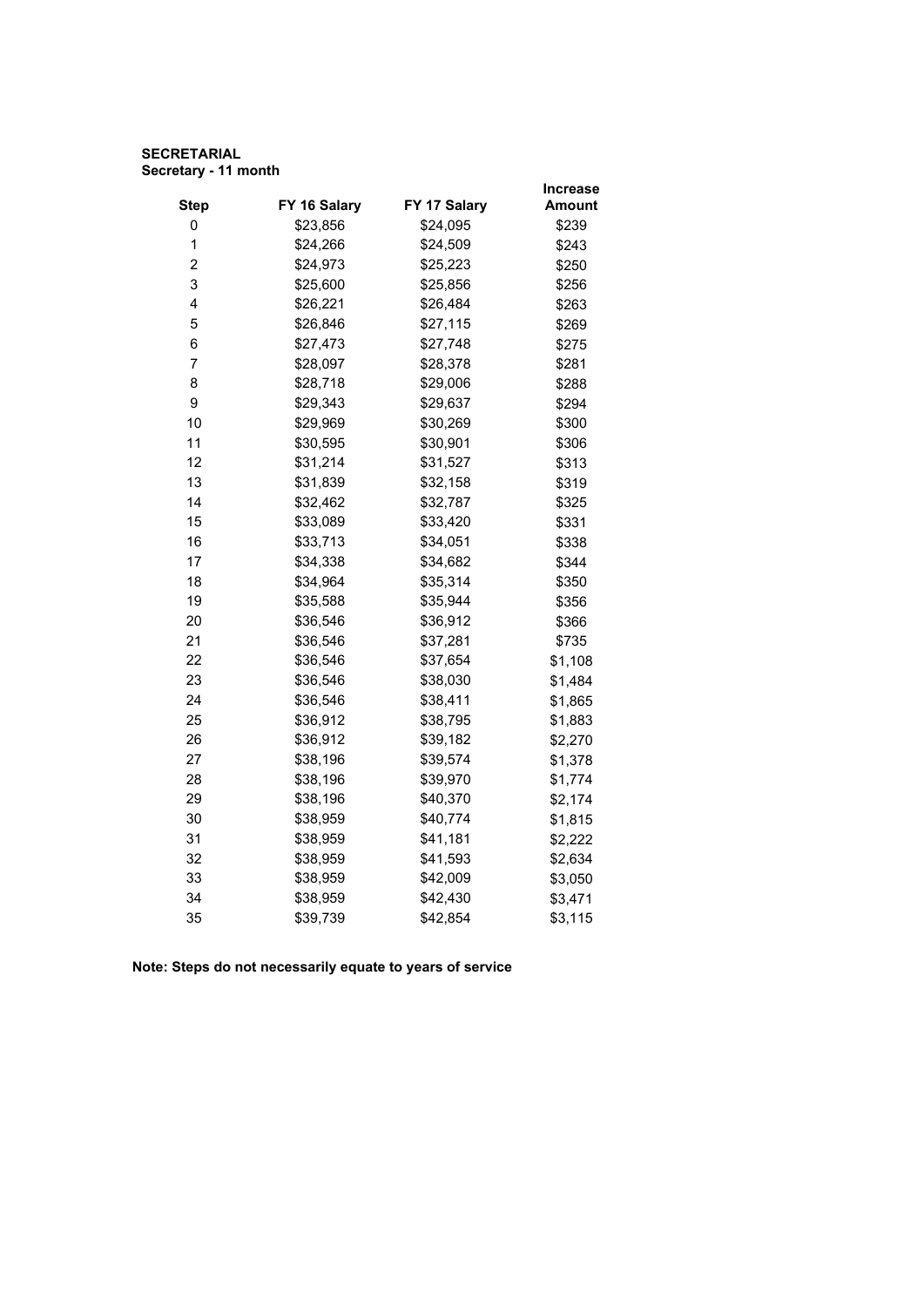**SECRETARIAL**
**Secretary - 11 month**

| Step | FY 16 Salary | FY 17 Salary | Increase Amount |
|---|---|---|---|
| 0 | $23,856 | $24,095 | $239 |
| 1 | $24,266 | $24,509 | $243 |
| 2 | $24,973 | $25,223 | $250 |
| 3 | $25,600 | $25,856 | $256 |
| 4 | $26,221 | $26,484 | $263 |
| 5 | $26,846 | $27,115 | $269 |
| 6 | $27,473 | $27,748 | $275 |
| 7 | $28,097 | $28,378 | $281 |
| 8 | $28,718 | $29,006 | $288 |
| 9 | $29,343 | $29,637 | $294 |
| 10 | $29,969 | $30,269 | $300 |
| 11 | $30,595 | $30,901 | $306 |
| 12 | $31,214 | $31,527 | $313 |
| 13 | $31,839 | $32,158 | $319 |
| 14 | $32,462 | $32,787 | $325 |
| 15 | $33,089 | $33,420 | $331 |
| 16 | $33,713 | $34,051 | $338 |
| 17 | $34,338 | $34,682 | $344 |
| 18 | $34,964 | $35,314 | $350 |
| 19 | $35,588 | $35,944 | $356 |
| 20 | $36,546 | $36,912 | $366 |
| 21 | $36,546 | $37,281 | $735 |
| 22 | $36,546 | $37,654 | $1,108 |
| 23 | $36,546 | $38,030 | $1,484 |
| 24 | $36,546 | $38,411 | $1,865 |
| 25 | $36,912 | $38,795 | $1,883 |
| 26 | $36,912 | $39,182 | $2,270 |
| 27 | $38,196 | $39,574 | $1,378 |
| 28 | $38,196 | $39,970 | $1,774 |
| 29 | $38,196 | $40,370 | $2,174 |
| 30 | $38,959 | $40,774 | $1,815 |
| 31 | $38,959 | $41,181 | $2,222 |
| 32 | $38,959 | $41,593 | $2,634 |
| 33 | $38,959 | $42,009 | $3,050 |
| 34 | $38,959 | $42,430 | $3,471 |
| 35 | $39,739 | $42,854 | $3,115 |

**Note: Steps do not necessarily equate to years of service**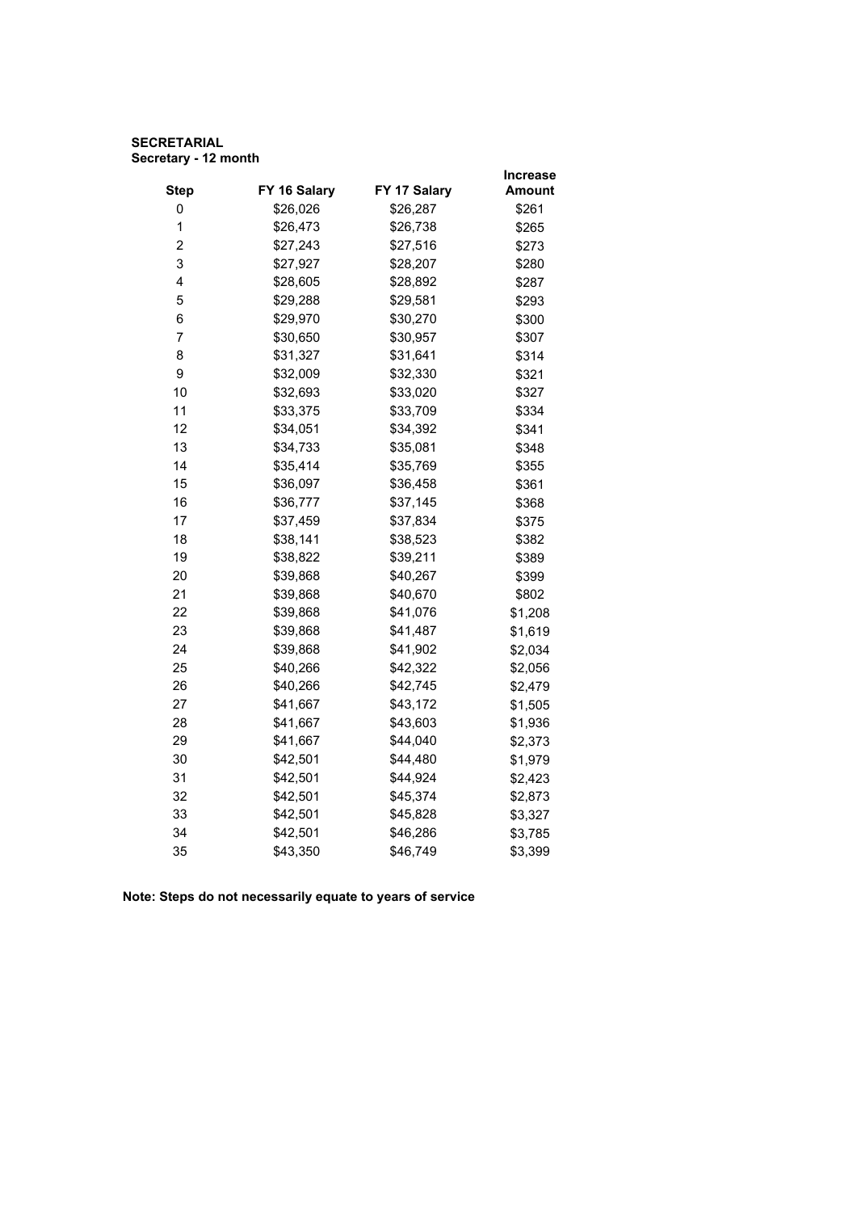**SECRETARIAL**
**Secretary - 12 month**

| Step | FY 16 Salary | FY 17 Salary | Increase Amount |
|---|---|---|---|
| 0 | $26,026 | $26,287 | $261 |
| 1 | $26,473 | $26,738 | $265 |
| 2 | $27,243 | $27,516 | $273 |
| 3 | $27,927 | $28,207 | $280 |
| 4 | $28,605 | $28,892 | $287 |
| 5 | $29,288 | $29,581 | $293 |
| 6 | $29,970 | $30,270 | $300 |
| 7 | $30,650 | $30,957 | $307 |
| 8 | $31,327 | $31,641 | $314 |
| 9 | $32,009 | $32,330 | $321 |
| 10 | $32,693 | $33,020 | $327 |
| 11 | $33,375 | $33,709 | $334 |
| 12 | $34,051 | $34,392 | $341 |
| 13 | $34,733 | $35,081 | $348 |
| 14 | $35,414 | $35,769 | $355 |
| 15 | $36,097 | $36,458 | $361 |
| 16 | $36,777 | $37,145 | $368 |
| 17 | $37,459 | $37,834 | $375 |
| 18 | $38,141 | $38,523 | $382 |
| 19 | $38,822 | $39,211 | $389 |
| 20 | $39,868 | $40,267 | $399 |
| 21 | $39,868 | $40,670 | $802 |
| 22 | $39,868 | $41,076 | $1,208 |
| 23 | $39,868 | $41,487 | $1,619 |
| 24 | $39,868 | $41,902 | $2,034 |
| 25 | $40,266 | $42,322 | $2,056 |
| 26 | $40,266 | $42,745 | $2,479 |
| 27 | $41,667 | $43,172 | $1,505 |
| 28 | $41,667 | $43,603 | $1,936 |
| 29 | $41,667 | $44,040 | $2,373 |
| 30 | $42,501 | $44,480 | $1,979 |
| 31 | $42,501 | $44,924 | $2,423 |
| 32 | $42,501 | $45,374 | $2,873 |
| 33 | $42,501 | $45,828 | $3,327 |
| 34 | $42,501 | $46,286 | $3,785 |
| 35 | $43,350 | $46,749 | $3,399 |

**Note: Steps do not necessarily equate to years of service**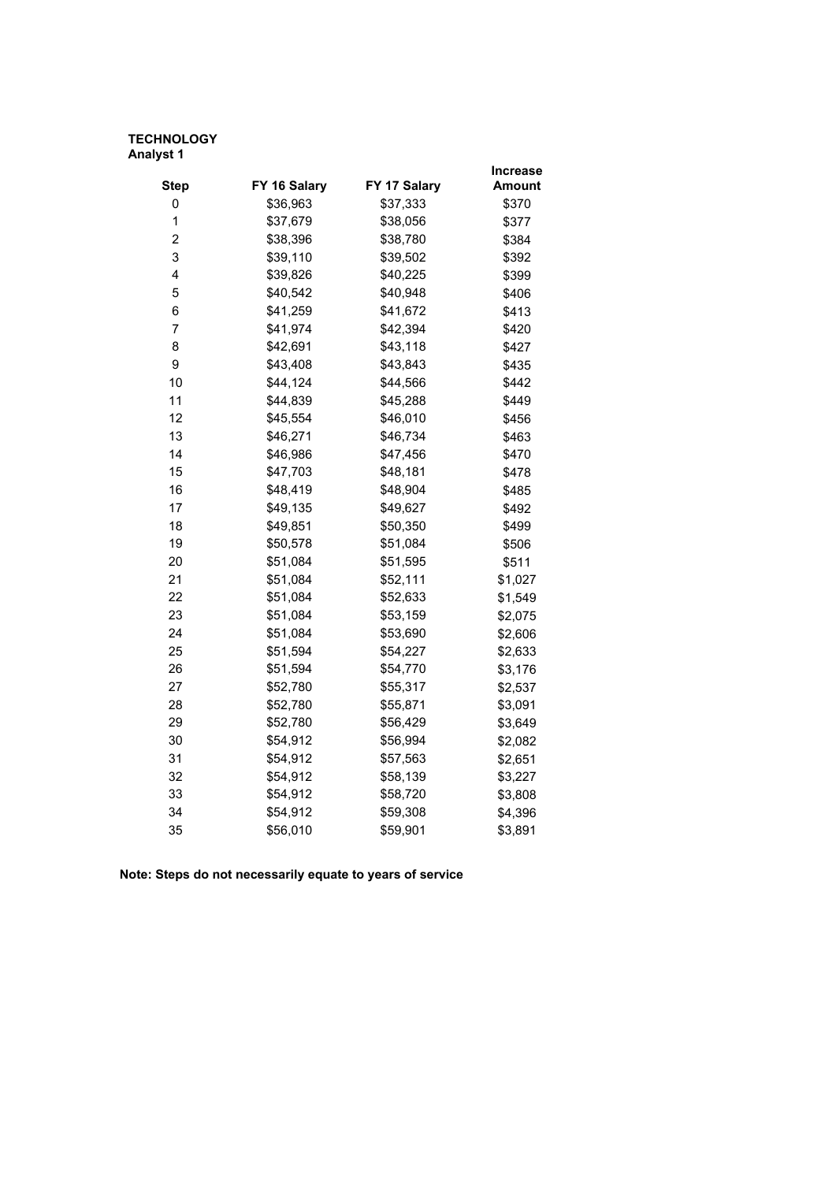**TECHNOLOGY**
**Analyst 1**

| Step | FY 16 Salary | FY 17 Salary | Increase Amount |
|---|---|---|---|
| 0 | $36,963 | $37,333 | $370 |
| 1 | $37,679 | $38,056 | $377 |
| 2 | $38,396 | $38,780 | $384 |
| 3 | $39,110 | $39,502 | $392 |
| 4 | $39,826 | $40,225 | $399 |
| 5 | $40,542 | $40,948 | $406 |
| 6 | $41,259 | $41,672 | $413 |
| 7 | $41,974 | $42,394 | $420 |
| 8 | $42,691 | $43,118 | $427 |
| 9 | $43,408 | $43,843 | $435 |
| 10 | $44,124 | $44,566 | $442 |
| 11 | $44,839 | $45,288 | $449 |
| 12 | $45,554 | $46,010 | $456 |
| 13 | $46,271 | $46,734 | $463 |
| 14 | $46,986 | $47,456 | $470 |
| 15 | $47,703 | $48,181 | $478 |
| 16 | $48,419 | $48,904 | $485 |
| 17 | $49,135 | $49,627 | $492 |
| 18 | $49,851 | $50,350 | $499 |
| 19 | $50,578 | $51,084 | $506 |
| 20 | $51,084 | $51,595 | $511 |
| 21 | $51,084 | $52,111 | $1,027 |
| 22 | $51,084 | $52,633 | $1,549 |
| 23 | $51,084 | $53,159 | $2,075 |
| 24 | $51,084 | $53,690 | $2,606 |
| 25 | $51,594 | $54,227 | $2,633 |
| 26 | $51,594 | $54,770 | $3,176 |
| 27 | $52,780 | $55,317 | $2,537 |
| 28 | $52,780 | $55,871 | $3,091 |
| 29 | $52,780 | $56,429 | $3,649 |
| 30 | $54,912 | $56,994 | $2,082 |
| 31 | $54,912 | $57,563 | $2,651 |
| 32 | $54,912 | $58,139 | $3,227 |
| 33 | $54,912 | $58,720 | $3,808 |
| 34 | $54,912 | $59,308 | $4,396 |
| 35 | $56,010 | $59,901 | $3,891 |

**Note: Steps do not necessarily equate to years of service**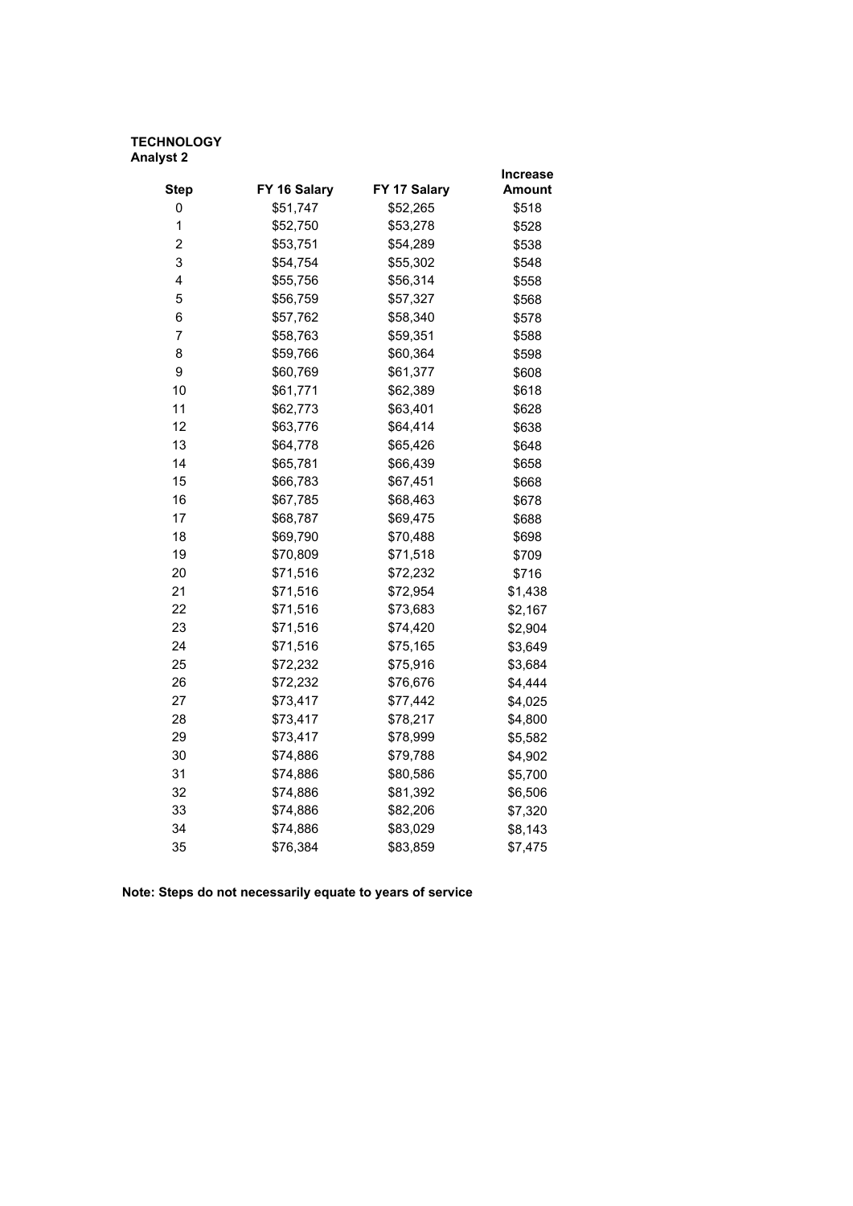**TECHNOLOGY**
**Analyst 2**

| Step | FY 16 Salary | FY 17 Salary | Increase Amount |
|---|---|---|---|
| 0 | $51,747 | $52,265 | $518 |
| 1 | $52,750 | $53,278 | $528 |
| 2 | $53,751 | $54,289 | $538 |
| 3 | $54,754 | $55,302 | $548 |
| 4 | $55,756 | $56,314 | $558 |
| 5 | $56,759 | $57,327 | $568 |
| 6 | $57,762 | $58,340 | $578 |
| 7 | $58,763 | $59,351 | $588 |
| 8 | $59,766 | $60,364 | $598 |
| 9 | $60,769 | $61,377 | $608 |
| 10 | $61,771 | $62,389 | $618 |
| 11 | $62,773 | $63,401 | $628 |
| 12 | $63,776 | $64,414 | $638 |
| 13 | $64,778 | $65,426 | $648 |
| 14 | $65,781 | $66,439 | $658 |
| 15 | $66,783 | $67,451 | $668 |
| 16 | $67,785 | $68,463 | $678 |
| 17 | $68,787 | $69,475 | $688 |
| 18 | $69,790 | $70,488 | $698 |
| 19 | $70,809 | $71,518 | $709 |
| 20 | $71,516 | $72,232 | $716 |
| 21 | $71,516 | $72,954 | $1,438 |
| 22 | $71,516 | $73,683 | $2,167 |
| 23 | $71,516 | $74,420 | $2,904 |
| 24 | $71,516 | $75,165 | $3,649 |
| 25 | $72,232 | $75,916 | $3,684 |
| 26 | $72,232 | $76,676 | $4,444 |
| 27 | $73,417 | $77,442 | $4,025 |
| 28 | $73,417 | $78,217 | $4,800 |
| 29 | $73,417 | $78,999 | $5,582 |
| 30 | $74,886 | $79,788 | $4,902 |
| 31 | $74,886 | $80,586 | $5,700 |
| 32 | $74,886 | $81,392 | $6,506 |
| 33 | $74,886 | $82,206 | $7,320 |
| 34 | $74,886 | $83,029 | $8,143 |
| 35 | $76,384 | $83,859 | $7,475 |

**Note: Steps do not necessarily equate to years of service**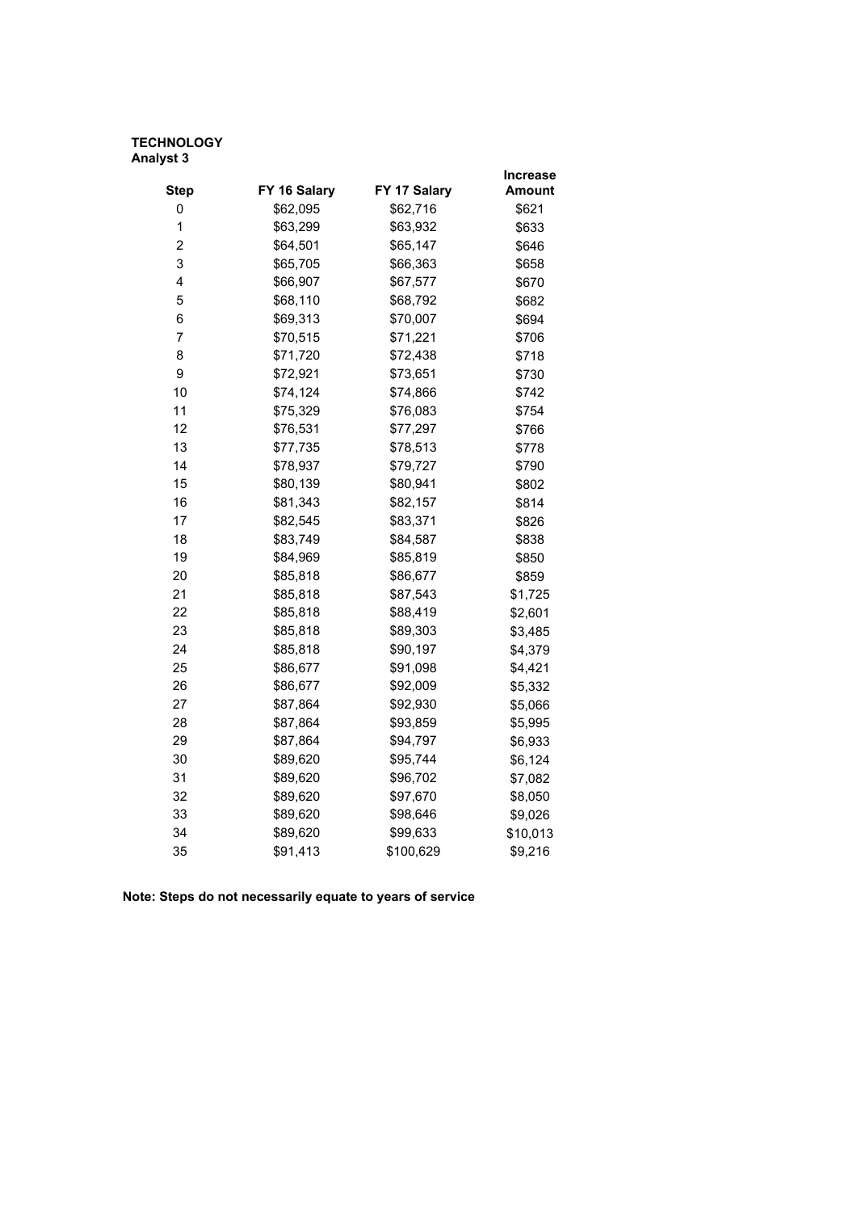**TECHNOLOGY**
**Analyst 3**

| Step | FY 16 Salary | FY 17 Salary | Increase Amount |
|---|---|---|---|
| 0 | $62,095 | $62,716 | $621 |
| 1 | $63,299 | $63,932 | $633 |
| 2 | $64,501 | $65,147 | $646 |
| 3 | $65,705 | $66,363 | $658 |
| 4 | $66,907 | $67,577 | $670 |
| 5 | $68,110 | $68,792 | $682 |
| 6 | $69,313 | $70,007 | $694 |
| 7 | $70,515 | $71,221 | $706 |
| 8 | $71,720 | $72,438 | $718 |
| 9 | $72,921 | $73,651 | $730 |
| 10 | $74,124 | $74,866 | $742 |
| 11 | $75,329 | $76,083 | $754 |
| 12 | $76,531 | $77,297 | $766 |
| 13 | $77,735 | $78,513 | $778 |
| 14 | $78,937 | $79,727 | $790 |
| 15 | $80,139 | $80,941 | $802 |
| 16 | $81,343 | $82,157 | $814 |
| 17 | $82,545 | $83,371 | $826 |
| 18 | $83,749 | $84,587 | $838 |
| 19 | $84,969 | $85,819 | $850 |
| 20 | $85,818 | $86,677 | $859 |
| 21 | $85,818 | $87,543 | $1,725 |
| 22 | $85,818 | $88,419 | $2,601 |
| 23 | $85,818 | $89,303 | $3,485 |
| 24 | $85,818 | $90,197 | $4,379 |
| 25 | $86,677 | $91,098 | $4,421 |
| 26 | $86,677 | $92,009 | $5,332 |
| 27 | $87,864 | $92,930 | $5,066 |
| 28 | $87,864 | $93,859 | $5,995 |
| 29 | $87,864 | $94,797 | $6,933 |
| 30 | $89,620 | $95,744 | $6,124 |
| 31 | $89,620 | $96,702 | $7,082 |
| 32 | $89,620 | $97,670 | $8,050 |
| 33 | $89,620 | $98,646 | $9,026 |
| 34 | $89,620 | $99,633 | $10,013 |
| 35 | $91,413 | $100,629 | $9,216 |

**Note: Steps do not necessarily equate to years of service**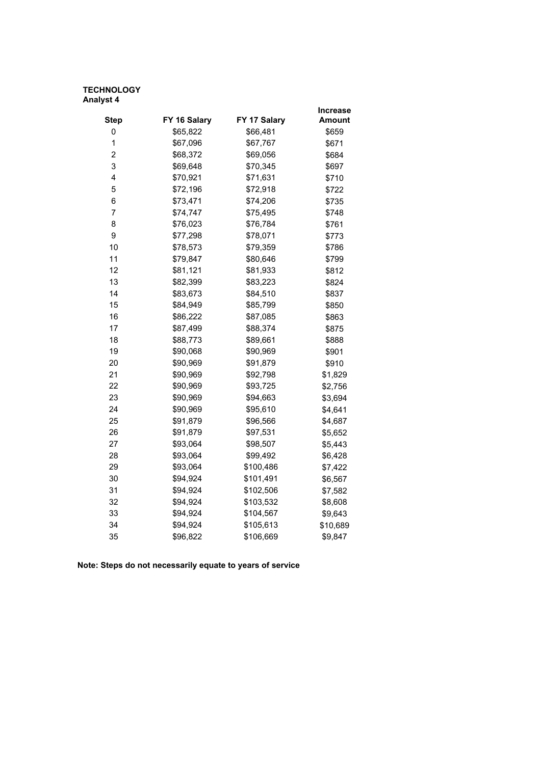**TECHNOLOGY**
**Analyst 4**

| Step | FY 16 Salary | FY 17 Salary | Increase Amount |
|---|---|---|---|
| 0 | $65,822 | $66,481 | $659 |
| 1 | $67,096 | $67,767 | $671 |
| 2 | $68,372 | $69,056 | $684 |
| 3 | $69,648 | $70,345 | $697 |
| 4 | $70,921 | $71,631 | $710 |
| 5 | $72,196 | $72,918 | $722 |
| 6 | $73,471 | $74,206 | $735 |
| 7 | $74,747 | $75,495 | $748 |
| 8 | $76,023 | $76,784 | $761 |
| 9 | $77,298 | $78,071 | $773 |
| 10 | $78,573 | $79,359 | $786 |
| 11 | $79,847 | $80,646 | $799 |
| 12 | $81,121 | $81,933 | $812 |
| 13 | $82,399 | $83,223 | $824 |
| 14 | $83,673 | $84,510 | $837 |
| 15 | $84,949 | $85,799 | $850 |
| 16 | $86,222 | $87,085 | $863 |
| 17 | $87,499 | $88,374 | $875 |
| 18 | $88,773 | $89,661 | $888 |
| 19 | $90,068 | $90,969 | $901 |
| 20 | $90,969 | $91,879 | $910 |
| 21 | $90,969 | $92,798 | $1,829 |
| 22 | $90,969 | $93,725 | $2,756 |
| 23 | $90,969 | $94,663 | $3,694 |
| 24 | $90,969 | $95,610 | $4,641 |
| 25 | $91,879 | $96,566 | $4,687 |
| 26 | $91,879 | $97,531 | $5,652 |
| 27 | $93,064 | $98,507 | $5,443 |
| 28 | $93,064 | $99,492 | $6,428 |
| 29 | $93,064 | $100,486 | $7,422 |
| 30 | $94,924 | $101,491 | $6,567 |
| 31 | $94,924 | $102,506 | $7,582 |
| 32 | $94,924 | $103,532 | $8,608 |
| 33 | $94,924 | $104,567 | $9,643 |
| 34 | $94,924 | $105,613 | $10,689 |
| 35 | $96,822 | $106,669 | $9,847 |

**Note: Steps do not necessarily equate to years of service**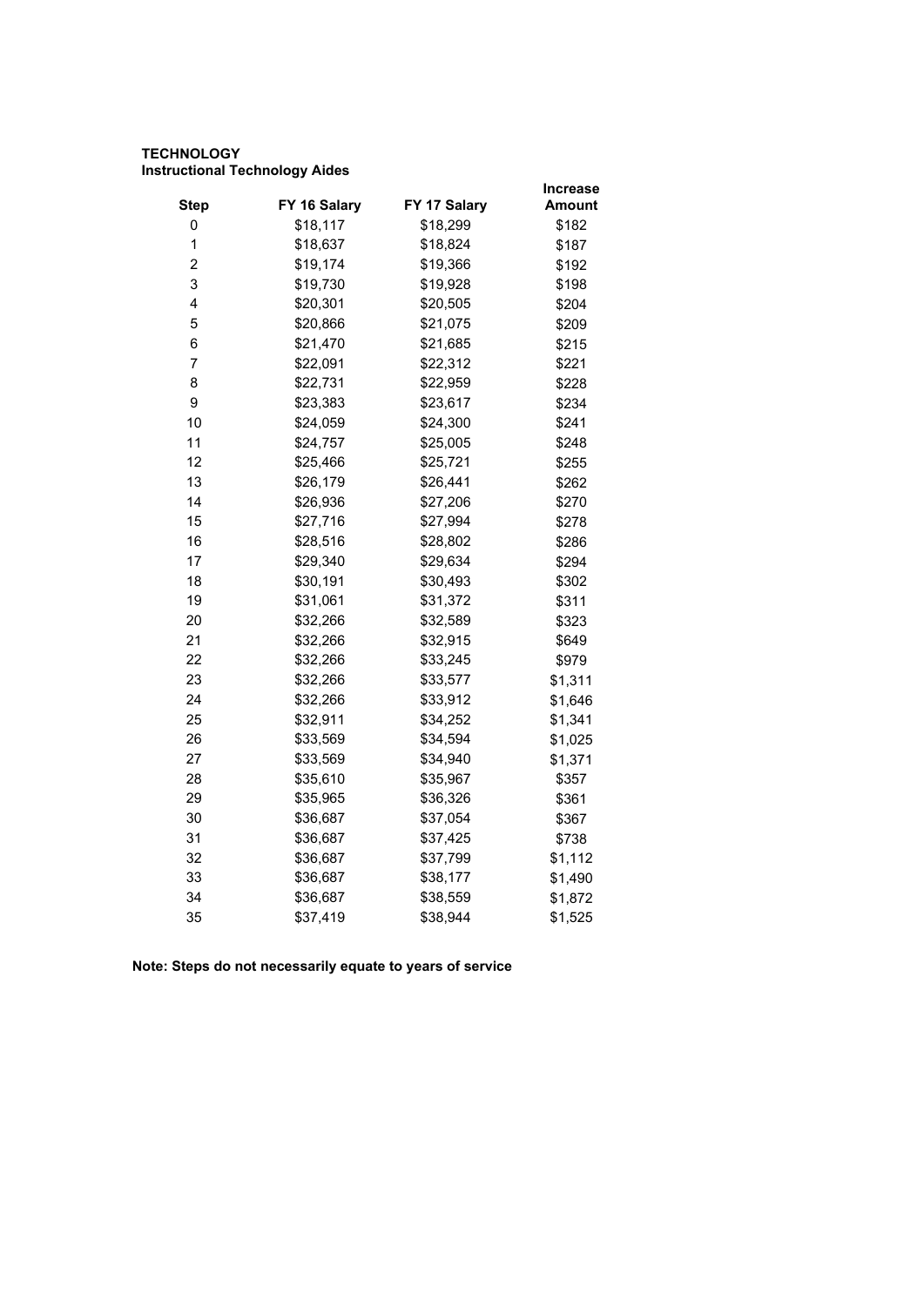**TECHNOLOGY**
**Instructional Technology Aides**

| Step | FY 16 Salary | FY 17 Salary | Increase Amount |
|---|---|---|---|
| 0 | $18,117 | $18,299 | $182 |
| 1 | $18,637 | $18,824 | $187 |
| 2 | $19,174 | $19,366 | $192 |
| 3 | $19,730 | $19,928 | $198 |
| 4 | $20,301 | $20,505 | $204 |
| 5 | $20,866 | $21,075 | $209 |
| 6 | $21,470 | $21,685 | $215 |
| 7 | $22,091 | $22,312 | $221 |
| 8 | $22,731 | $22,959 | $228 |
| 9 | $23,383 | $23,617 | $234 |
| 10 | $24,059 | $24,300 | $241 |
| 11 | $24,757 | $25,005 | $248 |
| 12 | $25,466 | $25,721 | $255 |
| 13 | $26,179 | $26,441 | $262 |
| 14 | $26,936 | $27,206 | $270 |
| 15 | $27,716 | $27,994 | $278 |
| 16 | $28,516 | $28,802 | $286 |
| 17 | $29,340 | $29,634 | $294 |
| 18 | $30,191 | $30,493 | $302 |
| 19 | $31,061 | $31,372 | $311 |
| 20 | $32,266 | $32,589 | $323 |
| 21 | $32,266 | $32,915 | $649 |
| 22 | $32,266 | $33,245 | $979 |
| 23 | $32,266 | $33,577 | $1,311 |
| 24 | $32,266 | $33,912 | $1,646 |
| 25 | $32,911 | $34,252 | $1,341 |
| 26 | $33,569 | $34,594 | $1,025 |
| 27 | $33,569 | $34,940 | $1,371 |
| 28 | $35,610 | $35,967 | $357 |
| 29 | $35,965 | $36,326 | $361 |
| 30 | $36,687 | $37,054 | $367 |
| 31 | $36,687 | $37,425 | $738 |
| 32 | $36,687 | $37,799 | $1,112 |
| 33 | $36,687 | $38,177 | $1,490 |
| 34 | $36,687 | $38,559 | $1,872 |
| 35 | $37,419 | $38,944 | $1,525 |

**Note: Steps do not necessarily equate to years of service**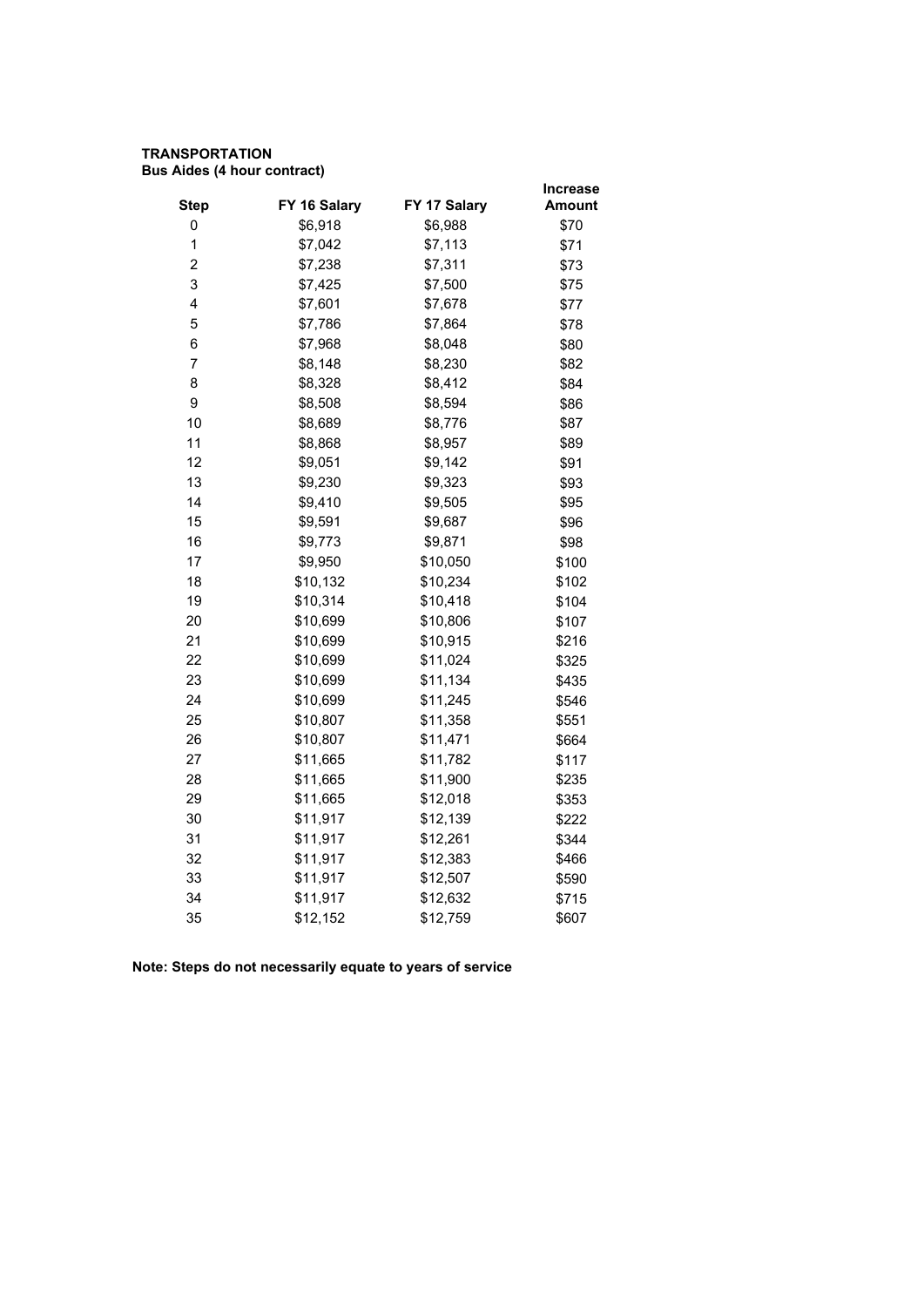**TRANSPORTATION**
**Bus Aides (4 hour contract)**

| Step | FY 16 Salary | FY 17 Salary | Increase Amount |
|---|---|---|---|
| 0 | $6,918 | $6,988 | $70 |
| 1 | $7,042 | $7,113 | $71 |
| 2 | $7,238 | $7,311 | $73 |
| 3 | $7,425 | $7,500 | $75 |
| 4 | $7,601 | $7,678 | $77 |
| 5 | $7,786 | $7,864 | $78 |
| 6 | $7,968 | $8,048 | $80 |
| 7 | $8,148 | $8,230 | $82 |
| 8 | $8,328 | $8,412 | $84 |
| 9 | $8,508 | $8,594 | $86 |
| 10 | $8,689 | $8,776 | $87 |
| 11 | $8,868 | $8,957 | $89 |
| 12 | $9,051 | $9,142 | $91 |
| 13 | $9,230 | $9,323 | $93 |
| 14 | $9,410 | $9,505 | $95 |
| 15 | $9,591 | $9,687 | $96 |
| 16 | $9,773 | $9,871 | $98 |
| 17 | $9,950 | $10,050 | $100 |
| 18 | $10,132 | $10,234 | $102 |
| 19 | $10,314 | $10,418 | $104 |
| 20 | $10,699 | $10,806 | $107 |
| 21 | $10,699 | $10,915 | $216 |
| 22 | $10,699 | $11,024 | $325 |
| 23 | $10,699 | $11,134 | $435 |
| 24 | $10,699 | $11,245 | $546 |
| 25 | $10,807 | $11,358 | $551 |
| 26 | $10,807 | $11,471 | $664 |
| 27 | $11,665 | $11,782 | $117 |
| 28 | $11,665 | $11,900 | $235 |
| 29 | $11,665 | $12,018 | $353 |
| 30 | $11,917 | $12,139 | $222 |
| 31 | $11,917 | $12,261 | $344 |
| 32 | $11,917 | $12,383 | $466 |
| 33 | $11,917 | $12,507 | $590 |
| 34 | $11,917 | $12,632 | $715 |
| 35 | $12,152 | $12,759 | $607 |

**Note: Steps do not necessarily equate to years of service**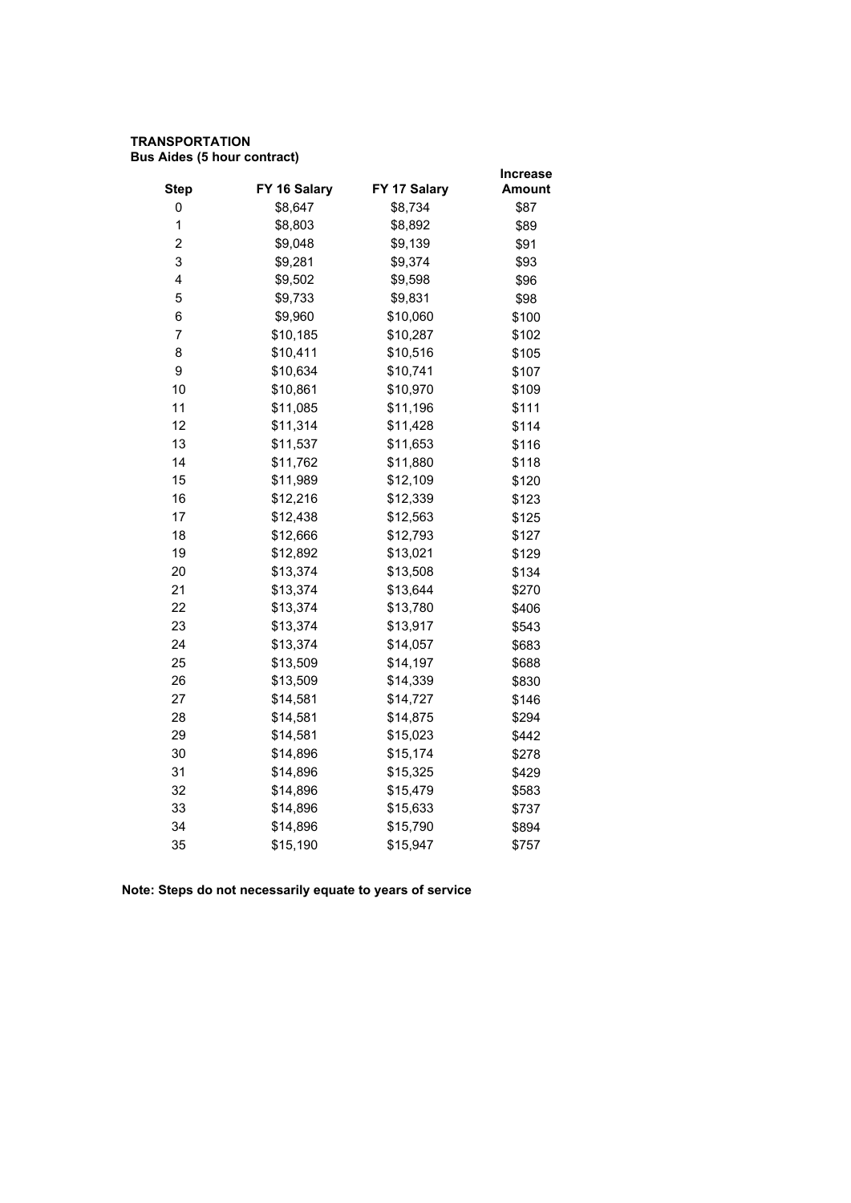**TRANSPORTATION**
**Bus Aides (5 hour contract)**

| Step | FY 16 Salary | FY 17 Salary | Increase Amount |
|---|---|---|---|
| 0 | $8,647 | $8,734 | $87 |
| 1 | $8,803 | $8,892 | $89 |
| 2 | $9,048 | $9,139 | $91 |
| 3 | $9,281 | $9,374 | $93 |
| 4 | $9,502 | $9,598 | $96 |
| 5 | $9,733 | $9,831 | $98 |
| 6 | $9,960 | $10,060 | $100 |
| 7 | $10,185 | $10,287 | $102 |
| 8 | $10,411 | $10,516 | $105 |
| 9 | $10,634 | $10,741 | $107 |
| 10 | $10,861 | $10,970 | $109 |
| 11 | $11,085 | $11,196 | $111 |
| 12 | $11,314 | $11,428 | $114 |
| 13 | $11,537 | $11,653 | $116 |
| 14 | $11,762 | $11,880 | $118 |
| 15 | $11,989 | $12,109 | $120 |
| 16 | $12,216 | $12,339 | $123 |
| 17 | $12,438 | $12,563 | $125 |
| 18 | $12,666 | $12,793 | $127 |
| 19 | $12,892 | $13,021 | $129 |
| 20 | $13,374 | $13,508 | $134 |
| 21 | $13,374 | $13,644 | $270 |
| 22 | $13,374 | $13,780 | $406 |
| 23 | $13,374 | $13,917 | $543 |
| 24 | $13,374 | $14,057 | $683 |
| 25 | $13,509 | $14,197 | $688 |
| 26 | $13,509 | $14,339 | $830 |
| 27 | $14,581 | $14,727 | $146 |
| 28 | $14,581 | $14,875 | $294 |
| 29 | $14,581 | $15,023 | $442 |
| 30 | $14,896 | $15,174 | $278 |
| 31 | $14,896 | $15,325 | $429 |
| 32 | $14,896 | $15,479 | $583 |
| 33 | $14,896 | $15,633 | $737 |
| 34 | $14,896 | $15,790 | $894 |
| 35 | $15,190 | $15,947 | $757 |

**Note: Steps do not necessarily equate to years of service**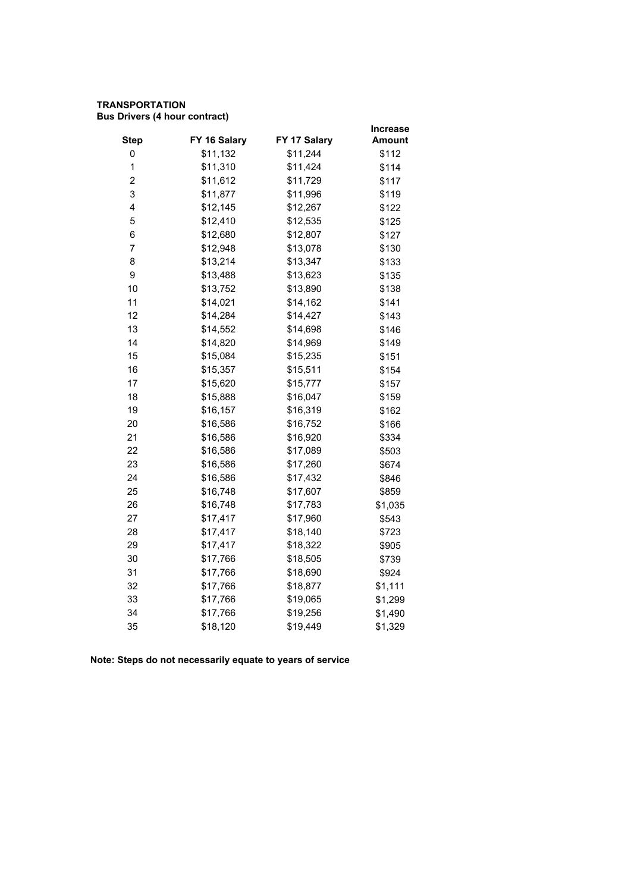**TRANSPORTATION**
**Bus Drivers (4 hour contract)**

| Step | FY 16 Salary | FY 17 Salary | Increase Amount |
|---|---|---|---|
| 0 | $11,132 | $11,244 | $112 |
| 1 | $11,310 | $11,424 | $114 |
| 2 | $11,612 | $11,729 | $117 |
| 3 | $11,877 | $11,996 | $119 |
| 4 | $12,145 | $12,267 | $122 |
| 5 | $12,410 | $12,535 | $125 |
| 6 | $12,680 | $12,807 | $127 |
| 7 | $12,948 | $13,078 | $130 |
| 8 | $13,214 | $13,347 | $133 |
| 9 | $13,488 | $13,623 | $135 |
| 10 | $13,752 | $13,890 | $138 |
| 11 | $14,021 | $14,162 | $141 |
| 12 | $14,284 | $14,427 | $143 |
| 13 | $14,552 | $14,698 | $146 |
| 14 | $14,820 | $14,969 | $149 |
| 15 | $15,084 | $15,235 | $151 |
| 16 | $15,357 | $15,511 | $154 |
| 17 | $15,620 | $15,777 | $157 |
| 18 | $15,888 | $16,047 | $159 |
| 19 | $16,157 | $16,319 | $162 |
| 20 | $16,586 | $16,752 | $166 |
| 21 | $16,586 | $16,920 | $334 |
| 22 | $16,586 | $17,089 | $503 |
| 23 | $16,586 | $17,260 | $674 |
| 24 | $16,586 | $17,432 | $846 |
| 25 | $16,748 | $17,607 | $859 |
| 26 | $16,748 | $17,783 | $1,035 |
| 27 | $17,417 | $17,960 | $543 |
| 28 | $17,417 | $18,140 | $723 |
| 29 | $17,417 | $18,322 | $905 |
| 30 | $17,766 | $18,505 | $739 |
| 31 | $17,766 | $18,690 | $924 |
| 32 | $17,766 | $18,877 | $1,111 |
| 33 | $17,766 | $19,065 | $1,299 |
| 34 | $17,766 | $19,256 | $1,490 |
| 35 | $18,120 | $19,449 | $1,329 |

**Note: Steps do not necessarily equate to years of service**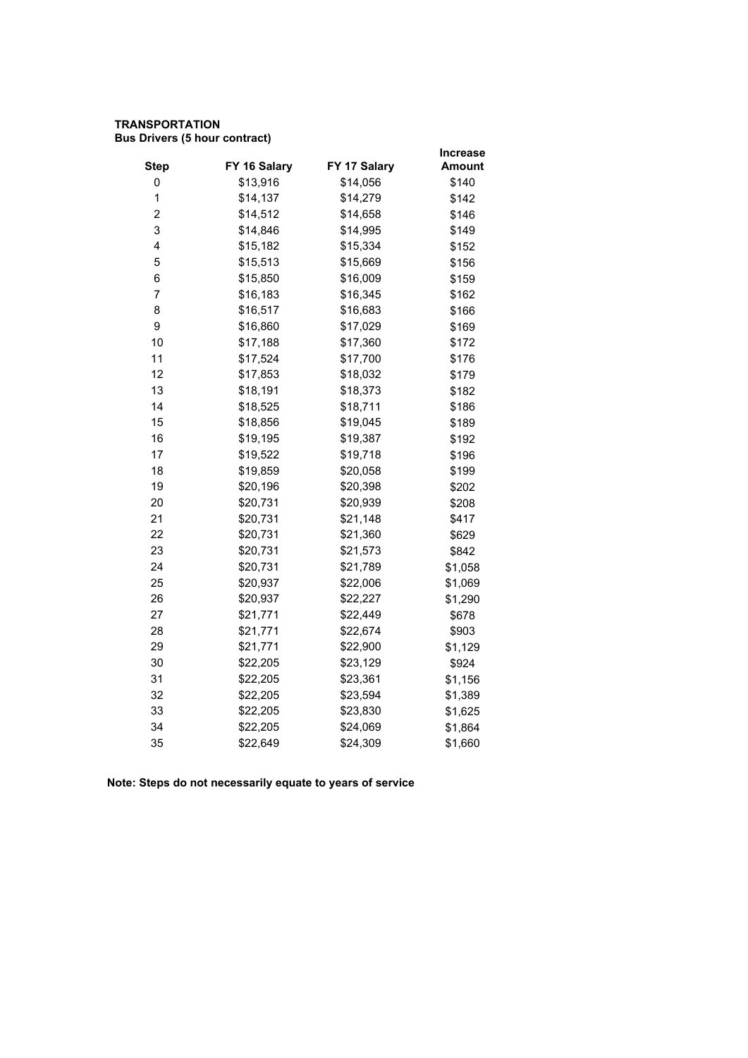**TRANSPORTATION**
**Bus Drivers (5 hour contract)**

| Step | FY 16 Salary | FY 17 Salary | Increase Amount |
|---|---|---|---|
| 0 | $13,916 | $14,056 | $140 |
| 1 | $14,137 | $14,279 | $142 |
| 2 | $14,512 | $14,658 | $146 |
| 3 | $14,846 | $14,995 | $149 |
| 4 | $15,182 | $15,334 | $152 |
| 5 | $15,513 | $15,669 | $156 |
| 6 | $15,850 | $16,009 | $159 |
| 7 | $16,183 | $16,345 | $162 |
| 8 | $16,517 | $16,683 | $166 |
| 9 | $16,860 | $17,029 | $169 |
| 10 | $17,188 | $17,360 | $172 |
| 11 | $17,524 | $17,700 | $176 |
| 12 | $17,853 | $18,032 | $179 |
| 13 | $18,191 | $18,373 | $182 |
| 14 | $18,525 | $18,711 | $186 |
| 15 | $18,856 | $19,045 | $189 |
| 16 | $19,195 | $19,387 | $192 |
| 17 | $19,522 | $19,718 | $196 |
| 18 | $19,859 | $20,058 | $199 |
| 19 | $20,196 | $20,398 | $202 |
| 20 | $20,731 | $20,939 | $208 |
| 21 | $20,731 | $21,148 | $417 |
| 22 | $20,731 | $21,360 | $629 |
| 23 | $20,731 | $21,573 | $842 |
| 24 | $20,731 | $21,789 | $1,058 |
| 25 | $20,937 | $22,006 | $1,069 |
| 26 | $20,937 | $22,227 | $1,290 |
| 27 | $21,771 | $22,449 | $678 |
| 28 | $21,771 | $22,674 | $903 |
| 29 | $21,771 | $22,900 | $1,129 |
| 30 | $22,205 | $23,129 | $924 |
| 31 | $22,205 | $23,361 | $1,156 |
| 32 | $22,205 | $23,594 | $1,389 |
| 33 | $22,205 | $23,830 | $1,625 |
| 34 | $22,205 | $24,069 | $1,864 |
| 35 | $22,649 | $24,309 | $1,660 |

**Note: Steps do not necessarily equate to years of service**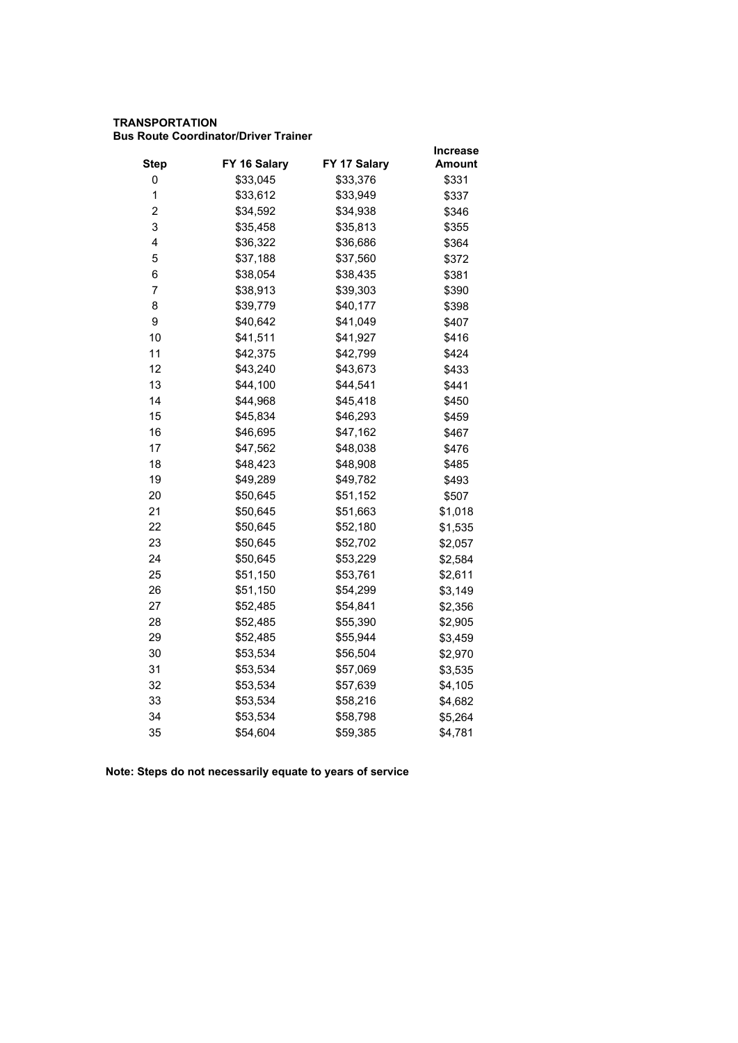**TRANSPORTATION**
**Bus Route Coordinator/Driver Trainer**

| Step | FY 16 Salary | FY 17 Salary | Increase Amount |
|---|---|---|---|
| 0 | $33,045 | $33,376 | $331 |
| 1 | $33,612 | $33,949 | $337 |
| 2 | $34,592 | $34,938 | $346 |
| 3 | $35,458 | $35,813 | $355 |
| 4 | $36,322 | $36,686 | $364 |
| 5 | $37,188 | $37,560 | $372 |
| 6 | $38,054 | $38,435 | $381 |
| 7 | $38,913 | $39,303 | $390 |
| 8 | $39,779 | $40,177 | $398 |
| 9 | $40,642 | $41,049 | $407 |
| 10 | $41,511 | $41,927 | $416 |
| 11 | $42,375 | $42,799 | $424 |
| 12 | $43,240 | $43,673 | $433 |
| 13 | $44,100 | $44,541 | $441 |
| 14 | $44,968 | $45,418 | $450 |
| 15 | $45,834 | $46,293 | $459 |
| 16 | $46,695 | $47,162 | $467 |
| 17 | $47,562 | $48,038 | $476 |
| 18 | $48,423 | $48,908 | $485 |
| 19 | $49,289 | $49,782 | $493 |
| 20 | $50,645 | $51,152 | $507 |
| 21 | $50,645 | $51,663 | $1,018 |
| 22 | $50,645 | $52,180 | $1,535 |
| 23 | $50,645 | $52,702 | $2,057 |
| 24 | $50,645 | $53,229 | $2,584 |
| 25 | $51,150 | $53,761 | $2,611 |
| 26 | $51,150 | $54,299 | $3,149 |
| 27 | $52,485 | $54,841 | $2,356 |
| 28 | $52,485 | $55,390 | $2,905 |
| 29 | $52,485 | $55,944 | $3,459 |
| 30 | $53,534 | $56,504 | $2,970 |
| 31 | $53,534 | $57,069 | $3,535 |
| 32 | $53,534 | $57,639 | $4,105 |
| 33 | $53,534 | $58,216 | $4,682 |
| 34 | $53,534 | $58,798 | $5,264 |
| 35 | $54,604 | $59,385 | $4,781 |

**Note: Steps do not necessarily equate to years of service**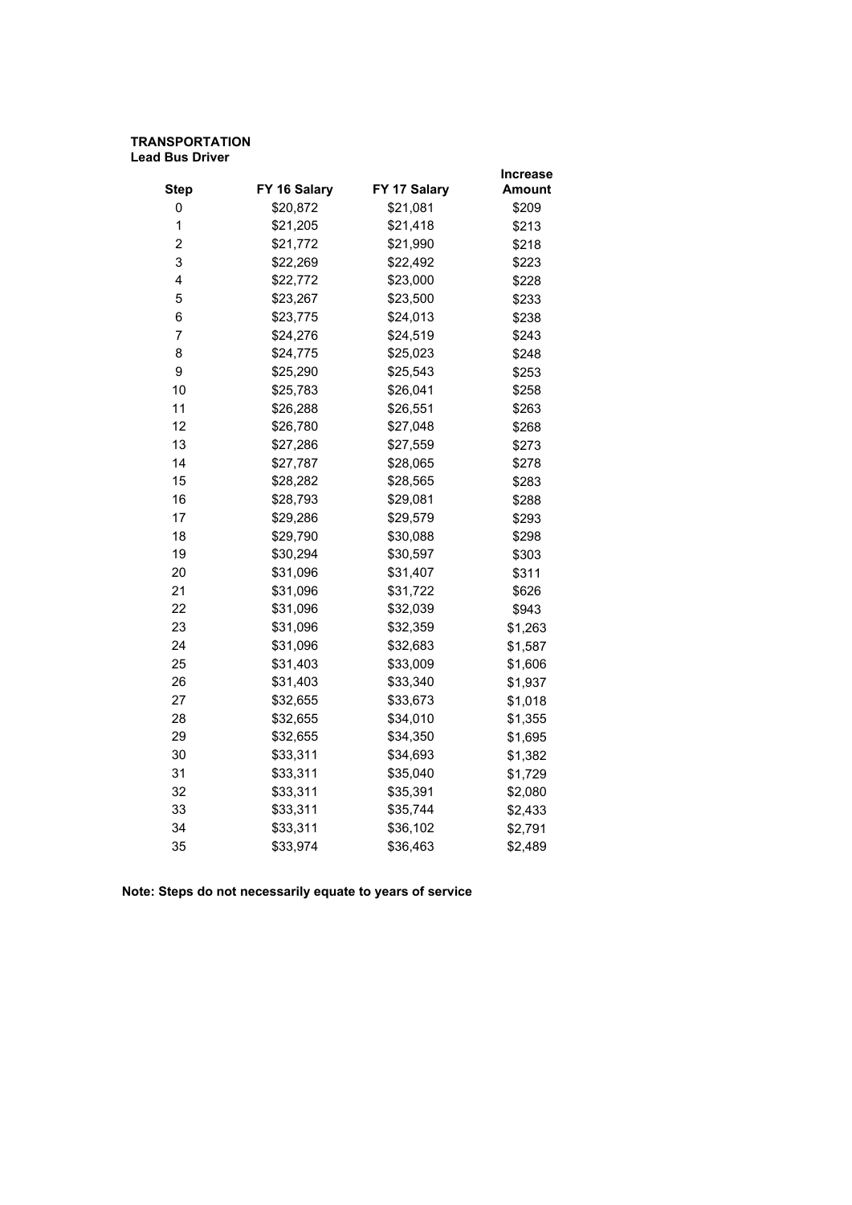**TRANSPORTATION**
**Lead Bus Driver**

| Step | FY 16 Salary | FY 17 Salary | Increase Amount |
|---|---|---|---|
| 0 | $20,872 | $21,081 | $209 |
| 1 | $21,205 | $21,418 | $213 |
| 2 | $21,772 | $21,990 | $218 |
| 3 | $22,269 | $22,492 | $223 |
| 4 | $22,772 | $23,000 | $228 |
| 5 | $23,267 | $23,500 | $233 |
| 6 | $23,775 | $24,013 | $238 |
| 7 | $24,276 | $24,519 | $243 |
| 8 | $24,775 | $25,023 | $248 |
| 9 | $25,290 | $25,543 | $253 |
| 10 | $25,783 | $26,041 | $258 |
| 11 | $26,288 | $26,551 | $263 |
| 12 | $26,780 | $27,048 | $268 |
| 13 | $27,286 | $27,559 | $273 |
| 14 | $27,787 | $28,065 | $278 |
| 15 | $28,282 | $28,565 | $283 |
| 16 | $28,793 | $29,081 | $288 |
| 17 | $29,286 | $29,579 | $293 |
| 18 | $29,790 | $30,088 | $298 |
| 19 | $30,294 | $30,597 | $303 |
| 20 | $31,096 | $31,407 | $311 |
| 21 | $31,096 | $31,722 | $626 |
| 22 | $31,096 | $32,039 | $943 |
| 23 | $31,096 | $32,359 | $1,263 |
| 24 | $31,096 | $32,683 | $1,587 |
| 25 | $31,403 | $33,009 | $1,606 |
| 26 | $31,403 | $33,340 | $1,937 |
| 27 | $32,655 | $33,673 | $1,018 |
| 28 | $32,655 | $34,010 | $1,355 |
| 29 | $32,655 | $34,350 | $1,695 |
| 30 | $33,311 | $34,693 | $1,382 |
| 31 | $33,311 | $35,040 | $1,729 |
| 32 | $33,311 | $35,391 | $2,080 |
| 33 | $33,311 | $35,744 | $2,433 |
| 34 | $33,311 | $36,102 | $2,791 |
| 35 | $33,974 | $36,463 | $2,489 |

**Note: Steps do not necessarily equate to years of service**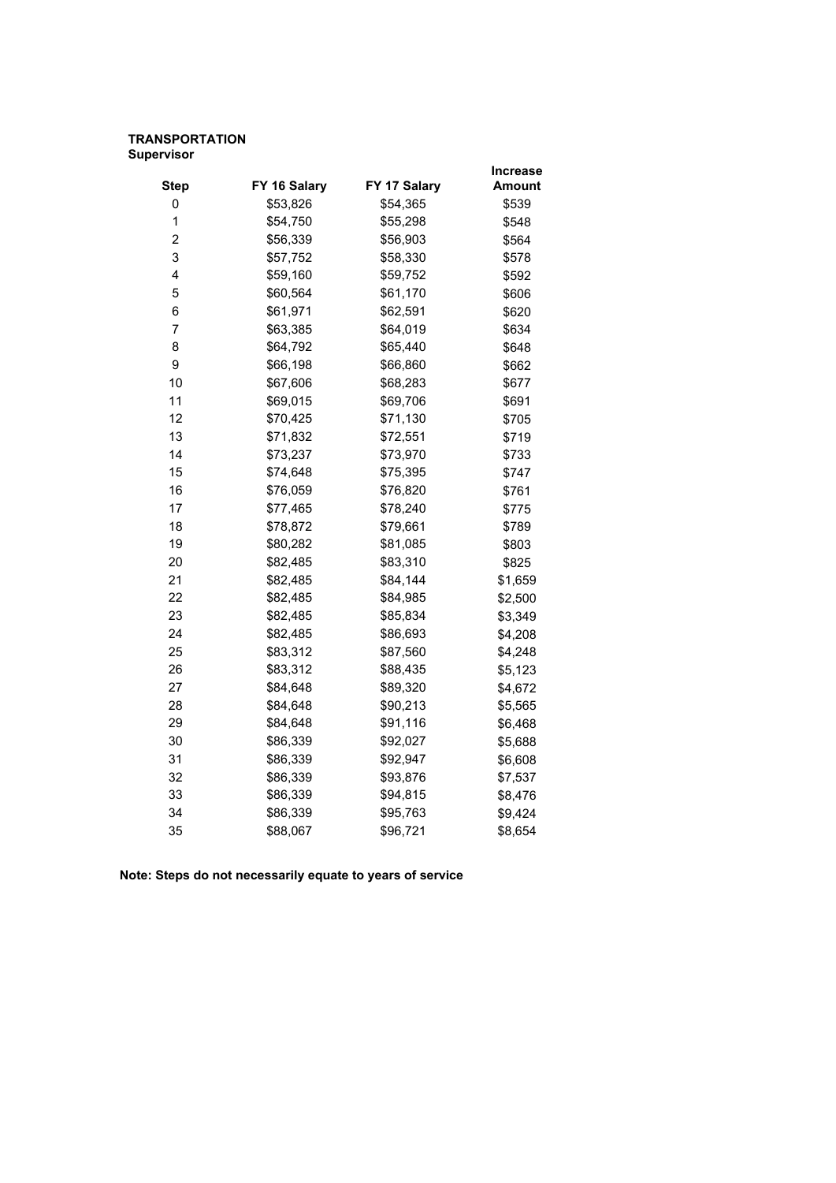**TRANSPORTATION**
**Supervisor**

| Step | FY 16 Salary | FY 17 Salary | Increase Amount |
|---|---|---|---|
| 0 | $53,826 | $54,365 | $539 |
| 1 | $54,750 | $55,298 | $548 |
| 2 | $56,339 | $56,903 | $564 |
| 3 | $57,752 | $58,330 | $578 |
| 4 | $59,160 | $59,752 | $592 |
| 5 | $60,564 | $61,170 | $606 |
| 6 | $61,971 | $62,591 | $620 |
| 7 | $63,385 | $64,019 | $634 |
| 8 | $64,792 | $65,440 | $648 |
| 9 | $66,198 | $66,860 | $662 |
| 10 | $67,606 | $68,283 | $677 |
| 11 | $69,015 | $69,706 | $691 |
| 12 | $70,425 | $71,130 | $705 |
| 13 | $71,832 | $72,551 | $719 |
| 14 | $73,237 | $73,970 | $733 |
| 15 | $74,648 | $75,395 | $747 |
| 16 | $76,059 | $76,820 | $761 |
| 17 | $77,465 | $78,240 | $775 |
| 18 | $78,872 | $79,661 | $789 |
| 19 | $80,282 | $81,085 | $803 |
| 20 | $82,485 | $83,310 | $825 |
| 21 | $82,485 | $84,144 | $1,659 |
| 22 | $82,485 | $84,985 | $2,500 |
| 23 | $82,485 | $85,834 | $3,349 |
| 24 | $82,485 | $86,693 | $4,208 |
| 25 | $83,312 | $87,560 | $4,248 |
| 26 | $83,312 | $88,435 | $5,123 |
| 27 | $84,648 | $89,320 | $4,672 |
| 28 | $84,648 | $90,213 | $5,565 |
| 29 | $84,648 | $91,116 | $6,468 |
| 30 | $86,339 | $92,027 | $5,688 |
| 31 | $86,339 | $92,947 | $6,608 |
| 32 | $86,339 | $93,876 | $7,537 |
| 33 | $86,339 | $94,815 | $8,476 |
| 34 | $86,339 | $95,763 | $9,424 |
| 35 | $88,067 | $96,721 | $8,654 |

**Note: Steps do not necessarily equate to years of service**